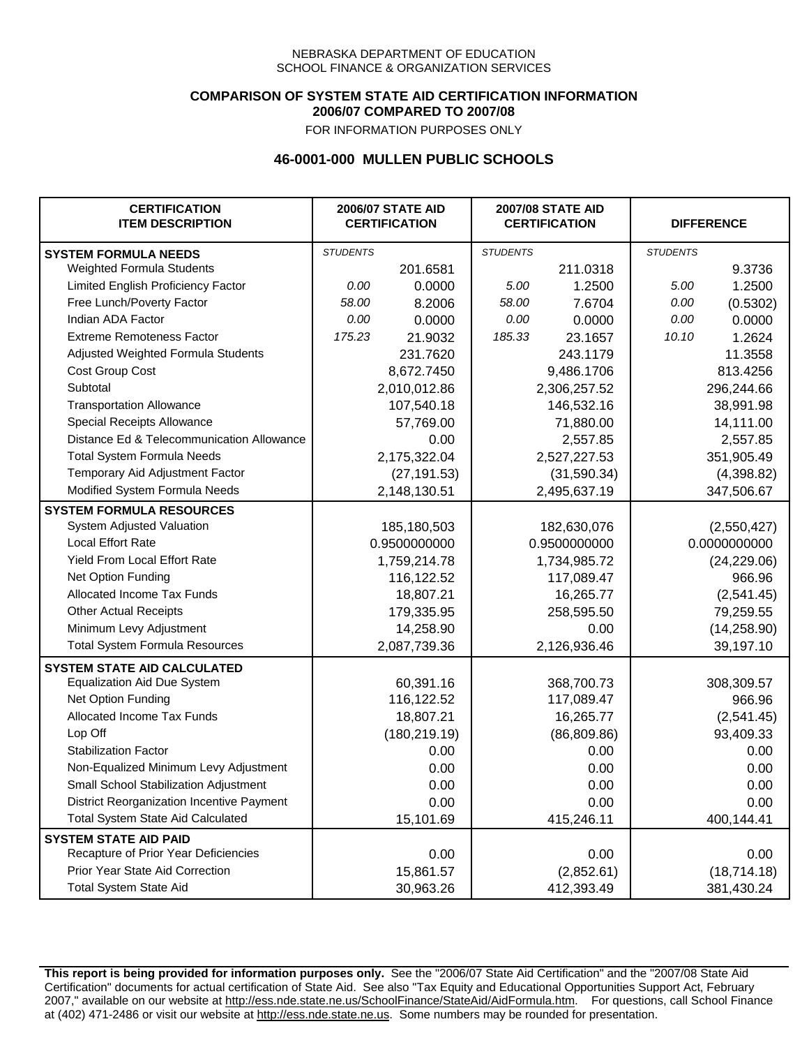NEBRASKA DEPARTMENT OF EDUCATION
SCHOOL FINANCE & ORGANIZATION SERVICES

**COMPARISON OF SYSTEM STATE AID CERTIFICATION INFORMATION**
**2006/07 COMPARED TO 2007/08**

FOR INFORMATION PURPOSES ONLY

## 46-0001-000 MULLEN PUBLIC SCHOOLS

| CERTIFICATION ITEM DESCRIPTION | 2006/07 STATE AID CERTIFICATION | | 2007/08 STATE AID CERTIFICATION | | DIFFERENCE | |
|---|---|---|---|---|---|---|
| **SYSTEM FORMULA NEEDS** | *STUDENTS* | | *STUDENTS* | | *STUDENTS* | |
| Weighted Formula Students | | 201.6581 | | 211.0318 | | 9.3736 |
| Limited English Proficiency Factor | *0.00* | 0.0000 | *5.00* | 1.2500 | *5.00* | 1.2500 |
| Free Lunch/Poverty Factor | *58.00* | 8.2006 | *58.00* | 7.6704 | *0.00* | (0.5302) |
| Indian ADA Factor | *0.00* | 0.0000 | *0.00* | 0.0000 | *0.00* | 0.0000 |
| Extreme Remoteness Factor | *175.23* | 21.9032 | *185.33* | 23.1657 | *10.10* | 1.2624 |
| Adjusted Weighted Formula Students | | 231.7620 | | 243.1179 | | 11.3558 |
| Cost Group Cost | | 8,672.7450 | | 9,486.1706 | | 813.4256 |
| Subtotal | | 2,010,012.86 | | 2,306,257.52 | | 296,244.66 |
| Transportation Allowance | | 107,540.18 | | 146,532.16 | | 38,991.98 |
| Special Receipts Allowance | | 57,769.00 | | 71,880.00 | | 14,111.00 |
| Distance Ed & Telecommunication Allowance | | 0.00 | | 2,557.85 | | 2,557.85 |
| Total System Formula Needs | | 2,175,322.04 | | 2,527,227.53 | | 351,905.49 |
| Temporary Aid Adjustment Factor | | (27,191.53) | | (31,590.34) | | (4,398.82) |
| Modified System Formula Needs | | 2,148,130.51 | | 2,495,637.19 | | 347,506.67 |
| **SYSTEM FORMULA RESOURCES** | | | | | | |
| System Adjusted Valuation | | 185,180,503 | | 182,630,076 | | (2,550,427) |
| Local Effort Rate | | 0.9500000000 | | 0.9500000000 | | 0.0000000000 |
| Yield From Local Effort Rate | | 1,759,214.78 | | 1,734,985.72 | | (24,229.06) |
| Net Option Funding | | 116,122.52 | | 117,089.47 | | 966.96 |
| Allocated Income Tax Funds | | 18,807.21 | | 16,265.77 | | (2,541.45) |
| Other Actual Receipts | | 179,335.95 | | 258,595.50 | | 79,259.55 |
| Minimum Levy Adjustment | | 14,258.90 | | 0.00 | | (14,258.90) |
| Total System Formula Resources | | 2,087,739.36 | | 2,126,936.46 | | 39,197.10 |
| **SYSTEM STATE AID CALCULATED** | | | | | | |
| Equalization Aid Due System | | 60,391.16 | | 368,700.73 | | 308,309.57 |
| Net Option Funding | | 116,122.52 | | 117,089.47 | | 966.96 |
| Allocated Income Tax Funds | | 18,807.21 | | 16,265.77 | | (2,541.45) |
| Lop Off | | (180,219.19) | | (86,809.86) | | 93,409.33 |
| Stabilization Factor | | 0.00 | | 0.00 | | 0.00 |
| Non-Equalized Minimum Levy Adjustment | | 0.00 | | 0.00 | | 0.00 |
| Small School Stabilization Adjustment | | 0.00 | | 0.00 | | 0.00 |
| District Reorganization Incentive Payment | | 0.00 | | 0.00 | | 0.00 |
| Total System State Aid Calculated | | 15,101.69 | | 415,246.11 | | 400,144.41 |
| **SYSTEM STATE AID PAID** | | | | | | |
| Recapture of Prior Year Deficiencies | | 0.00 | | 0.00 | | 0.00 |
| Prior Year State Aid Correction | | 15,861.57 | | (2,852.61) | | (18,714.18) |
| Total System State Aid | | 30,963.26 | | 412,393.49 | | 381,430.24 |

**This report is being provided for information purposes only.** See the "2006/07 State Aid Certification" and the "2007/08 State Aid Certification" documents for actual certification of State Aid. See also "Tax Equity and Educational Opportunities Support Act, February 2007," available on our website at http://ess.nde.state.ne.us/SchoolFinance/StateAid/AidFormula.htm. For questions, call School Finance at (402) 471-2486 or visit our website at http://ess.nde.state.ne.us. Some numbers may be rounded for presentation.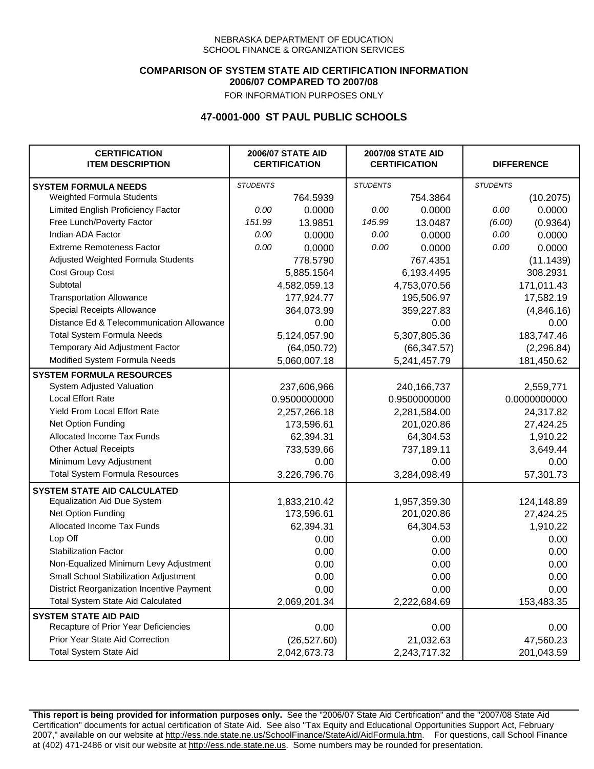NEBRASKA DEPARTMENT OF EDUCATION
SCHOOL FINANCE & ORGANIZATION SERVICES

**COMPARISON OF SYSTEM STATE AID CERTIFICATION INFORMATION**
**2006/07 COMPARED TO 2007/08**
FOR INFORMATION PURPOSES ONLY

## 47-0001-000 ST PAUL PUBLIC SCHOOLS

| CERTIFICATION ITEM DESCRIPTION | 2006/07 STATE AID CERTIFICATION | | 2007/08 STATE AID CERTIFICATION | | DIFFERENCE | |
|---|---|---|---|---|---|---|
| **SYSTEM FORMULA NEEDS** | *STUDENTS* | | *STUDENTS* | | *STUDENTS* | |
| Weighted Formula Students | | 764.5939 | | 754.3864 | | (10.2075) |
| Limited English Proficiency Factor | *0.00* | 0.0000 | *0.00* | 0.0000 | *0.00* | 0.0000 |
| Free Lunch/Poverty Factor | *151.99* | 13.9851 | *145.99* | 13.0487 | *(6.00)* | (0.9364) |
| Indian ADA Factor | *0.00* | 0.0000 | *0.00* | 0.0000 | *0.00* | 0.0000 |
| Extreme Remoteness Factor | *0.00* | 0.0000 | *0.00* | 0.0000 | *0.00* | 0.0000 |
| Adjusted Weighted Formula Students | | 778.5790 | | 767.4351 | | (11.1439) |
| Cost Group Cost | | 5,885.1564 | | 6,193.4495 | | 308.2931 |
| Subtotal | | 4,582,059.13 | | 4,753,070.56 | | 171,011.43 |
| Transportation Allowance | | 177,924.77 | | 195,506.97 | | 17,582.19 |
| Special Receipts Allowance | | 364,073.99 | | 359,227.83 | | (4,846.16) |
| Distance Ed & Telecommunication Allowance | | 0.00 | | 0.00 | | 0.00 |
| Total System Formula Needs | | 5,124,057.90 | | 5,307,805.36 | | 183,747.46 |
| Temporary Aid Adjustment Factor | | (64,050.72) | | (66,347.57) | | (2,296.84) |
| Modified System Formula Needs | | 5,060,007.18 | | 5,241,457.79 | | 181,450.62 |
| **SYSTEM FORMULA RESOURCES** | | | | | | |
| System Adjusted Valuation | | 237,606,966 | | 240,166,737 | | 2,559,771 |
| Local Effort Rate | | 0.9500000000 | | 0.9500000000 | | 0.0000000000 |
| Yield From Local Effort Rate | | 2,257,266.18 | | 2,281,584.00 | | 24,317.82 |
| Net Option Funding | | 173,596.61 | | 201,020.86 | | 27,424.25 |
| Allocated Income Tax Funds | | 62,394.31 | | 64,304.53 | | 1,910.22 |
| Other Actual Receipts | | 733,539.66 | | 737,189.11 | | 3,649.44 |
| Minimum Levy Adjustment | | 0.00 | | 0.00 | | 0.00 |
| Total System Formula Resources | | 3,226,796.76 | | 3,284,098.49 | | 57,301.73 |
| **SYSTEM STATE AID CALCULATED** | | | | | | |
| Equalization Aid Due System | | 1,833,210.42 | | 1,957,359.30 | | 124,148.89 |
| Net Option Funding | | 173,596.61 | | 201,020.86 | | 27,424.25 |
| Allocated Income Tax Funds | | 62,394.31 | | 64,304.53 | | 1,910.22 |
| Lop Off | | 0.00 | | 0.00 | | 0.00 |
| Stabilization Factor | | 0.00 | | 0.00 | | 0.00 |
| Non-Equalized Minimum Levy Adjustment | | 0.00 | | 0.00 | | 0.00 |
| Small School Stabilization Adjustment | | 0.00 | | 0.00 | | 0.00 |
| District Reorganization Incentive Payment | | 0.00 | | 0.00 | | 0.00 |
| Total System State Aid Calculated | | 2,069,201.34 | | 2,222,684.69 | | 153,483.35 |
| **SYSTEM STATE AID PAID** | | | | | | |
| Recapture of Prior Year Deficiencies | | 0.00 | | 0.00 | | 0.00 |
| Prior Year State Aid Correction | | (26,527.60) | | 21,032.63 | | 47,560.23 |
| Total System State Aid | | 2,042,673.73 | | 2,243,717.32 | | 201,043.59 |

**This report is being provided for information purposes only.** See the "2006/07 State Aid Certification" and the "2007/08 State Aid Certification" documents for actual certification of State Aid. See also "Tax Equity and Educational Opportunities Support Act, February 2007," available on our website at http://ess.nde.state.ne.us/SchoolFinance/StateAid/AidFormula.htm. For questions, call School Finance at (402) 471-2486 or visit our website at http://ess.nde.state.ne.us. Some numbers may be rounded for presentation.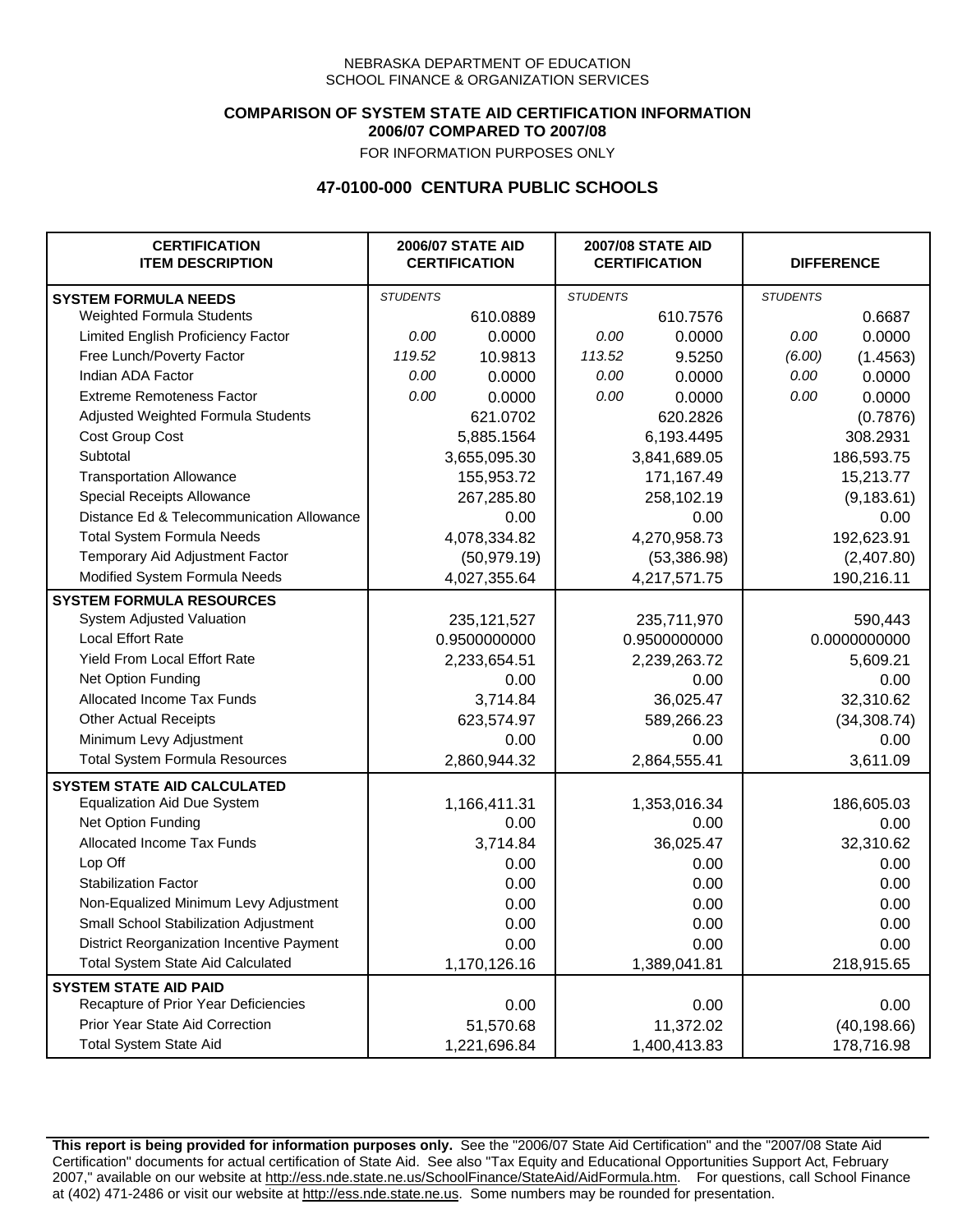NEBRASKA DEPARTMENT OF EDUCATION
SCHOOL FINANCE & ORGANIZATION SERVICES

**COMPARISON OF SYSTEM STATE AID CERTIFICATION INFORMATION**
**2006/07 COMPARED TO 2007/08**
FOR INFORMATION PURPOSES ONLY

## 47-0100-000 CENTURA PUBLIC SCHOOLS

| CERTIFICATION ITEM DESCRIPTION | 2006/07 STATE AID CERTIFICATION | | 2007/08 STATE AID CERTIFICATION | | DIFFERENCE | |
|---|---|---|---|---|---|---|
| **SYSTEM FORMULA NEEDS** | *STUDENTS* | | *STUDENTS* | | *STUDENTS* | |
| Weighted Formula Students | | 610.0889 | | 610.7576 | | 0.6687 |
| Limited English Proficiency Factor | *0.00* | 0.0000 | *0.00* | 0.0000 | *0.00* | 0.0000 |
| Free Lunch/Poverty Factor | *119.52* | 10.9813 | *113.52* | 9.5250 | *(6.00)* | (1.4563) |
| Indian ADA Factor | *0.00* | 0.0000 | *0.00* | 0.0000 | *0.00* | 0.0000 |
| Extreme Remoteness Factor | *0.00* | 0.0000 | *0.00* | 0.0000 | *0.00* | 0.0000 |
| Adjusted Weighted Formula Students | | 621.0702 | | 620.2826 | | (0.7876) |
| Cost Group Cost | | 5,885.1564 | | 6,193.4495 | | 308.2931 |
| Subtotal | | 3,655,095.30 | | 3,841,689.05 | | 186,593.75 |
| Transportation Allowance | | 155,953.72 | | 171,167.49 | | 15,213.77 |
| Special Receipts Allowance | | 267,285.80 | | 258,102.19 | | (9,183.61) |
| Distance Ed & Telecommunication Allowance | | 0.00 | | 0.00 | | 0.00 |
| Total System Formula Needs | | 4,078,334.82 | | 4,270,958.73 | | 192,623.91 |
| Temporary Aid Adjustment Factor | | (50,979.19) | | (53,386.98) | | (2,407.80) |
| Modified System Formula Needs | | 4,027,355.64 | | 4,217,571.75 | | 190,216.11 |
| **SYSTEM FORMULA RESOURCES** | | | | | | |
| System Adjusted Valuation | | 235,121,527 | | 235,711,970 | | 590,443 |
| Local Effort Rate | | 0.9500000000 | | 0.9500000000 | | 0.0000000000 |
| Yield From Local Effort Rate | | 2,233,654.51 | | 2,239,263.72 | | 5,609.21 |
| Net Option Funding | | 0.00 | | 0.00 | | 0.00 |
| Allocated Income Tax Funds | | 3,714.84 | | 36,025.47 | | 32,310.62 |
| Other Actual Receipts | | 623,574.97 | | 589,266.23 | | (34,308.74) |
| Minimum Levy Adjustment | | 0.00 | | 0.00 | | 0.00 |
| Total System Formula Resources | | 2,860,944.32 | | 2,864,555.41 | | 3,611.09 |
| **SYSTEM STATE AID CALCULATED** | | | | | | |
| Equalization Aid Due System | | 1,166,411.31 | | 1,353,016.34 | | 186,605.03 |
| Net Option Funding | | 0.00 | | 0.00 | | 0.00 |
| Allocated Income Tax Funds | | 3,714.84 | | 36,025.47 | | 32,310.62 |
| Lop Off | | 0.00 | | 0.00 | | 0.00 |
| Stabilization Factor | | 0.00 | | 0.00 | | 0.00 |
| Non-Equalized Minimum Levy Adjustment | | 0.00 | | 0.00 | | 0.00 |
| Small School Stabilization Adjustment | | 0.00 | | 0.00 | | 0.00 |
| District Reorganization Incentive Payment | | 0.00 | | 0.00 | | 0.00 |
| Total System State Aid Calculated | | 1,170,126.16 | | 1,389,041.81 | | 218,915.65 |
| **SYSTEM STATE AID PAID** | | | | | | |
| Recapture of Prior Year Deficiencies | | 0.00 | | 0.00 | | 0.00 |
| Prior Year State Aid Correction | | 51,570.68 | | 11,372.02 | | (40,198.66) |
| Total System State Aid | | 1,221,696.84 | | 1,400,413.83 | | 178,716.98 |

**This report is being provided for information purposes only.** See the "2006/07 State Aid Certification" and the "2007/08 State Aid Certification" documents for actual certification of State Aid. See also "Tax Equity and Educational Opportunities Support Act, February 2007," available on our website at http://ess.nde.state.ne.us/SchoolFinance/StateAid/AidFormula.htm. For questions, call School Finance at (402) 471-2486 or visit our website at http://ess.nde.state.ne.us. Some numbers may be rounded for presentation.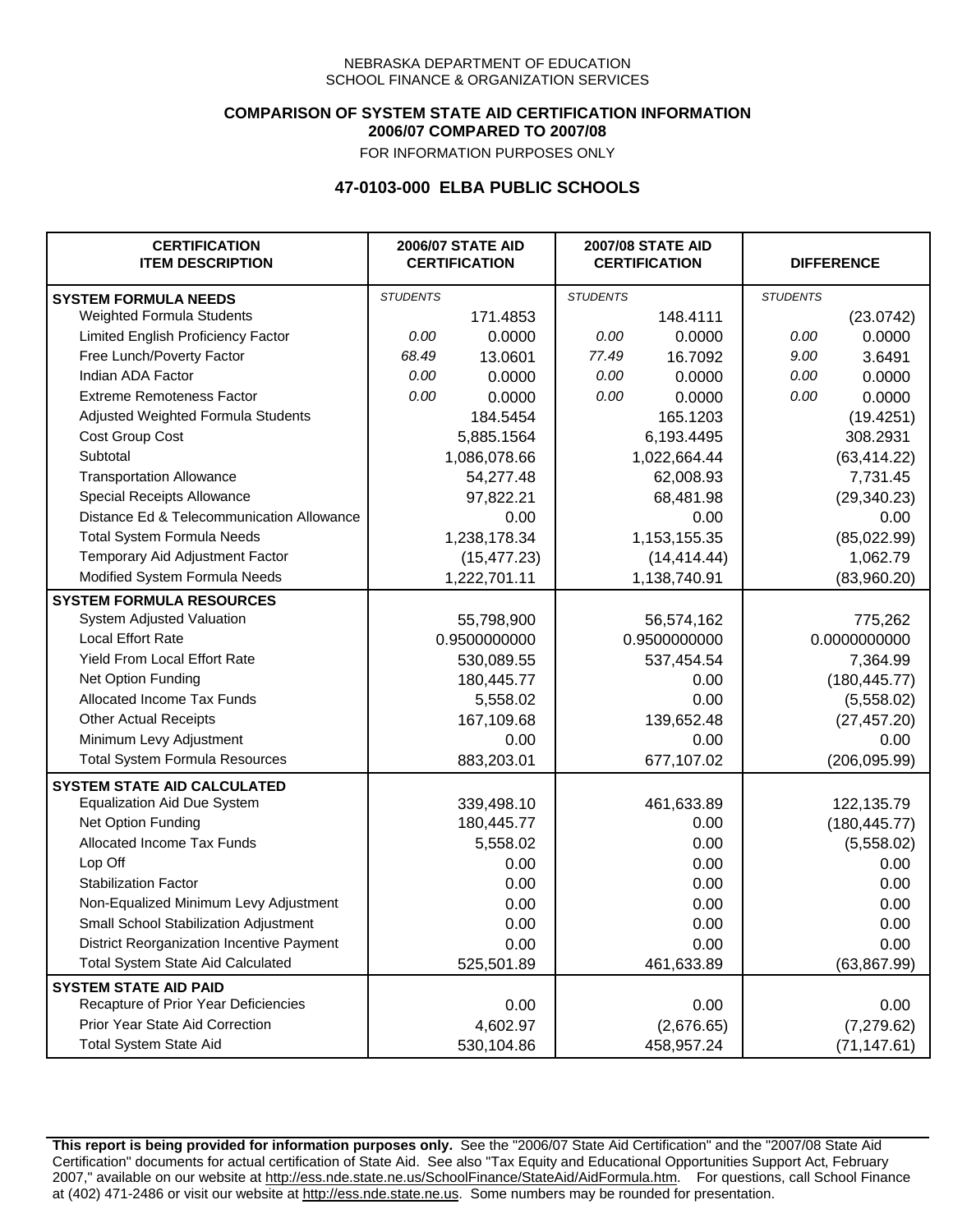NEBRASKA DEPARTMENT OF EDUCATION
SCHOOL FINANCE & ORGANIZATION SERVICES

**COMPARISON OF SYSTEM STATE AID CERTIFICATION INFORMATION**
**2006/07 COMPARED TO 2007/08**

FOR INFORMATION PURPOSES ONLY

## 47-0103-000 ELBA PUBLIC SCHOOLS

| CERTIFICATION ITEM DESCRIPTION | 2006/07 STATE AID CERTIFICATION | | 2007/08 STATE AID CERTIFICATION | | DIFFERENCE | |
|---|---|---|---|---|---|---|
| **SYSTEM FORMULA NEEDS** | *STUDENTS* | | *STUDENTS* | | *STUDENTS* | |
| Weighted Formula Students | | 171.4853 | | 148.4111 | | (23.0742) |
| Limited English Proficiency Factor | *0.00* | 0.0000 | *0.00* | 0.0000 | *0.00* | 0.0000 |
| Free Lunch/Poverty Factor | *68.49* | 13.0601 | *77.49* | 16.7092 | *9.00* | 3.6491 |
| Indian ADA Factor | *0.00* | 0.0000 | *0.00* | 0.0000 | *0.00* | 0.0000 |
| Extreme Remoteness Factor | *0.00* | 0.0000 | *0.00* | 0.0000 | *0.00* | 0.0000 |
| Adjusted Weighted Formula Students | | 184.5454 | | 165.1203 | | (19.4251) |
| Cost Group Cost | | 5,885.1564 | | 6,193.4495 | | 308.2931 |
| Subtotal | | 1,086,078.66 | | 1,022,664.44 | | (63,414.22) |
| Transportation Allowance | | 54,277.48 | | 62,008.93 | | 7,731.45 |
| Special Receipts Allowance | | 97,822.21 | | 68,481.98 | | (29,340.23) |
| Distance Ed & Telecommunication Allowance | | 0.00 | | 0.00 | | 0.00 |
| Total System Formula Needs | | 1,238,178.34 | | 1,153,155.35 | | (85,022.99) |
| Temporary Aid Adjustment Factor | | (15,477.23) | | (14,414.44) | | 1,062.79 |
| Modified System Formula Needs | | 1,222,701.11 | | 1,138,740.91 | | (83,960.20) |
| **SYSTEM FORMULA RESOURCES** | | | | | | |
| System Adjusted Valuation | | 55,798,900 | | 56,574,162 | | 775,262 |
| Local Effort Rate | | 0.9500000000 | | 0.9500000000 | | 0.0000000000 |
| Yield From Local Effort Rate | | 530,089.55 | | 537,454.54 | | 7,364.99 |
| Net Option Funding | | 180,445.77 | | 0.00 | | (180,445.77) |
| Allocated Income Tax Funds | | 5,558.02 | | 0.00 | | (5,558.02) |
| Other Actual Receipts | | 167,109.68 | | 139,652.48 | | (27,457.20) |
| Minimum Levy Adjustment | | 0.00 | | 0.00 | | 0.00 |
| Total System Formula Resources | | 883,203.01 | | 677,107.02 | | (206,095.99) |
| **SYSTEM STATE AID CALCULATED** | | | | | | |
| Equalization Aid Due System | | 339,498.10 | | 461,633.89 | | 122,135.79 |
| Net Option Funding | | 180,445.77 | | 0.00 | | (180,445.77) |
| Allocated Income Tax Funds | | 5,558.02 | | 0.00 | | (5,558.02) |
| Lop Off | | 0.00 | | 0.00 | | 0.00 |
| Stabilization Factor | | 0.00 | | 0.00 | | 0.00 |
| Non-Equalized Minimum Levy Adjustment | | 0.00 | | 0.00 | | 0.00 |
| Small School Stabilization Adjustment | | 0.00 | | 0.00 | | 0.00 |
| District Reorganization Incentive Payment | | 0.00 | | 0.00 | | 0.00 |
| Total System State Aid Calculated | | 525,501.89 | | 461,633.89 | | (63,867.99) |
| **SYSTEM STATE AID PAID** | | | | | | |
| Recapture of Prior Year Deficiencies | | 0.00 | | 0.00 | | 0.00 |
| Prior Year State Aid Correction | | 4,602.97 | | (2,676.65) | | (7,279.62) |
| Total System State Aid | | 530,104.86 | | 458,957.24 | | (71,147.61) |

**This report is being provided for information purposes only.** See the "2006/07 State Aid Certification" and the "2007/08 State Aid Certification" documents for actual certification of State Aid. See also "Tax Equity and Educational Opportunities Support Act, February 2007," available on our website at http://ess.nde.state.ne.us/SchoolFinance/StateAid/AidFormula.htm. For questions, call School Finance at (402) 471-2486 or visit our website at http://ess.nde.state.ne.us. Some numbers may be rounded for presentation.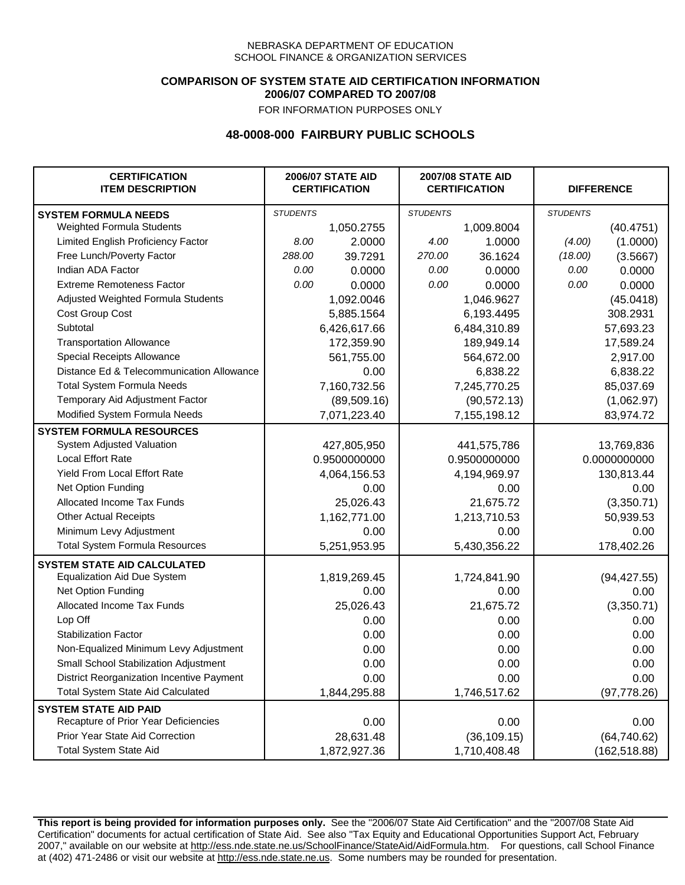NEBRASKA DEPARTMENT OF EDUCATION
SCHOOL FINANCE & ORGANIZATION SERVICES

**COMPARISON OF SYSTEM STATE AID CERTIFICATION INFORMATION**
**2006/07 COMPARED TO 2007/08**
FOR INFORMATION PURPOSES ONLY

## 48-0008-000 FAIRBURY PUBLIC SCHOOLS

| CERTIFICATION ITEM DESCRIPTION | 2006/07 STATE AID CERTIFICATION | | 2007/08 STATE AID CERTIFICATION | | DIFFERENCE | |
|---|---|---|---|---|---|---|
| **SYSTEM FORMULA NEEDS** | *STUDENTS* | | *STUDENTS* | | *STUDENTS* | |
| Weighted Formula Students | | 1,050.2755 | | 1,009.8004 | | (40.4751) |
| Limited English Proficiency Factor | *8.00* | 2.0000 | *4.00* | 1.0000 | *(4.00)* | (1.0000) |
| Free Lunch/Poverty Factor | *288.00* | 39.7291 | *270.00* | 36.1624 | *(18.00)* | (3.5667) |
| Indian ADA Factor | *0.00* | 0.0000 | *0.00* | 0.0000 | *0.00* | 0.0000 |
| Extreme Remoteness Factor | *0.00* | 0.0000 | *0.00* | 0.0000 | *0.00* | 0.0000 |
| Adjusted Weighted Formula Students | | 1,092.0046 | | 1,046.9627 | | (45.0418) |
| Cost Group Cost | | 5,885.1564 | | 6,193.4495 | | 308.2931 |
| Subtotal | | 6,426,617.66 | | 6,484,310.89 | | 57,693.23 |
| Transportation Allowance | | 172,359.90 | | 189,949.14 | | 17,589.24 |
| Special Receipts Allowance | | 561,755.00 | | 564,672.00 | | 2,917.00 |
| Distance Ed & Telecommunication Allowance | | 0.00 | | 6,838.22 | | 6,838.22 |
| Total System Formula Needs | | 7,160,732.56 | | 7,245,770.25 | | 85,037.69 |
| Temporary Aid Adjustment Factor | | (89,509.16) | | (90,572.13) | | (1,062.97) |
| Modified System Formula Needs | | 7,071,223.40 | | 7,155,198.12 | | 83,974.72 |
| **SYSTEM FORMULA RESOURCES** | | | | | | |
| System Adjusted Valuation | | 427,805,950 | | 441,575,786 | | 13,769,836 |
| Local Effort Rate | | 0.9500000000 | | 0.9500000000 | | 0.0000000000 |
| Yield From Local Effort Rate | | 4,064,156.53 | | 4,194,969.97 | | 130,813.44 |
| Net Option Funding | | 0.00 | | 0.00 | | 0.00 |
| Allocated Income Tax Funds | | 25,026.43 | | 21,675.72 | | (3,350.71) |
| Other Actual Receipts | | 1,162,771.00 | | 1,213,710.53 | | 50,939.53 |
| Minimum Levy Adjustment | | 0.00 | | 0.00 | | 0.00 |
| Total System Formula Resources | | 5,251,953.95 | | 5,430,356.22 | | 178,402.26 |
| **SYSTEM STATE AID CALCULATED** | | | | | | |
| Equalization Aid Due System | | 1,819,269.45 | | 1,724,841.90 | | (94,427.55) |
| Net Option Funding | | 0.00 | | 0.00 | | 0.00 |
| Allocated Income Tax Funds | | 25,026.43 | | 21,675.72 | | (3,350.71) |
| Lop Off | | 0.00 | | 0.00 | | 0.00 |
| Stabilization Factor | | 0.00 | | 0.00 | | 0.00 |
| Non-Equalized Minimum Levy Adjustment | | 0.00 | | 0.00 | | 0.00 |
| Small School Stabilization Adjustment | | 0.00 | | 0.00 | | 0.00 |
| District Reorganization Incentive Payment | | 0.00 | | 0.00 | | 0.00 |
| Total System State Aid Calculated | | 1,844,295.88 | | 1,746,517.62 | | (97,778.26) |
| **SYSTEM STATE AID PAID** | | | | | | |
| Recapture of Prior Year Deficiencies | | 0.00 | | 0.00 | | 0.00 |
| Prior Year State Aid Correction | | 28,631.48 | | (36,109.15) | | (64,740.62) |
| Total System State Aid | | 1,872,927.36 | | 1,710,408.48 | | (162,518.88) |

**This report is being provided for information purposes only.** See the "2006/07 State Aid Certification" and the "2007/08 State Aid Certification" documents for actual certification of State Aid. See also "Tax Equity and Educational Opportunities Support Act, February 2007," available on our website at http://ess.nde.state.ne.us/SchoolFinance/StateAid/AidFormula.htm. For questions, call School Finance at (402) 471-2486 or visit our website at http://ess.nde.state.ne.us. Some numbers may be rounded for presentation.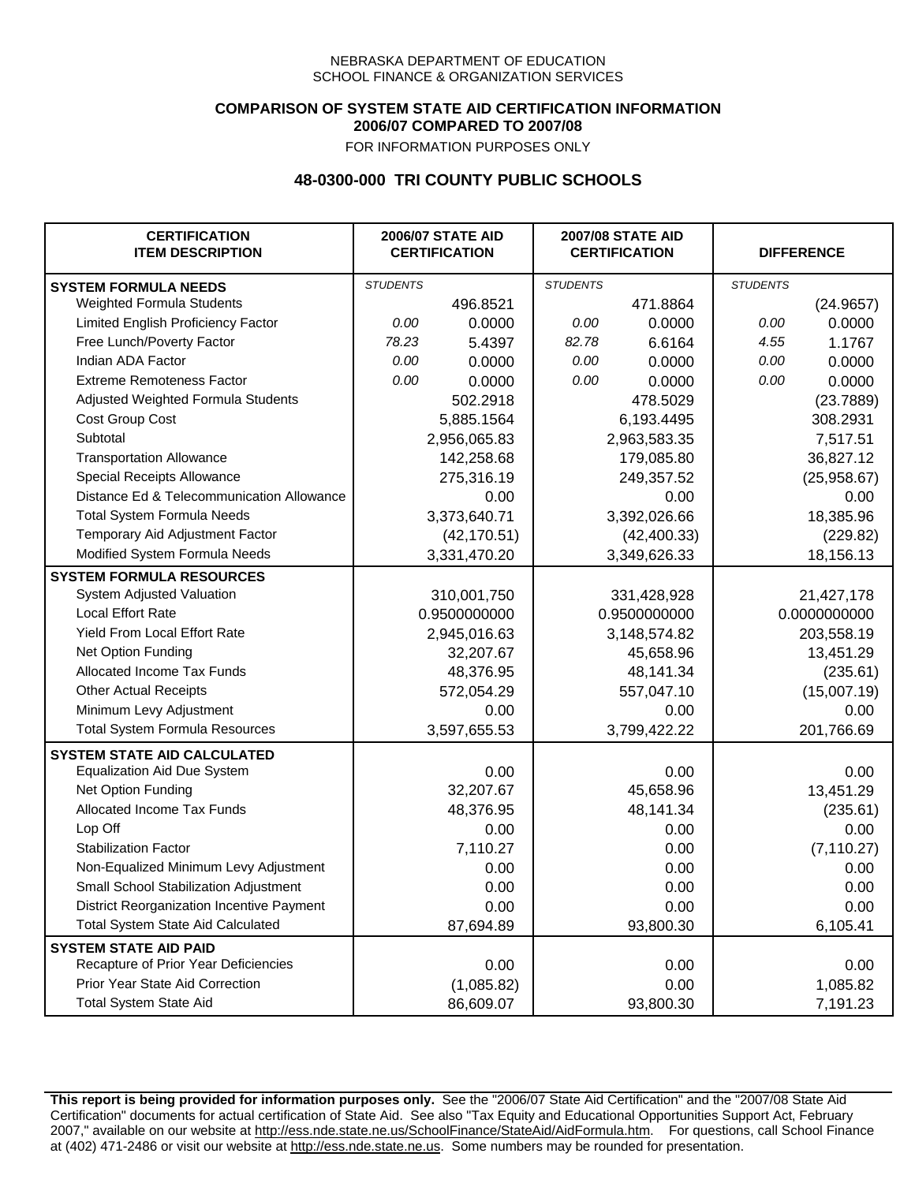NEBRASKA DEPARTMENT OF EDUCATION
SCHOOL FINANCE & ORGANIZATION SERVICES

**COMPARISON OF SYSTEM STATE AID CERTIFICATION INFORMATION**
**2006/07 COMPARED TO 2007/08**
FOR INFORMATION PURPOSES ONLY

## 48-0300-000 TRI COUNTY PUBLIC SCHOOLS

| CERTIFICATION ITEM DESCRIPTION | 2006/07 STATE AID CERTIFICATION | | 2007/08 STATE AID CERTIFICATION | | DIFFERENCE | |
|---|---|---|---|---|---|---|
| **SYSTEM FORMULA NEEDS** | *STUDENTS* | | *STUDENTS* | | *STUDENTS* | |
| Weighted Formula Students | | 496.8521 | | 471.8864 | | (24.9657) |
| Limited English Proficiency Factor | *0.00* | 0.0000 | *0.00* | 0.0000 | *0.00* | 0.0000 |
| Free Lunch/Poverty Factor | *78.23* | 5.4397 | *82.78* | 6.6164 | *4.55* | 1.1767 |
| Indian ADA Factor | *0.00* | 0.0000 | *0.00* | 0.0000 | *0.00* | 0.0000 |
| Extreme Remoteness Factor | *0.00* | 0.0000 | *0.00* | 0.0000 | *0.00* | 0.0000 |
| Adjusted Weighted Formula Students | | 502.2918 | | 478.5029 | | (23.7889) |
| Cost Group Cost | | 5,885.1564 | | 6,193.4495 | | 308.2931 |
| Subtotal | | 2,956,065.83 | | 2,963,583.35 | | 7,517.51 |
| Transportation Allowance | | 142,258.68 | | 179,085.80 | | 36,827.12 |
| Special Receipts Allowance | | 275,316.19 | | 249,357.52 | | (25,958.67) |
| Distance Ed & Telecommunication Allowance | | 0.00 | | 0.00 | | 0.00 |
| Total System Formula Needs | | 3,373,640.71 | | 3,392,026.66 | | 18,385.96 |
| Temporary Aid Adjustment Factor | | (42,170.51) | | (42,400.33) | | (229.82) |
| Modified System Formula Needs | | 3,331,470.20 | | 3,349,626.33 | | 18,156.13 |
| **SYSTEM FORMULA RESOURCES** | | | | | | |
| System Adjusted Valuation | | 310,001,750 | | 331,428,928 | | 21,427,178 |
| Local Effort Rate | | 0.9500000000 | | 0.9500000000 | | 0.0000000000 |
| Yield From Local Effort Rate | | 2,945,016.63 | | 3,148,574.82 | | 203,558.19 |
| Net Option Funding | | 32,207.67 | | 45,658.96 | | 13,451.29 |
| Allocated Income Tax Funds | | 48,376.95 | | 48,141.34 | | (235.61) |
| Other Actual Receipts | | 572,054.29 | | 557,047.10 | | (15,007.19) |
| Minimum Levy Adjustment | | 0.00 | | 0.00 | | 0.00 |
| Total System Formula Resources | | 3,597,655.53 | | 3,799,422.22 | | 201,766.69 |
| **SYSTEM STATE AID CALCULATED** | | | | | | |
| Equalization Aid Due System | | 0.00 | | 0.00 | | 0.00 |
| Net Option Funding | | 32,207.67 | | 45,658.96 | | 13,451.29 |
| Allocated Income Tax Funds | | 48,376.95 | | 48,141.34 | | (235.61) |
| Lop Off | | 0.00 | | 0.00 | | 0.00 |
| Stabilization Factor | | 7,110.27 | | 0.00 | | (7,110.27) |
| Non-Equalized Minimum Levy Adjustment | | 0.00 | | 0.00 | | 0.00 |
| Small School Stabilization Adjustment | | 0.00 | | 0.00 | | 0.00 |
| District Reorganization Incentive Payment | | 0.00 | | 0.00 | | 0.00 |
| Total System State Aid Calculated | | 87,694.89 | | 93,800.30 | | 6,105.41 |
| **SYSTEM STATE AID PAID** | | | | | | |
| Recapture of Prior Year Deficiencies | | 0.00 | | 0.00 | | 0.00 |
| Prior Year State Aid Correction | | (1,085.82) | | 0.00 | | 1,085.82 |
| Total System State Aid | | 86,609.07 | | 93,800.30 | | 7,191.23 |

**This report is being provided for information purposes only.** See the "2006/07 State Aid Certification" and the "2007/08 State Aid Certification" documents for actual certification of State Aid. See also "Tax Equity and Educational Opportunities Support Act, February 2007," available on our website at http://ess.nde.state.ne.us/SchoolFinance/StateAid/AidFormula.htm. For questions, call School Finance at (402) 471-2486 or visit our website at http://ess.nde.state.ne.us. Some numbers may be rounded for presentation.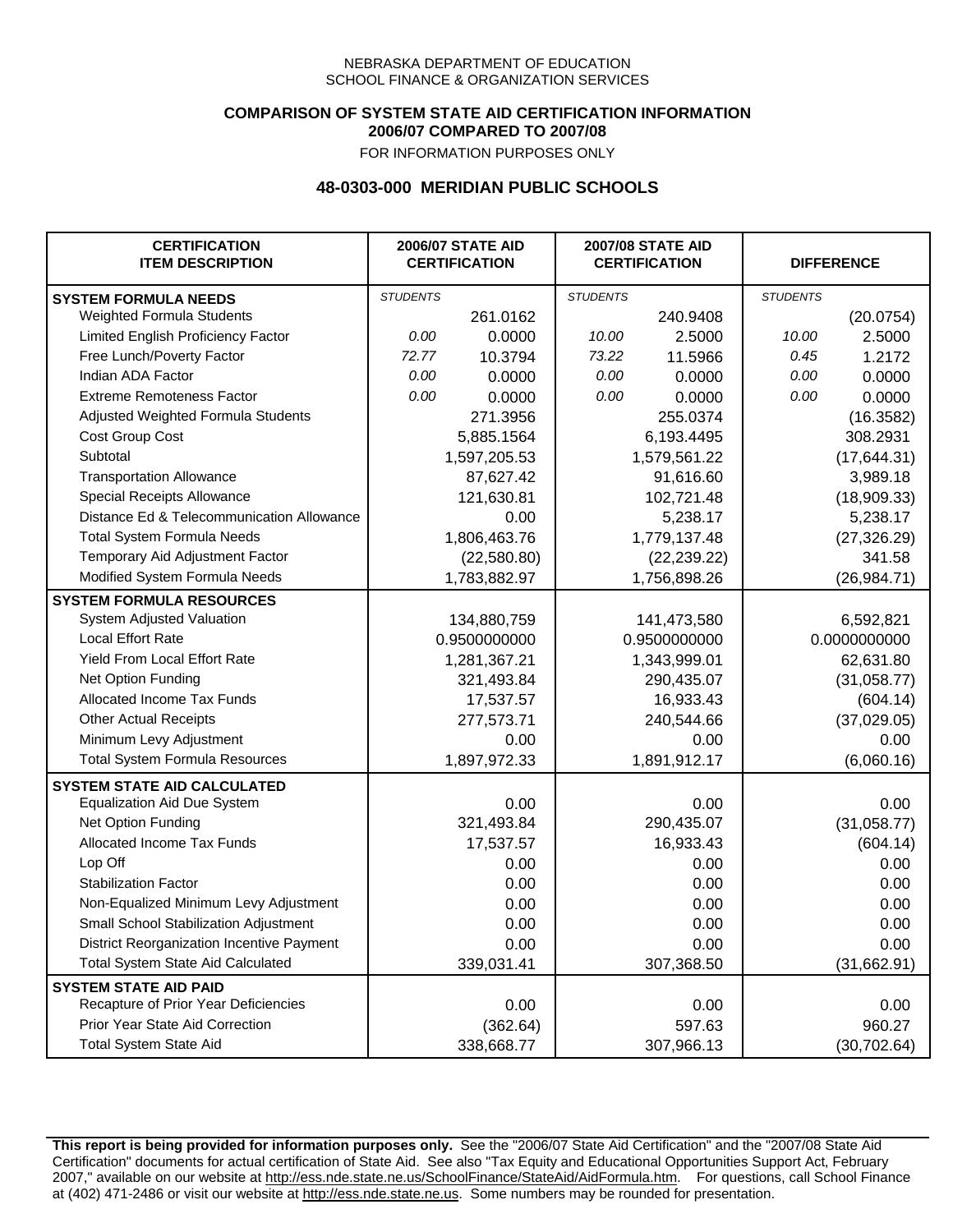NEBRASKA DEPARTMENT OF EDUCATION
SCHOOL FINANCE & ORGANIZATION SERVICES

**COMPARISON OF SYSTEM STATE AID CERTIFICATION INFORMATION**
**2006/07 COMPARED TO 2007/08**

FOR INFORMATION PURPOSES ONLY

## 48-0303-000 MERIDIAN PUBLIC SCHOOLS

| CERTIFICATION ITEM DESCRIPTION | 2006/07 STATE AID CERTIFICATION | | 2007/08 STATE AID CERTIFICATION | | DIFFERENCE | |
|---|---|---|---|---|---|---|
| **SYSTEM FORMULA NEEDS** | *STUDENTS* | | *STUDENTS* | | *STUDENTS* | |
| Weighted Formula Students | | 261.0162 | | 240.9408 | | (20.0754) |
| Limited English Proficiency Factor | *0.00* | 0.0000 | *10.00* | 2.5000 | *10.00* | 2.5000 |
| Free Lunch/Poverty Factor | *72.77* | 10.3794 | *73.22* | 11.5966 | *0.45* | 1.2172 |
| Indian ADA Factor | *0.00* | 0.0000 | *0.00* | 0.0000 | *0.00* | 0.0000 |
| Extreme Remoteness Factor | *0.00* | 0.0000 | *0.00* | 0.0000 | *0.00* | 0.0000 |
| Adjusted Weighted Formula Students | | 271.3956 | | 255.0374 | | (16.3582) |
| Cost Group Cost | | 5,885.1564 | | 6,193.4495 | | 308.2931 |
| Subtotal | | 1,597,205.53 | | 1,579,561.22 | | (17,644.31) |
| Transportation Allowance | | 87,627.42 | | 91,616.60 | | 3,989.18 |
| Special Receipts Allowance | | 121,630.81 | | 102,721.48 | | (18,909.33) |
| Distance Ed & Telecommunication Allowance | | 0.00 | | 5,238.17 | | 5,238.17 |
| Total System Formula Needs | | 1,806,463.76 | | 1,779,137.48 | | (27,326.29) |
| Temporary Aid Adjustment Factor | | (22,580.80) | | (22,239.22) | | 341.58 |
| Modified System Formula Needs | | 1,783,882.97 | | 1,756,898.26 | | (26,984.71) |
| **SYSTEM FORMULA RESOURCES** | | | | | | |
| System Adjusted Valuation | | 134,880,759 | | 141,473,580 | | 6,592,821 |
| Local Effort Rate | | 0.9500000000 | | 0.9500000000 | | 0.0000000000 |
| Yield From Local Effort Rate | | 1,281,367.21 | | 1,343,999.01 | | 62,631.80 |
| Net Option Funding | | 321,493.84 | | 290,435.07 | | (31,058.77) |
| Allocated Income Tax Funds | | 17,537.57 | | 16,933.43 | | (604.14) |
| Other Actual Receipts | | 277,573.71 | | 240,544.66 | | (37,029.05) |
| Minimum Levy Adjustment | | 0.00 | | 0.00 | | 0.00 |
| Total System Formula Resources | | 1,897,972.33 | | 1,891,912.17 | | (6,060.16) |
| **SYSTEM STATE AID CALCULATED** | | | | | | |
| Equalization Aid Due System | | 0.00 | | 0.00 | | 0.00 |
| Net Option Funding | | 321,493.84 | | 290,435.07 | | (31,058.77) |
| Allocated Income Tax Funds | | 17,537.57 | | 16,933.43 | | (604.14) |
| Lop Off | | 0.00 | | 0.00 | | 0.00 |
| Stabilization Factor | | 0.00 | | 0.00 | | 0.00 |
| Non-Equalized Minimum Levy Adjustment | | 0.00 | | 0.00 | | 0.00 |
| Small School Stabilization Adjustment | | 0.00 | | 0.00 | | 0.00 |
| District Reorganization Incentive Payment | | 0.00 | | 0.00 | | 0.00 |
| Total System State Aid Calculated | | 339,031.41 | | 307,368.50 | | (31,662.91) |
| **SYSTEM STATE AID PAID** | | | | | | |
| Recapture of Prior Year Deficiencies | | 0.00 | | 0.00 | | 0.00 |
| Prior Year State Aid Correction | | (362.64) | | 597.63 | | 960.27 |
| Total System State Aid | | 338,668.77 | | 307,966.13 | | (30,702.64) |

**This report is being provided for information purposes only.** See the "2006/07 State Aid Certification" and the "2007/08 State Aid Certification" documents for actual certification of State Aid. See also "Tax Equity and Educational Opportunities Support Act, February 2007," available on our website at http://ess.nde.state.ne.us/SchoolFinance/StateAid/AidFormula.htm. For questions, call School Finance at (402) 471-2486 or visit our website at http://ess.nde.state.ne.us. Some numbers may be rounded for presentation.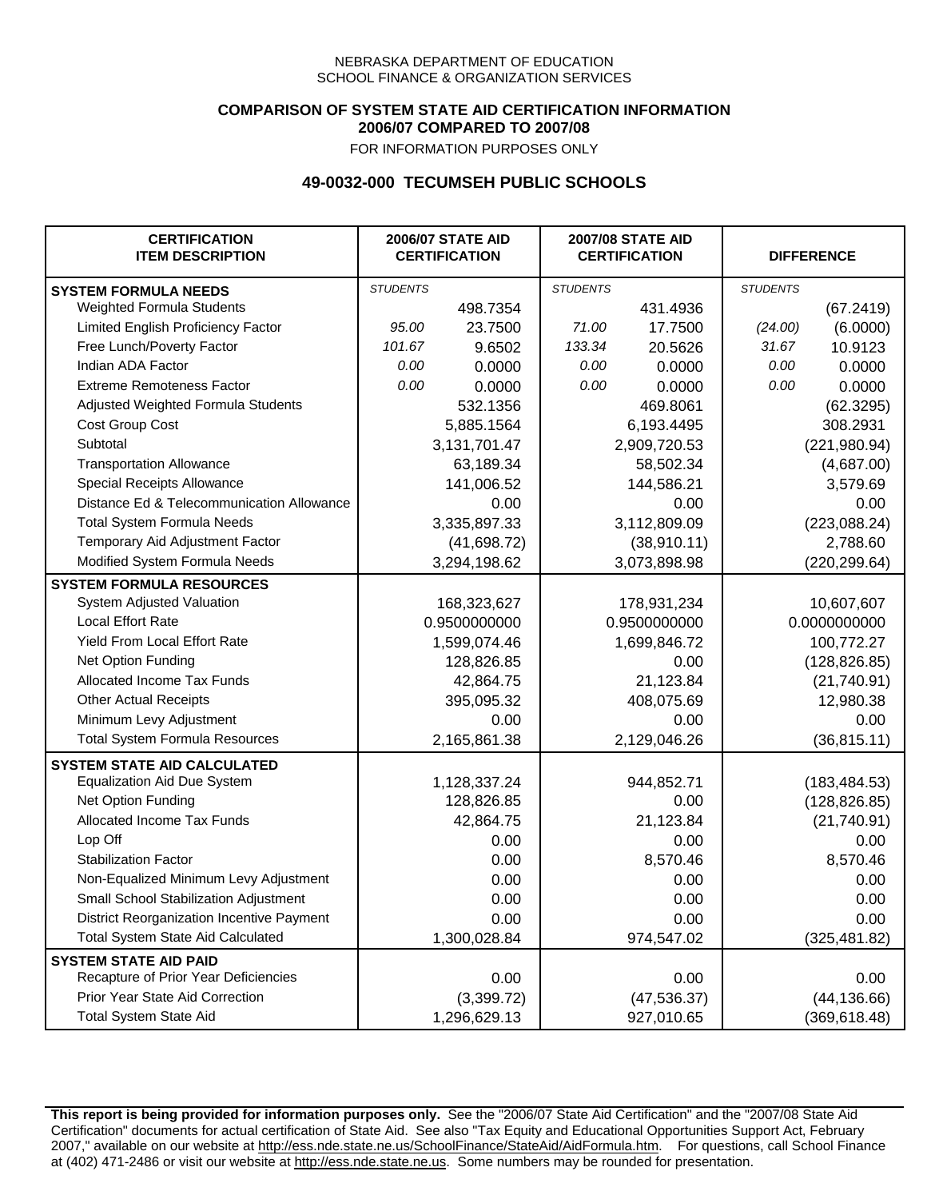NEBRASKA DEPARTMENT OF EDUCATION
SCHOOL FINANCE & ORGANIZATION SERVICES

**COMPARISON OF SYSTEM STATE AID CERTIFICATION INFORMATION**
**2006/07 COMPARED TO 2007/08**
FOR INFORMATION PURPOSES ONLY

## 49-0032-000 TECUMSEH PUBLIC SCHOOLS

| CERTIFICATION ITEM DESCRIPTION | 2006/07 STATE AID CERTIFICATION | | 2007/08 STATE AID CERTIFICATION | | DIFFERENCE | |
|---|---|---|---|---|---|---|
| **SYSTEM FORMULA NEEDS** | *STUDENTS* | | *STUDENTS* | | *STUDENTS* | |
| Weighted Formula Students | | 498.7354 | | 431.4936 | | (67.2419) |
| Limited English Proficiency Factor | *95.00* | 23.7500 | *71.00* | 17.7500 | *(24.00)* | (6.0000) |
| Free Lunch/Poverty Factor | *101.67* | 9.6502 | *133.34* | 20.5626 | *31.67* | 10.9123 |
| Indian ADA Factor | *0.00* | 0.0000 | *0.00* | 0.0000 | *0.00* | 0.0000 |
| Extreme Remoteness Factor | *0.00* | 0.0000 | *0.00* | 0.0000 | *0.00* | 0.0000 |
| Adjusted Weighted Formula Students | | 532.1356 | | 469.8061 | | (62.3295) |
| Cost Group Cost | | 5,885.1564 | | 6,193.4495 | | 308.2931 |
| Subtotal | | 3,131,701.47 | | 2,909,720.53 | | (221,980.94) |
| Transportation Allowance | | 63,189.34 | | 58,502.34 | | (4,687.00) |
| Special Receipts Allowance | | 141,006.52 | | 144,586.21 | | 3,579.69 |
| Distance Ed & Telecommunication Allowance | | 0.00 | | 0.00 | | 0.00 |
| Total System Formula Needs | | 3,335,897.33 | | 3,112,809.09 | | (223,088.24) |
| Temporary Aid Adjustment Factor | | (41,698.72) | | (38,910.11) | | 2,788.60 |
| Modified System Formula Needs | | 3,294,198.62 | | 3,073,898.98 | | (220,299.64) |
| **SYSTEM FORMULA RESOURCES** | | | | | | |
| System Adjusted Valuation | | 168,323,627 | | 178,931,234 | | 10,607,607 |
| Local Effort Rate | | 0.9500000000 | | 0.9500000000 | | 0.0000000000 |
| Yield From Local Effort Rate | | 1,599,074.46 | | 1,699,846.72 | | 100,772.27 |
| Net Option Funding | | 128,826.85 | | 0.00 | | (128,826.85) |
| Allocated Income Tax Funds | | 42,864.75 | | 21,123.84 | | (21,740.91) |
| Other Actual Receipts | | 395,095.32 | | 408,075.69 | | 12,980.38 |
| Minimum Levy Adjustment | | 0.00 | | 0.00 | | 0.00 |
| Total System Formula Resources | | 2,165,861.38 | | 2,129,046.26 | | (36,815.11) |
| **SYSTEM STATE AID CALCULATED** | | | | | | |
| Equalization Aid Due System | | 1,128,337.24 | | 944,852.71 | | (183,484.53) |
| Net Option Funding | | 128,826.85 | | 0.00 | | (128,826.85) |
| Allocated Income Tax Funds | | 42,864.75 | | 21,123.84 | | (21,740.91) |
| Lop Off | | 0.00 | | 0.00 | | 0.00 |
| Stabilization Factor | | 0.00 | | 8,570.46 | | 8,570.46 |
| Non-Equalized Minimum Levy Adjustment | | 0.00 | | 0.00 | | 0.00 |
| Small School Stabilization Adjustment | | 0.00 | | 0.00 | | 0.00 |
| District Reorganization Incentive Payment | | 0.00 | | 0.00 | | 0.00 |
| Total System State Aid Calculated | | 1,300,028.84 | | 974,547.02 | | (325,481.82) |
| **SYSTEM STATE AID PAID** | | | | | | |
| Recapture of Prior Year Deficiencies | | 0.00 | | 0.00 | | 0.00 |
| Prior Year State Aid Correction | | (3,399.72) | | (47,536.37) | | (44,136.66) |
| Total System State Aid | | 1,296,629.13 | | 927,010.65 | | (369,618.48) |

**This report is being provided for information purposes only.** See the "2006/07 State Aid Certification" and the "2007/08 State Aid Certification" documents for actual certification of State Aid. See also "Tax Equity and Educational Opportunities Support Act, February 2007," available on our website at http://ess.nde.state.ne.us/SchoolFinance/StateAid/AidFormula.htm. For questions, call School Finance at (402) 471-2486 or visit our website at http://ess.nde.state.ne.us. Some numbers may be rounded for presentation.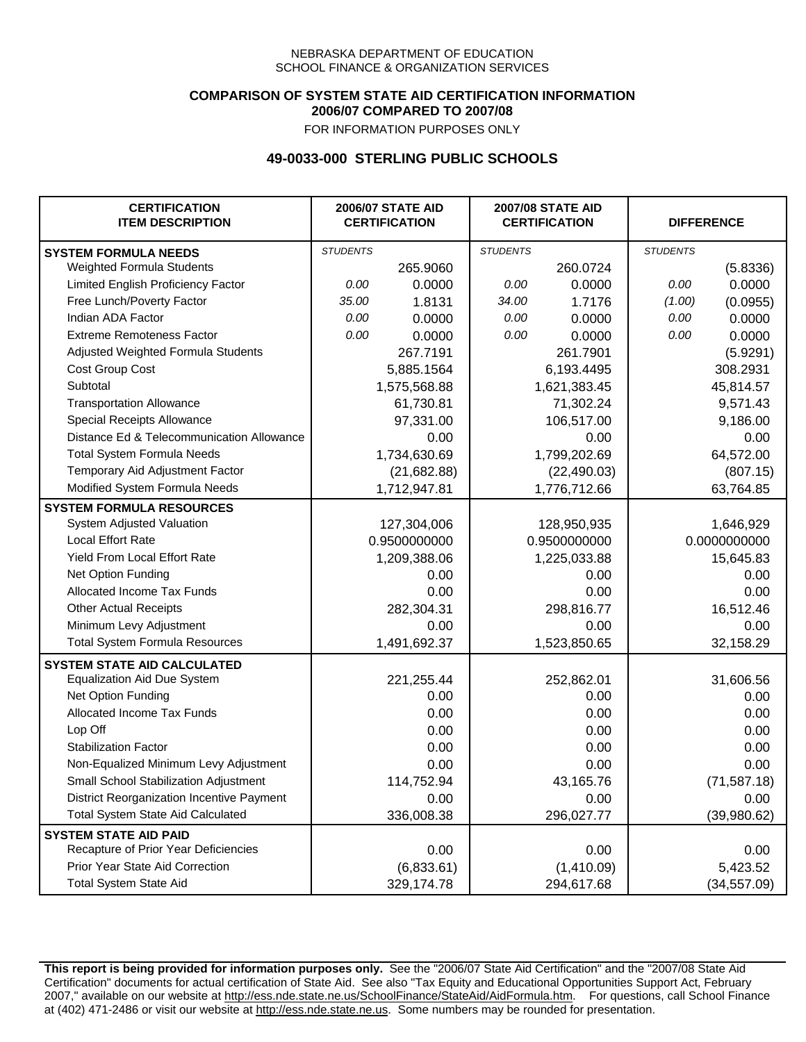NEBRASKA DEPARTMENT OF EDUCATION
SCHOOL FINANCE & ORGANIZATION SERVICES

**COMPARISON OF SYSTEM STATE AID CERTIFICATION INFORMATION**
**2006/07 COMPARED TO 2007/08**
FOR INFORMATION PURPOSES ONLY

## 49-0033-000 STERLING PUBLIC SCHOOLS

| CERTIFICATION ITEM DESCRIPTION | 2006/07 STATE AID CERTIFICATION | | 2007/08 STATE AID CERTIFICATION | | DIFFERENCE | |
|---|---|---|---|---|---|---|
| **SYSTEM FORMULA NEEDS** | *STUDENTS* | | *STUDENTS* | | *STUDENTS* | |
| Weighted Formula Students | | 265.9060 | | 260.0724 | | (5.8336) |
| Limited English Proficiency Factor | *0.00* | 0.0000 | *0.00* | 0.0000 | *0.00* | 0.0000 |
| Free Lunch/Poverty Factor | *35.00* | 1.8131 | *34.00* | 1.7176 | *(1.00)* | (0.0955) |
| Indian ADA Factor | *0.00* | 0.0000 | *0.00* | 0.0000 | *0.00* | 0.0000 |
| Extreme Remoteness Factor | *0.00* | 0.0000 | *0.00* | 0.0000 | *0.00* | 0.0000 |
| Adjusted Weighted Formula Students | | 267.7191 | | 261.7901 | | (5.9291) |
| Cost Group Cost | | 5,885.1564 | | 6,193.4495 | | 308.2931 |
| Subtotal | | 1,575,568.88 | | 1,621,383.45 | | 45,814.57 |
| Transportation Allowance | | 61,730.81 | | 71,302.24 | | 9,571.43 |
| Special Receipts Allowance | | 97,331.00 | | 106,517.00 | | 9,186.00 |
| Distance Ed & Telecommunication Allowance | | 0.00 | | 0.00 | | 0.00 |
| Total System Formula Needs | | 1,734,630.69 | | 1,799,202.69 | | 64,572.00 |
| Temporary Aid Adjustment Factor | | (21,682.88) | | (22,490.03) | | (807.15) |
| Modified System Formula Needs | | 1,712,947.81 | | 1,776,712.66 | | 63,764.85 |
| **SYSTEM FORMULA RESOURCES** | | | | | | |
| System Adjusted Valuation | | 127,304,006 | | 128,950,935 | | 1,646,929 |
| Local Effort Rate | | 0.9500000000 | | 0.9500000000 | | 0.0000000000 |
| Yield From Local Effort Rate | | 1,209,388.06 | | 1,225,033.88 | | 15,645.83 |
| Net Option Funding | | 0.00 | | 0.00 | | 0.00 |
| Allocated Income Tax Funds | | 0.00 | | 0.00 | | 0.00 |
| Other Actual Receipts | | 282,304.31 | | 298,816.77 | | 16,512.46 |
| Minimum Levy Adjustment | | 0.00 | | 0.00 | | 0.00 |
| Total System Formula Resources | | 1,491,692.37 | | 1,523,850.65 | | 32,158.29 |
| **SYSTEM STATE AID CALCULATED** | | | | | | |
| Equalization Aid Due System | | 221,255.44 | | 252,862.01 | | 31,606.56 |
| Net Option Funding | | 0.00 | | 0.00 | | 0.00 |
| Allocated Income Tax Funds | | 0.00 | | 0.00 | | 0.00 |
| Lop Off | | 0.00 | | 0.00 | | 0.00 |
| Stabilization Factor | | 0.00 | | 0.00 | | 0.00 |
| Non-Equalized Minimum Levy Adjustment | | 0.00 | | 0.00 | | 0.00 |
| Small School Stabilization Adjustment | | 114,752.94 | | 43,165.76 | | (71,587.18) |
| District Reorganization Incentive Payment | | 0.00 | | 0.00 | | 0.00 |
| Total System State Aid Calculated | | 336,008.38 | | 296,027.77 | | (39,980.62) |
| **SYSTEM STATE AID PAID** | | | | | | |
| Recapture of Prior Year Deficiencies | | 0.00 | | 0.00 | | 0.00 |
| Prior Year State Aid Correction | | (6,833.61) | | (1,410.09) | | 5,423.52 |
| Total System State Aid | | 329,174.78 | | 294,617.68 | | (34,557.09) |

**This report is being provided for information purposes only.** See the "2006/07 State Aid Certification" and the "2007/08 State Aid Certification" documents for actual certification of State Aid. See also "Tax Equity and Educational Opportunities Support Act, February 2007," available on our website at http://ess.nde.state.ne.us/SchoolFinance/StateAid/AidFormula.htm. For questions, call School Finance at (402) 471-2486 or visit our website at http://ess.nde.state.ne.us. Some numbers may be rounded for presentation.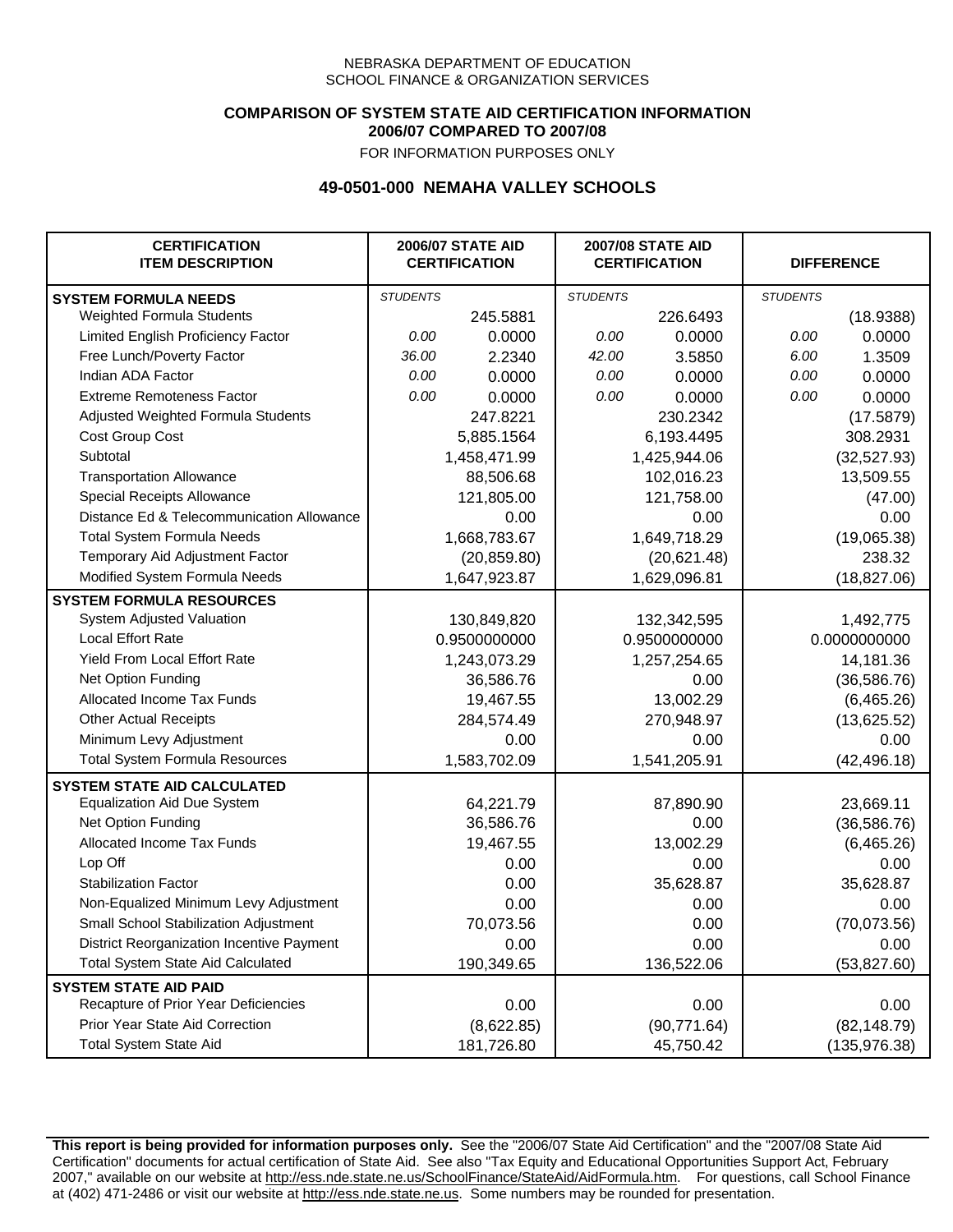NEBRASKA DEPARTMENT OF EDUCATION
SCHOOL FINANCE & ORGANIZATION SERVICES

**COMPARISON OF SYSTEM STATE AID CERTIFICATION INFORMATION**
**2006/07 COMPARED TO 2007/08**

FOR INFORMATION PURPOSES ONLY

## 49-0501-000 NEMAHA VALLEY SCHOOLS

| CERTIFICATION ITEM DESCRIPTION | 2006/07 STATE AID CERTIFICATION | | 2007/08 STATE AID CERTIFICATION | | DIFFERENCE | |
|---|---|---|---|---|---|---|
| **SYSTEM FORMULA NEEDS** | *STUDENTS* | | *STUDENTS* | | *STUDENTS* | |
| Weighted Formula Students | | 245.5881 | | 226.6493 | | (18.9388) |
| Limited English Proficiency Factor | *0.00* | 0.0000 | *0.00* | 0.0000 | *0.00* | 0.0000 |
| Free Lunch/Poverty Factor | *36.00* | 2.2340 | *42.00* | 3.5850 | *6.00* | 1.3509 |
| Indian ADA Factor | *0.00* | 0.0000 | *0.00* | 0.0000 | *0.00* | 0.0000 |
| Extreme Remoteness Factor | *0.00* | 0.0000 | *0.00* | 0.0000 | *0.00* | 0.0000 |
| Adjusted Weighted Formula Students | | 247.8221 | | 230.2342 | | (17.5879) |
| Cost Group Cost | | 5,885.1564 | | 6,193.4495 | | 308.2931 |
| Subtotal | | 1,458,471.99 | | 1,425,944.06 | | (32,527.93) |
| Transportation Allowance | | 88,506.68 | | 102,016.23 | | 13,509.55 |
| Special Receipts Allowance | | 121,805.00 | | 121,758.00 | | (47.00) |
| Distance Ed & Telecommunication Allowance | | 0.00 | | 0.00 | | 0.00 |
| Total System Formula Needs | | 1,668,783.67 | | 1,649,718.29 | | (19,065.38) |
| Temporary Aid Adjustment Factor | | (20,859.80) | | (20,621.48) | | 238.32 |
| Modified System Formula Needs | | 1,647,923.87 | | 1,629,096.81 | | (18,827.06) |
| **SYSTEM FORMULA RESOURCES** | | | | | | |
| System Adjusted Valuation | | 130,849,820 | | 132,342,595 | | 1,492,775 |
| Local Effort Rate | | 0.9500000000 | | 0.9500000000 | | 0.0000000000 |
| Yield From Local Effort Rate | | 1,243,073.29 | | 1,257,254.65 | | 14,181.36 |
| Net Option Funding | | 36,586.76 | | 0.00 | | (36,586.76) |
| Allocated Income Tax Funds | | 19,467.55 | | 13,002.29 | | (6,465.26) |
| Other Actual Receipts | | 284,574.49 | | 270,948.97 | | (13,625.52) |
| Minimum Levy Adjustment | | 0.00 | | 0.00 | | 0.00 |
| Total System Formula Resources | | 1,583,702.09 | | 1,541,205.91 | | (42,496.18) |
| **SYSTEM STATE AID CALCULATED** | | | | | | |
| Equalization Aid Due System | | 64,221.79 | | 87,890.90 | | 23,669.11 |
| Net Option Funding | | 36,586.76 | | 0.00 | | (36,586.76) |
| Allocated Income Tax Funds | | 19,467.55 | | 13,002.29 | | (6,465.26) |
| Lop Off | | 0.00 | | 0.00 | | 0.00 |
| Stabilization Factor | | 0.00 | | 35,628.87 | | 35,628.87 |
| Non-Equalized Minimum Levy Adjustment | | 0.00 | | 0.00 | | 0.00 |
| Small School Stabilization Adjustment | | 70,073.56 | | 0.00 | | (70,073.56) |
| District Reorganization Incentive Payment | | 0.00 | | 0.00 | | 0.00 |
| Total System State Aid Calculated | | 190,349.65 | | 136,522.06 | | (53,827.60) |
| **SYSTEM STATE AID PAID** | | | | | | |
| Recapture of Prior Year Deficiencies | | 0.00 | | 0.00 | | 0.00 |
| Prior Year State Aid Correction | | (8,622.85) | | (90,771.64) | | (82,148.79) |
| Total System State Aid | | 181,726.80 | | 45,750.42 | | (135,976.38) |

**This report is being provided for information purposes only.** See the "2006/07 State Aid Certification" and the "2007/08 State Aid Certification" documents for actual certification of State Aid. See also "Tax Equity and Educational Opportunities Support Act, February 2007," available on our website at http://ess.nde.state.ne.us/SchoolFinance/StateAid/AidFormula.htm. For questions, call School Finance at (402) 471-2486 or visit our website at http://ess.nde.state.ne.us. Some numbers may be rounded for presentation.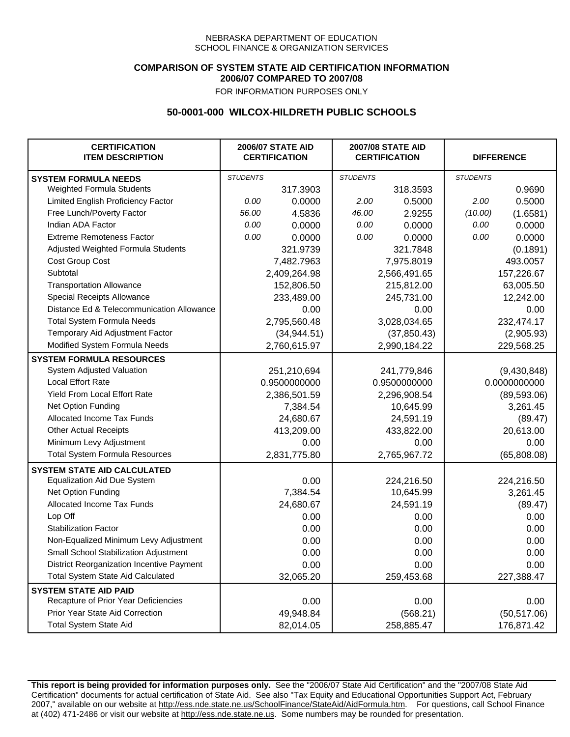NEBRASKA DEPARTMENT OF EDUCATION
SCHOOL FINANCE & ORGANIZATION SERVICES

**COMPARISON OF SYSTEM STATE AID CERTIFICATION INFORMATION**
**2006/07 COMPARED TO 2007/08**
FOR INFORMATION PURPOSES ONLY

## 50-0001-000 WILCOX-HILDRETH PUBLIC SCHOOLS

| CERTIFICATION ITEM DESCRIPTION | 2006/07 STATE AID CERTIFICATION | | 2007/08 STATE AID CERTIFICATION | | DIFFERENCE | |
|---|---|---|---|---|---|---|
| **SYSTEM FORMULA NEEDS** | *STUDENTS* | | *STUDENTS* | | *STUDENTS* | |
| Weighted Formula Students | | 317.3903 | | 318.3593 | | 0.9690 |
| Limited English Proficiency Factor | *0.00* | 0.0000 | *2.00* | 0.5000 | *2.00* | 0.5000 |
| Free Lunch/Poverty Factor | *56.00* | 4.5836 | *46.00* | 2.9255 | *(10.00)* | (1.6581) |
| Indian ADA Factor | *0.00* | 0.0000 | *0.00* | 0.0000 | *0.00* | 0.0000 |
| Extreme Remoteness Factor | *0.00* | 0.0000 | *0.00* | 0.0000 | *0.00* | 0.0000 |
| Adjusted Weighted Formula Students | | 321.9739 | | 321.7848 | | (0.1891) |
| Cost Group Cost | | 7,482.7963 | | 7,975.8019 | | 493.0057 |
| Subtotal | | 2,409,264.98 | | 2,566,491.65 | | 157,226.67 |
| Transportation Allowance | | 152,806.50 | | 215,812.00 | | 63,005.50 |
| Special Receipts Allowance | | 233,489.00 | | 245,731.00 | | 12,242.00 |
| Distance Ed & Telecommunication Allowance | | 0.00 | | 0.00 | | 0.00 |
| Total System Formula Needs | | 2,795,560.48 | | 3,028,034.65 | | 232,474.17 |
| Temporary Aid Adjustment Factor | | (34,944.51) | | (37,850.43) | | (2,905.93) |
| Modified System Formula Needs | | 2,760,615.97 | | 2,990,184.22 | | 229,568.25 |
| **SYSTEM FORMULA RESOURCES** | | | | | | |
| System Adjusted Valuation | | 251,210,694 | | 241,779,846 | | (9,430,848) |
| Local Effort Rate | | 0.9500000000 | | 0.9500000000 | | 0.0000000000 |
| Yield From Local Effort Rate | | 2,386,501.59 | | 2,296,908.54 | | (89,593.06) |
| Net Option Funding | | 7,384.54 | | 10,645.99 | | 3,261.45 |
| Allocated Income Tax Funds | | 24,680.67 | | 24,591.19 | | (89.47) |
| Other Actual Receipts | | 413,209.00 | | 433,822.00 | | 20,613.00 |
| Minimum Levy Adjustment | | 0.00 | | 0.00 | | 0.00 |
| Total System Formula Resources | | 2,831,775.80 | | 2,765,967.72 | | (65,808.08) |
| **SYSTEM STATE AID CALCULATED** | | | | | | |
| Equalization Aid Due System | | 0.00 | | 224,216.50 | | 224,216.50 |
| Net Option Funding | | 7,384.54 | | 10,645.99 | | 3,261.45 |
| Allocated Income Tax Funds | | 24,680.67 | | 24,591.19 | | (89.47) |
| Lop Off | | 0.00 | | 0.00 | | 0.00 |
| Stabilization Factor | | 0.00 | | 0.00 | | 0.00 |
| Non-Equalized Minimum Levy Adjustment | | 0.00 | | 0.00 | | 0.00 |
| Small School Stabilization Adjustment | | 0.00 | | 0.00 | | 0.00 |
| District Reorganization Incentive Payment | | 0.00 | | 0.00 | | 0.00 |
| Total System State Aid Calculated | | 32,065.20 | | 259,453.68 | | 227,388.47 |
| **SYSTEM STATE AID PAID** | | | | | | |
| Recapture of Prior Year Deficiencies | | 0.00 | | 0.00 | | 0.00 |
| Prior Year State Aid Correction | | 49,948.84 | | (568.21) | | (50,517.06) |
| Total System State Aid | | 82,014.05 | | 258,885.47 | | 176,871.42 |

**This report is being provided for information purposes only.** See the "2006/07 State Aid Certification" and the "2007/08 State Aid Certification" documents for actual certification of State Aid. See also "Tax Equity and Educational Opportunities Support Act, February 2007," available on our website at http://ess.nde.state.ne.us/SchoolFinance/StateAid/AidFormula.htm. For questions, call School Finance at (402) 471-2486 or visit our website at http://ess.nde.state.ne.us. Some numbers may be rounded for presentation.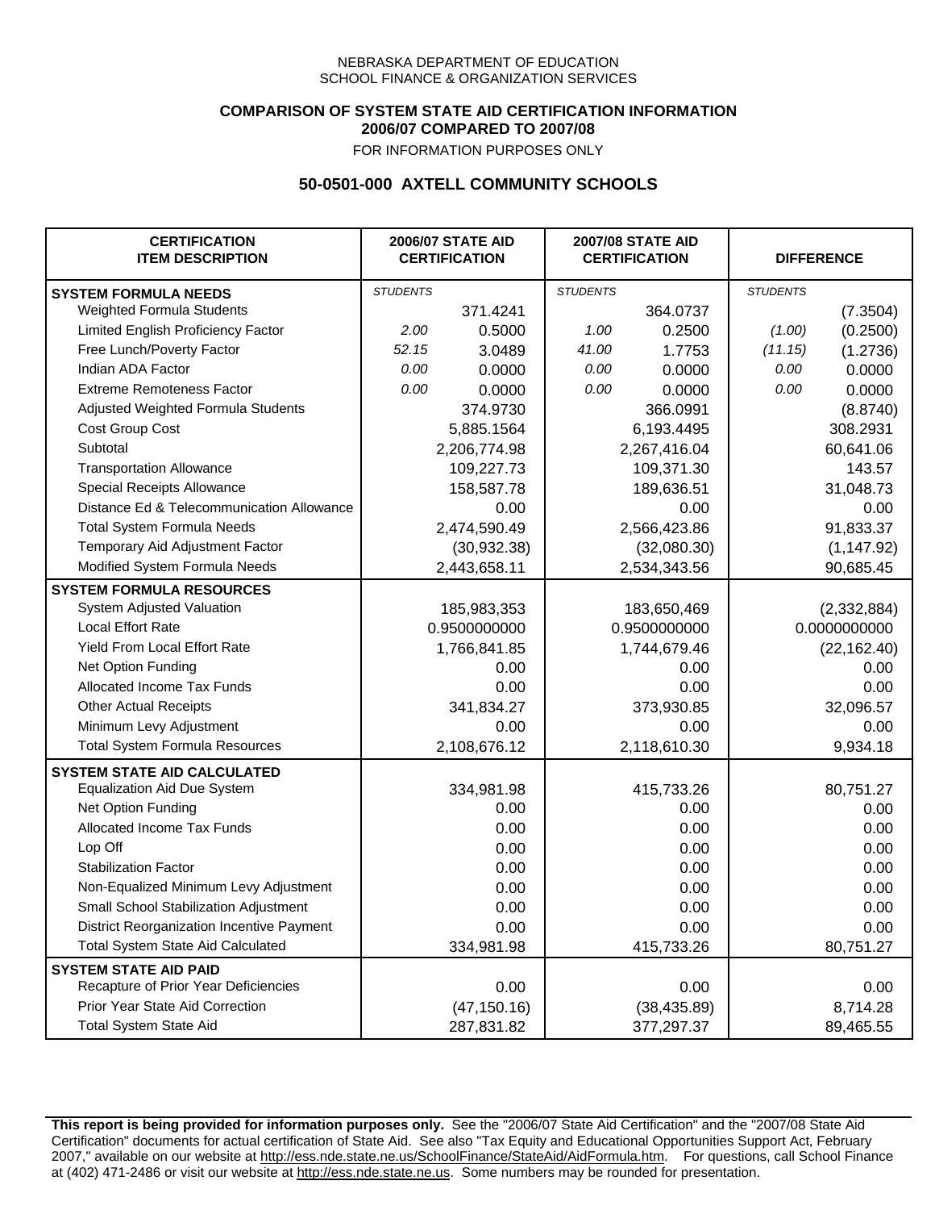NEBRASKA DEPARTMENT OF EDUCATION
SCHOOL FINANCE & ORGANIZATION SERVICES

**COMPARISON OF SYSTEM STATE AID CERTIFICATION INFORMATION**
**2006/07 COMPARED TO 2007/08**
FOR INFORMATION PURPOSES ONLY

## 50-0501-000 AXTELL COMMUNITY SCHOOLS

| CERTIFICATION ITEM DESCRIPTION | 2006/07 STATE AID CERTIFICATION | | 2007/08 STATE AID CERTIFICATION | | DIFFERENCE | |
|---|---|---|---|---|---|---|
| **SYSTEM FORMULA NEEDS** | *STUDENTS* | | *STUDENTS* | | *STUDENTS* | |
| Weighted Formula Students | | 371.4241 | | 364.0737 | | (7.3504) |
| Limited English Proficiency Factor | *2.00* | 0.5000 | *1.00* | 0.2500 | *(1.00)* | (0.2500) |
| Free Lunch/Poverty Factor | *52.15* | 3.0489 | *41.00* | 1.7753 | *(11.15)* | (1.2736) |
| Indian ADA Factor | *0.00* | 0.0000 | *0.00* | 0.0000 | *0.00* | 0.0000 |
| Extreme Remoteness Factor | *0.00* | 0.0000 | *0.00* | 0.0000 | *0.00* | 0.0000 |
| Adjusted Weighted Formula Students | | 374.9730 | | 366.0991 | | (8.8740) |
| Cost Group Cost | | 5,885.1564 | | 6,193.4495 | | 308.2931 |
| Subtotal | | 2,206,774.98 | | 2,267,416.04 | | 60,641.06 |
| Transportation Allowance | | 109,227.73 | | 109,371.30 | | 143.57 |
| Special Receipts Allowance | | 158,587.78 | | 189,636.51 | | 31,048.73 |
| Distance Ed & Telecommunication Allowance | | 0.00 | | 0.00 | | 0.00 |
| Total System Formula Needs | | 2,474,590.49 | | 2,566,423.86 | | 91,833.37 |
| Temporary Aid Adjustment Factor | | (30,932.38) | | (32,080.30) | | (1,147.92) |
| Modified System Formula Needs | | 2,443,658.11 | | 2,534,343.56 | | 90,685.45 |
| **SYSTEM FORMULA RESOURCES** | | | | | | |
| System Adjusted Valuation | | 185,983,353 | | 183,650,469 | | (2,332,884) |
| Local Effort Rate | | 0.9500000000 | | 0.9500000000 | | 0.0000000000 |
| Yield From Local Effort Rate | | 1,766,841.85 | | 1,744,679.46 | | (22,162.40) |
| Net Option Funding | | 0.00 | | 0.00 | | 0.00 |
| Allocated Income Tax Funds | | 0.00 | | 0.00 | | 0.00 |
| Other Actual Receipts | | 341,834.27 | | 373,930.85 | | 32,096.57 |
| Minimum Levy Adjustment | | 0.00 | | 0.00 | | 0.00 |
| Total System Formula Resources | | 2,108,676.12 | | 2,118,610.30 | | 9,934.18 |
| **SYSTEM STATE AID CALCULATED** | | | | | | |
| Equalization Aid Due System | | 334,981.98 | | 415,733.26 | | 80,751.27 |
| Net Option Funding | | 0.00 | | 0.00 | | 0.00 |
| Allocated Income Tax Funds | | 0.00 | | 0.00 | | 0.00 |
| Lop Off | | 0.00 | | 0.00 | | 0.00 |
| Stabilization Factor | | 0.00 | | 0.00 | | 0.00 |
| Non-Equalized Minimum Levy Adjustment | | 0.00 | | 0.00 | | 0.00 |
| Small School Stabilization Adjustment | | 0.00 | | 0.00 | | 0.00 |
| District Reorganization Incentive Payment | | 0.00 | | 0.00 | | 0.00 |
| Total System State Aid Calculated | | 334,981.98 | | 415,733.26 | | 80,751.27 |
| **SYSTEM STATE AID PAID** | | | | | | |
| Recapture of Prior Year Deficiencies | | 0.00 | | 0.00 | | 0.00 |
| Prior Year State Aid Correction | | (47,150.16) | | (38,435.89) | | 8,714.28 |
| Total System State Aid | | 287,831.82 | | 377,297.37 | | 89,465.55 |

**This report is being provided for information purposes only.** See the "2006/07 State Aid Certification" and the "2007/08 State Aid Certification" documents for actual certification of State Aid. See also "Tax Equity and Educational Opportunities Support Act, February 2007," available on our website at http://ess.nde.state.ne.us/SchoolFinance/StateAid/AidFormula.htm. For questions, call School Finance at (402) 471-2486 or visit our website at http://ess.nde.state.ne.us. Some numbers may be rounded for presentation.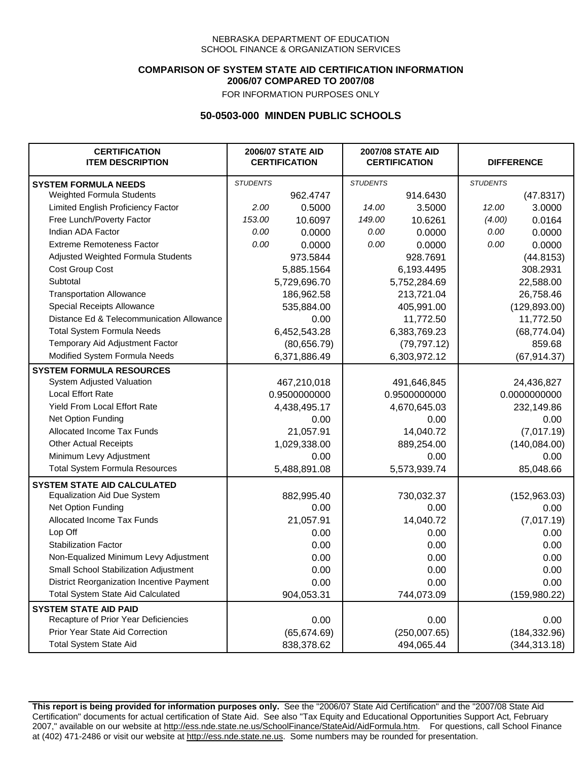NEBRASKA DEPARTMENT OF EDUCATION
SCHOOL FINANCE & ORGANIZATION SERVICES

**COMPARISON OF SYSTEM STATE AID CERTIFICATION INFORMATION**
**2006/07 COMPARED TO 2007/08**
FOR INFORMATION PURPOSES ONLY

## 50-0503-000 MINDEN PUBLIC SCHOOLS

| CERTIFICATION ITEM DESCRIPTION | 2006/07 STATE AID CERTIFICATION | | 2007/08 STATE AID CERTIFICATION | | DIFFERENCE | |
|---|---|---|---|---|---|---|
| **SYSTEM FORMULA NEEDS** | *STUDENTS* | | *STUDENTS* | | *STUDENTS* | |
| Weighted Formula Students | | 962.4747 | | 914.6430 | | (47.8317) |
| Limited English Proficiency Factor | *2.00* | 0.5000 | *14.00* | 3.5000 | *12.00* | 3.0000 |
| Free Lunch/Poverty Factor | *153.00* | 10.6097 | *149.00* | 10.6261 | *(4.00)* | 0.0164 |
| Indian ADA Factor | *0.00* | 0.0000 | *0.00* | 0.0000 | *0.00* | 0.0000 |
| Extreme Remoteness Factor | *0.00* | 0.0000 | *0.00* | 0.0000 | *0.00* | 0.0000 |
| Adjusted Weighted Formula Students | | 973.5844 | | 928.7691 | | (44.8153) |
| Cost Group Cost | | 5,885.1564 | | 6,193.4495 | | 308.2931 |
| Subtotal | | 5,729,696.70 | | 5,752,284.69 | | 22,588.00 |
| Transportation Allowance | | 186,962.58 | | 213,721.04 | | 26,758.46 |
| Special Receipts Allowance | | 535,884.00 | | 405,991.00 | | (129,893.00) |
| Distance Ed & Telecommunication Allowance | | 0.00 | | 11,772.50 | | 11,772.50 |
| Total System Formula Needs | | 6,452,543.28 | | 6,383,769.23 | | (68,774.04) |
| Temporary Aid Adjustment Factor | | (80,656.79) | | (79,797.12) | | 859.68 |
| Modified System Formula Needs | | 6,371,886.49 | | 6,303,972.12 | | (67,914.37) |
| **SYSTEM FORMULA RESOURCES** | | | | | | |
| System Adjusted Valuation | | 467,210,018 | | 491,646,845 | | 24,436,827 |
| Local Effort Rate | | 0.9500000000 | | 0.9500000000 | | 0.0000000000 |
| Yield From Local Effort Rate | | 4,438,495.17 | | 4,670,645.03 | | 232,149.86 |
| Net Option Funding | | 0.00 | | 0.00 | | 0.00 |
| Allocated Income Tax Funds | | 21,057.91 | | 14,040.72 | | (7,017.19) |
| Other Actual Receipts | | 1,029,338.00 | | 889,254.00 | | (140,084.00) |
| Minimum Levy Adjustment | | 0.00 | | 0.00 | | 0.00 |
| Total System Formula Resources | | 5,488,891.08 | | 5,573,939.74 | | 85,048.66 |
| **SYSTEM STATE AID CALCULATED** | | | | | | |
| Equalization Aid Due System | | 882,995.40 | | 730,032.37 | | (152,963.03) |
| Net Option Funding | | 0.00 | | 0.00 | | 0.00 |
| Allocated Income Tax Funds | | 21,057.91 | | 14,040.72 | | (7,017.19) |
| Lop Off | | 0.00 | | 0.00 | | 0.00 |
| Stabilization Factor | | 0.00 | | 0.00 | | 0.00 |
| Non-Equalized Minimum Levy Adjustment | | 0.00 | | 0.00 | | 0.00 |
| Small School Stabilization Adjustment | | 0.00 | | 0.00 | | 0.00 |
| District Reorganization Incentive Payment | | 0.00 | | 0.00 | | 0.00 |
| Total System State Aid Calculated | | 904,053.31 | | 744,073.09 | | (159,980.22) |
| **SYSTEM STATE AID PAID** | | | | | | |
| Recapture of Prior Year Deficiencies | | 0.00 | | 0.00 | | 0.00 |
| Prior Year State Aid Correction | | (65,674.69) | | (250,007.65) | | (184,332.96) |
| Total System State Aid | | 838,378.62 | | 494,065.44 | | (344,313.18) |

**This report is being provided for information purposes only.** See the "2006/07 State Aid Certification" and the "2007/08 State Aid Certification" documents for actual certification of State Aid. See also "Tax Equity and Educational Opportunities Support Act, February 2007," available on our website at http://ess.nde.state.ne.us/SchoolFinance/StateAid/AidFormula.htm. For questions, call School Finance at (402) 471-2486 or visit our website at http://ess.nde.state.ne.us. Some numbers may be rounded for presentation.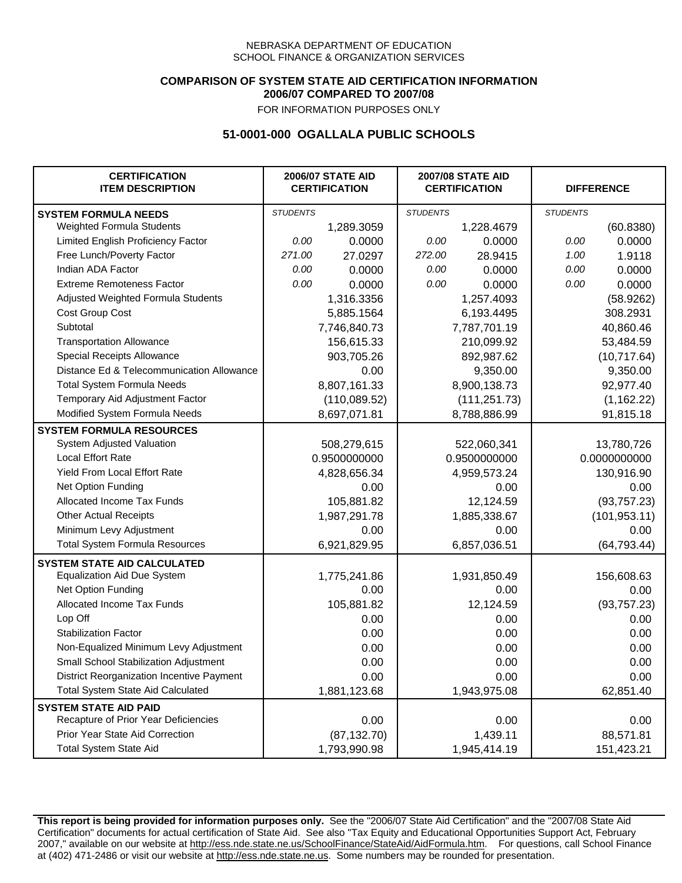NEBRASKA DEPARTMENT OF EDUCATION
SCHOOL FINANCE & ORGANIZATION SERVICES

**COMPARISON OF SYSTEM STATE AID CERTIFICATION INFORMATION**
**2006/07 COMPARED TO 2007/08**
FOR INFORMATION PURPOSES ONLY

## 51-0001-000 OGALLALA PUBLIC SCHOOLS

| CERTIFICATION ITEM DESCRIPTION | 2006/07 STATE AID CERTIFICATION | | 2007/08 STATE AID CERTIFICATION | | DIFFERENCE | |
|---|---|---|---|---|---|---|
| **SYSTEM FORMULA NEEDS** | *STUDENTS* | | *STUDENTS* | | *STUDENTS* | |
| Weighted Formula Students | | 1,289.3059 | | 1,228.4679 | | (60.8380) |
| Limited English Proficiency Factor | *0.00* | 0.0000 | *0.00* | 0.0000 | *0.00* | 0.0000 |
| Free Lunch/Poverty Factor | *271.00* | 27.0297 | *272.00* | 28.9415 | *1.00* | 1.9118 |
| Indian ADA Factor | *0.00* | 0.0000 | *0.00* | 0.0000 | *0.00* | 0.0000 |
| Extreme Remoteness Factor | *0.00* | 0.0000 | *0.00* | 0.0000 | *0.00* | 0.0000 |
| Adjusted Weighted Formula Students | | 1,316.3356 | | 1,257.4093 | | (58.9262) |
| Cost Group Cost | | 5,885.1564 | | 6,193.4495 | | 308.2931 |
| Subtotal | | 7,746,840.73 | | 7,787,701.19 | | 40,860.46 |
| Transportation Allowance | | 156,615.33 | | 210,099.92 | | 53,484.59 |
| Special Receipts Allowance | | 903,705.26 | | 892,987.62 | | (10,717.64) |
| Distance Ed & Telecommunication Allowance | | 0.00 | | 9,350.00 | | 9,350.00 |
| Total System Formula Needs | | 8,807,161.33 | | 8,900,138.73 | | 92,977.40 |
| Temporary Aid Adjustment Factor | | (110,089.52) | | (111,251.73) | | (1,162.22) |
| Modified System Formula Needs | | 8,697,071.81 | | 8,788,886.99 | | 91,815.18 |
| **SYSTEM FORMULA RESOURCES** | | | | | | |
| System Adjusted Valuation | | 508,279,615 | | 522,060,341 | | 13,780,726 |
| Local Effort Rate | | 0.9500000000 | | 0.9500000000 | | 0.0000000000 |
| Yield From Local Effort Rate | | 4,828,656.34 | | 4,959,573.24 | | 130,916.90 |
| Net Option Funding | | 0.00 | | 0.00 | | 0.00 |
| Allocated Income Tax Funds | | 105,881.82 | | 12,124.59 | | (93,757.23) |
| Other Actual Receipts | | 1,987,291.78 | | 1,885,338.67 | | (101,953.11) |
| Minimum Levy Adjustment | | 0.00 | | 0.00 | | 0.00 |
| Total System Formula Resources | | 6,921,829.95 | | 6,857,036.51 | | (64,793.44) |
| **SYSTEM STATE AID CALCULATED** | | | | | | |
| Equalization Aid Due System | | 1,775,241.86 | | 1,931,850.49 | | 156,608.63 |
| Net Option Funding | | 0.00 | | 0.00 | | 0.00 |
| Allocated Income Tax Funds | | 105,881.82 | | 12,124.59 | | (93,757.23) |
| Lop Off | | 0.00 | | 0.00 | | 0.00 |
| Stabilization Factor | | 0.00 | | 0.00 | | 0.00 |
| Non-Equalized Minimum Levy Adjustment | | 0.00 | | 0.00 | | 0.00 |
| Small School Stabilization Adjustment | | 0.00 | | 0.00 | | 0.00 |
| District Reorganization Incentive Payment | | 0.00 | | 0.00 | | 0.00 |
| Total System State Aid Calculated | | 1,881,123.68 | | 1,943,975.08 | | 62,851.40 |
| **SYSTEM STATE AID PAID** | | | | | | |
| Recapture of Prior Year Deficiencies | | 0.00 | | 0.00 | | 0.00 |
| Prior Year State Aid Correction | | (87,132.70) | | 1,439.11 | | 88,571.81 |
| Total System State Aid | | 1,793,990.98 | | 1,945,414.19 | | 151,423.21 |

**This report is being provided for information purposes only.** See the "2006/07 State Aid Certification" and the "2007/08 State Aid Certification" documents for actual certification of State Aid. See also "Tax Equity and Educational Opportunities Support Act, February 2007," available on our website at http://ess.nde.state.ne.us/SchoolFinance/StateAid/AidFormula.htm. For questions, call School Finance at (402) 471-2486 or visit our website at http://ess.nde.state.ne.us. Some numbers may be rounded for presentation.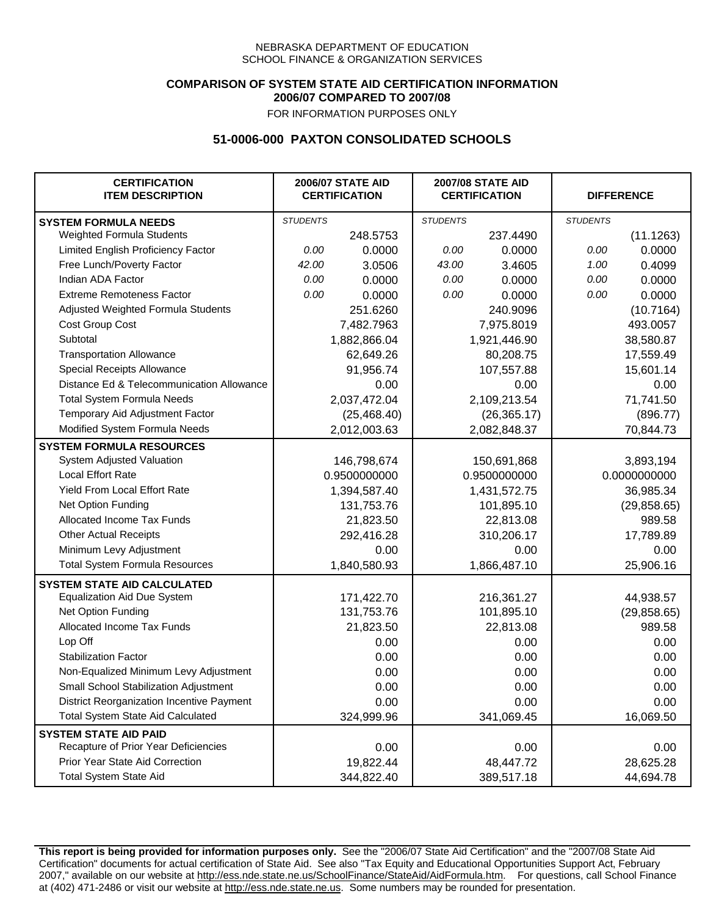NEBRASKA DEPARTMENT OF EDUCATION
SCHOOL FINANCE & ORGANIZATION SERVICES

**COMPARISON OF SYSTEM STATE AID CERTIFICATION INFORMATION**
**2006/07 COMPARED TO 2007/08**
FOR INFORMATION PURPOSES ONLY

## 51-0006-000 PAXTON CONSOLIDATED SCHOOLS

| CERTIFICATION ITEM DESCRIPTION | 2006/07 STATE AID CERTIFICATION | | 2007/08 STATE AID CERTIFICATION | | DIFFERENCE | |
|---|---|---|---|---|---|---|
| **SYSTEM FORMULA NEEDS** | *STUDENTS* | | *STUDENTS* | | *STUDENTS* | |
| Weighted Formula Students | | 248.5753 | | 237.4490 | | (11.1263) |
| Limited English Proficiency Factor | *0.00* | 0.0000 | *0.00* | 0.0000 | *0.00* | 0.0000 |
| Free Lunch/Poverty Factor | *42.00* | 3.0506 | *43.00* | 3.4605 | *1.00* | 0.4099 |
| Indian ADA Factor | *0.00* | 0.0000 | *0.00* | 0.0000 | *0.00* | 0.0000 |
| Extreme Remoteness Factor | *0.00* | 0.0000 | *0.00* | 0.0000 | *0.00* | 0.0000 |
| Adjusted Weighted Formula Students | | 251.6260 | | 240.9096 | | (10.7164) |
| Cost Group Cost | | 7,482.7963 | | 7,975.8019 | | 493.0057 |
| Subtotal | | 1,882,866.04 | | 1,921,446.90 | | 38,580.87 |
| Transportation Allowance | | 62,649.26 | | 80,208.75 | | 17,559.49 |
| Special Receipts Allowance | | 91,956.74 | | 107,557.88 | | 15,601.14 |
| Distance Ed & Telecommunication Allowance | | 0.00 | | 0.00 | | 0.00 |
| Total System Formula Needs | | 2,037,472.04 | | 2,109,213.54 | | 71,741.50 |
| Temporary Aid Adjustment Factor | | (25,468.40) | | (26,365.17) | | (896.77) |
| Modified System Formula Needs | | 2,012,003.63 | | 2,082,848.37 | | 70,844.73 |
| **SYSTEM FORMULA RESOURCES** | | | | | | |
| System Adjusted Valuation | | 146,798,674 | | 150,691,868 | | 3,893,194 |
| Local Effort Rate | | 0.9500000000 | | 0.9500000000 | | 0.0000000000 |
| Yield From Local Effort Rate | | 1,394,587.40 | | 1,431,572.75 | | 36,985.34 |
| Net Option Funding | | 131,753.76 | | 101,895.10 | | (29,858.65) |
| Allocated Income Tax Funds | | 21,823.50 | | 22,813.08 | | 989.58 |
| Other Actual Receipts | | 292,416.28 | | 310,206.17 | | 17,789.89 |
| Minimum Levy Adjustment | | 0.00 | | 0.00 | | 0.00 |
| Total System Formula Resources | | 1,840,580.93 | | 1,866,487.10 | | 25,906.16 |
| **SYSTEM STATE AID CALCULATED** | | | | | | |
| Equalization Aid Due System | | 171,422.70 | | 216,361.27 | | 44,938.57 |
| Net Option Funding | | 131,753.76 | | 101,895.10 | | (29,858.65) |
| Allocated Income Tax Funds | | 21,823.50 | | 22,813.08 | | 989.58 |
| Lop Off | | 0.00 | | 0.00 | | 0.00 |
| Stabilization Factor | | 0.00 | | 0.00 | | 0.00 |
| Non-Equalized Minimum Levy Adjustment | | 0.00 | | 0.00 | | 0.00 |
| Small School Stabilization Adjustment | | 0.00 | | 0.00 | | 0.00 |
| District Reorganization Incentive Payment | | 0.00 | | 0.00 | | 0.00 |
| Total System State Aid Calculated | | 324,999.96 | | 341,069.45 | | 16,069.50 |
| **SYSTEM STATE AID PAID** | | | | | | |
| Recapture of Prior Year Deficiencies | | 0.00 | | 0.00 | | 0.00 |
| Prior Year State Aid Correction | | 19,822.44 | | 48,447.72 | | 28,625.28 |
| Total System State Aid | | 344,822.40 | | 389,517.18 | | 44,694.78 |

**This report is being provided for information purposes only.** See the "2006/07 State Aid Certification" and the "2007/08 State Aid Certification" documents for actual certification of State Aid. See also "Tax Equity and Educational Opportunities Support Act, February 2007," available on our website at http://ess.nde.state.ne.us/SchoolFinance/StateAid/AidFormula.htm. For questions, call School Finance at (402) 471-2486 or visit our website at http://ess.nde.state.ne.us. Some numbers may be rounded for presentation.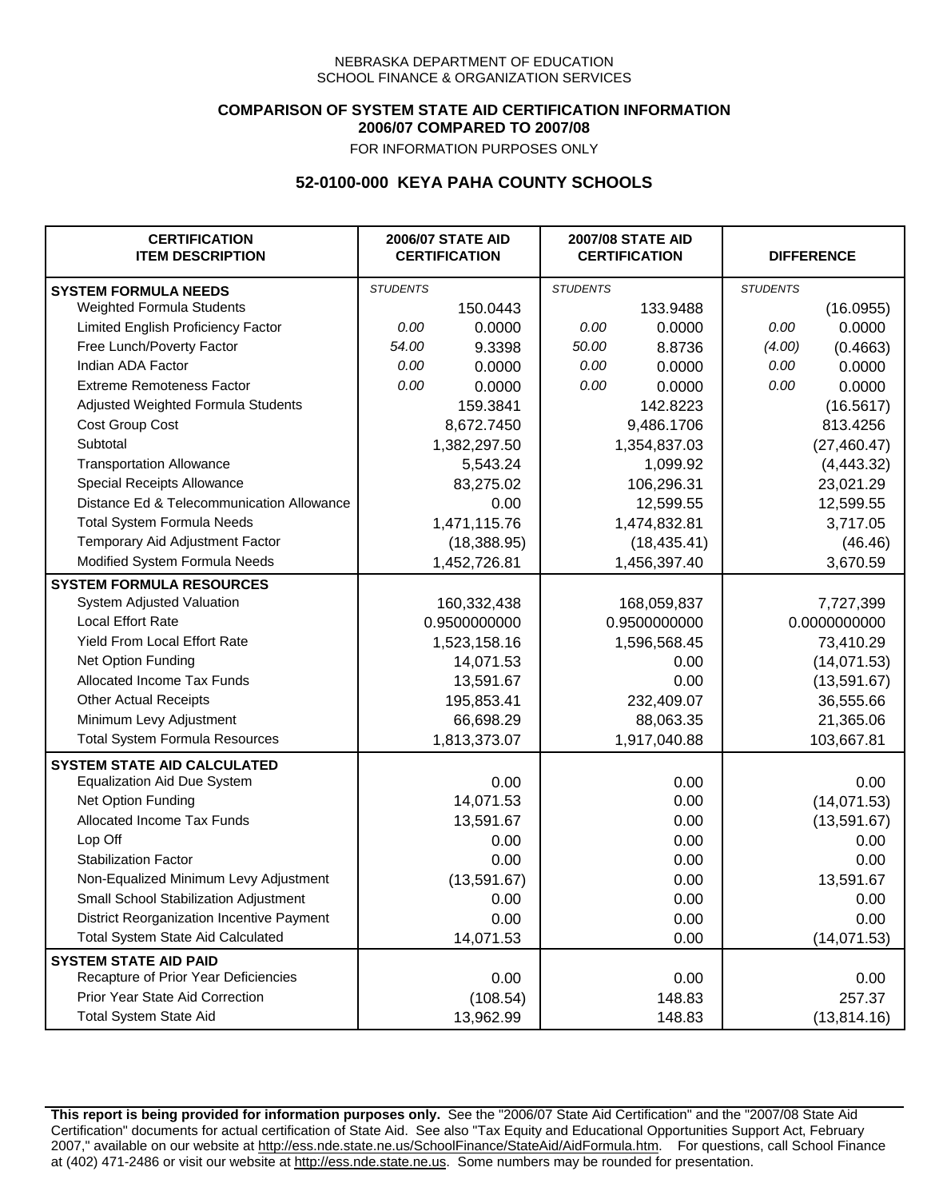NEBRASKA DEPARTMENT OF EDUCATION
SCHOOL FINANCE & ORGANIZATION SERVICES

**COMPARISON OF SYSTEM STATE AID CERTIFICATION INFORMATION**
**2006/07 COMPARED TO 2007/08**
FOR INFORMATION PURPOSES ONLY

## 52-0100-000 KEYA PAHA COUNTY SCHOOLS

| CERTIFICATION ITEM DESCRIPTION | 2006/07 STATE AID CERTIFICATION | | 2007/08 STATE AID CERTIFICATION | | DIFFERENCE | |
|---|---|---|---|---|---|---|
| **SYSTEM FORMULA NEEDS** | *STUDENTS* | | *STUDENTS* | | *STUDENTS* | |
| Weighted Formula Students | | 150.0443 | | 133.9488 | | (16.0955) |
| Limited English Proficiency Factor | *0.00* | 0.0000 | *0.00* | 0.0000 | *0.00* | 0.0000 |
| Free Lunch/Poverty Factor | *54.00* | 9.3398 | *50.00* | 8.8736 | *(4.00)* | (0.4663) |
| Indian ADA Factor | *0.00* | 0.0000 | *0.00* | 0.0000 | *0.00* | 0.0000 |
| Extreme Remoteness Factor | *0.00* | 0.0000 | *0.00* | 0.0000 | *0.00* | 0.0000 |
| Adjusted Weighted Formula Students | | 159.3841 | | 142.8223 | | (16.5617) |
| Cost Group Cost | | 8,672.7450 | | 9,486.1706 | | 813.4256 |
| Subtotal | | 1,382,297.50 | | 1,354,837.03 | | (27,460.47) |
| Transportation Allowance | | 5,543.24 | | 1,099.92 | | (4,443.32) |
| Special Receipts Allowance | | 83,275.02 | | 106,296.31 | | 23,021.29 |
| Distance Ed & Telecommunication Allowance | | 0.00 | | 12,599.55 | | 12,599.55 |
| Total System Formula Needs | | 1,471,115.76 | | 1,474,832.81 | | 3,717.05 |
| Temporary Aid Adjustment Factor | | (18,388.95) | | (18,435.41) | | (46.46) |
| Modified System Formula Needs | | 1,452,726.81 | | 1,456,397.40 | | 3,670.59 |
| **SYSTEM FORMULA RESOURCES** | | | | | | |
| System Adjusted Valuation | | 160,332,438 | | 168,059,837 | | 7,727,399 |
| Local Effort Rate | | 0.9500000000 | | 0.9500000000 | | 0.0000000000 |
| Yield From Local Effort Rate | | 1,523,158.16 | | 1,596,568.45 | | 73,410.29 |
| Net Option Funding | | 14,071.53 | | 0.00 | | (14,071.53) |
| Allocated Income Tax Funds | | 13,591.67 | | 0.00 | | (13,591.67) |
| Other Actual Receipts | | 195,853.41 | | 232,409.07 | | 36,555.66 |
| Minimum Levy Adjustment | | 66,698.29 | | 88,063.35 | | 21,365.06 |
| Total System Formula Resources | | 1,813,373.07 | | 1,917,040.88 | | 103,667.81 |
| **SYSTEM STATE AID CALCULATED** | | | | | | |
| Equalization Aid Due System | | 0.00 | | 0.00 | | 0.00 |
| Net Option Funding | | 14,071.53 | | 0.00 | | (14,071.53) |
| Allocated Income Tax Funds | | 13,591.67 | | 0.00 | | (13,591.67) |
| Lop Off | | 0.00 | | 0.00 | | 0.00 |
| Stabilization Factor | | 0.00 | | 0.00 | | 0.00 |
| Non-Equalized Minimum Levy Adjustment | | (13,591.67) | | 0.00 | | 13,591.67 |
| Small School Stabilization Adjustment | | 0.00 | | 0.00 | | 0.00 |
| District Reorganization Incentive Payment | | 0.00 | | 0.00 | | 0.00 |
| Total System State Aid Calculated | | 14,071.53 | | 0.00 | | (14,071.53) |
| **SYSTEM STATE AID PAID** | | | | | | |
| Recapture of Prior Year Deficiencies | | 0.00 | | 0.00 | | 0.00 |
| Prior Year State Aid Correction | | (108.54) | | 148.83 | | 257.37 |
| Total System State Aid | | 13,962.99 | | 148.83 | | (13,814.16) |

**This report is being provided for information purposes only.** See the "2006/07 State Aid Certification" and the "2007/08 State Aid Certification" documents for actual certification of State Aid. See also "Tax Equity and Educational Opportunities Support Act, February 2007," available on our website at http://ess.nde.state.ne.us/SchoolFinance/StateAid/AidFormula.htm. For questions, call School Finance at (402) 471-2486 or visit our website at http://ess.nde.state.ne.us. Some numbers may be rounded for presentation.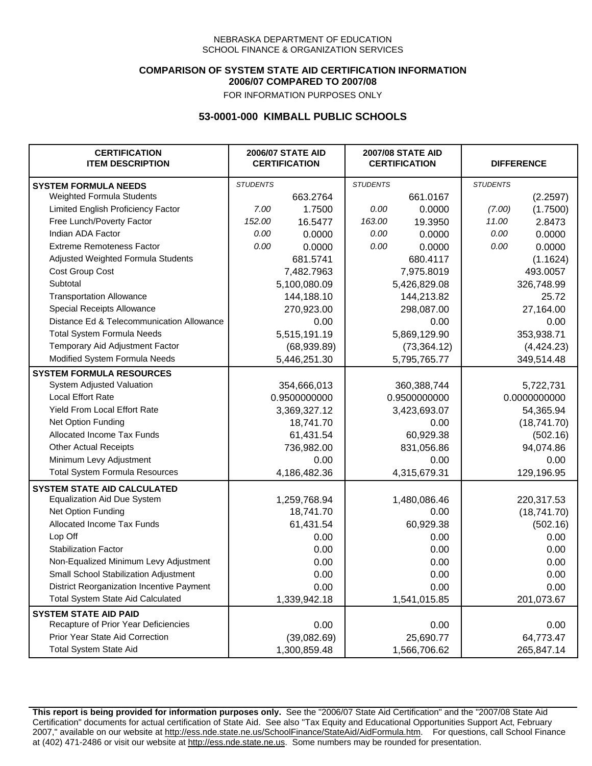NEBRASKA DEPARTMENT OF EDUCATION
SCHOOL FINANCE & ORGANIZATION SERVICES

**COMPARISON OF SYSTEM STATE AID CERTIFICATION INFORMATION**
**2006/07 COMPARED TO 2007/08**
FOR INFORMATION PURPOSES ONLY

## 53-0001-000 KIMBALL PUBLIC SCHOOLS

| CERTIFICATION ITEM DESCRIPTION | 2006/07 STATE AID CERTIFICATION | | 2007/08 STATE AID CERTIFICATION | | DIFFERENCE | |
|---|---|---|---|---|---|---|
| **SYSTEM FORMULA NEEDS** | *STUDENTS* | | *STUDENTS* | | *STUDENTS* | |
| Weighted Formula Students | | 663.2764 | | 661.0167 | | (2.2597) |
| Limited English Proficiency Factor | *7.00* | 1.7500 | *0.00* | 0.0000 | *(7.00)* | (1.7500) |
| Free Lunch/Poverty Factor | *152.00* | 16.5477 | *163.00* | 19.3950 | *11.00* | 2.8473 |
| Indian ADA Factor | *0.00* | 0.0000 | *0.00* | 0.0000 | *0.00* | 0.0000 |
| Extreme Remoteness Factor | *0.00* | 0.0000 | *0.00* | 0.0000 | *0.00* | 0.0000 |
| Adjusted Weighted Formula Students | | 681.5741 | | 680.4117 | | (1.1624) |
| Cost Group Cost | | 7,482.7963 | | 7,975.8019 | | 493.0057 |
| Subtotal | | 5,100,080.09 | | 5,426,829.08 | | 326,748.99 |
| Transportation Allowance | | 144,188.10 | | 144,213.82 | | 25.72 |
| Special Receipts Allowance | | 270,923.00 | | 298,087.00 | | 27,164.00 |
| Distance Ed & Telecommunication Allowance | | 0.00 | | 0.00 | | 0.00 |
| Total System Formula Needs | | 5,515,191.19 | | 5,869,129.90 | | 353,938.71 |
| Temporary Aid Adjustment Factor | | (68,939.89) | | (73,364.12) | | (4,424.23) |
| Modified System Formula Needs | | 5,446,251.30 | | 5,795,765.77 | | 349,514.48 |
| **SYSTEM FORMULA RESOURCES** | | | | | | |
| System Adjusted Valuation | | 354,666,013 | | 360,388,744 | | 5,722,731 |
| Local Effort Rate | | 0.9500000000 | | 0.9500000000 | | 0.0000000000 |
| Yield From Local Effort Rate | | 3,369,327.12 | | 3,423,693.07 | | 54,365.94 |
| Net Option Funding | | 18,741.70 | | 0.00 | | (18,741.70) |
| Allocated Income Tax Funds | | 61,431.54 | | 60,929.38 | | (502.16) |
| Other Actual Receipts | | 736,982.00 | | 831,056.86 | | 94,074.86 |
| Minimum Levy Adjustment | | 0.00 | | 0.00 | | 0.00 |
| Total System Formula Resources | | 4,186,482.36 | | 4,315,679.31 | | 129,196.95 |
| **SYSTEM STATE AID CALCULATED** | | | | | | |
| Equalization Aid Due System | | 1,259,768.94 | | 1,480,086.46 | | 220,317.53 |
| Net Option Funding | | 18,741.70 | | 0.00 | | (18,741.70) |
| Allocated Income Tax Funds | | 61,431.54 | | 60,929.38 | | (502.16) |
| Lop Off | | 0.00 | | 0.00 | | 0.00 |
| Stabilization Factor | | 0.00 | | 0.00 | | 0.00 |
| Non-Equalized Minimum Levy Adjustment | | 0.00 | | 0.00 | | 0.00 |
| Small School Stabilization Adjustment | | 0.00 | | 0.00 | | 0.00 |
| District Reorganization Incentive Payment | | 0.00 | | 0.00 | | 0.00 |
| Total System State Aid Calculated | | 1,339,942.18 | | 1,541,015.85 | | 201,073.67 |
| **SYSTEM STATE AID PAID** | | | | | | |
| Recapture of Prior Year Deficiencies | | 0.00 | | 0.00 | | 0.00 |
| Prior Year State Aid Correction | | (39,082.69) | | 25,690.77 | | 64,773.47 |
| Total System State Aid | | 1,300,859.48 | | 1,566,706.62 | | 265,847.14 |

**This report is being provided for information purposes only.** See the "2006/07 State Aid Certification" and the "2007/08 State Aid Certification" documents for actual certification of State Aid. See also "Tax Equity and Educational Opportunities Support Act, February 2007," available on our website at http://ess.nde.state.ne.us/SchoolFinance/StateAid/AidFormula.htm. For questions, call School Finance at (402) 471-2486 or visit our website at http://ess.nde.state.ne.us. Some numbers may be rounded for presentation.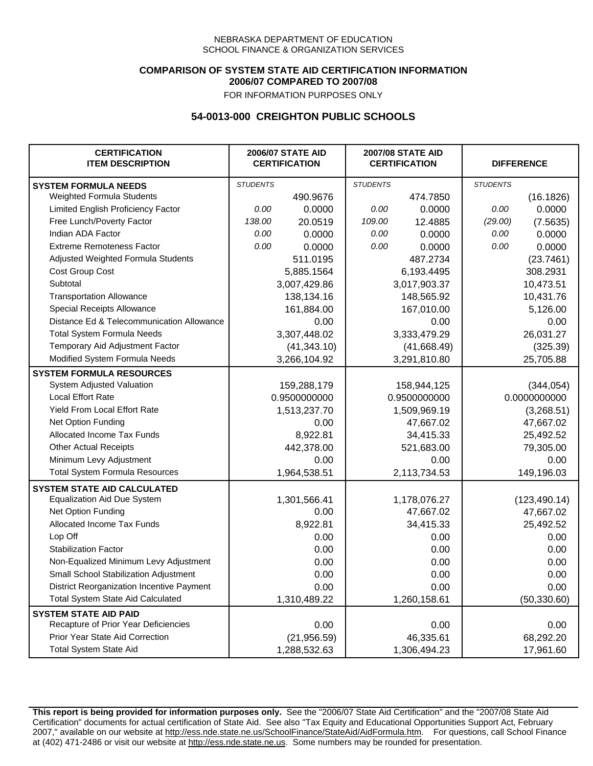NEBRASKA DEPARTMENT OF EDUCATION
SCHOOL FINANCE & ORGANIZATION SERVICES

**COMPARISON OF SYSTEM STATE AID CERTIFICATION INFORMATION**
**2006/07 COMPARED TO 2007/08**
FOR INFORMATION PURPOSES ONLY

## 54-0013-000 CREIGHTON PUBLIC SCHOOLS

| CERTIFICATION ITEM DESCRIPTION | 2006/07 STATE AID CERTIFICATION | | 2007/08 STATE AID CERTIFICATION | | DIFFERENCE | |
|---|---|---|---|---|---|---|
| **SYSTEM FORMULA NEEDS** | *STUDENTS* | | *STUDENTS* | | *STUDENTS* | |
| Weighted Formula Students | | 490.9676 | | 474.7850 | | (16.1826) |
| Limited English Proficiency Factor | *0.00* | 0.0000 | *0.00* | 0.0000 | *0.00* | 0.0000 |
| Free Lunch/Poverty Factor | *138.00* | 20.0519 | *109.00* | 12.4885 | *(29.00)* | (7.5635) |
| Indian ADA Factor | *0.00* | 0.0000 | *0.00* | 0.0000 | *0.00* | 0.0000 |
| Extreme Remoteness Factor | *0.00* | 0.0000 | *0.00* | 0.0000 | *0.00* | 0.0000 |
| Adjusted Weighted Formula Students | | 511.0195 | | 487.2734 | | (23.7461) |
| Cost Group Cost | | 5,885.1564 | | 6,193.4495 | | 308.2931 |
| Subtotal | | 3,007,429.86 | | 3,017,903.37 | | 10,473.51 |
| Transportation Allowance | | 138,134.16 | | 148,565.92 | | 10,431.76 |
| Special Receipts Allowance | | 161,884.00 | | 167,010.00 | | 5,126.00 |
| Distance Ed & Telecommunication Allowance | | 0.00 | | 0.00 | | 0.00 |
| Total System Formula Needs | | 3,307,448.02 | | 3,333,479.29 | | 26,031.27 |
| Temporary Aid Adjustment Factor | | (41,343.10) | | (41,668.49) | | (325.39) |
| Modified System Formula Needs | | 3,266,104.92 | | 3,291,810.80 | | 25,705.88 |
| **SYSTEM FORMULA RESOURCES** | | | | | | |
| System Adjusted Valuation | | 159,288,179 | | 158,944,125 | | (344,054) |
| Local Effort Rate | | 0.9500000000 | | 0.9500000000 | | 0.0000000000 |
| Yield From Local Effort Rate | | 1,513,237.70 | | 1,509,969.19 | | (3,268.51) |
| Net Option Funding | | 0.00 | | 47,667.02 | | 47,667.02 |
| Allocated Income Tax Funds | | 8,922.81 | | 34,415.33 | | 25,492.52 |
| Other Actual Receipts | | 442,378.00 | | 521,683.00 | | 79,305.00 |
| Minimum Levy Adjustment | | 0.00 | | 0.00 | | 0.00 |
| Total System Formula Resources | | 1,964,538.51 | | 2,113,734.53 | | 149,196.03 |
| **SYSTEM STATE AID CALCULATED** | | | | | | |
| Equalization Aid Due System | | 1,301,566.41 | | 1,178,076.27 | | (123,490.14) |
| Net Option Funding | | 0.00 | | 47,667.02 | | 47,667.02 |
| Allocated Income Tax Funds | | 8,922.81 | | 34,415.33 | | 25,492.52 |
| Lop Off | | 0.00 | | 0.00 | | 0.00 |
| Stabilization Factor | | 0.00 | | 0.00 | | 0.00 |
| Non-Equalized Minimum Levy Adjustment | | 0.00 | | 0.00 | | 0.00 |
| Small School Stabilization Adjustment | | 0.00 | | 0.00 | | 0.00 |
| District Reorganization Incentive Payment | | 0.00 | | 0.00 | | 0.00 |
| Total System State Aid Calculated | | 1,310,489.22 | | 1,260,158.61 | | (50,330.60) |
| **SYSTEM STATE AID PAID** | | | | | | |
| Recapture of Prior Year Deficiencies | | 0.00 | | 0.00 | | 0.00 |
| Prior Year State Aid Correction | | (21,956.59) | | 46,335.61 | | 68,292.20 |
| Total System State Aid | | 1,288,532.63 | | 1,306,494.23 | | 17,961.60 |

**This report is being provided for information purposes only.** See the "2006/07 State Aid Certification" and the "2007/08 State Aid Certification" documents for actual certification of State Aid. See also "Tax Equity and Educational Opportunities Support Act, February 2007," available on our website at http://ess.nde.state.ne.us/SchoolFinance/StateAid/AidFormula.htm. For questions, call School Finance at (402) 471-2486 or visit our website at http://ess.nde.state.ne.us. Some numbers may be rounded for presentation.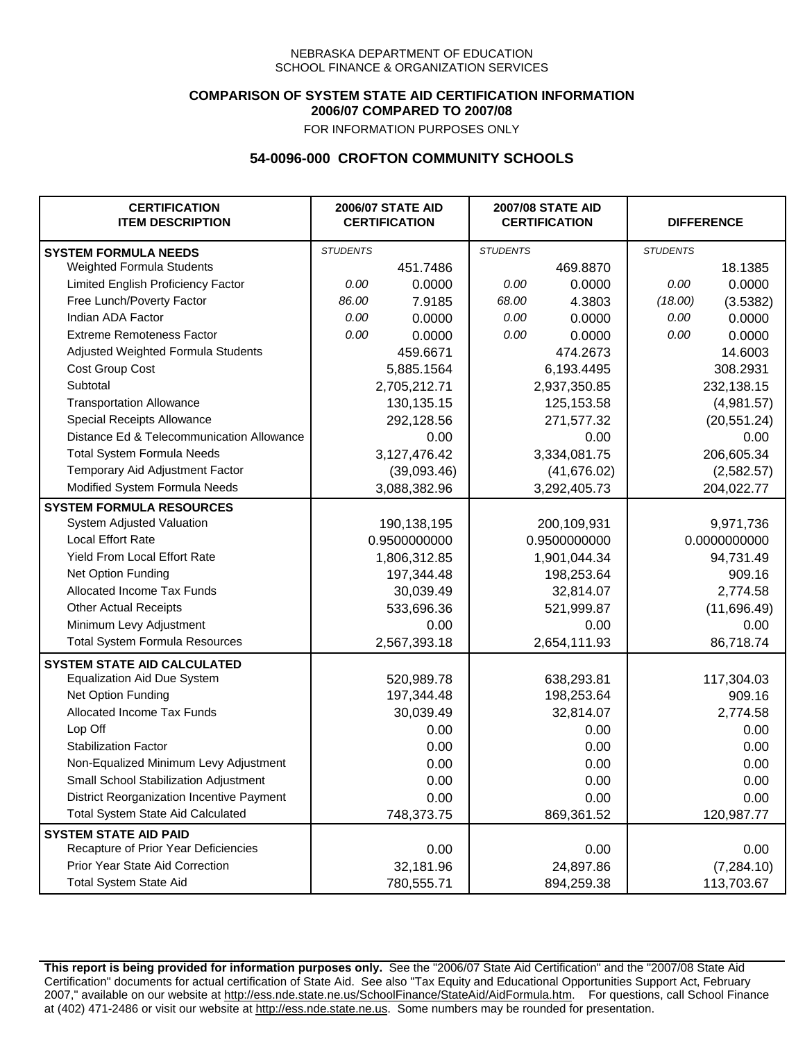NEBRASKA DEPARTMENT OF EDUCATION
SCHOOL FINANCE & ORGANIZATION SERVICES

**COMPARISON OF SYSTEM STATE AID CERTIFICATION INFORMATION**
**2006/07 COMPARED TO 2007/08**
FOR INFORMATION PURPOSES ONLY

## 54-0096-000 CROFTON COMMUNITY SCHOOLS

| CERTIFICATION ITEM DESCRIPTION | 2006/07 STATE AID CERTIFICATION | | 2007/08 STATE AID CERTIFICATION | | DIFFERENCE | |
|---|---|---|---|---|---|---|
| **SYSTEM FORMULA NEEDS** | *STUDENTS* | | *STUDENTS* | | *STUDENTS* | |
| Weighted Formula Students | | 451.7486 | | 469.8870 | | 18.1385 |
| Limited English Proficiency Factor | *0.00* | 0.0000 | *0.00* | 0.0000 | *0.00* | 0.0000 |
| Free Lunch/Poverty Factor | *86.00* | 7.9185 | *68.00* | 4.3803 | *(18.00)* | (3.5382) |
| Indian ADA Factor | *0.00* | 0.0000 | *0.00* | 0.0000 | *0.00* | 0.0000 |
| Extreme Remoteness Factor | *0.00* | 0.0000 | *0.00* | 0.0000 | *0.00* | 0.0000 |
| Adjusted Weighted Formula Students | | 459.6671 | | 474.2673 | | 14.6003 |
| Cost Group Cost | | 5,885.1564 | | 6,193.4495 | | 308.2931 |
| Subtotal | | 2,705,212.71 | | 2,937,350.85 | | 232,138.15 |
| Transportation Allowance | | 130,135.15 | | 125,153.58 | | (4,981.57) |
| Special Receipts Allowance | | 292,128.56 | | 271,577.32 | | (20,551.24) |
| Distance Ed & Telecommunication Allowance | | 0.00 | | 0.00 | | 0.00 |
| Total System Formula Needs | | 3,127,476.42 | | 3,334,081.75 | | 206,605.34 |
| Temporary Aid Adjustment Factor | | (39,093.46) | | (41,676.02) | | (2,582.57) |
| Modified System Formula Needs | | 3,088,382.96 | | 3,292,405.73 | | 204,022.77 |
| **SYSTEM FORMULA RESOURCES** | | | | | | |
| System Adjusted Valuation | | 190,138,195 | | 200,109,931 | | 9,971,736 |
| Local Effort Rate | | 0.9500000000 | | 0.9500000000 | | 0.0000000000 |
| Yield From Local Effort Rate | | 1,806,312.85 | | 1,901,044.34 | | 94,731.49 |
| Net Option Funding | | 197,344.48 | | 198,253.64 | | 909.16 |
| Allocated Income Tax Funds | | 30,039.49 | | 32,814.07 | | 2,774.58 |
| Other Actual Receipts | | 533,696.36 | | 521,999.87 | | (11,696.49) |
| Minimum Levy Adjustment | | 0.00 | | 0.00 | | 0.00 |
| Total System Formula Resources | | 2,567,393.18 | | 2,654,111.93 | | 86,718.74 |
| **SYSTEM STATE AID CALCULATED** | | | | | | |
| Equalization Aid Due System | | 520,989.78 | | 638,293.81 | | 117,304.03 |
| Net Option Funding | | 197,344.48 | | 198,253.64 | | 909.16 |
| Allocated Income Tax Funds | | 30,039.49 | | 32,814.07 | | 2,774.58 |
| Lop Off | | 0.00 | | 0.00 | | 0.00 |
| Stabilization Factor | | 0.00 | | 0.00 | | 0.00 |
| Non-Equalized Minimum Levy Adjustment | | 0.00 | | 0.00 | | 0.00 |
| Small School Stabilization Adjustment | | 0.00 | | 0.00 | | 0.00 |
| District Reorganization Incentive Payment | | 0.00 | | 0.00 | | 0.00 |
| Total System State Aid Calculated | | 748,373.75 | | 869,361.52 | | 120,987.77 |
| **SYSTEM STATE AID PAID** | | | | | | |
| Recapture of Prior Year Deficiencies | | 0.00 | | 0.00 | | 0.00 |
| Prior Year State Aid Correction | | 32,181.96 | | 24,897.86 | | (7,284.10) |
| Total System State Aid | | 780,555.71 | | 894,259.38 | | 113,703.67 |

**This report is being provided for information purposes only.** See the "2006/07 State Aid Certification" and the "2007/08 State Aid Certification" documents for actual certification of State Aid. See also "Tax Equity and Educational Opportunities Support Act, February 2007," available on our website at http://ess.nde.state.ne.us/SchoolFinance/StateAid/AidFormula.htm. For questions, call School Finance at (402) 471-2486 or visit our website at http://ess.nde.state.ne.us. Some numbers may be rounded for presentation.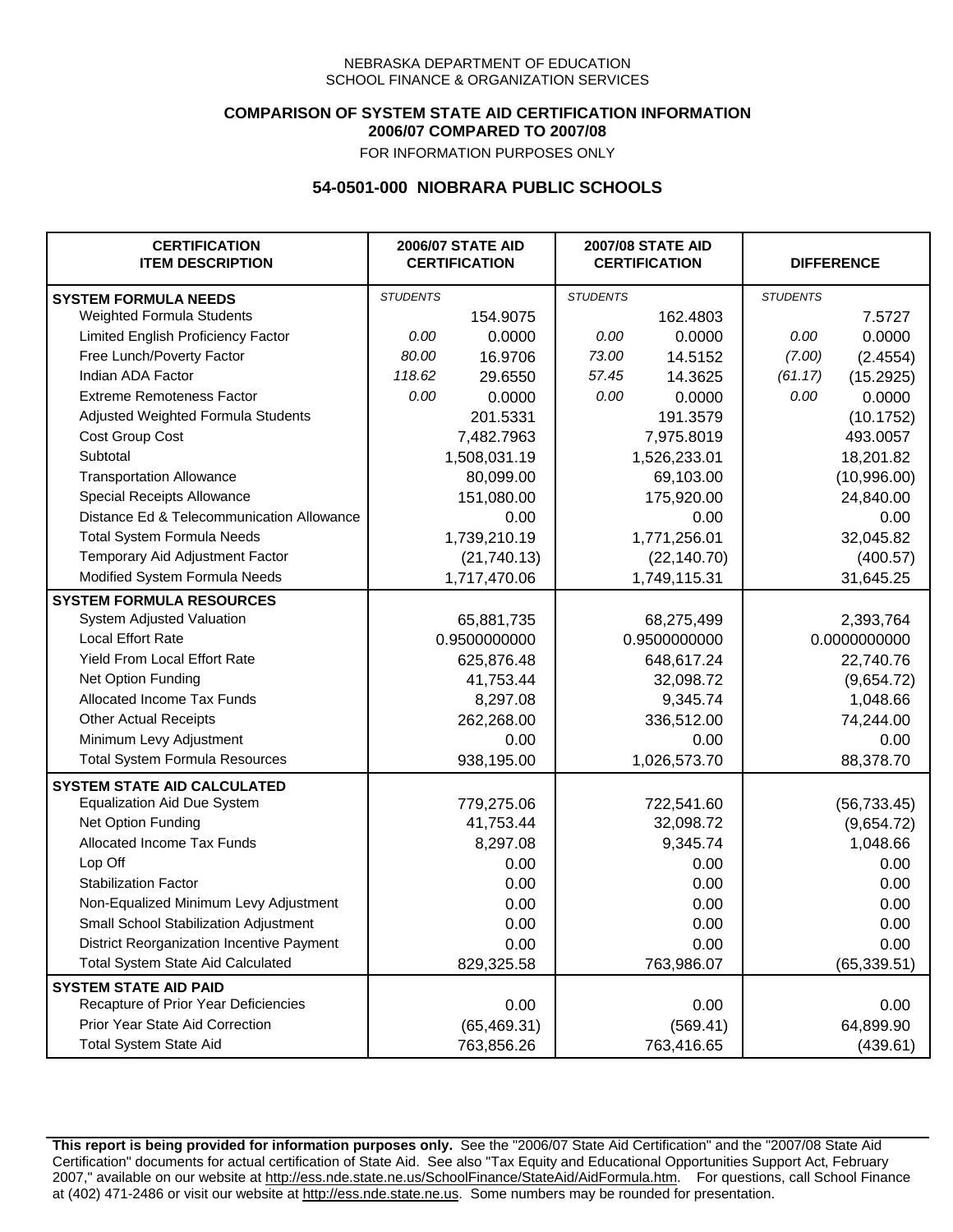NEBRASKA DEPARTMENT OF EDUCATION
SCHOOL FINANCE & ORGANIZATION SERVICES

**COMPARISON OF SYSTEM STATE AID CERTIFICATION INFORMATION**
**2006/07 COMPARED TO 2007/08**
FOR INFORMATION PURPOSES ONLY

## 54-0501-000 NIOBRARA PUBLIC SCHOOLS

| CERTIFICATION ITEM DESCRIPTION | 2006/07 STATE AID CERTIFICATION | | 2007/08 STATE AID CERTIFICATION | | DIFFERENCE | |
|---|---|---|---|---|---|---|
| **SYSTEM FORMULA NEEDS** | *STUDENTS* | | *STUDENTS* | | *STUDENTS* | |
| Weighted Formula Students | | 154.9075 | | 162.4803 | | 7.5727 |
| Limited English Proficiency Factor | *0.00* | 0.0000 | *0.00* | 0.0000 | *0.00* | 0.0000 |
| Free Lunch/Poverty Factor | *80.00* | 16.9706 | *73.00* | 14.5152 | *(7.00)* | (2.4554) |
| Indian ADA Factor | *118.62* | 29.6550 | *57.45* | 14.3625 | *(61.17)* | (15.2925) |
| Extreme Remoteness Factor | *0.00* | 0.0000 | *0.00* | 0.0000 | *0.00* | 0.0000 |
| Adjusted Weighted Formula Students | | 201.5331 | | 191.3579 | | (10.1752) |
| Cost Group Cost | | 7,482.7963 | | 7,975.8019 | | 493.0057 |
| Subtotal | | 1,508,031.19 | | 1,526,233.01 | | 18,201.82 |
| Transportation Allowance | | 80,099.00 | | 69,103.00 | | (10,996.00) |
| Special Receipts Allowance | | 151,080.00 | | 175,920.00 | | 24,840.00 |
| Distance Ed & Telecommunication Allowance | | 0.00 | | 0.00 | | 0.00 |
| Total System Formula Needs | | 1,739,210.19 | | 1,771,256.01 | | 32,045.82 |
| Temporary Aid Adjustment Factor | | (21,740.13) | | (22,140.70) | | (400.57) |
| Modified System Formula Needs | | 1,717,470.06 | | 1,749,115.31 | | 31,645.25 |
| **SYSTEM FORMULA RESOURCES** | | | | | | |
| System Adjusted Valuation | | 65,881,735 | | 68,275,499 | | 2,393,764 |
| Local Effort Rate | | 0.9500000000 | | 0.9500000000 | | 0.0000000000 |
| Yield From Local Effort Rate | | 625,876.48 | | 648,617.24 | | 22,740.76 |
| Net Option Funding | | 41,753.44 | | 32,098.72 | | (9,654.72) |
| Allocated Income Tax Funds | | 8,297.08 | | 9,345.74 | | 1,048.66 |
| Other Actual Receipts | | 262,268.00 | | 336,512.00 | | 74,244.00 |
| Minimum Levy Adjustment | | 0.00 | | 0.00 | | 0.00 |
| Total System Formula Resources | | 938,195.00 | | 1,026,573.70 | | 88,378.70 |
| **SYSTEM STATE AID CALCULATED** | | | | | | |
| Equalization Aid Due System | | 779,275.06 | | 722,541.60 | | (56,733.45) |
| Net Option Funding | | 41,753.44 | | 32,098.72 | | (9,654.72) |
| Allocated Income Tax Funds | | 8,297.08 | | 9,345.74 | | 1,048.66 |
| Lop Off | | 0.00 | | 0.00 | | 0.00 |
| Stabilization Factor | | 0.00 | | 0.00 | | 0.00 |
| Non-Equalized Minimum Levy Adjustment | | 0.00 | | 0.00 | | 0.00 |
| Small School Stabilization Adjustment | | 0.00 | | 0.00 | | 0.00 |
| District Reorganization Incentive Payment | | 0.00 | | 0.00 | | 0.00 |
| Total System State Aid Calculated | | 829,325.58 | | 763,986.07 | | (65,339.51) |
| **SYSTEM STATE AID PAID** | | | | | | |
| Recapture of Prior Year Deficiencies | | 0.00 | | 0.00 | | 0.00 |
| Prior Year State Aid Correction | | (65,469.31) | | (569.41) | | 64,899.90 |
| Total System State Aid | | 763,856.26 | | 763,416.65 | | (439.61) |

**This report is being provided for information purposes only.** See the "2006/07 State Aid Certification" and the "2007/08 State Aid Certification" documents for actual certification of State Aid. See also "Tax Equity and Educational Opportunities Support Act, February 2007," available on our website at http://ess.nde.state.ne.us/SchoolFinance/StateAid/AidFormula.htm. For questions, call School Finance at (402) 471-2486 or visit our website at http://ess.nde.state.ne.us. Some numbers may be rounded for presentation.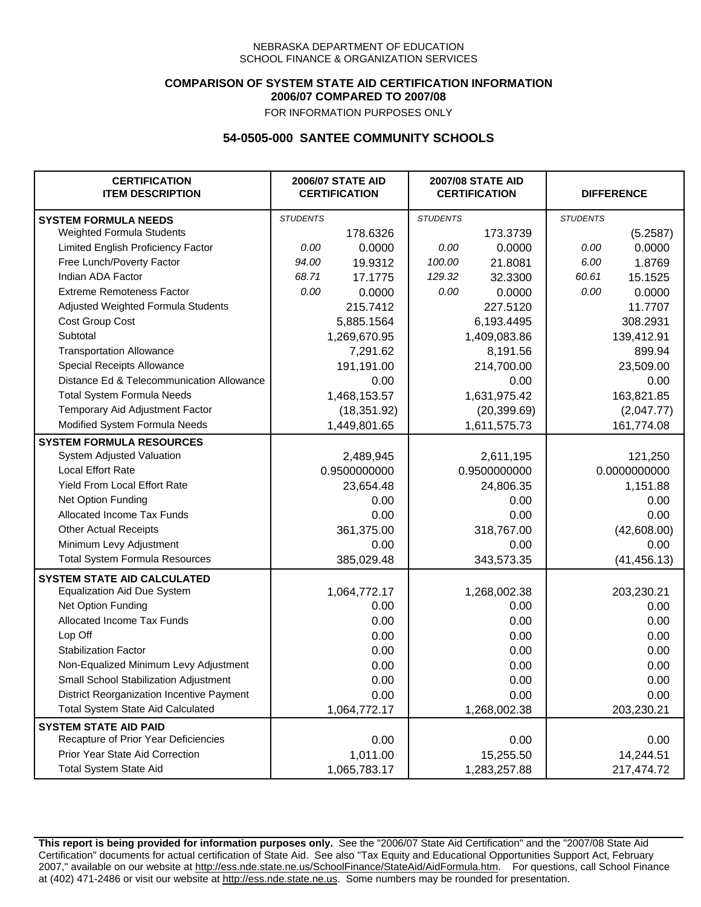NEBRASKA DEPARTMENT OF EDUCATION
SCHOOL FINANCE & ORGANIZATION SERVICES

**COMPARISON OF SYSTEM STATE AID CERTIFICATION INFORMATION**
**2006/07 COMPARED TO 2007/08**
FOR INFORMATION PURPOSES ONLY

## 54-0505-000 SANTEE COMMUNITY SCHOOLS

| CERTIFICATION ITEM DESCRIPTION | 2006/07 STATE AID CERTIFICATION | | 2007/08 STATE AID CERTIFICATION | | DIFFERENCE | |
|---|---|---|---|---|---|---|
| **SYSTEM FORMULA NEEDS** | *STUDENTS* | | *STUDENTS* | | *STUDENTS* | |
| Weighted Formula Students | | 178.6326 | | 173.3739 | | (5.2587) |
| Limited English Proficiency Factor | *0.00* | 0.0000 | *0.00* | 0.0000 | *0.00* | 0.0000 |
| Free Lunch/Poverty Factor | *94.00* | 19.9312 | *100.00* | 21.8081 | *6.00* | 1.8769 |
| Indian ADA Factor | *68.71* | 17.1775 | *129.32* | 32.3300 | *60.61* | 15.1525 |
| Extreme Remoteness Factor | *0.00* | 0.0000 | *0.00* | 0.0000 | *0.00* | 0.0000 |
| Adjusted Weighted Formula Students | | 215.7412 | | 227.5120 | | 11.7707 |
| Cost Group Cost | | 5,885.1564 | | 6,193.4495 | | 308.2931 |
| Subtotal | | 1,269,670.95 | | 1,409,083.86 | | 139,412.91 |
| Transportation Allowance | | 7,291.62 | | 8,191.56 | | 899.94 |
| Special Receipts Allowance | | 191,191.00 | | 214,700.00 | | 23,509.00 |
| Distance Ed & Telecommunication Allowance | | 0.00 | | 0.00 | | 0.00 |
| Total System Formula Needs | | 1,468,153.57 | | 1,631,975.42 | | 163,821.85 |
| Temporary Aid Adjustment Factor | | (18,351.92) | | (20,399.69) | | (2,047.77) |
| Modified System Formula Needs | | 1,449,801.65 | | 1,611,575.73 | | 161,774.08 |
| **SYSTEM FORMULA RESOURCES** | | | | | | |
| System Adjusted Valuation | | 2,489,945 | | 2,611,195 | | 121,250 |
| Local Effort Rate | | 0.9500000000 | | 0.9500000000 | | 0.0000000000 |
| Yield From Local Effort Rate | | 23,654.48 | | 24,806.35 | | 1,151.88 |
| Net Option Funding | | 0.00 | | 0.00 | | 0.00 |
| Allocated Income Tax Funds | | 0.00 | | 0.00 | | 0.00 |
| Other Actual Receipts | | 361,375.00 | | 318,767.00 | | (42,608.00) |
| Minimum Levy Adjustment | | 0.00 | | 0.00 | | 0.00 |
| Total System Formula Resources | | 385,029.48 | | 343,573.35 | | (41,456.13) |
| **SYSTEM STATE AID CALCULATED** | | | | | | |
| Equalization Aid Due System | | 1,064,772.17 | | 1,268,002.38 | | 203,230.21 |
| Net Option Funding | | 0.00 | | 0.00 | | 0.00 |
| Allocated Income Tax Funds | | 0.00 | | 0.00 | | 0.00 |
| Lop Off | | 0.00 | | 0.00 | | 0.00 |
| Stabilization Factor | | 0.00 | | 0.00 | | 0.00 |
| Non-Equalized Minimum Levy Adjustment | | 0.00 | | 0.00 | | 0.00 |
| Small School Stabilization Adjustment | | 0.00 | | 0.00 | | 0.00 |
| District Reorganization Incentive Payment | | 0.00 | | 0.00 | | 0.00 |
| Total System State Aid Calculated | | 1,064,772.17 | | 1,268,002.38 | | 203,230.21 |
| **SYSTEM STATE AID PAID** | | | | | | |
| Recapture of Prior Year Deficiencies | | 0.00 | | 0.00 | | 0.00 |
| Prior Year State Aid Correction | | 1,011.00 | | 15,255.50 | | 14,244.51 |
| Total System State Aid | | 1,065,783.17 | | 1,283,257.88 | | 217,474.72 |

**This report is being provided for information purposes only.** See the "2006/07 State Aid Certification" and the "2007/08 State Aid Certification" documents for actual certification of State Aid. See also "Tax Equity and Educational Opportunities Support Act, February 2007," available on our website at http://ess.nde.state.ne.us/SchoolFinance/StateAid/AidFormula.htm. For questions, call School Finance at (402) 471-2486 or visit our website at http://ess.nde.state.ne.us. Some numbers may be rounded for presentation.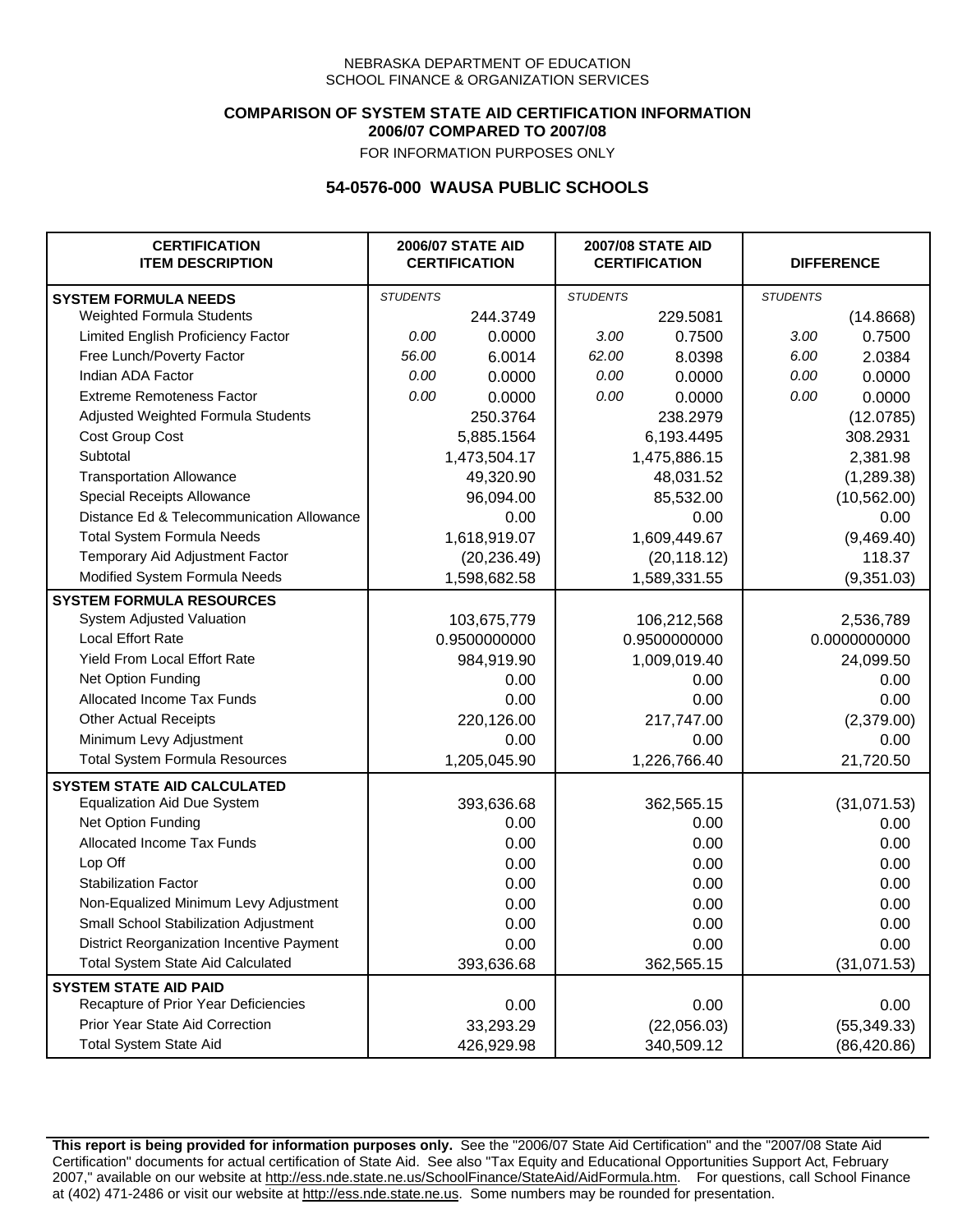NEBRASKA DEPARTMENT OF EDUCATION
SCHOOL FINANCE & ORGANIZATION SERVICES

**COMPARISON OF SYSTEM STATE AID CERTIFICATION INFORMATION**
**2006/07 COMPARED TO 2007/08**
FOR INFORMATION PURPOSES ONLY

## 54-0576-000 WAUSA PUBLIC SCHOOLS

| CERTIFICATION ITEM DESCRIPTION | 2006/07 STATE AID CERTIFICATION | | 2007/08 STATE AID CERTIFICATION | | DIFFERENCE | |
|---|---|---|---|---|---|---|
| **SYSTEM FORMULA NEEDS** | *STUDENTS* | | *STUDENTS* | | *STUDENTS* | |
| Weighted Formula Students | | 244.3749 | | 229.5081 | | (14.8668) |
| Limited English Proficiency Factor | *0.00* | 0.0000 | *3.00* | 0.7500 | *3.00* | 0.7500 |
| Free Lunch/Poverty Factor | *56.00* | 6.0014 | *62.00* | 8.0398 | *6.00* | 2.0384 |
| Indian ADA Factor | *0.00* | 0.0000 | *0.00* | 0.0000 | *0.00* | 0.0000 |
| Extreme Remoteness Factor | *0.00* | 0.0000 | *0.00* | 0.0000 | *0.00* | 0.0000 |
| Adjusted Weighted Formula Students | | 250.3764 | | 238.2979 | | (12.0785) |
| Cost Group Cost | | 5,885.1564 | | 6,193.4495 | | 308.2931 |
| Subtotal | | 1,473,504.17 | | 1,475,886.15 | | 2,381.98 |
| Transportation Allowance | | 49,320.90 | | 48,031.52 | | (1,289.38) |
| Special Receipts Allowance | | 96,094.00 | | 85,532.00 | | (10,562.00) |
| Distance Ed & Telecommunication Allowance | | 0.00 | | 0.00 | | 0.00 |
| Total System Formula Needs | | 1,618,919.07 | | 1,609,449.67 | | (9,469.40) |
| Temporary Aid Adjustment Factor | | (20,236.49) | | (20,118.12) | | 118.37 |
| Modified System Formula Needs | | 1,598,682.58 | | 1,589,331.55 | | (9,351.03) |
| **SYSTEM FORMULA RESOURCES** | | | | | | |
| System Adjusted Valuation | | 103,675,779 | | 106,212,568 | | 2,536,789 |
| Local Effort Rate | | 0.9500000000 | | 0.9500000000 | | 0.0000000000 |
| Yield From Local Effort Rate | | 984,919.90 | | 1,009,019.40 | | 24,099.50 |
| Net Option Funding | | 0.00 | | 0.00 | | 0.00 |
| Allocated Income Tax Funds | | 0.00 | | 0.00 | | 0.00 |
| Other Actual Receipts | | 220,126.00 | | 217,747.00 | | (2,379.00) |
| Minimum Levy Adjustment | | 0.00 | | 0.00 | | 0.00 |
| Total System Formula Resources | | 1,205,045.90 | | 1,226,766.40 | | 21,720.50 |
| **SYSTEM STATE AID CALCULATED** | | | | | | |
| Equalization Aid Due System | | 393,636.68 | | 362,565.15 | | (31,071.53) |
| Net Option Funding | | 0.00 | | 0.00 | | 0.00 |
| Allocated Income Tax Funds | | 0.00 | | 0.00 | | 0.00 |
| Lop Off | | 0.00 | | 0.00 | | 0.00 |
| Stabilization Factor | | 0.00 | | 0.00 | | 0.00 |
| Non-Equalized Minimum Levy Adjustment | | 0.00 | | 0.00 | | 0.00 |
| Small School Stabilization Adjustment | | 0.00 | | 0.00 | | 0.00 |
| District Reorganization Incentive Payment | | 0.00 | | 0.00 | | 0.00 |
| Total System State Aid Calculated | | 393,636.68 | | 362,565.15 | | (31,071.53) |
| **SYSTEM STATE AID PAID** | | | | | | |
| Recapture of Prior Year Deficiencies | | 0.00 | | 0.00 | | 0.00 |
| Prior Year State Aid Correction | | 33,293.29 | | (22,056.03) | | (55,349.33) |
| Total System State Aid | | 426,929.98 | | 340,509.12 | | (86,420.86) |

**This report is being provided for information purposes only.** See the "2006/07 State Aid Certification" and the "2007/08 State Aid Certification" documents for actual certification of State Aid. See also "Tax Equity and Educational Opportunities Support Act, February 2007," available on our website at http://ess.nde.state.ne.us/SchoolFinance/StateAid/AidFormula.htm. For questions, call School Finance at (402) 471-2486 or visit our website at http://ess.nde.state.ne.us. Some numbers may be rounded for presentation.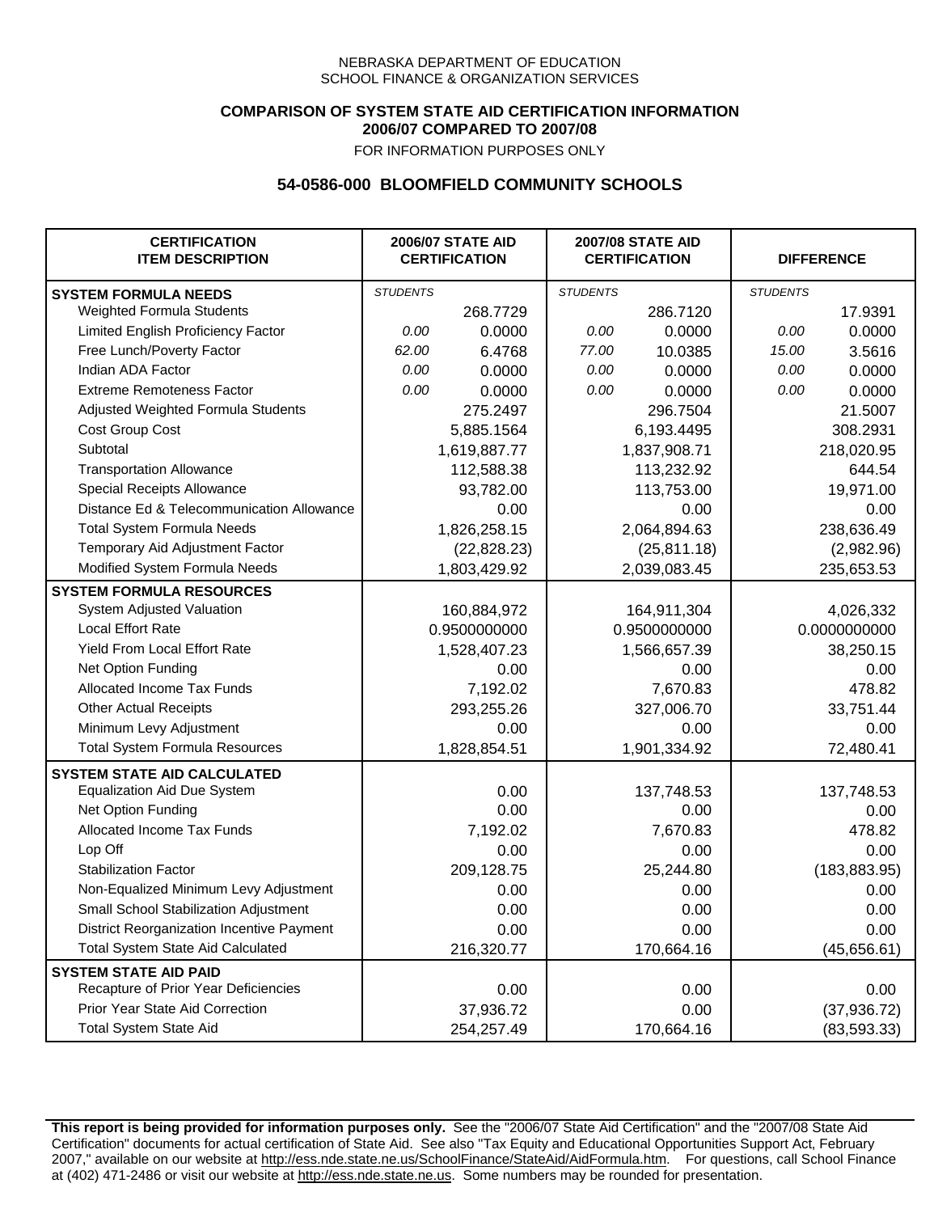NEBRASKA DEPARTMENT OF EDUCATION
SCHOOL FINANCE & ORGANIZATION SERVICES

**COMPARISON OF SYSTEM STATE AID CERTIFICATION INFORMATION**
**2006/07 COMPARED TO 2007/08**
FOR INFORMATION PURPOSES ONLY

## 54-0586-000 BLOOMFIELD COMMUNITY SCHOOLS

| CERTIFICATION ITEM DESCRIPTION | 2006/07 STATE AID CERTIFICATION | | 2007/08 STATE AID CERTIFICATION | | DIFFERENCE | |
|---|---|---|---|---|---|---|
| **SYSTEM FORMULA NEEDS** | *STUDENTS* | | *STUDENTS* | | *STUDENTS* | |
| Weighted Formula Students | | 268.7729 | | 286.7120 | | 17.9391 |
| Limited English Proficiency Factor | *0.00* | 0.0000 | *0.00* | 0.0000 | *0.00* | 0.0000 |
| Free Lunch/Poverty Factor | *62.00* | 6.4768 | *77.00* | 10.0385 | *15.00* | 3.5616 |
| Indian ADA Factor | *0.00* | 0.0000 | *0.00* | 0.0000 | *0.00* | 0.0000 |
| Extreme Remoteness Factor | *0.00* | 0.0000 | *0.00* | 0.0000 | *0.00* | 0.0000 |
| Adjusted Weighted Formula Students | | 275.2497 | | 296.7504 | | 21.5007 |
| Cost Group Cost | | 5,885.1564 | | 6,193.4495 | | 308.2931 |
| Subtotal | | 1,619,887.77 | | 1,837,908.71 | | 218,020.95 |
| Transportation Allowance | | 112,588.38 | | 113,232.92 | | 644.54 |
| Special Receipts Allowance | | 93,782.00 | | 113,753.00 | | 19,971.00 |
| Distance Ed & Telecommunication Allowance | | 0.00 | | 0.00 | | 0.00 |
| Total System Formula Needs | | 1,826,258.15 | | 2,064,894.63 | | 238,636.49 |
| Temporary Aid Adjustment Factor | | (22,828.23) | | (25,811.18) | | (2,982.96) |
| Modified System Formula Needs | | 1,803,429.92 | | 2,039,083.45 | | 235,653.53 |
| **SYSTEM FORMULA RESOURCES** | | | | | | |
| System Adjusted Valuation | | 160,884,972 | | 164,911,304 | | 4,026,332 |
| Local Effort Rate | | 0.9500000000 | | 0.9500000000 | | 0.0000000000 |
| Yield From Local Effort Rate | | 1,528,407.23 | | 1,566,657.39 | | 38,250.15 |
| Net Option Funding | | 0.00 | | 0.00 | | 0.00 |
| Allocated Income Tax Funds | | 7,192.02 | | 7,670.83 | | 478.82 |
| Other Actual Receipts | | 293,255.26 | | 327,006.70 | | 33,751.44 |
| Minimum Levy Adjustment | | 0.00 | | 0.00 | | 0.00 |
| Total System Formula Resources | | 1,828,854.51 | | 1,901,334.92 | | 72,480.41 |
| **SYSTEM STATE AID CALCULATED** | | | | | | |
| Equalization Aid Due System | | 0.00 | | 137,748.53 | | 137,748.53 |
| Net Option Funding | | 0.00 | | 0.00 | | 0.00 |
| Allocated Income Tax Funds | | 7,192.02 | | 7,670.83 | | 478.82 |
| Lop Off | | 0.00 | | 0.00 | | 0.00 |
| Stabilization Factor | | 209,128.75 | | 25,244.80 | | (183,883.95) |
| Non-Equalized Minimum Levy Adjustment | | 0.00 | | 0.00 | | 0.00 |
| Small School Stabilization Adjustment | | 0.00 | | 0.00 | | 0.00 |
| District Reorganization Incentive Payment | | 0.00 | | 0.00 | | 0.00 |
| Total System State Aid Calculated | | 216,320.77 | | 170,664.16 | | (45,656.61) |
| **SYSTEM STATE AID PAID** | | | | | | |
| Recapture of Prior Year Deficiencies | | 0.00 | | 0.00 | | 0.00 |
| Prior Year State Aid Correction | | 37,936.72 | | 0.00 | | (37,936.72) |
| Total System State Aid | | 254,257.49 | | 170,664.16 | | (83,593.33) |

**This report is being provided for information purposes only.** See the "2006/07 State Aid Certification" and the "2007/08 State Aid Certification" documents for actual certification of State Aid. See also "Tax Equity and Educational Opportunities Support Act, February 2007," available on our website at http://ess.nde.state.ne.us/SchoolFinance/StateAid/AidFormula.htm. For questions, call School Finance at (402) 471-2486 or visit our website at http://ess.nde.state.ne.us. Some numbers may be rounded for presentation.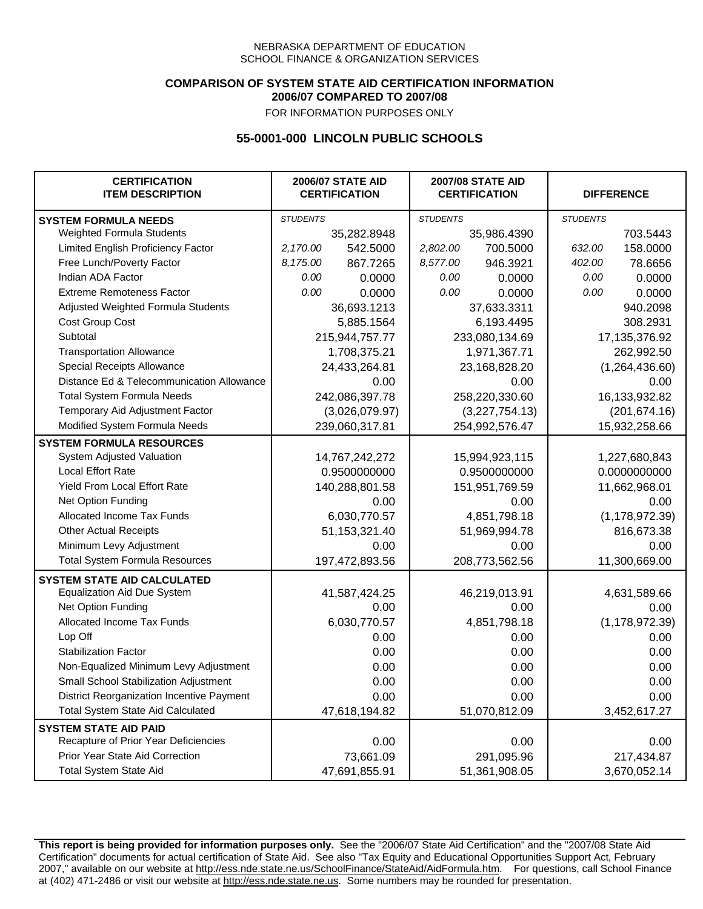NEBRASKA DEPARTMENT OF EDUCATION
SCHOOL FINANCE & ORGANIZATION SERVICES

**COMPARISON OF SYSTEM STATE AID CERTIFICATION INFORMATION**
**2006/07 COMPARED TO 2007/08**
FOR INFORMATION PURPOSES ONLY

### 55-0001-000 LINCOLN PUBLIC SCHOOLS

| CERTIFICATION ITEM DESCRIPTION | 2006/07 STATE AID CERTIFICATION | | 2007/08 STATE AID CERTIFICATION | | DIFFERENCE | |
|---|---|---|---|---|---|---|
| **SYSTEM FORMULA NEEDS** | *STUDENTS* | | *STUDENTS* | | *STUDENTS* | |
| Weighted Formula Students | | 35,282.8948 | | 35,986.4390 | | 703.5443 |
| Limited English Proficiency Factor | *2,170.00* | 542.5000 | *2,802.00* | 700.5000 | *632.00* | 158.0000 |
| Free Lunch/Poverty Factor | *8,175.00* | 867.7265 | *8,577.00* | 946.3921 | *402.00* | 78.6656 |
| Indian ADA Factor | *0.00* | 0.0000 | *0.00* | 0.0000 | *0.00* | 0.0000 |
| Extreme Remoteness Factor | *0.00* | 0.0000 | *0.00* | 0.0000 | *0.00* | 0.0000 |
| Adjusted Weighted Formula Students | | 36,693.1213 | | 37,633.3311 | | 940.2098 |
| Cost Group Cost | | 5,885.1564 | | 6,193.4495 | | 308.2931 |
| Subtotal | | 215,944,757.77 | | 233,080,134.69 | | 17,135,376.92 |
| Transportation Allowance | | 1,708,375.21 | | 1,971,367.71 | | 262,992.50 |
| Special Receipts Allowance | | 24,433,264.81 | | 23,168,828.20 | | (1,264,436.60) |
| Distance Ed & Telecommunication Allowance | | 0.00 | | 0.00 | | 0.00 |
| Total System Formula Needs | | 242,086,397.78 | | 258,220,330.60 | | 16,133,932.82 |
| Temporary Aid Adjustment Factor | | (3,026,079.97) | | (3,227,754.13) | | (201,674.16) |
| Modified System Formula Needs | | 239,060,317.81 | | 254,992,576.47 | | 15,932,258.66 |
| **SYSTEM FORMULA RESOURCES** | | | | | | |
| System Adjusted Valuation | | 14,767,242,272 | | 15,994,923,115 | | 1,227,680,843 |
| Local Effort Rate | | 0.9500000000 | | 0.9500000000 | | 0.0000000000 |
| Yield From Local Effort Rate | | 140,288,801.58 | | 151,951,769.59 | | 11,662,968.01 |
| Net Option Funding | | 0.00 | | 0.00 | | 0.00 |
| Allocated Income Tax Funds | | 6,030,770.57 | | 4,851,798.18 | | (1,178,972.39) |
| Other Actual Receipts | | 51,153,321.40 | | 51,969,994.78 | | 816,673.38 |
| Minimum Levy Adjustment | | 0.00 | | 0.00 | | 0.00 |
| Total System Formula Resources | | 197,472,893.56 | | 208,773,562.56 | | 11,300,669.00 |
| **SYSTEM STATE AID CALCULATED** | | | | | | |
| Equalization Aid Due System | | 41,587,424.25 | | 46,219,013.91 | | 4,631,589.66 |
| Net Option Funding | | 0.00 | | 0.00 | | 0.00 |
| Allocated Income Tax Funds | | 6,030,770.57 | | 4,851,798.18 | | (1,178,972.39) |
| Lop Off | | 0.00 | | 0.00 | | 0.00 |
| Stabilization Factor | | 0.00 | | 0.00 | | 0.00 |
| Non-Equalized Minimum Levy Adjustment | | 0.00 | | 0.00 | | 0.00 |
| Small School Stabilization Adjustment | | 0.00 | | 0.00 | | 0.00 |
| District Reorganization Incentive Payment | | 0.00 | | 0.00 | | 0.00 |
| Total System State Aid Calculated | | 47,618,194.82 | | 51,070,812.09 | | 3,452,617.27 |
| **SYSTEM STATE AID PAID** | | | | | | |
| Recapture of Prior Year Deficiencies | | 0.00 | | 0.00 | | 0.00 |
| Prior Year State Aid Correction | | 73,661.09 | | 291,095.96 | | 217,434.87 |
| Total System State Aid | | 47,691,855.91 | | 51,361,908.05 | | 3,670,052.14 |

**This report is being provided for information purposes only.** See the "2006/07 State Aid Certification" and the "2007/08 State Aid Certification" documents for actual certification of State Aid. See also "Tax Equity and Educational Opportunities Support Act, February 2007," available on our website at http://ess.nde.state.ne.us/SchoolFinance/StateAid/AidFormula.htm. For questions, call School Finance at (402) 471-2486 or visit our website at http://ess.nde.state.ne.us. Some numbers may be rounded for presentation.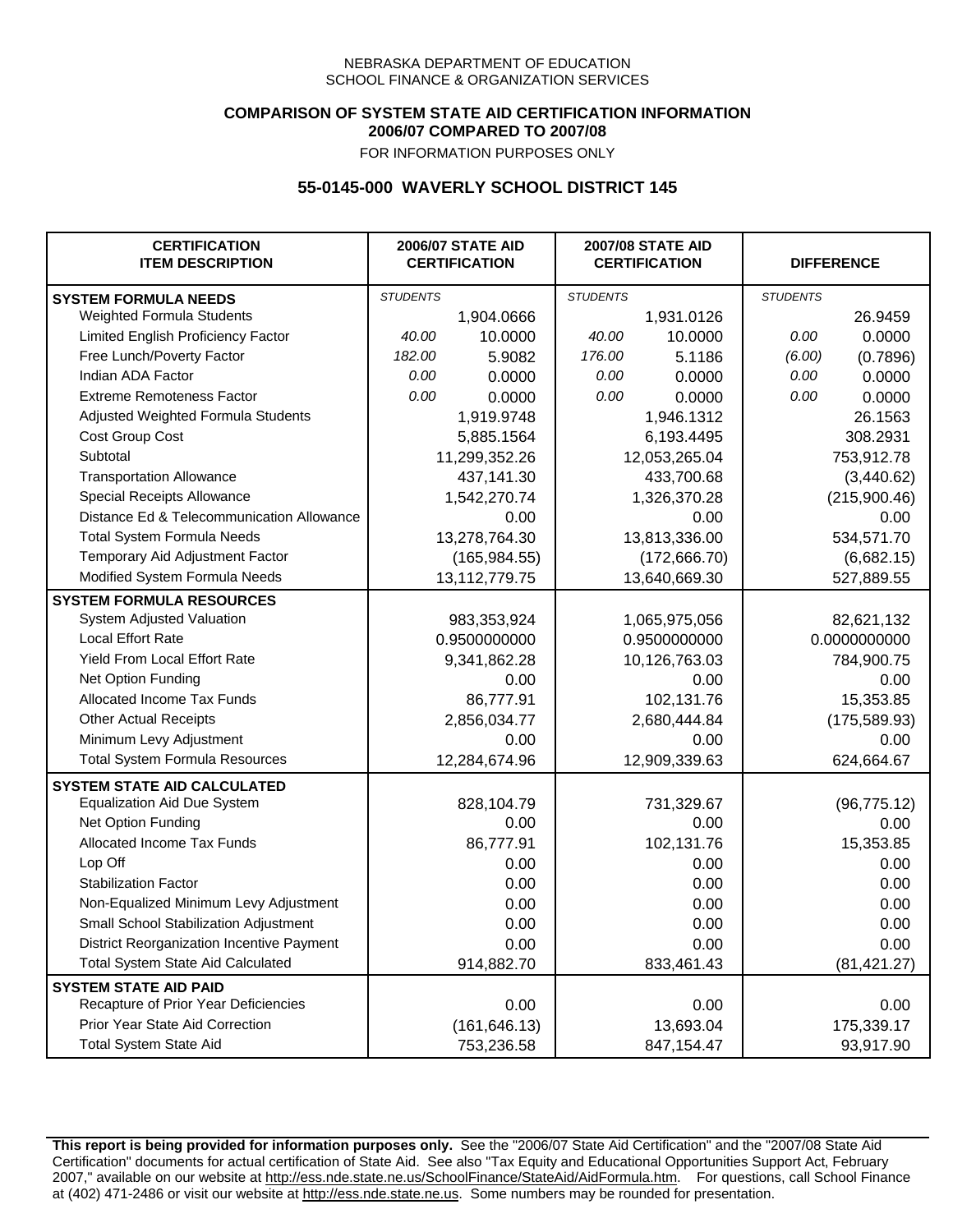NEBRASKA DEPARTMENT OF EDUCATION
SCHOOL FINANCE & ORGANIZATION SERVICES

**COMPARISON OF SYSTEM STATE AID CERTIFICATION INFORMATION**
**2006/07 COMPARED TO 2007/08**
FOR INFORMATION PURPOSES ONLY

### 55-0145-000 WAVERLY SCHOOL DISTRICT 145

| CERTIFICATION ITEM DESCRIPTION | 2006/07 STATE AID CERTIFICATION | | 2007/08 STATE AID CERTIFICATION | | DIFFERENCE | |
|---|---|---|---|---|---|---|
| **SYSTEM FORMULA NEEDS** | *STUDENTS* | | *STUDENTS* | | *STUDENTS* | |
| Weighted Formula Students | | 1,904.0666 | | 1,931.0126 | | 26.9459 |
| Limited English Proficiency Factor | *40.00* | 10.0000 | *40.00* | 10.0000 | *0.00* | 0.0000 |
| Free Lunch/Poverty Factor | *182.00* | 5.9082 | *176.00* | 5.1186 | *(6.00)* | (0.7896) |
| Indian ADA Factor | *0.00* | 0.0000 | *0.00* | 0.0000 | *0.00* | 0.0000 |
| Extreme Remoteness Factor | *0.00* | 0.0000 | *0.00* | 0.0000 | *0.00* | 0.0000 |
| Adjusted Weighted Formula Students | | 1,919.9748 | | 1,946.1312 | | 26.1563 |
| Cost Group Cost | | 5,885.1564 | | 6,193.4495 | | 308.2931 |
| Subtotal | | 11,299,352.26 | | 12,053,265.04 | | 753,912.78 |
| Transportation Allowance | | 437,141.30 | | 433,700.68 | | (3,440.62) |
| Special Receipts Allowance | | 1,542,270.74 | | 1,326,370.28 | | (215,900.46) |
| Distance Ed & Telecommunication Allowance | | 0.00 | | 0.00 | | 0.00 |
| Total System Formula Needs | | 13,278,764.30 | | 13,813,336.00 | | 534,571.70 |
| Temporary Aid Adjustment Factor | | (165,984.55) | | (172,666.70) | | (6,682.15) |
| Modified System Formula Needs | | 13,112,779.75 | | 13,640,669.30 | | 527,889.55 |
| **SYSTEM FORMULA RESOURCES** | | | | | | |
| System Adjusted Valuation | | 983,353,924 | | 1,065,975,056 | | 82,621,132 |
| Local Effort Rate | | 0.9500000000 | | 0.9500000000 | | 0.0000000000 |
| Yield From Local Effort Rate | | 9,341,862.28 | | 10,126,763.03 | | 784,900.75 |
| Net Option Funding | | 0.00 | | 0.00 | | 0.00 |
| Allocated Income Tax Funds | | 86,777.91 | | 102,131.76 | | 15,353.85 |
| Other Actual Receipts | | 2,856,034.77 | | 2,680,444.84 | | (175,589.93) |
| Minimum Levy Adjustment | | 0.00 | | 0.00 | | 0.00 |
| Total System Formula Resources | | 12,284,674.96 | | 12,909,339.63 | | 624,664.67 |
| **SYSTEM STATE AID CALCULATED** | | | | | | |
| Equalization Aid Due System | | 828,104.79 | | 731,329.67 | | (96,775.12) |
| Net Option Funding | | 0.00 | | 0.00 | | 0.00 |
| Allocated Income Tax Funds | | 86,777.91 | | 102,131.76 | | 15,353.85 |
| Lop Off | | 0.00 | | 0.00 | | 0.00 |
| Stabilization Factor | | 0.00 | | 0.00 | | 0.00 |
| Non-Equalized Minimum Levy Adjustment | | 0.00 | | 0.00 | | 0.00 |
| Small School Stabilization Adjustment | | 0.00 | | 0.00 | | 0.00 |
| District Reorganization Incentive Payment | | 0.00 | | 0.00 | | 0.00 |
| Total System State Aid Calculated | | 914,882.70 | | 833,461.43 | | (81,421.27) |
| **SYSTEM STATE AID PAID** | | | | | | |
| Recapture of Prior Year Deficiencies | | 0.00 | | 0.00 | | 0.00 |
| Prior Year State Aid Correction | | (161,646.13) | | 13,693.04 | | 175,339.17 |
| Total System State Aid | | 753,236.58 | | 847,154.47 | | 93,917.90 |

**This report is being provided for information purposes only.** See the "2006/07 State Aid Certification" and the "2007/08 State Aid Certification" documents for actual certification of State Aid. See also "Tax Equity and Educational Opportunities Support Act, February 2007," available on our website at http://ess.nde.state.ne.us/SchoolFinance/StateAid/AidFormula.htm. For questions, call School Finance at (402) 471-2486 or visit our website at http://ess.nde.state.ne.us. Some numbers may be rounded for presentation.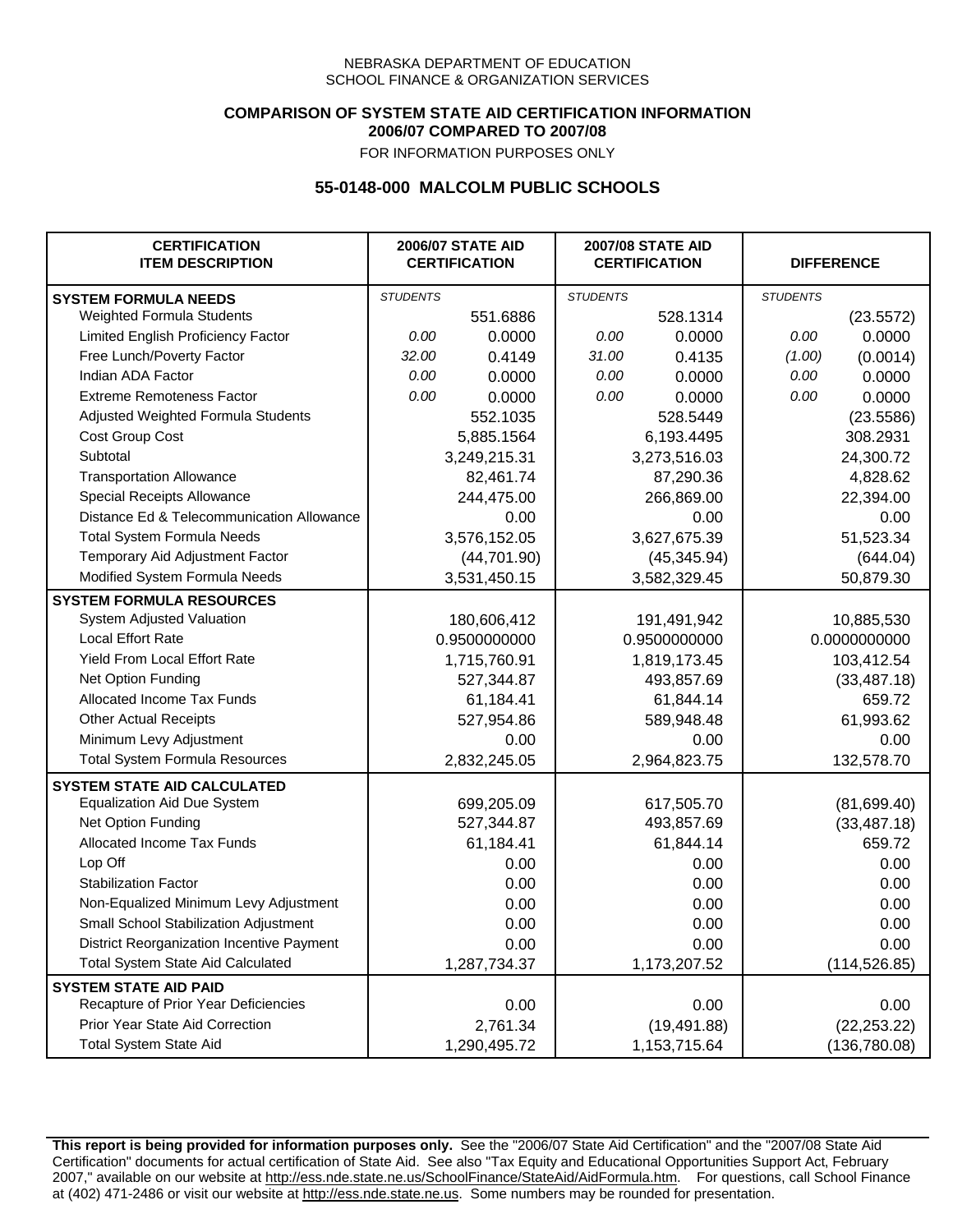NEBRASKA DEPARTMENT OF EDUCATION
SCHOOL FINANCE & ORGANIZATION SERVICES

**COMPARISON OF SYSTEM STATE AID CERTIFICATION INFORMATION**
**2006/07 COMPARED TO 2007/08**
FOR INFORMATION PURPOSES ONLY

## 55-0148-000 MALCOLM PUBLIC SCHOOLS

| CERTIFICATION ITEM DESCRIPTION | 2006/07 STATE AID CERTIFICATION | | 2007/08 STATE AID CERTIFICATION | | DIFFERENCE | |
|---|---|---|---|---|---|---|
| **SYSTEM FORMULA NEEDS** | *STUDENTS* | | *STUDENTS* | | *STUDENTS* | |
| Weighted Formula Students | | 551.6886 | | 528.1314 | | (23.5572) |
| Limited English Proficiency Factor | *0.00* | 0.0000 | *0.00* | 0.0000 | *0.00* | 0.0000 |
| Free Lunch/Poverty Factor | *32.00* | 0.4149 | *31.00* | 0.4135 | *(1.00)* | (0.0014) |
| Indian ADA Factor | *0.00* | 0.0000 | *0.00* | 0.0000 | *0.00* | 0.0000 |
| Extreme Remoteness Factor | *0.00* | 0.0000 | *0.00* | 0.0000 | *0.00* | 0.0000 |
| Adjusted Weighted Formula Students | | 552.1035 | | 528.5449 | | (23.5586) |
| Cost Group Cost | | 5,885.1564 | | 6,193.4495 | | 308.2931 |
| Subtotal | | 3,249,215.31 | | 3,273,516.03 | | 24,300.72 |
| Transportation Allowance | | 82,461.74 | | 87,290.36 | | 4,828.62 |
| Special Receipts Allowance | | 244,475.00 | | 266,869.00 | | 22,394.00 |
| Distance Ed & Telecommunication Allowance | | 0.00 | | 0.00 | | 0.00 |
| Total System Formula Needs | | 3,576,152.05 | | 3,627,675.39 | | 51,523.34 |
| Temporary Aid Adjustment Factor | | (44,701.90) | | (45,345.94) | | (644.04) |
| Modified System Formula Needs | | 3,531,450.15 | | 3,582,329.45 | | 50,879.30 |
| **SYSTEM FORMULA RESOURCES** | | | | | | |
| System Adjusted Valuation | | 180,606,412 | | 191,491,942 | | 10,885,530 |
| Local Effort Rate | | 0.9500000000 | | 0.9500000000 | | 0.0000000000 |
| Yield From Local Effort Rate | | 1,715,760.91 | | 1,819,173.45 | | 103,412.54 |
| Net Option Funding | | 527,344.87 | | 493,857.69 | | (33,487.18) |
| Allocated Income Tax Funds | | 61,184.41 | | 61,844.14 | | 659.72 |
| Other Actual Receipts | | 527,954.86 | | 589,948.48 | | 61,993.62 |
| Minimum Levy Adjustment | | 0.00 | | 0.00 | | 0.00 |
| Total System Formula Resources | | 2,832,245.05 | | 2,964,823.75 | | 132,578.70 |
| **SYSTEM STATE AID CALCULATED** | | | | | | |
| Equalization Aid Due System | | 699,205.09 | | 617,505.70 | | (81,699.40) |
| Net Option Funding | | 527,344.87 | | 493,857.69 | | (33,487.18) |
| Allocated Income Tax Funds | | 61,184.41 | | 61,844.14 | | 659.72 |
| Lop Off | | 0.00 | | 0.00 | | 0.00 |
| Stabilization Factor | | 0.00 | | 0.00 | | 0.00 |
| Non-Equalized Minimum Levy Adjustment | | 0.00 | | 0.00 | | 0.00 |
| Small School Stabilization Adjustment | | 0.00 | | 0.00 | | 0.00 |
| District Reorganization Incentive Payment | | 0.00 | | 0.00 | | 0.00 |
| Total System State Aid Calculated | | 1,287,734.37 | | 1,173,207.52 | | (114,526.85) |
| **SYSTEM STATE AID PAID** | | | | | | |
| Recapture of Prior Year Deficiencies | | 0.00 | | 0.00 | | 0.00 |
| Prior Year State Aid Correction | | 2,761.34 | | (19,491.88) | | (22,253.22) |
| Total System State Aid | | 1,290,495.72 | | 1,153,715.64 | | (136,780.08) |

**This report is being provided for information purposes only.** See the "2006/07 State Aid Certification" and the "2007/08 State Aid Certification" documents for actual certification of State Aid. See also "Tax Equity and Educational Opportunities Support Act, February 2007," available on our website at http://ess.nde.state.ne.us/SchoolFinance/StateAid/AidFormula.htm. For questions, call School Finance at (402) 471-2486 or visit our website at http://ess.nde.state.ne.us. Some numbers may be rounded for presentation.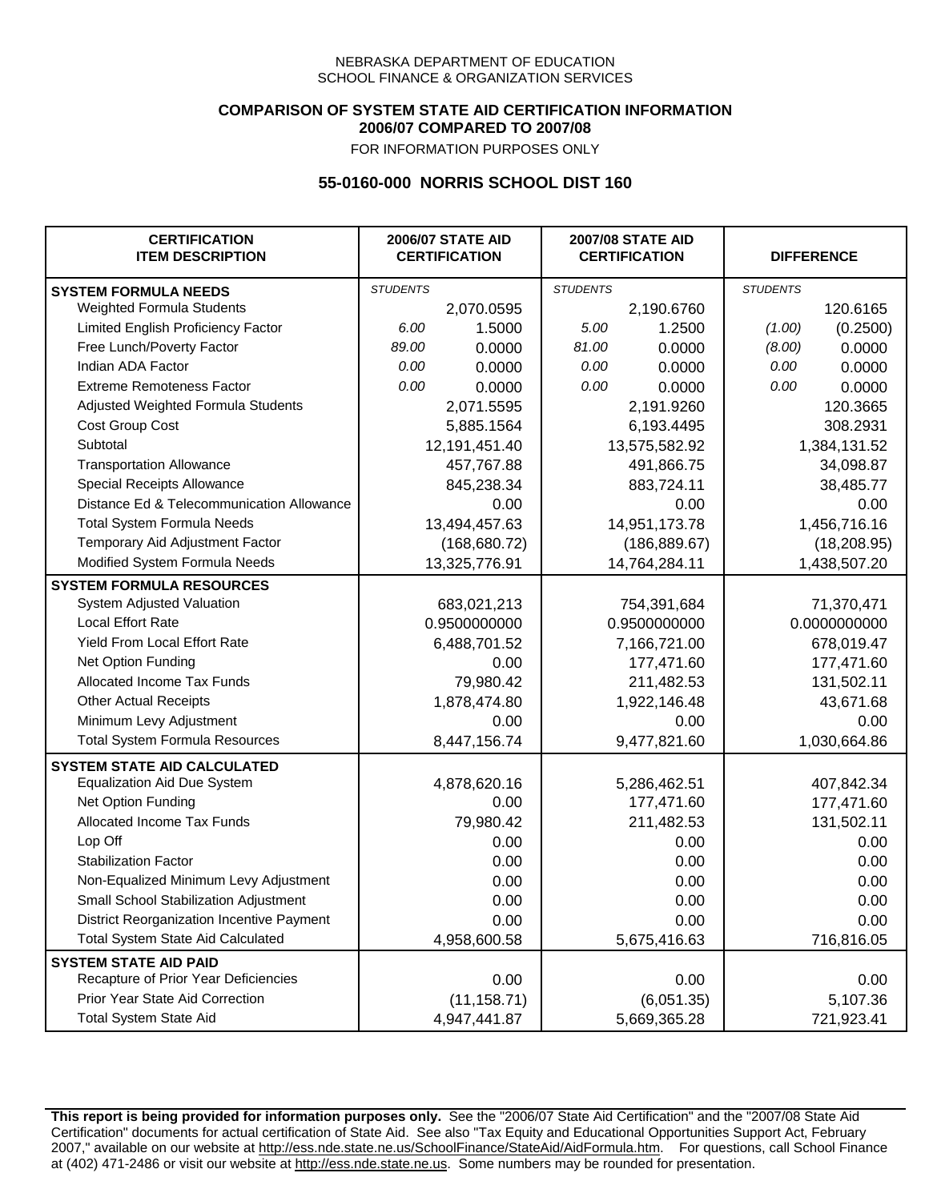NEBRASKA DEPARTMENT OF EDUCATION
SCHOOL FINANCE & ORGANIZATION SERVICES

**COMPARISON OF SYSTEM STATE AID CERTIFICATION INFORMATION**
**2006/07 COMPARED TO 2007/08**
FOR INFORMATION PURPOSES ONLY

## 55-0160-000 NORRIS SCHOOL DIST 160

| CERTIFICATION ITEM DESCRIPTION | 2006/07 STATE AID CERTIFICATION | | 2007/08 STATE AID CERTIFICATION | | DIFFERENCE | |
|---|---|---|---|---|---|---|
| **SYSTEM FORMULA NEEDS** | *STUDENTS* | | *STUDENTS* | | *STUDENTS* | |
| Weighted Formula Students | | 2,070.0595 | | 2,190.6760 | | 120.6165 |
| Limited English Proficiency Factor | *6.00* | 1.5000 | *5.00* | 1.2500 | *(1.00)* | (0.2500) |
| Free Lunch/Poverty Factor | *89.00* | 0.0000 | *81.00* | 0.0000 | *(8.00)* | 0.0000 |
| Indian ADA Factor | *0.00* | 0.0000 | *0.00* | 0.0000 | *0.00* | 0.0000 |
| Extreme Remoteness Factor | *0.00* | 0.0000 | *0.00* | 0.0000 | *0.00* | 0.0000 |
| Adjusted Weighted Formula Students | | 2,071.5595 | | 2,191.9260 | | 120.3665 |
| Cost Group Cost | | 5,885.1564 | | 6,193.4495 | | 308.2931 |
| Subtotal | | 12,191,451.40 | | 13,575,582.92 | | 1,384,131.52 |
| Transportation Allowance | | 457,767.88 | | 491,866.75 | | 34,098.87 |
| Special Receipts Allowance | | 845,238.34 | | 883,724.11 | | 38,485.77 |
| Distance Ed & Telecommunication Allowance | | 0.00 | | 0.00 | | 0.00 |
| Total System Formula Needs | | 13,494,457.63 | | 14,951,173.78 | | 1,456,716.16 |
| Temporary Aid Adjustment Factor | | (168,680.72) | | (186,889.67) | | (18,208.95) |
| Modified System Formula Needs | | 13,325,776.91 | | 14,764,284.11 | | 1,438,507.20 |
| **SYSTEM FORMULA RESOURCES** | | | | | | |
| System Adjusted Valuation | | 683,021,213 | | 754,391,684 | | 71,370,471 |
| Local Effort Rate | | 0.9500000000 | | 0.9500000000 | | 0.0000000000 |
| Yield From Local Effort Rate | | 6,488,701.52 | | 7,166,721.00 | | 678,019.47 |
| Net Option Funding | | 0.00 | | 177,471.60 | | 177,471.60 |
| Allocated Income Tax Funds | | 79,980.42 | | 211,482.53 | | 131,502.11 |
| Other Actual Receipts | | 1,878,474.80 | | 1,922,146.48 | | 43,671.68 |
| Minimum Levy Adjustment | | 0.00 | | 0.00 | | 0.00 |
| Total System Formula Resources | | 8,447,156.74 | | 9,477,821.60 | | 1,030,664.86 |
| **SYSTEM STATE AID CALCULATED** | | | | | | |
| Equalization Aid Due System | | 4,878,620.16 | | 5,286,462.51 | | 407,842.34 |
| Net Option Funding | | 0.00 | | 177,471.60 | | 177,471.60 |
| Allocated Income Tax Funds | | 79,980.42 | | 211,482.53 | | 131,502.11 |
| Lop Off | | 0.00 | | 0.00 | | 0.00 |
| Stabilization Factor | | 0.00 | | 0.00 | | 0.00 |
| Non-Equalized Minimum Levy Adjustment | | 0.00 | | 0.00 | | 0.00 |
| Small School Stabilization Adjustment | | 0.00 | | 0.00 | | 0.00 |
| District Reorganization Incentive Payment | | 0.00 | | 0.00 | | 0.00 |
| Total System State Aid Calculated | | 4,958,600.58 | | 5,675,416.63 | | 716,816.05 |
| **SYSTEM STATE AID PAID** | | | | | | |
| Recapture of Prior Year Deficiencies | | 0.00 | | 0.00 | | 0.00 |
| Prior Year State Aid Correction | | (11,158.71) | | (6,051.35) | | 5,107.36 |
| Total System State Aid | | 4,947,441.87 | | 5,669,365.28 | | 721,923.41 |

**This report is being provided for information purposes only.** See the "2006/07 State Aid Certification" and the "2007/08 State Aid Certification" documents for actual certification of State Aid. See also "Tax Equity and Educational Opportunities Support Act, February 2007," available on our website at http://ess.nde.state.ne.us/SchoolFinance/StateAid/AidFormula.htm. For questions, call School Finance at (402) 471-2486 or visit our website at http://ess.nde.state.ne.us. Some numbers may be rounded for presentation.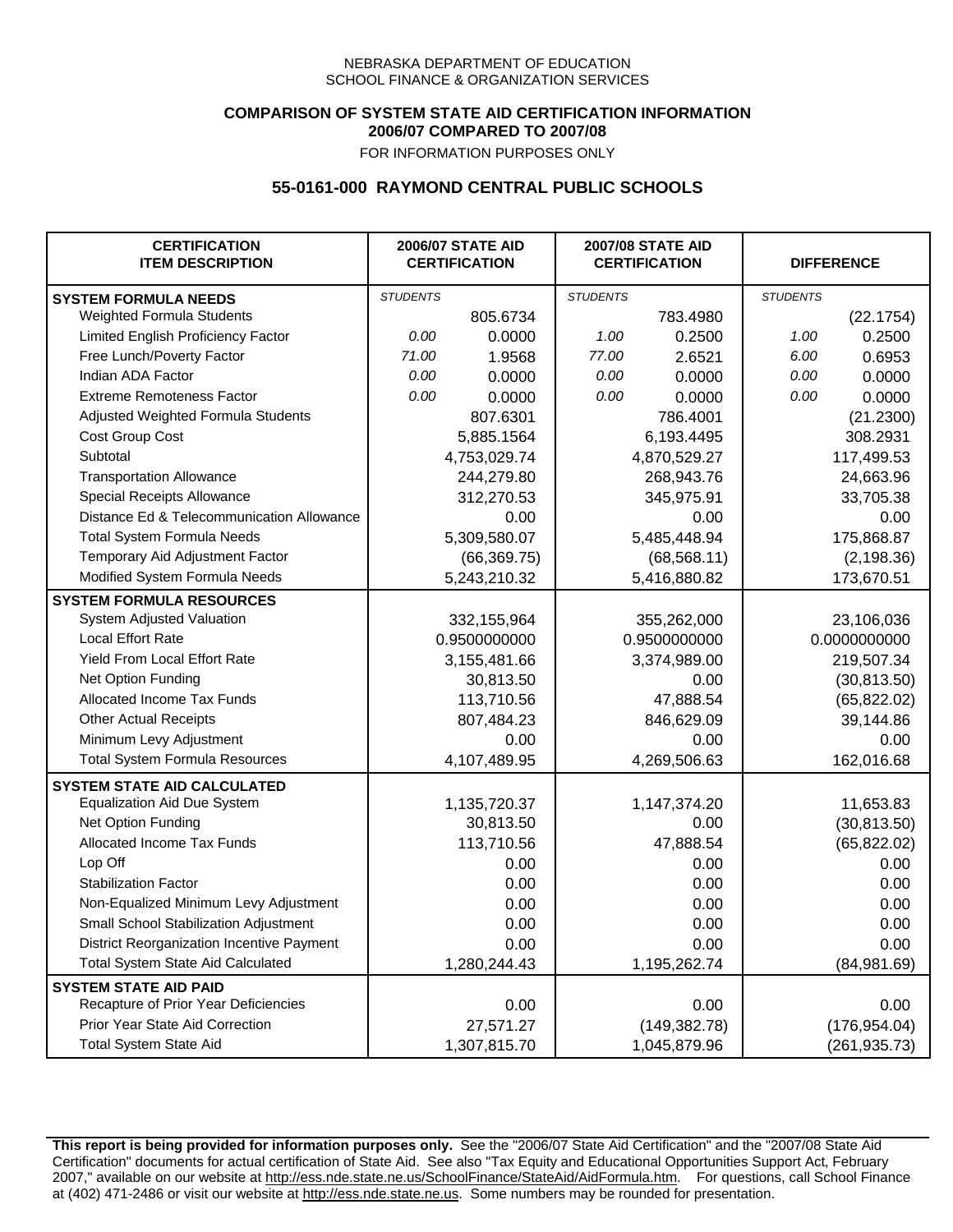NEBRASKA DEPARTMENT OF EDUCATION
SCHOOL FINANCE & ORGANIZATION SERVICES

**COMPARISON OF SYSTEM STATE AID CERTIFICATION INFORMATION**
**2006/07 COMPARED TO 2007/08**
FOR INFORMATION PURPOSES ONLY

## 55-0161-000 RAYMOND CENTRAL PUBLIC SCHOOLS

| CERTIFICATION ITEM DESCRIPTION | 2006/07 STATE AID CERTIFICATION | | 2007/08 STATE AID CERTIFICATION | | DIFFERENCE | |
|---|---|---|---|---|---|---|
| **SYSTEM FORMULA NEEDS** | *STUDENTS* | | *STUDENTS* | | *STUDENTS* | |
| Weighted Formula Students | | 805.6734 | | 783.4980 | | (22.1754) |
| Limited English Proficiency Factor | *0.00* | 0.0000 | *1.00* | 0.2500 | *1.00* | 0.2500 |
| Free Lunch/Poverty Factor | *71.00* | 1.9568 | *77.00* | 2.6521 | *6.00* | 0.6953 |
| Indian ADA Factor | *0.00* | 0.0000 | *0.00* | 0.0000 | *0.00* | 0.0000 |
| Extreme Remoteness Factor | *0.00* | 0.0000 | *0.00* | 0.0000 | *0.00* | 0.0000 |
| Adjusted Weighted Formula Students | | 807.6301 | | 786.4001 | | (21.2300) |
| Cost Group Cost | | 5,885.1564 | | 6,193.4495 | | 308.2931 |
| Subtotal | | 4,753,029.74 | | 4,870,529.27 | | 117,499.53 |
| Transportation Allowance | | 244,279.80 | | 268,943.76 | | 24,663.96 |
| Special Receipts Allowance | | 312,270.53 | | 345,975.91 | | 33,705.38 |
| Distance Ed & Telecommunication Allowance | | 0.00 | | 0.00 | | 0.00 |
| Total System Formula Needs | | 5,309,580.07 | | 5,485,448.94 | | 175,868.87 |
| Temporary Aid Adjustment Factor | | (66,369.75) | | (68,568.11) | | (2,198.36) |
| Modified System Formula Needs | | 5,243,210.32 | | 5,416,880.82 | | 173,670.51 |
| **SYSTEM FORMULA RESOURCES** | | | | | | |
| System Adjusted Valuation | | 332,155,964 | | 355,262,000 | | 23,106,036 |
| Local Effort Rate | | 0.9500000000 | | 0.9500000000 | | 0.0000000000 |
| Yield From Local Effort Rate | | 3,155,481.66 | | 3,374,989.00 | | 219,507.34 |
| Net Option Funding | | 30,813.50 | | 0.00 | | (30,813.50) |
| Allocated Income Tax Funds | | 113,710.56 | | 47,888.54 | | (65,822.02) |
| Other Actual Receipts | | 807,484.23 | | 846,629.09 | | 39,144.86 |
| Minimum Levy Adjustment | | 0.00 | | 0.00 | | 0.00 |
| Total System Formula Resources | | 4,107,489.95 | | 4,269,506.63 | | 162,016.68 |
| **SYSTEM STATE AID CALCULATED** | | | | | | |
| Equalization Aid Due System | | 1,135,720.37 | | 1,147,374.20 | | 11,653.83 |
| Net Option Funding | | 30,813.50 | | 0.00 | | (30,813.50) |
| Allocated Income Tax Funds | | 113,710.56 | | 47,888.54 | | (65,822.02) |
| Lop Off | | 0.00 | | 0.00 | | 0.00 |
| Stabilization Factor | | 0.00 | | 0.00 | | 0.00 |
| Non-Equalized Minimum Levy Adjustment | | 0.00 | | 0.00 | | 0.00 |
| Small School Stabilization Adjustment | | 0.00 | | 0.00 | | 0.00 |
| District Reorganization Incentive Payment | | 0.00 | | 0.00 | | 0.00 |
| Total System State Aid Calculated | | 1,280,244.43 | | 1,195,262.74 | | (84,981.69) |
| **SYSTEM STATE AID PAID** | | | | | | |
| Recapture of Prior Year Deficiencies | | 0.00 | | 0.00 | | 0.00 |
| Prior Year State Aid Correction | | 27,571.27 | | (149,382.78) | | (176,954.04) |
| Total System State Aid | | 1,307,815.70 | | 1,045,879.96 | | (261,935.73) |

**This report is being provided for information purposes only.** See the "2006/07 State Aid Certification" and the "2007/08 State Aid Certification" documents for actual certification of State Aid. See also "Tax Equity and Educational Opportunities Support Act, February 2007," available on our website at http://ess.nde.state.ne.us/SchoolFinance/StateAid/AidFormula.htm. For questions, call School Finance at (402) 471-2486 or visit our website at http://ess.nde.state.ne.us. Some numbers may be rounded for presentation.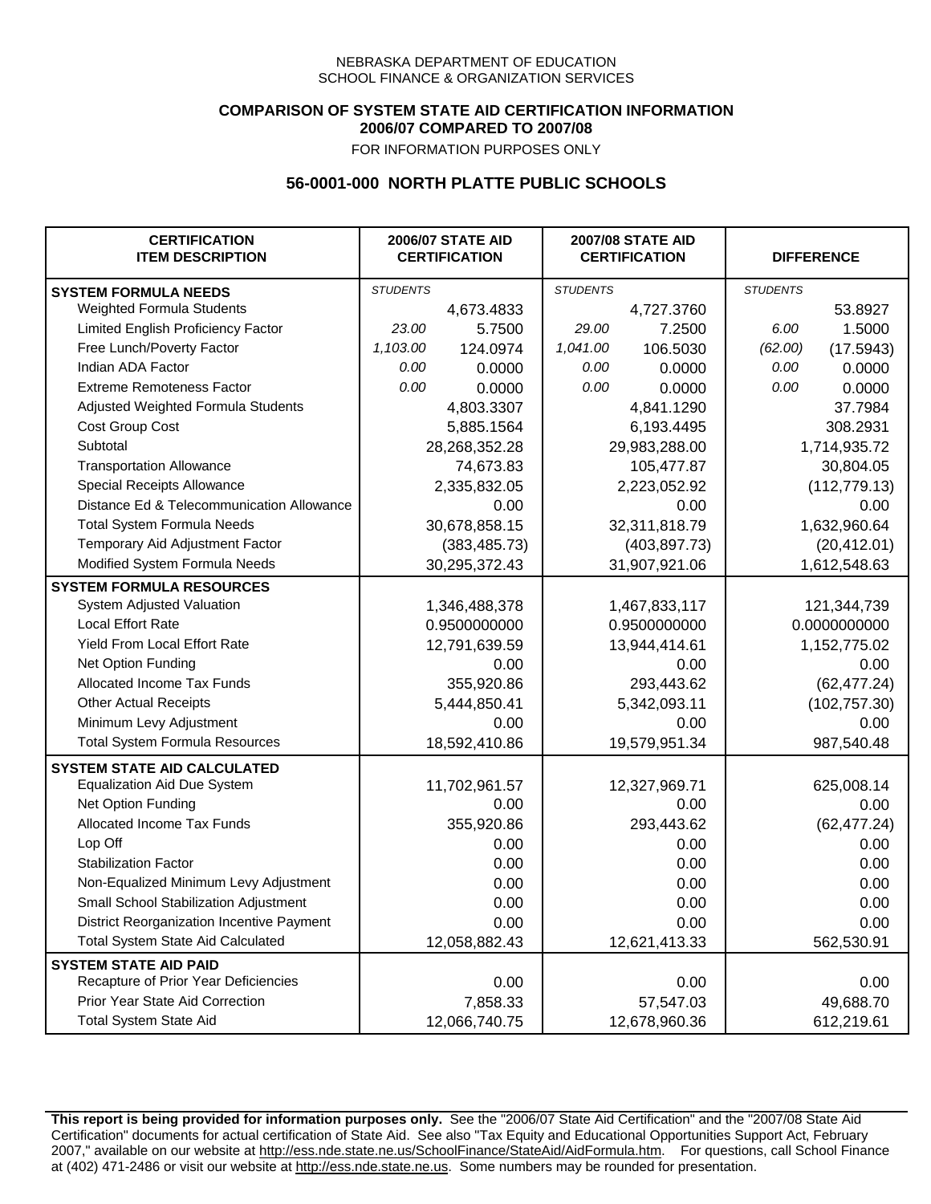NEBRASKA DEPARTMENT OF EDUCATION
SCHOOL FINANCE & ORGANIZATION SERVICES

**COMPARISON OF SYSTEM STATE AID CERTIFICATION INFORMATION**
**2006/07 COMPARED TO 2007/08**
FOR INFORMATION PURPOSES ONLY

## 56-0001-000 NORTH PLATTE PUBLIC SCHOOLS

| CERTIFICATION ITEM DESCRIPTION | 2006/07 STATE AID CERTIFICATION | | 2007/08 STATE AID CERTIFICATION | | DIFFERENCE | |
|---|---|---|---|---|---|---|
| **SYSTEM FORMULA NEEDS** | *STUDENTS* | | *STUDENTS* | | *STUDENTS* | |
| Weighted Formula Students | | 4,673.4833 | | 4,727.3760 | | 53.8927 |
| Limited English Proficiency Factor | *23.00* | 5.7500 | *29.00* | 7.2500 | *6.00* | 1.5000 |
| Free Lunch/Poverty Factor | *1,103.00* | 124.0974 | *1,041.00* | 106.5030 | *(62.00)* | (17.5943) |
| Indian ADA Factor | *0.00* | 0.0000 | *0.00* | 0.0000 | *0.00* | 0.0000 |
| Extreme Remoteness Factor | *0.00* | 0.0000 | *0.00* | 0.0000 | *0.00* | 0.0000 |
| Adjusted Weighted Formula Students | | 4,803.3307 | | 4,841.1290 | | 37.7984 |
| Cost Group Cost | | 5,885.1564 | | 6,193.4495 | | 308.2931 |
| Subtotal | | 28,268,352.28 | | 29,983,288.00 | | 1,714,935.72 |
| Transportation Allowance | | 74,673.83 | | 105,477.87 | | 30,804.05 |
| Special Receipts Allowance | | 2,335,832.05 | | 2,223,052.92 | | (112,779.13) |
| Distance Ed & Telecommunication Allowance | | 0.00 | | 0.00 | | 0.00 |
| Total System Formula Needs | | 30,678,858.15 | | 32,311,818.79 | | 1,632,960.64 |
| Temporary Aid Adjustment Factor | | (383,485.73) | | (403,897.73) | | (20,412.01) |
| Modified System Formula Needs | | 30,295,372.43 | | 31,907,921.06 | | 1,612,548.63 |
| **SYSTEM FORMULA RESOURCES** | | | | | | |
| System Adjusted Valuation | | 1,346,488,378 | | 1,467,833,117 | | 121,344,739 |
| Local Effort Rate | | 0.9500000000 | | 0.9500000000 | | 0.0000000000 |
| Yield From Local Effort Rate | | 12,791,639.59 | | 13,944,414.61 | | 1,152,775.02 |
| Net Option Funding | | 0.00 | | 0.00 | | 0.00 |
| Allocated Income Tax Funds | | 355,920.86 | | 293,443.62 | | (62,477.24) |
| Other Actual Receipts | | 5,444,850.41 | | 5,342,093.11 | | (102,757.30) |
| Minimum Levy Adjustment | | 0.00 | | 0.00 | | 0.00 |
| Total System Formula Resources | | 18,592,410.86 | | 19,579,951.34 | | 987,540.48 |
| **SYSTEM STATE AID CALCULATED** | | | | | | |
| Equalization Aid Due System | | 11,702,961.57 | | 12,327,969.71 | | 625,008.14 |
| Net Option Funding | | 0.00 | | 0.00 | | 0.00 |
| Allocated Income Tax Funds | | 355,920.86 | | 293,443.62 | | (62,477.24) |
| Lop Off | | 0.00 | | 0.00 | | 0.00 |
| Stabilization Factor | | 0.00 | | 0.00 | | 0.00 |
| Non-Equalized Minimum Levy Adjustment | | 0.00 | | 0.00 | | 0.00 |
| Small School Stabilization Adjustment | | 0.00 | | 0.00 | | 0.00 |
| District Reorganization Incentive Payment | | 0.00 | | 0.00 | | 0.00 |
| Total System State Aid Calculated | | 12,058,882.43 | | 12,621,413.33 | | 562,530.91 |
| **SYSTEM STATE AID PAID** | | | | | | |
| Recapture of Prior Year Deficiencies | | 0.00 | | 0.00 | | 0.00 |
| Prior Year State Aid Correction | | 7,858.33 | | 57,547.03 | | 49,688.70 |
| Total System State Aid | | 12,066,740.75 | | 12,678,960.36 | | 612,219.61 |

**This report is being provided for information purposes only.** See the "2006/07 State Aid Certification" and the "2007/08 State Aid Certification" documents for actual certification of State Aid. See also "Tax Equity and Educational Opportunities Support Act, February 2007," available on our website at http://ess.nde.state.ne.us/SchoolFinance/StateAid/AidFormula.htm. For questions, call School Finance at (402) 471-2486 or visit our website at http://ess.nde.state.ne.us. Some numbers may be rounded for presentation.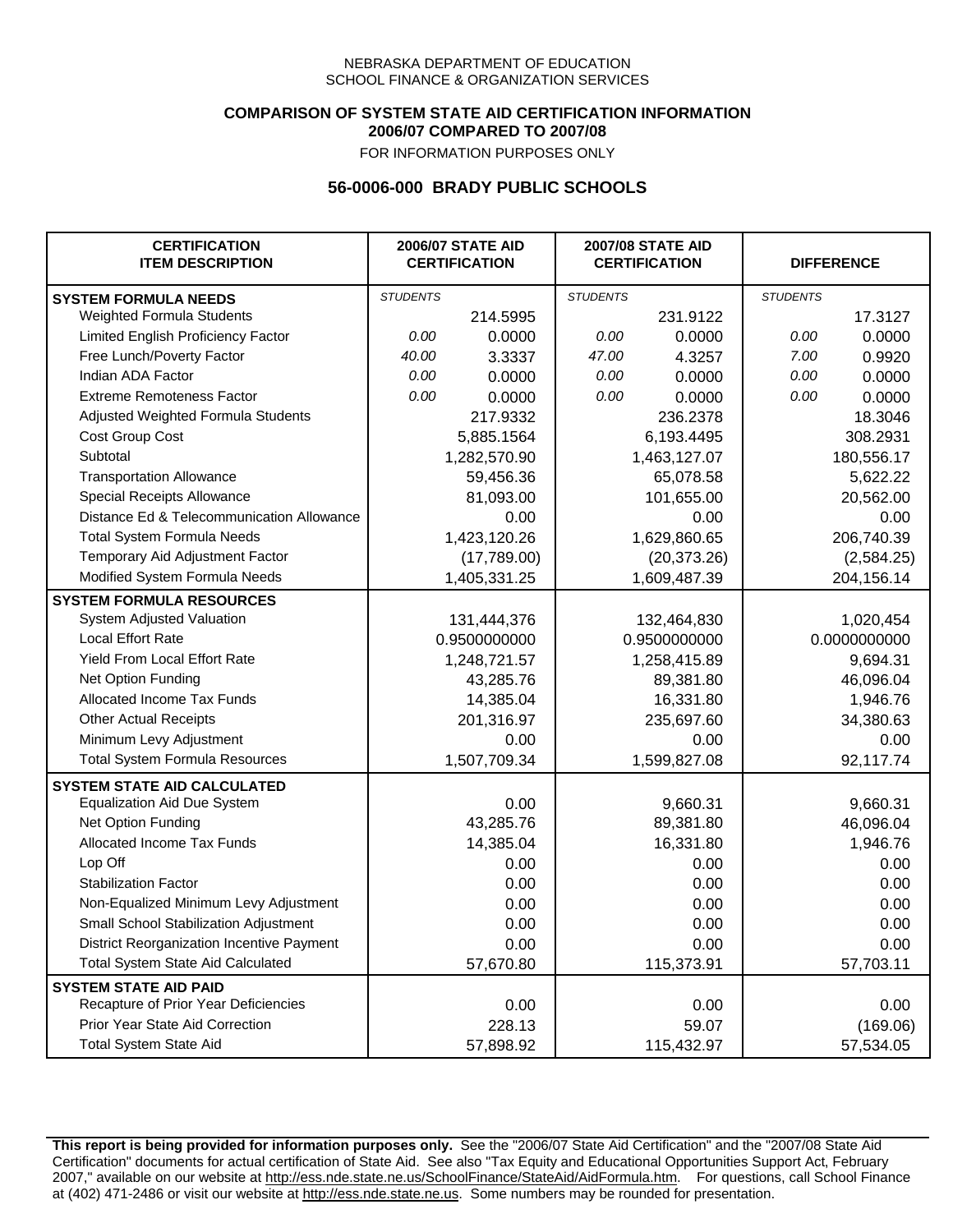NEBRASKA DEPARTMENT OF EDUCATION
SCHOOL FINANCE & ORGANIZATION SERVICES

**COMPARISON OF SYSTEM STATE AID CERTIFICATION INFORMATION**
**2006/07 COMPARED TO 2007/08**
FOR INFORMATION PURPOSES ONLY

## 56-0006-000 BRADY PUBLIC SCHOOLS

| CERTIFICATION ITEM DESCRIPTION | 2006/07 STATE AID CERTIFICATION | | 2007/08 STATE AID CERTIFICATION | | DIFFERENCE | |
|---|---|---|---|---|---|---|
| **SYSTEM FORMULA NEEDS** | *STUDENTS* | | *STUDENTS* | | *STUDENTS* | |
| Weighted Formula Students | | 214.5995 | | 231.9122 | | 17.3127 |
| Limited English Proficiency Factor | *0.00* | 0.0000 | *0.00* | 0.0000 | *0.00* | 0.0000 |
| Free Lunch/Poverty Factor | *40.00* | 3.3337 | *47.00* | 4.3257 | *7.00* | 0.9920 |
| Indian ADA Factor | *0.00* | 0.0000 | *0.00* | 0.0000 | *0.00* | 0.0000 |
| Extreme Remoteness Factor | *0.00* | 0.0000 | *0.00* | 0.0000 | *0.00* | 0.0000 |
| Adjusted Weighted Formula Students | | 217.9332 | | 236.2378 | | 18.3046 |
| Cost Group Cost | | 5,885.1564 | | 6,193.4495 | | 308.2931 |
| Subtotal | | 1,282,570.90 | | 1,463,127.07 | | 180,556.17 |
| Transportation Allowance | | 59,456.36 | | 65,078.58 | | 5,622.22 |
| Special Receipts Allowance | | 81,093.00 | | 101,655.00 | | 20,562.00 |
| Distance Ed & Telecommunication Allowance | | 0.00 | | 0.00 | | 0.00 |
| Total System Formula Needs | | 1,423,120.26 | | 1,629,860.65 | | 206,740.39 |
| Temporary Aid Adjustment Factor | | (17,789.00) | | (20,373.26) | | (2,584.25) |
| Modified System Formula Needs | | 1,405,331.25 | | 1,609,487.39 | | 204,156.14 |
| **SYSTEM FORMULA RESOURCES** | | | | | | |
| System Adjusted Valuation | | 131,444,376 | | 132,464,830 | | 1,020,454 |
| Local Effort Rate | | 0.9500000000 | | 0.9500000000 | | 0.0000000000 |
| Yield From Local Effort Rate | | 1,248,721.57 | | 1,258,415.89 | | 9,694.31 |
| Net Option Funding | | 43,285.76 | | 89,381.80 | | 46,096.04 |
| Allocated Income Tax Funds | | 14,385.04 | | 16,331.80 | | 1,946.76 |
| Other Actual Receipts | | 201,316.97 | | 235,697.60 | | 34,380.63 |
| Minimum Levy Adjustment | | 0.00 | | 0.00 | | 0.00 |
| Total System Formula Resources | | 1,507,709.34 | | 1,599,827.08 | | 92,117.74 |
| **SYSTEM STATE AID CALCULATED** | | | | | | |
| Equalization Aid Due System | | 0.00 | | 9,660.31 | | 9,660.31 |
| Net Option Funding | | 43,285.76 | | 89,381.80 | | 46,096.04 |
| Allocated Income Tax Funds | | 14,385.04 | | 16,331.80 | | 1,946.76 |
| Lop Off | | 0.00 | | 0.00 | | 0.00 |
| Stabilization Factor | | 0.00 | | 0.00 | | 0.00 |
| Non-Equalized Minimum Levy Adjustment | | 0.00 | | 0.00 | | 0.00 |
| Small School Stabilization Adjustment | | 0.00 | | 0.00 | | 0.00 |
| District Reorganization Incentive Payment | | 0.00 | | 0.00 | | 0.00 |
| Total System State Aid Calculated | | 57,670.80 | | 115,373.91 | | 57,703.11 |
| **SYSTEM STATE AID PAID** | | | | | | |
| Recapture of Prior Year Deficiencies | | 0.00 | | 0.00 | | 0.00 |
| Prior Year State Aid Correction | | 228.13 | | 59.07 | | (169.06) |
| Total System State Aid | | 57,898.92 | | 115,432.97 | | 57,534.05 |

**This report is being provided for information purposes only.** See the "2006/07 State Aid Certification" and the "2007/08 State Aid Certification" documents for actual certification of State Aid. See also "Tax Equity and Educational Opportunities Support Act, February 2007," available on our website at http://ess.nde.state.ne.us/SchoolFinance/StateAid/AidFormula.htm. For questions, call School Finance at (402) 471-2486 or visit our website at http://ess.nde.state.ne.us. Some numbers may be rounded for presentation.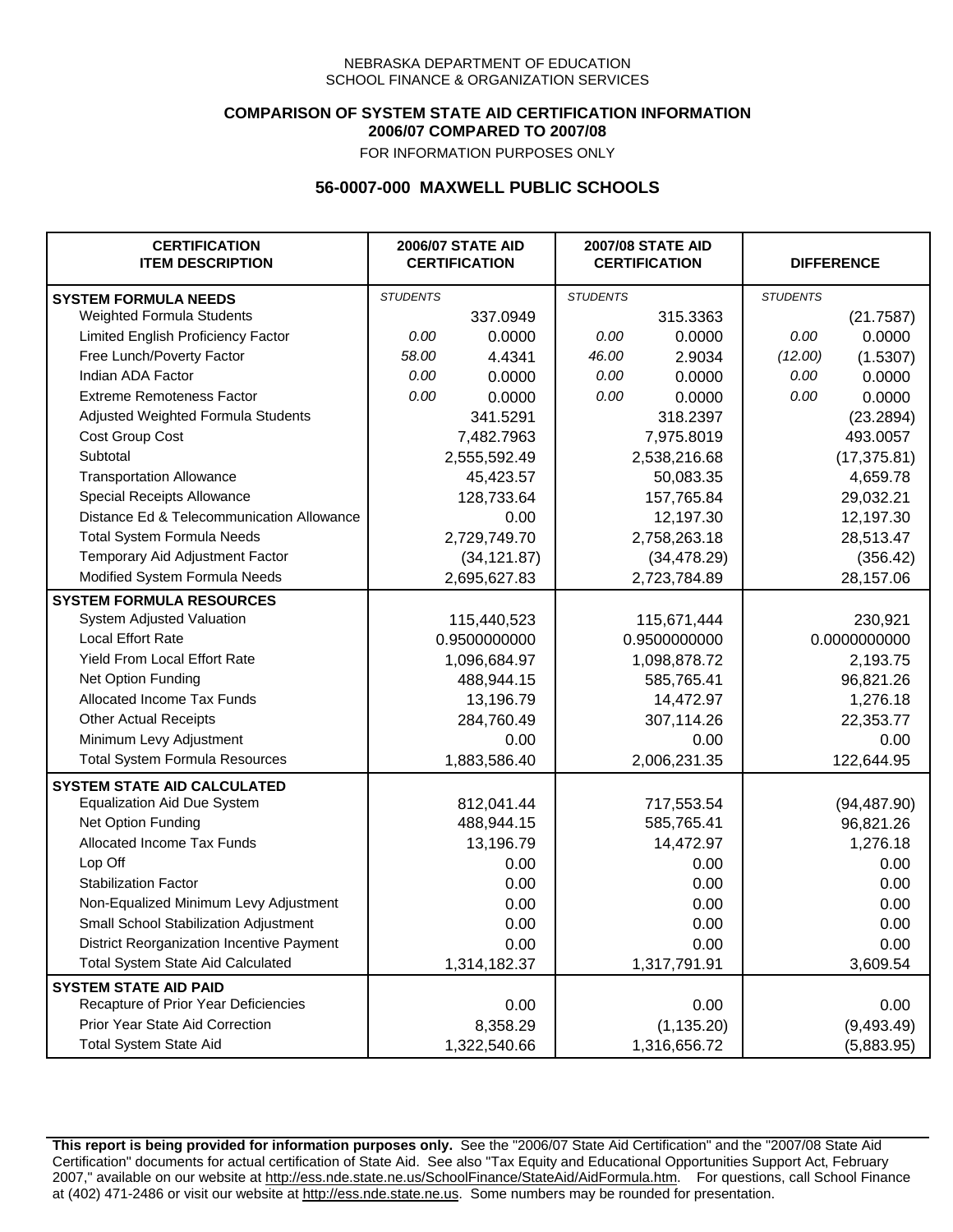NEBRASKA DEPARTMENT OF EDUCATION
SCHOOL FINANCE & ORGANIZATION SERVICES

**COMPARISON OF SYSTEM STATE AID CERTIFICATION INFORMATION**
**2006/07 COMPARED TO 2007/08**
FOR INFORMATION PURPOSES ONLY

## 56-0007-000 MAXWELL PUBLIC SCHOOLS

| CERTIFICATION ITEM DESCRIPTION | 2006/07 STATE AID CERTIFICATION | | 2007/08 STATE AID CERTIFICATION | | DIFFERENCE | |
|---|---|---|---|---|---|---|
| **SYSTEM FORMULA NEEDS** | *STUDENTS* | | *STUDENTS* | | *STUDENTS* | |
| Weighted Formula Students | | 337.0949 | | 315.3363 | | (21.7587) |
| Limited English Proficiency Factor | *0.00* | 0.0000 | *0.00* | 0.0000 | *0.00* | 0.0000 |
| Free Lunch/Poverty Factor | *58.00* | 4.4341 | *46.00* | 2.9034 | *(12.00)* | (1.5307) |
| Indian ADA Factor | *0.00* | 0.0000 | *0.00* | 0.0000 | *0.00* | 0.0000 |
| Extreme Remoteness Factor | *0.00* | 0.0000 | *0.00* | 0.0000 | *0.00* | 0.0000 |
| Adjusted Weighted Formula Students | | 341.5291 | | 318.2397 | | (23.2894) |
| Cost Group Cost | | 7,482.7963 | | 7,975.8019 | | 493.0057 |
| Subtotal | | 2,555,592.49 | | 2,538,216.68 | | (17,375.81) |
| Transportation Allowance | | 45,423.57 | | 50,083.35 | | 4,659.78 |
| Special Receipts Allowance | | 128,733.64 | | 157,765.84 | | 29,032.21 |
| Distance Ed & Telecommunication Allowance | | 0.00 | | 12,197.30 | | 12,197.30 |
| Total System Formula Needs | | 2,729,749.70 | | 2,758,263.18 | | 28,513.47 |
| Temporary Aid Adjustment Factor | | (34,121.87) | | (34,478.29) | | (356.42) |
| Modified System Formula Needs | | 2,695,627.83 | | 2,723,784.89 | | 28,157.06 |
| **SYSTEM FORMULA RESOURCES** | | | | | | |
| System Adjusted Valuation | | 115,440,523 | | 115,671,444 | | 230,921 |
| Local Effort Rate | | 0.9500000000 | | 0.9500000000 | | 0.0000000000 |
| Yield From Local Effort Rate | | 1,096,684.97 | | 1,098,878.72 | | 2,193.75 |
| Net Option Funding | | 488,944.15 | | 585,765.41 | | 96,821.26 |
| Allocated Income Tax Funds | | 13,196.79 | | 14,472.97 | | 1,276.18 |
| Other Actual Receipts | | 284,760.49 | | 307,114.26 | | 22,353.77 |
| Minimum Levy Adjustment | | 0.00 | | 0.00 | | 0.00 |
| Total System Formula Resources | | 1,883,586.40 | | 2,006,231.35 | | 122,644.95 |
| **SYSTEM STATE AID CALCULATED** | | | | | | |
| Equalization Aid Due System | | 812,041.44 | | 717,553.54 | | (94,487.90) |
| Net Option Funding | | 488,944.15 | | 585,765.41 | | 96,821.26 |
| Allocated Income Tax Funds | | 13,196.79 | | 14,472.97 | | 1,276.18 |
| Lop Off | | 0.00 | | 0.00 | | 0.00 |
| Stabilization Factor | | 0.00 | | 0.00 | | 0.00 |
| Non-Equalized Minimum Levy Adjustment | | 0.00 | | 0.00 | | 0.00 |
| Small School Stabilization Adjustment | | 0.00 | | 0.00 | | 0.00 |
| District Reorganization Incentive Payment | | 0.00 | | 0.00 | | 0.00 |
| Total System State Aid Calculated | | 1,314,182.37 | | 1,317,791.91 | | 3,609.54 |
| **SYSTEM STATE AID PAID** | | | | | | |
| Recapture of Prior Year Deficiencies | | 0.00 | | 0.00 | | 0.00 |
| Prior Year State Aid Correction | | 8,358.29 | | (1,135.20) | | (9,493.49) |
| Total System State Aid | | 1,322,540.66 | | 1,316,656.72 | | (5,883.95) |

**This report is being provided for information purposes only.** See the "2006/07 State Aid Certification" and the "2007/08 State Aid Certification" documents for actual certification of State Aid. See also "Tax Equity and Educational Opportunities Support Act, February 2007," available on our website at http://ess.nde.state.ne.us/SchoolFinance/StateAid/AidFormula.htm. For questions, call School Finance at (402) 471-2486 or visit our website at http://ess.nde.state.ne.us. Some numbers may be rounded for presentation.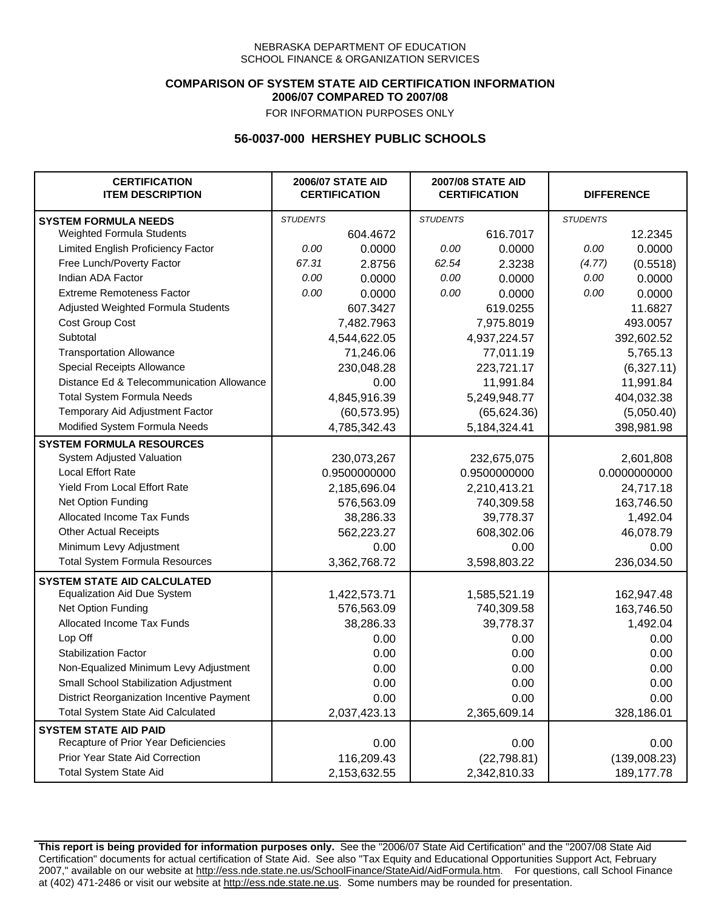NEBRASKA DEPARTMENT OF EDUCATION
SCHOOL FINANCE & ORGANIZATION SERVICES

**COMPARISON OF SYSTEM STATE AID CERTIFICATION INFORMATION**
**2006/07 COMPARED TO 2007/08**
FOR INFORMATION PURPOSES ONLY

## 56-0037-000 HERSHEY PUBLIC SCHOOLS

| CERTIFICATION ITEM DESCRIPTION | 2006/07 STATE AID CERTIFICATION | | 2007/08 STATE AID CERTIFICATION | | DIFFERENCE | |
|---|---|---|---|---|---|---|
| **SYSTEM FORMULA NEEDS** | *STUDENTS* | | *STUDENTS* | | *STUDENTS* | |
| Weighted Formula Students | | 604.4672 | | 616.7017 | | 12.2345 |
| Limited English Proficiency Factor | *0.00* | 0.0000 | *0.00* | 0.0000 | *0.00* | 0.0000 |
| Free Lunch/Poverty Factor | *67.31* | 2.8756 | *62.54* | 2.3238 | *(4.77)* | (0.5518) |
| Indian ADA Factor | *0.00* | 0.0000 | *0.00* | 0.0000 | *0.00* | 0.0000 |
| Extreme Remoteness Factor | *0.00* | 0.0000 | *0.00* | 0.0000 | *0.00* | 0.0000 |
| Adjusted Weighted Formula Students | | 607.3427 | | 619.0255 | | 11.6827 |
| Cost Group Cost | | 7,482.7963 | | 7,975.8019 | | 493.0057 |
| Subtotal | | 4,544,622.05 | | 4,937,224.57 | | 392,602.52 |
| Transportation Allowance | | 71,246.06 | | 77,011.19 | | 5,765.13 |
| Special Receipts Allowance | | 230,048.28 | | 223,721.17 | | (6,327.11) |
| Distance Ed & Telecommunication Allowance | | 0.00 | | 11,991.84 | | 11,991.84 |
| Total System Formula Needs | | 4,845,916.39 | | 5,249,948.77 | | 404,032.38 |
| Temporary Aid Adjustment Factor | | (60,573.95) | | (65,624.36) | | (5,050.40) |
| Modified System Formula Needs | | 4,785,342.43 | | 5,184,324.41 | | 398,981.98 |
| **SYSTEM FORMULA RESOURCES** | | | | | | |
| System Adjusted Valuation | | 230,073,267 | | 232,675,075 | | 2,601,808 |
| Local Effort Rate | | 0.9500000000 | | 0.9500000000 | | 0.0000000000 |
| Yield From Local Effort Rate | | 2,185,696.04 | | 2,210,413.21 | | 24,717.18 |
| Net Option Funding | | 576,563.09 | | 740,309.58 | | 163,746.50 |
| Allocated Income Tax Funds | | 38,286.33 | | 39,778.37 | | 1,492.04 |
| Other Actual Receipts | | 562,223.27 | | 608,302.06 | | 46,078.79 |
| Minimum Levy Adjustment | | 0.00 | | 0.00 | | 0.00 |
| Total System Formula Resources | | 3,362,768.72 | | 3,598,803.22 | | 236,034.50 |
| **SYSTEM STATE AID CALCULATED** | | | | | | |
| Equalization Aid Due System | | 1,422,573.71 | | 1,585,521.19 | | 162,947.48 |
| Net Option Funding | | 576,563.09 | | 740,309.58 | | 163,746.50 |
| Allocated Income Tax Funds | | 38,286.33 | | 39,778.37 | | 1,492.04 |
| Lop Off | | 0.00 | | 0.00 | | 0.00 |
| Stabilization Factor | | 0.00 | | 0.00 | | 0.00 |
| Non-Equalized Minimum Levy Adjustment | | 0.00 | | 0.00 | | 0.00 |
| Small School Stabilization Adjustment | | 0.00 | | 0.00 | | 0.00 |
| District Reorganization Incentive Payment | | 0.00 | | 0.00 | | 0.00 |
| Total System State Aid Calculated | | 2,037,423.13 | | 2,365,609.14 | | 328,186.01 |
| **SYSTEM STATE AID PAID** | | | | | | |
| Recapture of Prior Year Deficiencies | | 0.00 | | 0.00 | | 0.00 |
| Prior Year State Aid Correction | | 116,209.43 | | (22,798.81) | | (139,008.23) |
| Total System State Aid | | 2,153,632.55 | | 2,342,810.33 | | 189,177.78 |

**This report is being provided for information purposes only.** See the "2006/07 State Aid Certification" and the "2007/08 State Aid Certification" documents for actual certification of State Aid. See also "Tax Equity and Educational Opportunities Support Act, February 2007," available on our website at http://ess.nde.state.ne.us/SchoolFinance/StateAid/AidFormula.htm. For questions, call School Finance at (402) 471-2486 or visit our website at http://ess.nde.state.ne.us. Some numbers may be rounded for presentation.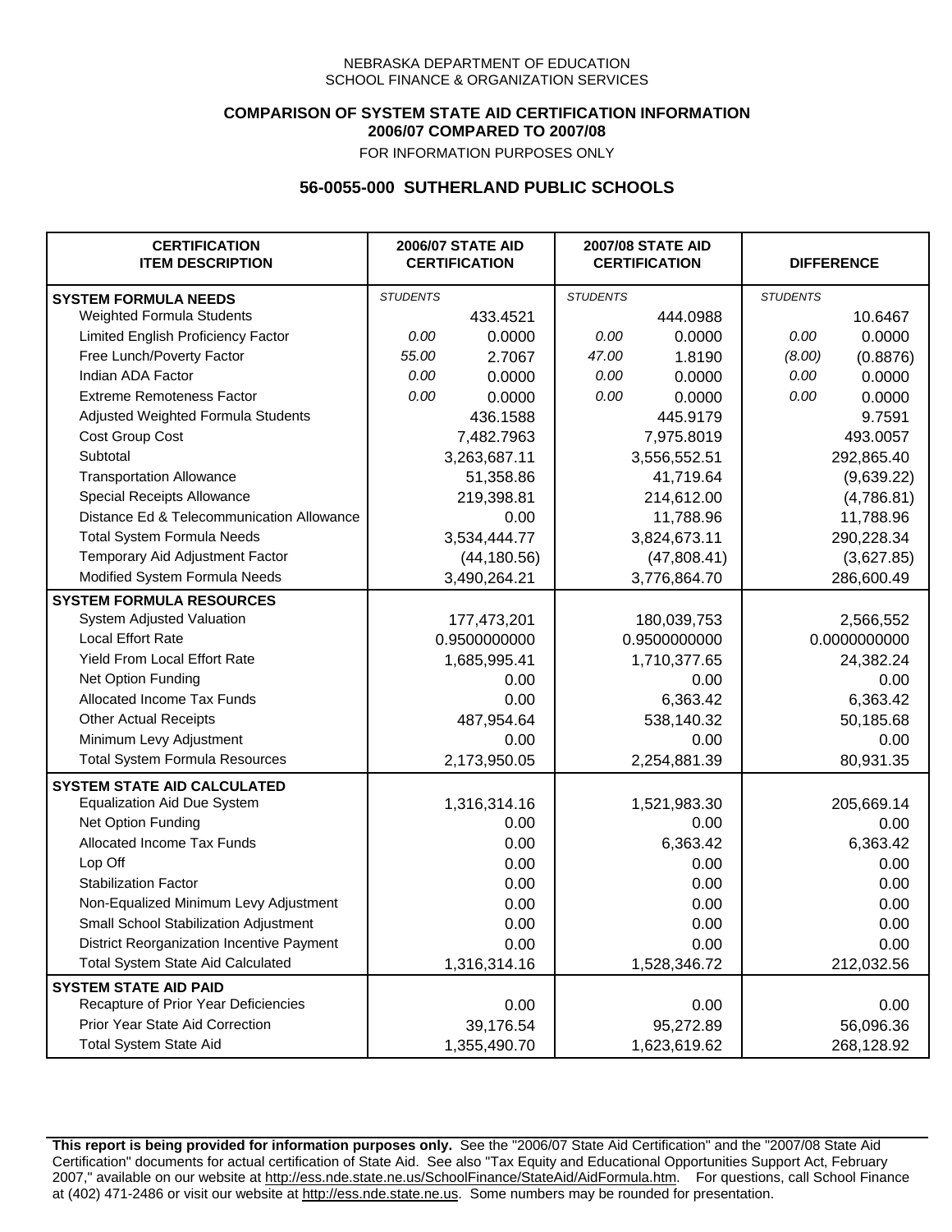NEBRASKA DEPARTMENT OF EDUCATION
SCHOOL FINANCE & ORGANIZATION SERVICES

**COMPARISON OF SYSTEM STATE AID CERTIFICATION INFORMATION**
**2006/07 COMPARED TO 2007/08**
FOR INFORMATION PURPOSES ONLY

## 56-0055-000 SUTHERLAND PUBLIC SCHOOLS

| CERTIFICATION ITEM DESCRIPTION | 2006/07 STATE AID CERTIFICATION | | 2007/08 STATE AID CERTIFICATION | | DIFFERENCE | |
|---|---|---|---|---|---|---|
| **SYSTEM FORMULA NEEDS** | *STUDENTS* | | *STUDENTS* | | *STUDENTS* | |
| Weighted Formula Students | | 433.4521 | | 444.0988 | | 10.6467 |
| Limited English Proficiency Factor | *0.00* | 0.0000 | *0.00* | 0.0000 | *0.00* | 0.0000 |
| Free Lunch/Poverty Factor | *55.00* | 2.7067 | *47.00* | 1.8190 | *(8.00)* | (0.8876) |
| Indian ADA Factor | *0.00* | 0.0000 | *0.00* | 0.0000 | *0.00* | 0.0000 |
| Extreme Remoteness Factor | *0.00* | 0.0000 | *0.00* | 0.0000 | *0.00* | 0.0000 |
| Adjusted Weighted Formula Students | | 436.1588 | | 445.9179 | | 9.7591 |
| Cost Group Cost | | 7,482.7963 | | 7,975.8019 | | 493.0057 |
| Subtotal | | 3,263,687.11 | | 3,556,552.51 | | 292,865.40 |
| Transportation Allowance | | 51,358.86 | | 41,719.64 | | (9,639.22) |
| Special Receipts Allowance | | 219,398.81 | | 214,612.00 | | (4,786.81) |
| Distance Ed & Telecommunication Allowance | | 0.00 | | 11,788.96 | | 11,788.96 |
| Total System Formula Needs | | 3,534,444.77 | | 3,824,673.11 | | 290,228.34 |
| Temporary Aid Adjustment Factor | | (44,180.56) | | (47,808.41) | | (3,627.85) |
| Modified System Formula Needs | | 3,490,264.21 | | 3,776,864.70 | | 286,600.49 |
| **SYSTEM FORMULA RESOURCES** | | | | | | |
| System Adjusted Valuation | | 177,473,201 | | 180,039,753 | | 2,566,552 |
| Local Effort Rate | | 0.9500000000 | | 0.9500000000 | | 0.0000000000 |
| Yield From Local Effort Rate | | 1,685,995.41 | | 1,710,377.65 | | 24,382.24 |
| Net Option Funding | | 0.00 | | 0.00 | | 0.00 |
| Allocated Income Tax Funds | | 0.00 | | 6,363.42 | | 6,363.42 |
| Other Actual Receipts | | 487,954.64 | | 538,140.32 | | 50,185.68 |
| Minimum Levy Adjustment | | 0.00 | | 0.00 | | 0.00 |
| Total System Formula Resources | | 2,173,950.05 | | 2,254,881.39 | | 80,931.35 |
| **SYSTEM STATE AID CALCULATED** | | | | | | |
| Equalization Aid Due System | | 1,316,314.16 | | 1,521,983.30 | | 205,669.14 |
| Net Option Funding | | 0.00 | | 0.00 | | 0.00 |
| Allocated Income Tax Funds | | 0.00 | | 6,363.42 | | 6,363.42 |
| Lop Off | | 0.00 | | 0.00 | | 0.00 |
| Stabilization Factor | | 0.00 | | 0.00 | | 0.00 |
| Non-Equalized Minimum Levy Adjustment | | 0.00 | | 0.00 | | 0.00 |
| Small School Stabilization Adjustment | | 0.00 | | 0.00 | | 0.00 |
| District Reorganization Incentive Payment | | 0.00 | | 0.00 | | 0.00 |
| Total System State Aid Calculated | | 1,316,314.16 | | 1,528,346.72 | | 212,032.56 |
| **SYSTEM STATE AID PAID** | | | | | | |
| Recapture of Prior Year Deficiencies | | 0.00 | | 0.00 | | 0.00 |
| Prior Year State Aid Correction | | 39,176.54 | | 95,272.89 | | 56,096.36 |
| Total System State Aid | | 1,355,490.70 | | 1,623,619.62 | | 268,128.92 |

**This report is being provided for information purposes only.** See the "2006/07 State Aid Certification" and the "2007/08 State Aid Certification" documents for actual certification of State Aid. See also "Tax Equity and Educational Opportunities Support Act, February 2007," available on our website at http://ess.nde.state.ne.us/SchoolFinance/StateAid/AidFormula.htm. For questions, call School Finance at (402) 471-2486 or visit our website at http://ess.nde.state.ne.us. Some numbers may be rounded for presentation.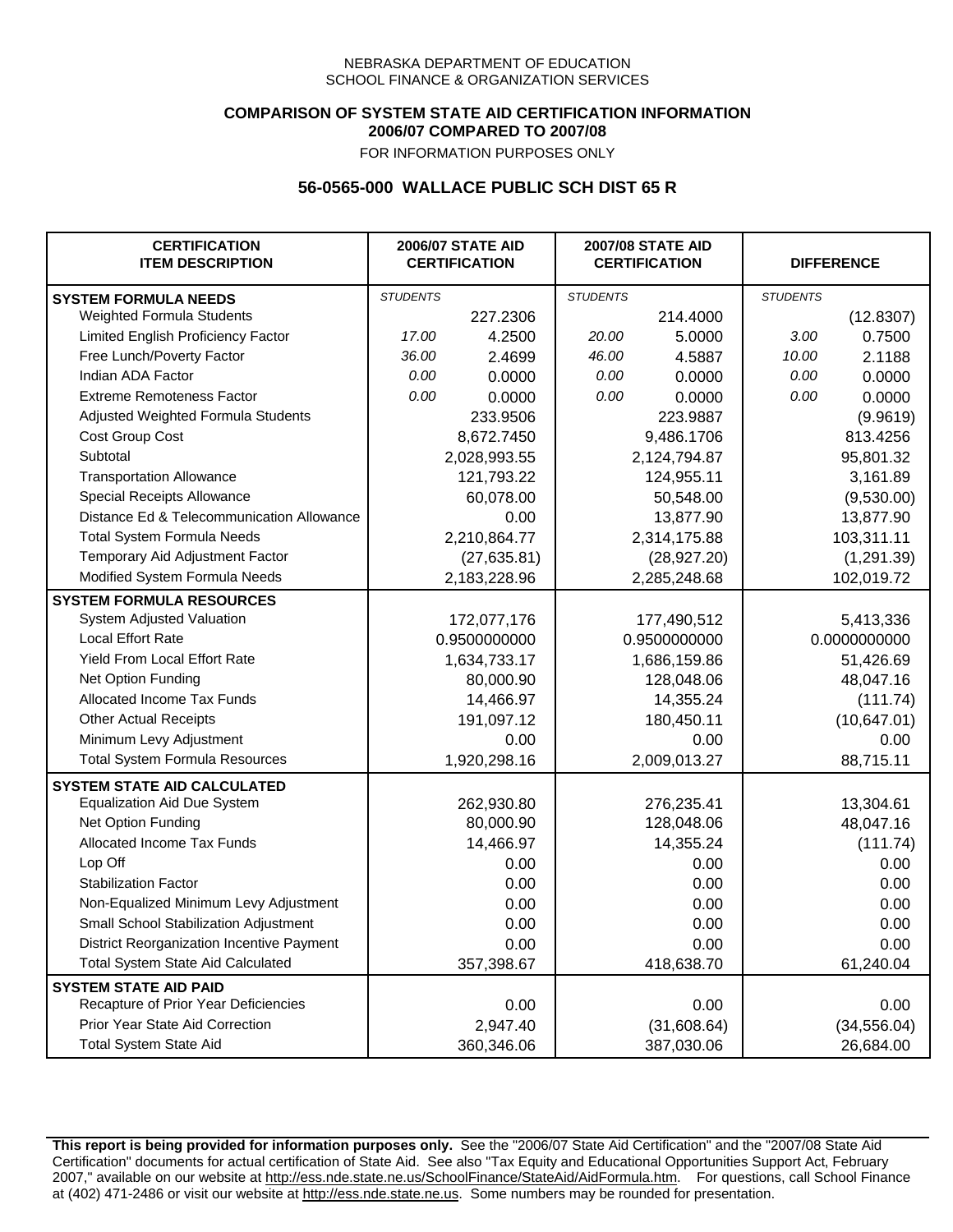NEBRASKA DEPARTMENT OF EDUCATION
SCHOOL FINANCE & ORGANIZATION SERVICES

**COMPARISON OF SYSTEM STATE AID CERTIFICATION INFORMATION**
**2006/07 COMPARED TO 2007/08**
FOR INFORMATION PURPOSES ONLY

**56-0565-000 WALLACE PUBLIC SCH DIST 65 R**

| CERTIFICATION ITEM DESCRIPTION | 2006/07 STATE AID CERTIFICATION | | 2007/08 STATE AID CERTIFICATION | | DIFFERENCE | |
|---|---|---|---|---|---|---|
| **SYSTEM FORMULA NEEDS** | *STUDENTS* | | *STUDENTS* | | *STUDENTS* | |
| Weighted Formula Students | | 227.2306 | | 214.4000 | | (12.8307) |
| Limited English Proficiency Factor | *17.00* | 4.2500 | *20.00* | 5.0000 | *3.00* | 0.7500 |
| Free Lunch/Poverty Factor | *36.00* | 2.4699 | *46.00* | 4.5887 | *10.00* | 2.1188 |
| Indian ADA Factor | *0.00* | 0.0000 | *0.00* | 0.0000 | *0.00* | 0.0000 |
| Extreme Remoteness Factor | *0.00* | 0.0000 | *0.00* | 0.0000 | *0.00* | 0.0000 |
| Adjusted Weighted Formula Students | | 233.9506 | | 223.9887 | | (9.9619) |
| Cost Group Cost | | 8,672.7450 | | 9,486.1706 | | 813.4256 |
| Subtotal | | 2,028,993.55 | | 2,124,794.87 | | 95,801.32 |
| Transportation Allowance | | 121,793.22 | | 124,955.11 | | 3,161.89 |
| Special Receipts Allowance | | 60,078.00 | | 50,548.00 | | (9,530.00) |
| Distance Ed & Telecommunication Allowance | | 0.00 | | 13,877.90 | | 13,877.90 |
| Total System Formula Needs | | 2,210,864.77 | | 2,314,175.88 | | 103,311.11 |
| Temporary Aid Adjustment Factor | | (27,635.81) | | (28,927.20) | | (1,291.39) |
| Modified System Formula Needs | | 2,183,228.96 | | 2,285,248.68 | | 102,019.72 |
| **SYSTEM FORMULA RESOURCES** | | | | | | |
| System Adjusted Valuation | | 172,077,176 | | 177,490,512 | | 5,413,336 |
| Local Effort Rate | | 0.9500000000 | | 0.9500000000 | | 0.0000000000 |
| Yield From Local Effort Rate | | 1,634,733.17 | | 1,686,159.86 | | 51,426.69 |
| Net Option Funding | | 80,000.90 | | 128,048.06 | | 48,047.16 |
| Allocated Income Tax Funds | | 14,466.97 | | 14,355.24 | | (111.74) |
| Other Actual Receipts | | 191,097.12 | | 180,450.11 | | (10,647.01) |
| Minimum Levy Adjustment | | 0.00 | | 0.00 | | 0.00 |
| Total System Formula Resources | | 1,920,298.16 | | 2,009,013.27 | | 88,715.11 |
| **SYSTEM STATE AID CALCULATED** | | | | | | |
| Equalization Aid Due System | | 262,930.80 | | 276,235.41 | | 13,304.61 |
| Net Option Funding | | 80,000.90 | | 128,048.06 | | 48,047.16 |
| Allocated Income Tax Funds | | 14,466.97 | | 14,355.24 | | (111.74) |
| Lop Off | | 0.00 | | 0.00 | | 0.00 |
| Stabilization Factor | | 0.00 | | 0.00 | | 0.00 |
| Non-Equalized Minimum Levy Adjustment | | 0.00 | | 0.00 | | 0.00 |
| Small School Stabilization Adjustment | | 0.00 | | 0.00 | | 0.00 |
| District Reorganization Incentive Payment | | 0.00 | | 0.00 | | 0.00 |
| Total System State Aid Calculated | | 357,398.67 | | 418,638.70 | | 61,240.04 |
| **SYSTEM STATE AID PAID** | | | | | | |
| Recapture of Prior Year Deficiencies | | 0.00 | | 0.00 | | 0.00 |
| Prior Year State Aid Correction | | 2,947.40 | | (31,608.64) | | (34,556.04) |
| Total System State Aid | | 360,346.06 | | 387,030.06 | | 26,684.00 |

**This report is being provided for information purposes only.** See the "2006/07 State Aid Certification" and the "2007/08 State Aid Certification" documents for actual certification of State Aid. See also "Tax Equity and Educational Opportunities Support Act, February 2007," available on our website at http://ess.nde.state.ne.us/SchoolFinance/StateAid/AidFormula.htm. For questions, call School Finance at (402) 471-2486 or visit our website at http://ess.nde.state.ne.us. Some numbers may be rounded for presentation.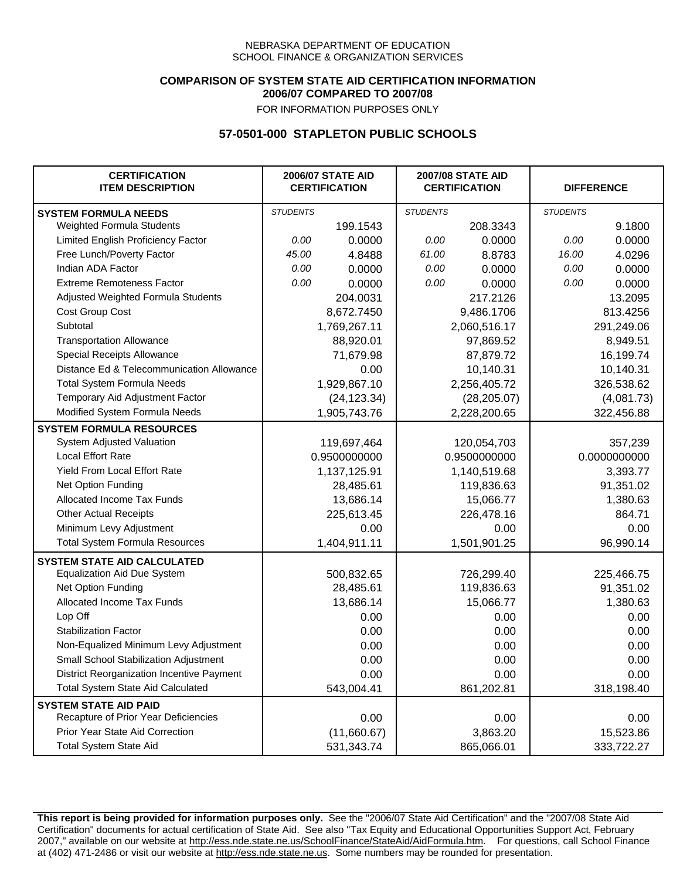NEBRASKA DEPARTMENT OF EDUCATION
SCHOOL FINANCE & ORGANIZATION SERVICES

**COMPARISON OF SYSTEM STATE AID CERTIFICATION INFORMATION**
**2006/07 COMPARED TO 2007/08**

FOR INFORMATION PURPOSES ONLY

## 57-0501-000 STAPLETON PUBLIC SCHOOLS

| CERTIFICATION ITEM DESCRIPTION | 2006/07 STATE AID CERTIFICATION | | 2007/08 STATE AID CERTIFICATION | | DIFFERENCE | |
|---|---|---|---|---|---|---|
| **SYSTEM FORMULA NEEDS** | *STUDENTS* | | *STUDENTS* | | *STUDENTS* | |
| Weighted Formula Students | | 199.1543 | | 208.3343 | | 9.1800 |
| Limited English Proficiency Factor | *0.00* | 0.0000 | *0.00* | 0.0000 | *0.00* | 0.0000 |
| Free Lunch/Poverty Factor | *45.00* | 4.8488 | *61.00* | 8.8783 | *16.00* | 4.0296 |
| Indian ADA Factor | *0.00* | 0.0000 | *0.00* | 0.0000 | *0.00* | 0.0000 |
| Extreme Remoteness Factor | *0.00* | 0.0000 | *0.00* | 0.0000 | *0.00* | 0.0000 |
| Adjusted Weighted Formula Students | | 204.0031 | | 217.2126 | | 13.2095 |
| Cost Group Cost | | 8,672.7450 | | 9,486.1706 | | 813.4256 |
| Subtotal | | 1,769,267.11 | | 2,060,516.17 | | 291,249.06 |
| Transportation Allowance | | 88,920.01 | | 97,869.52 | | 8,949.51 |
| Special Receipts Allowance | | 71,679.98 | | 87,879.72 | | 16,199.74 |
| Distance Ed & Telecommunication Allowance | | 0.00 | | 10,140.31 | | 10,140.31 |
| Total System Formula Needs | | 1,929,867.10 | | 2,256,405.72 | | 326,538.62 |
| Temporary Aid Adjustment Factor | | (24,123.34) | | (28,205.07) | | (4,081.73) |
| Modified System Formula Needs | | 1,905,743.76 | | 2,228,200.65 | | 322,456.88 |
| **SYSTEM FORMULA RESOURCES** | | | | | | |
| System Adjusted Valuation | | 119,697,464 | | 120,054,703 | | 357,239 |
| Local Effort Rate | | 0.9500000000 | | 0.9500000000 | | 0.0000000000 |
| Yield From Local Effort Rate | | 1,137,125.91 | | 1,140,519.68 | | 3,393.77 |
| Net Option Funding | | 28,485.61 | | 119,836.63 | | 91,351.02 |
| Allocated Income Tax Funds | | 13,686.14 | | 15,066.77 | | 1,380.63 |
| Other Actual Receipts | | 225,613.45 | | 226,478.16 | | 864.71 |
| Minimum Levy Adjustment | | 0.00 | | 0.00 | | 0.00 |
| Total System Formula Resources | | 1,404,911.11 | | 1,501,901.25 | | 96,990.14 |
| **SYSTEM STATE AID CALCULATED** | | | | | | |
| Equalization Aid Due System | | 500,832.65 | | 726,299.40 | | 225,466.75 |
| Net Option Funding | | 28,485.61 | | 119,836.63 | | 91,351.02 |
| Allocated Income Tax Funds | | 13,686.14 | | 15,066.77 | | 1,380.63 |
| Lop Off | | 0.00 | | 0.00 | | 0.00 |
| Stabilization Factor | | 0.00 | | 0.00 | | 0.00 |
| Non-Equalized Minimum Levy Adjustment | | 0.00 | | 0.00 | | 0.00 |
| Small School Stabilization Adjustment | | 0.00 | | 0.00 | | 0.00 |
| District Reorganization Incentive Payment | | 0.00 | | 0.00 | | 0.00 |
| Total System State Aid Calculated | | 543,004.41 | | 861,202.81 | | 318,198.40 |
| **SYSTEM STATE AID PAID** | | | | | | |
| Recapture of Prior Year Deficiencies | | 0.00 | | 0.00 | | 0.00 |
| Prior Year State Aid Correction | | (11,660.67) | | 3,863.20 | | 15,523.86 |
| Total System State Aid | | 531,343.74 | | 865,066.01 | | 333,722.27 |

**This report is being provided for information purposes only.** See the "2006/07 State Aid Certification" and the "2007/08 State Aid Certification" documents for actual certification of State Aid. See also "Tax Equity and Educational Opportunities Support Act, February 2007," available on our website at http://ess.nde.state.ne.us/SchoolFinance/StateAid/AidFormula.htm. For questions, call School Finance at (402) 471-2486 or visit our website at http://ess.nde.state.ne.us. Some numbers may be rounded for presentation.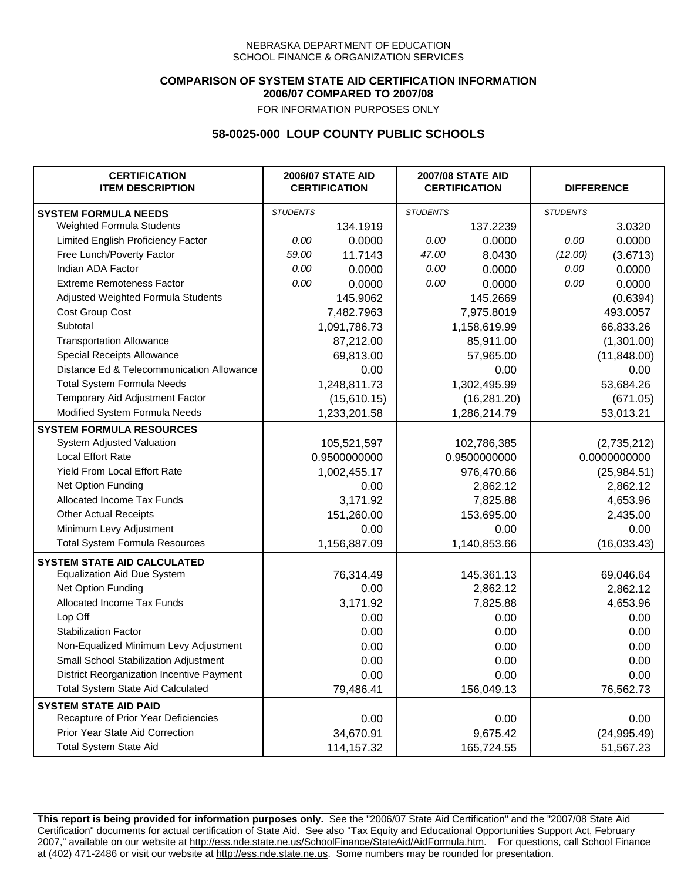NEBRASKA DEPARTMENT OF EDUCATION
SCHOOL FINANCE & ORGANIZATION SERVICES

**COMPARISON OF SYSTEM STATE AID CERTIFICATION INFORMATION**
**2006/07 COMPARED TO 2007/08**
FOR INFORMATION PURPOSES ONLY

## 58-0025-000 LOUP COUNTY PUBLIC SCHOOLS

| CERTIFICATION ITEM DESCRIPTION | 2006/07 STATE AID CERTIFICATION | | 2007/08 STATE AID CERTIFICATION | | DIFFERENCE | |
|---|---|---|---|---|---|---|
| **SYSTEM FORMULA NEEDS** | *STUDENTS* | | *STUDENTS* | | *STUDENTS* | |
| Weighted Formula Students | | 134.1919 | | 137.2239 | | 3.0320 |
| Limited English Proficiency Factor | *0.00* | 0.0000 | *0.00* | 0.0000 | *0.00* | 0.0000 |
| Free Lunch/Poverty Factor | *59.00* | 11.7143 | *47.00* | 8.0430 | *(12.00)* | (3.6713) |
| Indian ADA Factor | *0.00* | 0.0000 | *0.00* | 0.0000 | *0.00* | 0.0000 |
| Extreme Remoteness Factor | *0.00* | 0.0000 | *0.00* | 0.0000 | *0.00* | 0.0000 |
| Adjusted Weighted Formula Students | | 145.9062 | | 145.2669 | | (0.6394) |
| Cost Group Cost | | 7,482.7963 | | 7,975.8019 | | 493.0057 |
| Subtotal | | 1,091,786.73 | | 1,158,619.99 | | 66,833.26 |
| Transportation Allowance | | 87,212.00 | | 85,911.00 | | (1,301.00) |
| Special Receipts Allowance | | 69,813.00 | | 57,965.00 | | (11,848.00) |
| Distance Ed & Telecommunication Allowance | | 0.00 | | 0.00 | | 0.00 |
| Total System Formula Needs | | 1,248,811.73 | | 1,302,495.99 | | 53,684.26 |
| Temporary Aid Adjustment Factor | | (15,610.15) | | (16,281.20) | | (671.05) |
| Modified System Formula Needs | | 1,233,201.58 | | 1,286,214.79 | | 53,013.21 |
| **SYSTEM FORMULA RESOURCES** | | | | | | |
| System Adjusted Valuation | | 105,521,597 | | 102,786,385 | | (2,735,212) |
| Local Effort Rate | | 0.9500000000 | | 0.9500000000 | | 0.0000000000 |
| Yield From Local Effort Rate | | 1,002,455.17 | | 976,470.66 | | (25,984.51) |
| Net Option Funding | | 0.00 | | 2,862.12 | | 2,862.12 |
| Allocated Income Tax Funds | | 3,171.92 | | 7,825.88 | | 4,653.96 |
| Other Actual Receipts | | 151,260.00 | | 153,695.00 | | 2,435.00 |
| Minimum Levy Adjustment | | 0.00 | | 0.00 | | 0.00 |
| Total System Formula Resources | | 1,156,887.09 | | 1,140,853.66 | | (16,033.43) |
| **SYSTEM STATE AID CALCULATED** | | | | | | |
| Equalization Aid Due System | | 76,314.49 | | 145,361.13 | | 69,046.64 |
| Net Option Funding | | 0.00 | | 2,862.12 | | 2,862.12 |
| Allocated Income Tax Funds | | 3,171.92 | | 7,825.88 | | 4,653.96 |
| Lop Off | | 0.00 | | 0.00 | | 0.00 |
| Stabilization Factor | | 0.00 | | 0.00 | | 0.00 |
| Non-Equalized Minimum Levy Adjustment | | 0.00 | | 0.00 | | 0.00 |
| Small School Stabilization Adjustment | | 0.00 | | 0.00 | | 0.00 |
| District Reorganization Incentive Payment | | 0.00 | | 0.00 | | 0.00 |
| Total System State Aid Calculated | | 79,486.41 | | 156,049.13 | | 76,562.73 |
| **SYSTEM STATE AID PAID** | | | | | | |
| Recapture of Prior Year Deficiencies | | 0.00 | | 0.00 | | 0.00 |
| Prior Year State Aid Correction | | 34,670.91 | | 9,675.42 | | (24,995.49) |
| Total System State Aid | | 114,157.32 | | 165,724.55 | | 51,567.23 |

**This report is being provided for information purposes only.** See the "2006/07 State Aid Certification" and the "2007/08 State Aid Certification" documents for actual certification of State Aid. See also "Tax Equity and Educational Opportunities Support Act, February 2007," available on our website at http://ess.nde.state.ne.us/SchoolFinance/StateAid/AidFormula.htm. For questions, call School Finance at (402) 471-2486 or visit our website at http://ess.nde.state.ne.us. Some numbers may be rounded for presentation.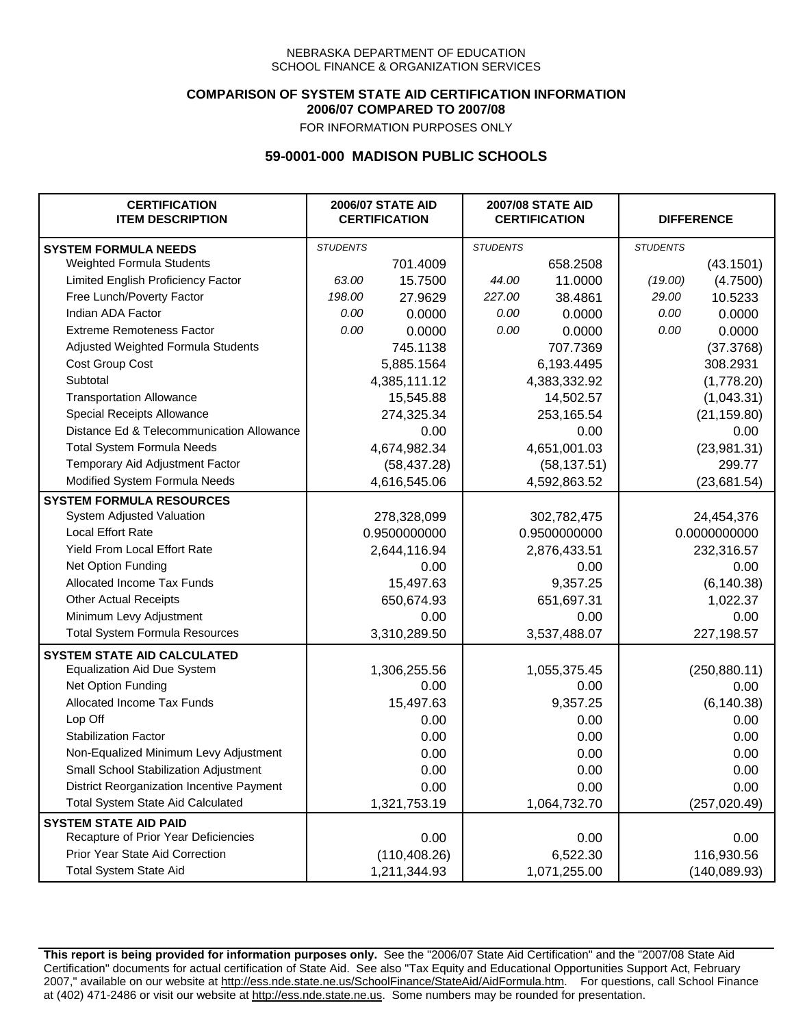NEBRASKA DEPARTMENT OF EDUCATION
SCHOOL FINANCE & ORGANIZATION SERVICES

**COMPARISON OF SYSTEM STATE AID CERTIFICATION INFORMATION**
**2006/07 COMPARED TO 2007/08**
FOR INFORMATION PURPOSES ONLY

## 59-0001-000 MADISON PUBLIC SCHOOLS

| CERTIFICATION ITEM DESCRIPTION | 2006/07 STATE AID CERTIFICATION | | 2007/08 STATE AID CERTIFICATION | | DIFFERENCE | |
|---|---|---|---|---|---|---|
| **SYSTEM FORMULA NEEDS** | *STUDENTS* | | *STUDENTS* | | *STUDENTS* | |
| Weighted Formula Students | | 701.4009 | | 658.2508 | | (43.1501) |
| Limited English Proficiency Factor | *63.00* | 15.7500 | *44.00* | 11.0000 | *(19.00)* | (4.7500) |
| Free Lunch/Poverty Factor | *198.00* | 27.9629 | *227.00* | 38.4861 | *29.00* | 10.5233 |
| Indian ADA Factor | *0.00* | 0.0000 | *0.00* | 0.0000 | *0.00* | 0.0000 |
| Extreme Remoteness Factor | *0.00* | 0.0000 | *0.00* | 0.0000 | *0.00* | 0.0000 |
| Adjusted Weighted Formula Students | | 745.1138 | | 707.7369 | | (37.3768) |
| Cost Group Cost | | 5,885.1564 | | 6,193.4495 | | 308.2931 |
| Subtotal | | 4,385,111.12 | | 4,383,332.92 | | (1,778.20) |
| Transportation Allowance | | 15,545.88 | | 14,502.57 | | (1,043.31) |
| Special Receipts Allowance | | 274,325.34 | | 253,165.54 | | (21,159.80) |
| Distance Ed & Telecommunication Allowance | | 0.00 | | 0.00 | | 0.00 |
| Total System Formula Needs | | 4,674,982.34 | | 4,651,001.03 | | (23,981.31) |
| Temporary Aid Adjustment Factor | | (58,437.28) | | (58,137.51) | | 299.77 |
| Modified System Formula Needs | | 4,616,545.06 | | 4,592,863.52 | | (23,681.54) |
| **SYSTEM FORMULA RESOURCES** | | | | | | |
| System Adjusted Valuation | | 278,328,099 | | 302,782,475 | | 24,454,376 |
| Local Effort Rate | | 0.9500000000 | | 0.9500000000 | | 0.0000000000 |
| Yield From Local Effort Rate | | 2,644,116.94 | | 2,876,433.51 | | 232,316.57 |
| Net Option Funding | | 0.00 | | 0.00 | | 0.00 |
| Allocated Income Tax Funds | | 15,497.63 | | 9,357.25 | | (6,140.38) |
| Other Actual Receipts | | 650,674.93 | | 651,697.31 | | 1,022.37 |
| Minimum Levy Adjustment | | 0.00 | | 0.00 | | 0.00 |
| Total System Formula Resources | | 3,310,289.50 | | 3,537,488.07 | | 227,198.57 |
| **SYSTEM STATE AID CALCULATED** | | | | | | |
| Equalization Aid Due System | | 1,306,255.56 | | 1,055,375.45 | | (250,880.11) |
| Net Option Funding | | 0.00 | | 0.00 | | 0.00 |
| Allocated Income Tax Funds | | 15,497.63 | | 9,357.25 | | (6,140.38) |
| Lop Off | | 0.00 | | 0.00 | | 0.00 |
| Stabilization Factor | | 0.00 | | 0.00 | | 0.00 |
| Non-Equalized Minimum Levy Adjustment | | 0.00 | | 0.00 | | 0.00 |
| Small School Stabilization Adjustment | | 0.00 | | 0.00 | | 0.00 |
| District Reorganization Incentive Payment | | 0.00 | | 0.00 | | 0.00 |
| Total System State Aid Calculated | | 1,321,753.19 | | 1,064,732.70 | | (257,020.49) |
| **SYSTEM STATE AID PAID** | | | | | | |
| Recapture of Prior Year Deficiencies | | 0.00 | | 0.00 | | 0.00 |
| Prior Year State Aid Correction | | (110,408.26) | | 6,522.30 | | 116,930.56 |
| Total System State Aid | | 1,211,344.93 | | 1,071,255.00 | | (140,089.93) |

**This report is being provided for information purposes only.** See the "2006/07 State Aid Certification" and the "2007/08 State Aid Certification" documents for actual certification of State Aid. See also "Tax Equity and Educational Opportunities Support Act, February 2007," available on our website at http://ess.nde.state.ne.us/SchoolFinance/StateAid/AidFormula.htm. For questions, call School Finance at (402) 471-2486 or visit our website at http://ess.nde.state.ne.us. Some numbers may be rounded for presentation.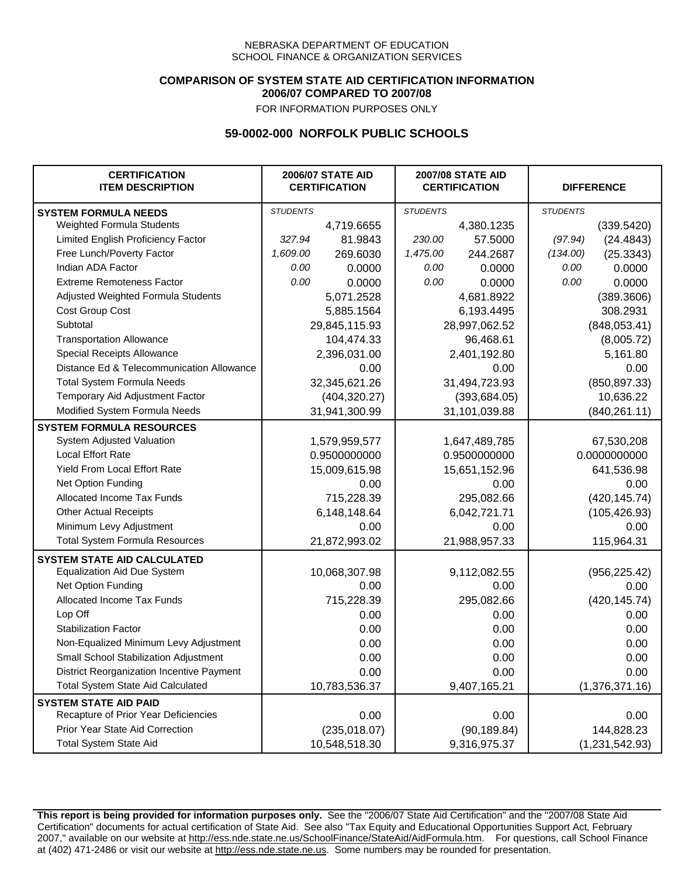NEBRASKA DEPARTMENT OF EDUCATION
SCHOOL FINANCE & ORGANIZATION SERVICES

**COMPARISON OF SYSTEM STATE AID CERTIFICATION INFORMATION**
**2006/07 COMPARED TO 2007/08**
FOR INFORMATION PURPOSES ONLY

## 59-0002-000 NORFOLK PUBLIC SCHOOLS

| CERTIFICATION ITEM DESCRIPTION | 2006/07 STATE AID CERTIFICATION | | 2007/08 STATE AID CERTIFICATION | | DIFFERENCE | |
|---|---|---|---|---|---|---|
| **SYSTEM FORMULA NEEDS** | *STUDENTS* | | *STUDENTS* | | *STUDENTS* | |
| Weighted Formula Students | | 4,719.6655 | | 4,380.1235 | | (339.5420) |
| Limited English Proficiency Factor | *327.94* | 81.9843 | *230.00* | 57.5000 | *(97.94)* | (24.4843) |
| Free Lunch/Poverty Factor | *1,609.00* | 269.6030 | *1,475.00* | 244.2687 | *(134.00)* | (25.3343) |
| Indian ADA Factor | *0.00* | 0.0000 | *0.00* | 0.0000 | *0.00* | 0.0000 |
| Extreme Remoteness Factor | *0.00* | 0.0000 | *0.00* | 0.0000 | *0.00* | 0.0000 |
| Adjusted Weighted Formula Students | | 5,071.2528 | | 4,681.8922 | | (389.3606) |
| Cost Group Cost | | 5,885.1564 | | 6,193.4495 | | 308.2931 |
| Subtotal | | 29,845,115.93 | | 28,997,062.52 | | (848,053.41) |
| Transportation Allowance | | 104,474.33 | | 96,468.61 | | (8,005.72) |
| Special Receipts Allowance | | 2,396,031.00 | | 2,401,192.80 | | 5,161.80 |
| Distance Ed & Telecommunication Allowance | | 0.00 | | 0.00 | | 0.00 |
| Total System Formula Needs | | 32,345,621.26 | | 31,494,723.93 | | (850,897.33) |
| Temporary Aid Adjustment Factor | | (404,320.27) | | (393,684.05) | | 10,636.22 |
| Modified System Formula Needs | | 31,941,300.99 | | 31,101,039.88 | | (840,261.11) |
| **SYSTEM FORMULA RESOURCES** | | | | | | |
| System Adjusted Valuation | | 1,579,959,577 | | 1,647,489,785 | | 67,530,208 |
| Local Effort Rate | | 0.9500000000 | | 0.9500000000 | | 0.0000000000 |
| Yield From Local Effort Rate | | 15,009,615.98 | | 15,651,152.96 | | 641,536.98 |
| Net Option Funding | | 0.00 | | 0.00 | | 0.00 |
| Allocated Income Tax Funds | | 715,228.39 | | 295,082.66 | | (420,145.74) |
| Other Actual Receipts | | 6,148,148.64 | | 6,042,721.71 | | (105,426.93) |
| Minimum Levy Adjustment | | 0.00 | | 0.00 | | 0.00 |
| Total System Formula Resources | | 21,872,993.02 | | 21,988,957.33 | | 115,964.31 |
| **SYSTEM STATE AID CALCULATED** | | | | | | |
| Equalization Aid Due System | | 10,068,307.98 | | 9,112,082.55 | | (956,225.42) |
| Net Option Funding | | 0.00 | | 0.00 | | 0.00 |
| Allocated Income Tax Funds | | 715,228.39 | | 295,082.66 | | (420,145.74) |
| Lop Off | | 0.00 | | 0.00 | | 0.00 |
| Stabilization Factor | | 0.00 | | 0.00 | | 0.00 |
| Non-Equalized Minimum Levy Adjustment | | 0.00 | | 0.00 | | 0.00 |
| Small School Stabilization Adjustment | | 0.00 | | 0.00 | | 0.00 |
| District Reorganization Incentive Payment | | 0.00 | | 0.00 | | 0.00 |
| Total System State Aid Calculated | | 10,783,536.37 | | 9,407,165.21 | | (1,376,371.16) |
| **SYSTEM STATE AID PAID** | | | | | | |
| Recapture of Prior Year Deficiencies | | 0.00 | | 0.00 | | 0.00 |
| Prior Year State Aid Correction | | (235,018.07) | | (90,189.84) | | 144,828.23 |
| Total System State Aid | | 10,548,518.30 | | 9,316,975.37 | | (1,231,542.93) |

**This report is being provided for information purposes only.** See the "2006/07 State Aid Certification" and the "2007/08 State Aid Certification" documents for actual certification of State Aid. See also "Tax Equity and Educational Opportunities Support Act, February 2007," available on our website at http://ess.nde.state.ne.us/SchoolFinance/StateAid/AidFormula.htm. For questions, call School Finance at (402) 471-2486 or visit our website at http://ess.nde.state.ne.us. Some numbers may be rounded for presentation.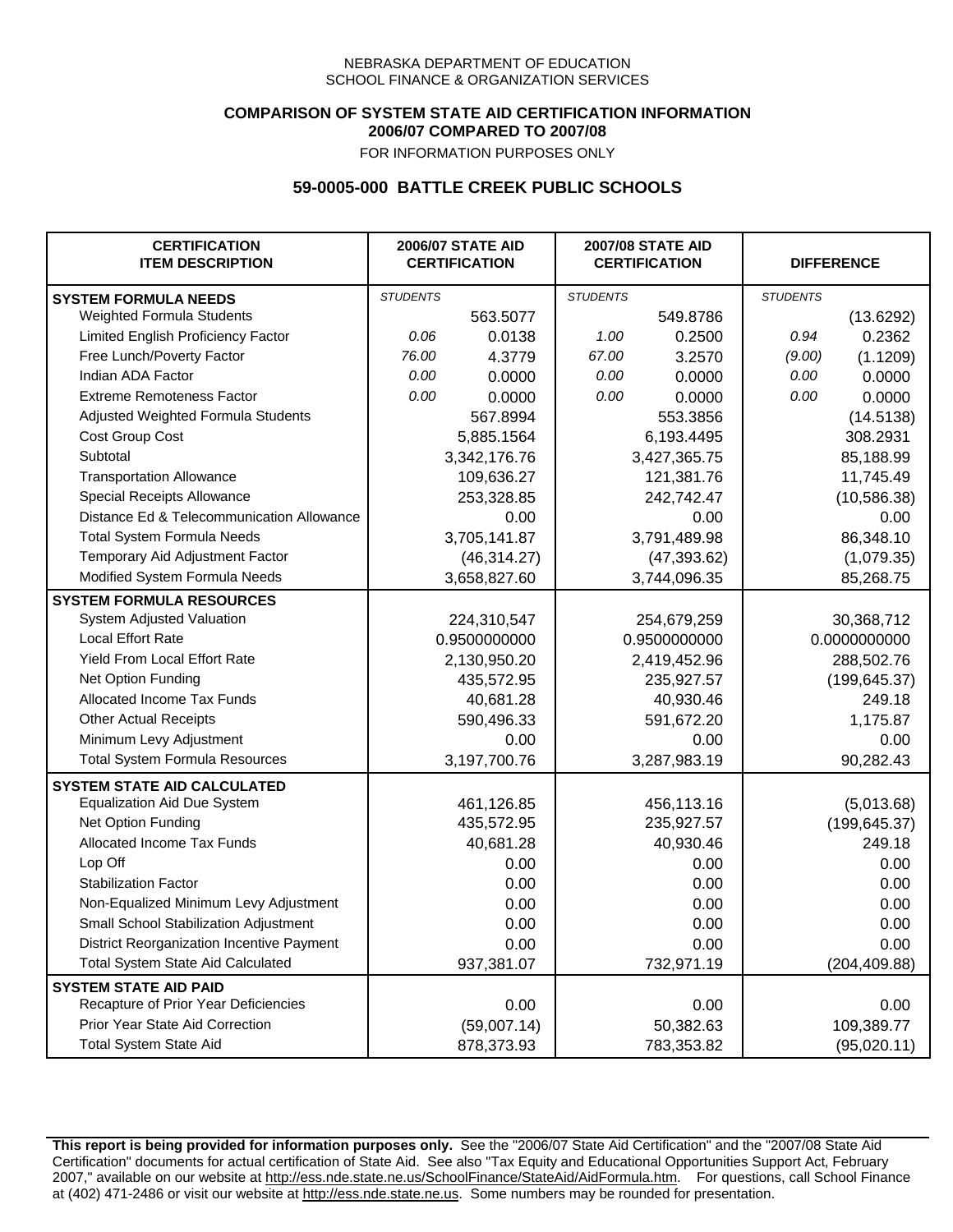NEBRASKA DEPARTMENT OF EDUCATION
SCHOOL FINANCE & ORGANIZATION SERVICES

**COMPARISON OF SYSTEM STATE AID CERTIFICATION INFORMATION**
**2006/07 COMPARED TO 2007/08**

FOR INFORMATION PURPOSES ONLY

## 59-0005-000 BATTLE CREEK PUBLIC SCHOOLS

| CERTIFICATION ITEM DESCRIPTION | 2006/07 STATE AID CERTIFICATION | | 2007/08 STATE AID CERTIFICATION | | DIFFERENCE | |
|---|---|---|---|---|---|---|
| **SYSTEM FORMULA NEEDS** | *STUDENTS* | | *STUDENTS* | | *STUDENTS* | |
| Weighted Formula Students | | 563.5077 | | 549.8786 | | (13.6292) |
| Limited English Proficiency Factor | *0.06* | 0.0138 | *1.00* | 0.2500 | *0.94* | 0.2362 |
| Free Lunch/Poverty Factor | *76.00* | 4.3779 | *67.00* | 3.2570 | *(9.00)* | (1.1209) |
| Indian ADA Factor | *0.00* | 0.0000 | *0.00* | 0.0000 | *0.00* | 0.0000 |
| Extreme Remoteness Factor | *0.00* | 0.0000 | *0.00* | 0.0000 | *0.00* | 0.0000 |
| Adjusted Weighted Formula Students | | 567.8994 | | 553.3856 | | (14.5138) |
| Cost Group Cost | | 5,885.1564 | | 6,193.4495 | | 308.2931 |
| Subtotal | | 3,342,176.76 | | 3,427,365.75 | | 85,188.99 |
| Transportation Allowance | | 109,636.27 | | 121,381.76 | | 11,745.49 |
| Special Receipts Allowance | | 253,328.85 | | 242,742.47 | | (10,586.38) |
| Distance Ed & Telecommunication Allowance | | 0.00 | | 0.00 | | 0.00 |
| Total System Formula Needs | | 3,705,141.87 | | 3,791,489.98 | | 86,348.10 |
| Temporary Aid Adjustment Factor | | (46,314.27) | | (47,393.62) | | (1,079.35) |
| Modified System Formula Needs | | 3,658,827.60 | | 3,744,096.35 | | 85,268.75 |
| **SYSTEM FORMULA RESOURCES** | | | | | | |
| System Adjusted Valuation | | 224,310,547 | | 254,679,259 | | 30,368,712 |
| Local Effort Rate | | 0.9500000000 | | 0.9500000000 | | 0.0000000000 |
| Yield From Local Effort Rate | | 2,130,950.20 | | 2,419,452.96 | | 288,502.76 |
| Net Option Funding | | 435,572.95 | | 235,927.57 | | (199,645.37) |
| Allocated Income Tax Funds | | 40,681.28 | | 40,930.46 | | 249.18 |
| Other Actual Receipts | | 590,496.33 | | 591,672.20 | | 1,175.87 |
| Minimum Levy Adjustment | | 0.00 | | 0.00 | | 0.00 |
| Total System Formula Resources | | 3,197,700.76 | | 3,287,983.19 | | 90,282.43 |
| **SYSTEM STATE AID CALCULATED** | | | | | | |
| Equalization Aid Due System | | 461,126.85 | | 456,113.16 | | (5,013.68) |
| Net Option Funding | | 435,572.95 | | 235,927.57 | | (199,645.37) |
| Allocated Income Tax Funds | | 40,681.28 | | 40,930.46 | | 249.18 |
| Lop Off | | 0.00 | | 0.00 | | 0.00 |
| Stabilization Factor | | 0.00 | | 0.00 | | 0.00 |
| Non-Equalized Minimum Levy Adjustment | | 0.00 | | 0.00 | | 0.00 |
| Small School Stabilization Adjustment | | 0.00 | | 0.00 | | 0.00 |
| District Reorganization Incentive Payment | | 0.00 | | 0.00 | | 0.00 |
| Total System State Aid Calculated | | 937,381.07 | | 732,971.19 | | (204,409.88) |
| **SYSTEM STATE AID PAID** | | | | | | |
| Recapture of Prior Year Deficiencies | | 0.00 | | 0.00 | | 0.00 |
| Prior Year State Aid Correction | | (59,007.14) | | 50,382.63 | | 109,389.77 |
| Total System State Aid | | 878,373.93 | | 783,353.82 | | (95,020.11) |

**This report is being provided for information purposes only.** See the "2006/07 State Aid Certification" and the "2007/08 State Aid Certification" documents for actual certification of State Aid. See also "Tax Equity and Educational Opportunities Support Act, February 2007," available on our website at http://ess.nde.state.ne.us/SchoolFinance/StateAid/AidFormula.htm. For questions, call School Finance at (402) 471-2486 or visit our website at http://ess.nde.state.ne.us. Some numbers may be rounded for presentation.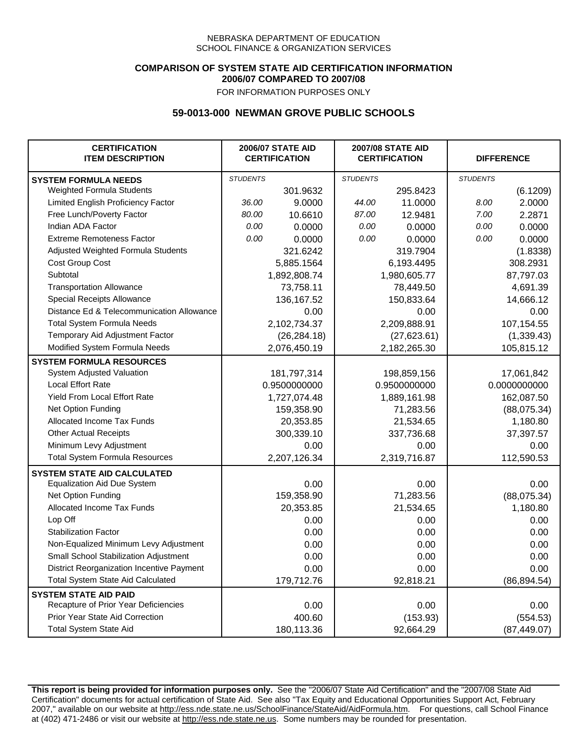NEBRASKA DEPARTMENT OF EDUCATION
SCHOOL FINANCE & ORGANIZATION SERVICES

**COMPARISON OF SYSTEM STATE AID CERTIFICATION INFORMATION**
**2006/07 COMPARED TO 2007/08**
FOR INFORMATION PURPOSES ONLY

## 59-0013-000 NEWMAN GROVE PUBLIC SCHOOLS

| CERTIFICATION ITEM DESCRIPTION | 2006/07 STATE AID CERTIFICATION | | 2007/08 STATE AID CERTIFICATION | | DIFFERENCE | |
|---|---|---|---|---|---|---|
| **SYSTEM FORMULA NEEDS** | *STUDENTS* | | *STUDENTS* | | *STUDENTS* | |
| Weighted Formula Students | | 301.9632 | | 295.8423 | | (6.1209) |
| Limited English Proficiency Factor | *36.00* | 9.0000 | *44.00* | 11.0000 | *8.00* | 2.0000 |
| Free Lunch/Poverty Factor | *80.00* | 10.6610 | *87.00* | 12.9481 | *7.00* | 2.2871 |
| Indian ADA Factor | *0.00* | 0.0000 | *0.00* | 0.0000 | *0.00* | 0.0000 |
| Extreme Remoteness Factor | *0.00* | 0.0000 | *0.00* | 0.0000 | *0.00* | 0.0000 |
| Adjusted Weighted Formula Students | | 321.6242 | | 319.7904 | | (1.8338) |
| Cost Group Cost | | 5,885.1564 | | 6,193.4495 | | 308.2931 |
| Subtotal | | 1,892,808.74 | | 1,980,605.77 | | 87,797.03 |
| Transportation Allowance | | 73,758.11 | | 78,449.50 | | 4,691.39 |
| Special Receipts Allowance | | 136,167.52 | | 150,833.64 | | 14,666.12 |
| Distance Ed & Telecommunication Allowance | | 0.00 | | 0.00 | | 0.00 |
| Total System Formula Needs | | 2,102,734.37 | | 2,209,888.91 | | 107,154.55 |
| Temporary Aid Adjustment Factor | | (26,284.18) | | (27,623.61) | | (1,339.43) |
| Modified System Formula Needs | | 2,076,450.19 | | 2,182,265.30 | | 105,815.12 |
| **SYSTEM FORMULA RESOURCES** | | | | | | |
| System Adjusted Valuation | | 181,797,314 | | 198,859,156 | | 17,061,842 |
| Local Effort Rate | | 0.9500000000 | | 0.9500000000 | | 0.0000000000 |
| Yield From Local Effort Rate | | 1,727,074.48 | | 1,889,161.98 | | 162,087.50 |
| Net Option Funding | | 159,358.90 | | 71,283.56 | | (88,075.34) |
| Allocated Income Tax Funds | | 20,353.85 | | 21,534.65 | | 1,180.80 |
| Other Actual Receipts | | 300,339.10 | | 337,736.68 | | 37,397.57 |
| Minimum Levy Adjustment | | 0.00 | | 0.00 | | 0.00 |
| Total System Formula Resources | | 2,207,126.34 | | 2,319,716.87 | | 112,590.53 |
| **SYSTEM STATE AID CALCULATED** | | | | | | |
| Equalization Aid Due System | | 0.00 | | 0.00 | | 0.00 |
| Net Option Funding | | 159,358.90 | | 71,283.56 | | (88,075.34) |
| Allocated Income Tax Funds | | 20,353.85 | | 21,534.65 | | 1,180.80 |
| Lop Off | | 0.00 | | 0.00 | | 0.00 |
| Stabilization Factor | | 0.00 | | 0.00 | | 0.00 |
| Non-Equalized Minimum Levy Adjustment | | 0.00 | | 0.00 | | 0.00 |
| Small School Stabilization Adjustment | | 0.00 | | 0.00 | | 0.00 |
| District Reorganization Incentive Payment | | 0.00 | | 0.00 | | 0.00 |
| Total System State Aid Calculated | | 179,712.76 | | 92,818.21 | | (86,894.54) |
| **SYSTEM STATE AID PAID** | | | | | | |
| Recapture of Prior Year Deficiencies | | 0.00 | | 0.00 | | 0.00 |
| Prior Year State Aid Correction | | 400.60 | | (153.93) | | (554.53) |
| Total System State Aid | | 180,113.36 | | 92,664.29 | | (87,449.07) |

**This report is being provided for information purposes only.** See the "2006/07 State Aid Certification" and the "2007/08 State Aid Certification" documents for actual certification of State Aid. See also "Tax Equity and Educational Opportunities Support Act, February 2007," available on our website at http://ess.nde.state.ne.us/SchoolFinance/StateAid/AidFormula.htm. For questions, call School Finance at (402) 471-2486 or visit our website at http://ess.nde.state.ne.us. Some numbers may be rounded for presentation.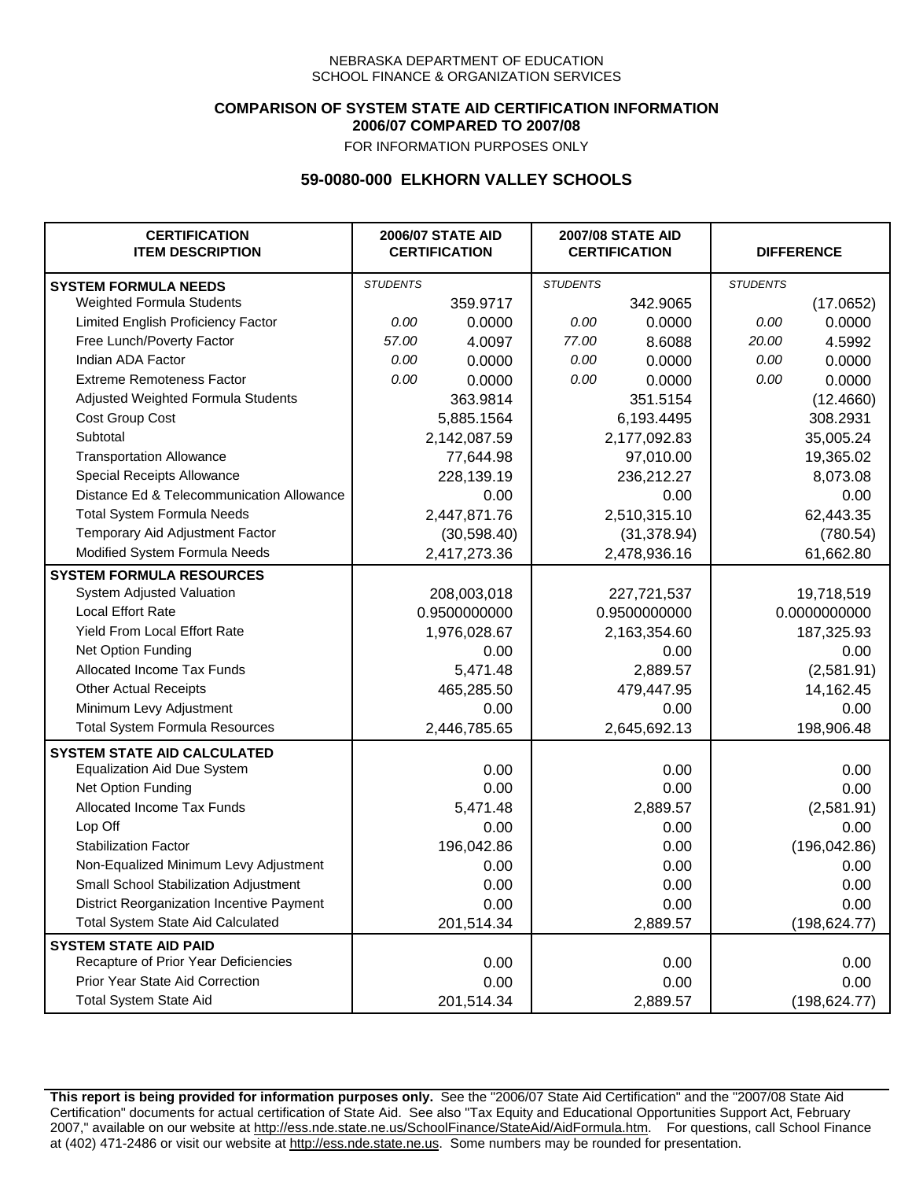NEBRASKA DEPARTMENT OF EDUCATION
SCHOOL FINANCE & ORGANIZATION SERVICES

**COMPARISON OF SYSTEM STATE AID CERTIFICATION INFORMATION**
**2006/07 COMPARED TO 2007/08**
FOR INFORMATION PURPOSES ONLY

## 59-0080-000 ELKHORN VALLEY SCHOOLS

| CERTIFICATION ITEM DESCRIPTION | 2006/07 STATE AID CERTIFICATION | | 2007/08 STATE AID CERTIFICATION | | DIFFERENCE | |
|---|---|---|---|---|---|---|
| **SYSTEM FORMULA NEEDS** | *STUDENTS* | | *STUDENTS* | | *STUDENTS* | |
| Weighted Formula Students | | 359.9717 | | 342.9065 | | (17.0652) |
| Limited English Proficiency Factor | 0.00 | 0.0000 | 0.00 | 0.0000 | 0.00 | 0.0000 |
| Free Lunch/Poverty Factor | 57.00 | 4.0097 | 77.00 | 8.6088 | 20.00 | 4.5992 |
| Indian ADA Factor | 0.00 | 0.0000 | 0.00 | 0.0000 | 0.00 | 0.0000 |
| Extreme Remoteness Factor | 0.00 | 0.0000 | 0.00 | 0.0000 | 0.00 | 0.0000 |
| Adjusted Weighted Formula Students | | 363.9814 | | 351.5154 | | (12.4660) |
| Cost Group Cost | | 5,885.1564 | | 6,193.4495 | | 308.2931 |
| Subtotal | | 2,142,087.59 | | 2,177,092.83 | | 35,005.24 |
| Transportation Allowance | | 77,644.98 | | 97,010.00 | | 19,365.02 |
| Special Receipts Allowance | | 228,139.19 | | 236,212.27 | | 8,073.08 |
| Distance Ed & Telecommunication Allowance | | 0.00 | | 0.00 | | 0.00 |
| Total System Formula Needs | | 2,447,871.76 | | 2,510,315.10 | | 62,443.35 |
| Temporary Aid Adjustment Factor | | (30,598.40) | | (31,378.94) | | (780.54) |
| Modified System Formula Needs | | 2,417,273.36 | | 2,478,936.16 | | 61,662.80 |
| **SYSTEM FORMULA RESOURCES** | | | | | | |
| System Adjusted Valuation | | 208,003,018 | | 227,721,537 | | 19,718,519 |
| Local Effort Rate | | 0.9500000000 | | 0.9500000000 | | 0.0000000000 |
| Yield From Local Effort Rate | | 1,976,028.67 | | 2,163,354.60 | | 187,325.93 |
| Net Option Funding | | 0.00 | | 0.00 | | 0.00 |
| Allocated Income Tax Funds | | 5,471.48 | | 2,889.57 | | (2,581.91) |
| Other Actual Receipts | | 465,285.50 | | 479,447.95 | | 14,162.45 |
| Minimum Levy Adjustment | | 0.00 | | 0.00 | | 0.00 |
| Total System Formula Resources | | 2,446,785.65 | | 2,645,692.13 | | 198,906.48 |
| **SYSTEM STATE AID CALCULATED** | | | | | | |
| Equalization Aid Due System | | 0.00 | | 0.00 | | 0.00 |
| Net Option Funding | | 0.00 | | 0.00 | | 0.00 |
| Allocated Income Tax Funds | | 5,471.48 | | 2,889.57 | | (2,581.91) |
| Lop Off | | 0.00 | | 0.00 | | 0.00 |
| Stabilization Factor | | 196,042.86 | | 0.00 | | (196,042.86) |
| Non-Equalized Minimum Levy Adjustment | | 0.00 | | 0.00 | | 0.00 |
| Small School Stabilization Adjustment | | 0.00 | | 0.00 | | 0.00 |
| District Reorganization Incentive Payment | | 0.00 | | 0.00 | | 0.00 |
| Total System State Aid Calculated | | 201,514.34 | | 2,889.57 | | (198,624.77) |
| **SYSTEM STATE AID PAID** | | | | | | |
| Recapture of Prior Year Deficiencies | | 0.00 | | 0.00 | | 0.00 |
| Prior Year State Aid Correction | | 0.00 | | 0.00 | | 0.00 |
| Total System State Aid | | 201,514.34 | | 2,889.57 | | (198,624.77) |

**This report is being provided for information purposes only.** See the "2006/07 State Aid Certification" and the "2007/08 State Aid Certification" documents for actual certification of State Aid. See also "Tax Equity and Educational Opportunities Support Act, February 2007," available on our website at http://ess.nde.state.ne.us/SchoolFinance/StateAid/AidFormula.htm. For questions, call School Finance at (402) 471-2486 or visit our website at http://ess.nde.state.ne.us. Some numbers may be rounded for presentation.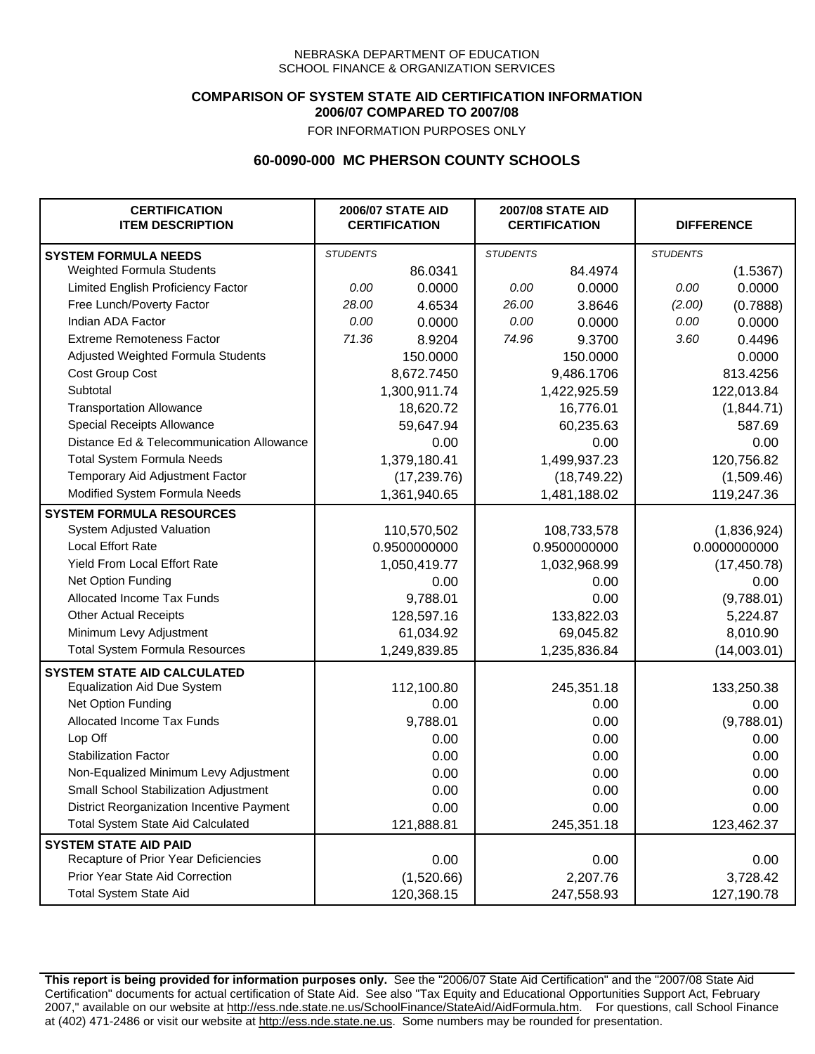NEBRASKA DEPARTMENT OF EDUCATION
SCHOOL FINANCE & ORGANIZATION SERVICES

**COMPARISON OF SYSTEM STATE AID CERTIFICATION INFORMATION**
**2006/07 COMPARED TO 2007/08**
FOR INFORMATION PURPOSES ONLY

## 60-0090-000 MC PHERSON COUNTY SCHOOLS

| CERTIFICATION ITEM DESCRIPTION | 2006/07 STATE AID CERTIFICATION | | 2007/08 STATE AID CERTIFICATION | | DIFFERENCE | |
|---|---|---|---|---|---|---|
| **SYSTEM FORMULA NEEDS** | *STUDENTS* | | *STUDENTS* | | *STUDENTS* | |
| Weighted Formula Students | | 86.0341 | | 84.4974 | | (1.5367) |
| Limited English Proficiency Factor | *0.00* | 0.0000 | *0.00* | 0.0000 | *0.00* | 0.0000 |
| Free Lunch/Poverty Factor | *28.00* | 4.6534 | *26.00* | 3.8646 | *(2.00)* | (0.7888) |
| Indian ADA Factor | *0.00* | 0.0000 | *0.00* | 0.0000 | *0.00* | 0.0000 |
| Extreme Remoteness Factor | *71.36* | 8.9204 | *74.96* | 9.3700 | *3.60* | 0.4496 |
| Adjusted Weighted Formula Students | | 150.0000 | | 150.0000 | | 0.0000 |
| Cost Group Cost | | 8,672.7450 | | 9,486.1706 | | 813.4256 |
| Subtotal | | 1,300,911.74 | | 1,422,925.59 | | 122,013.84 |
| Transportation Allowance | | 18,620.72 | | 16,776.01 | | (1,844.71) |
| Special Receipts Allowance | | 59,647.94 | | 60,235.63 | | 587.69 |
| Distance Ed & Telecommunication Allowance | | 0.00 | | 0.00 | | 0.00 |
| Total System Formula Needs | | 1,379,180.41 | | 1,499,937.23 | | 120,756.82 |
| Temporary Aid Adjustment Factor | | (17,239.76) | | (18,749.22) | | (1,509.46) |
| Modified System Formula Needs | | 1,361,940.65 | | 1,481,188.02 | | 119,247.36 |
| **SYSTEM FORMULA RESOURCES** | | | | | | |
| System Adjusted Valuation | | 110,570,502 | | 108,733,578 | | (1,836,924) |
| Local Effort Rate | | 0.9500000000 | | 0.9500000000 | | 0.0000000000 |
| Yield From Local Effort Rate | | 1,050,419.77 | | 1,032,968.99 | | (17,450.78) |
| Net Option Funding | | 0.00 | | 0.00 | | 0.00 |
| Allocated Income Tax Funds | | 9,788.01 | | 0.00 | | (9,788.01) |
| Other Actual Receipts | | 128,597.16 | | 133,822.03 | | 5,224.87 |
| Minimum Levy Adjustment | | 61,034.92 | | 69,045.82 | | 8,010.90 |
| Total System Formula Resources | | 1,249,839.85 | | 1,235,836.84 | | (14,003.01) |
| **SYSTEM STATE AID CALCULATED** | | | | | | |
| Equalization Aid Due System | | 112,100.80 | | 245,351.18 | | 133,250.38 |
| Net Option Funding | | 0.00 | | 0.00 | | 0.00 |
| Allocated Income Tax Funds | | 9,788.01 | | 0.00 | | (9,788.01) |
| Lop Off | | 0.00 | | 0.00 | | 0.00 |
| Stabilization Factor | | 0.00 | | 0.00 | | 0.00 |
| Non-Equalized Minimum Levy Adjustment | | 0.00 | | 0.00 | | 0.00 |
| Small School Stabilization Adjustment | | 0.00 | | 0.00 | | 0.00 |
| District Reorganization Incentive Payment | | 0.00 | | 0.00 | | 0.00 |
| Total System State Aid Calculated | | 121,888.81 | | 245,351.18 | | 123,462.37 |
| **SYSTEM STATE AID PAID** | | | | | | |
| Recapture of Prior Year Deficiencies | | 0.00 | | 0.00 | | 0.00 |
| Prior Year State Aid Correction | | (1,520.66) | | 2,207.76 | | 3,728.42 |
| Total System State Aid | | 120,368.15 | | 247,558.93 | | 127,190.78 |

**This report is being provided for information purposes only.** See the "2006/07 State Aid Certification" and the "2007/08 State Aid Certification" documents for actual certification of State Aid. See also "Tax Equity and Educational Opportunities Support Act, February 2007," available on our website at http://ess.nde.state.ne.us/SchoolFinance/StateAid/AidFormula.htm. For questions, call School Finance at (402) 471-2486 or visit our website at http://ess.nde.state.ne.us. Some numbers may be rounded for presentation.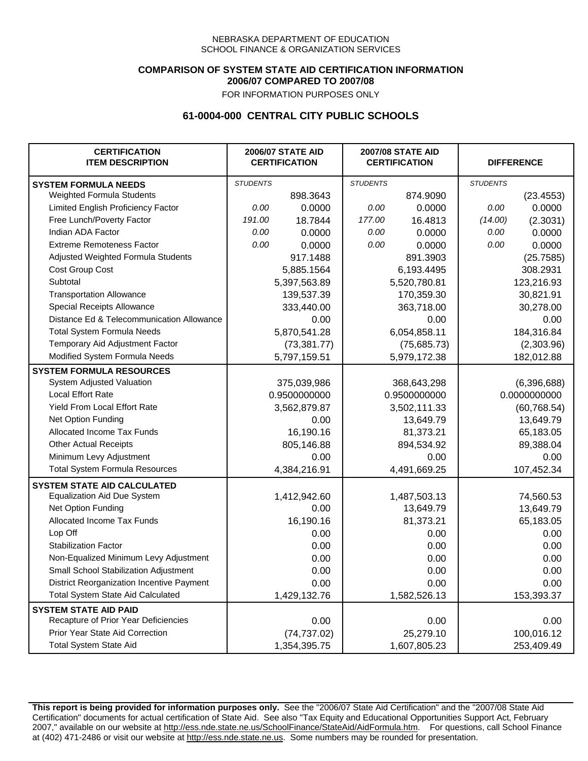NEBRASKA DEPARTMENT OF EDUCATION
SCHOOL FINANCE & ORGANIZATION SERVICES

**COMPARISON OF SYSTEM STATE AID CERTIFICATION INFORMATION**
**2006/07 COMPARED TO 2007/08**
FOR INFORMATION PURPOSES ONLY

## 61-0004-000 CENTRAL CITY PUBLIC SCHOOLS

| CERTIFICATION ITEM DESCRIPTION | 2006/07 STATE AID CERTIFICATION | | 2007/08 STATE AID CERTIFICATION | | DIFFERENCE | |
|---|---|---|---|---|---|---|
| **SYSTEM FORMULA NEEDS** | *STUDENTS* | | *STUDENTS* | | *STUDENTS* | |
| Weighted Formula Students | | 898.3643 | | 874.9090 | | (23.4553) |
| Limited English Proficiency Factor | *0.00* | 0.0000 | *0.00* | 0.0000 | *0.00* | 0.0000 |
| Free Lunch/Poverty Factor | *191.00* | 18.7844 | *177.00* | 16.4813 | *(14.00)* | (2.3031) |
| Indian ADA Factor | *0.00* | 0.0000 | *0.00* | 0.0000 | *0.00* | 0.0000 |
| Extreme Remoteness Factor | *0.00* | 0.0000 | *0.00* | 0.0000 | *0.00* | 0.0000 |
| Adjusted Weighted Formula Students | | 917.1488 | | 891.3903 | | (25.7585) |
| Cost Group Cost | | 5,885.1564 | | 6,193.4495 | | 308.2931 |
| Subtotal | | 5,397,563.89 | | 5,520,780.81 | | 123,216.93 |
| Transportation Allowance | | 139,537.39 | | 170,359.30 | | 30,821.91 |
| Special Receipts Allowance | | 333,440.00 | | 363,718.00 | | 30,278.00 |
| Distance Ed & Telecommunication Allowance | | 0.00 | | 0.00 | | 0.00 |
| Total System Formula Needs | | 5,870,541.28 | | 6,054,858.11 | | 184,316.84 |
| Temporary Aid Adjustment Factor | | (73,381.77) | | (75,685.73) | | (2,303.96) |
| Modified System Formula Needs | | 5,797,159.51 | | 5,979,172.38 | | 182,012.88 |
| **SYSTEM FORMULA RESOURCES** | | | | | | |
| System Adjusted Valuation | | 375,039,986 | | 368,643,298 | | (6,396,688) |
| Local Effort Rate | | 0.9500000000 | | 0.9500000000 | | 0.0000000000 |
| Yield From Local Effort Rate | | 3,562,879.87 | | 3,502,111.33 | | (60,768.54) |
| Net Option Funding | | 0.00 | | 13,649.79 | | 13,649.79 |
| Allocated Income Tax Funds | | 16,190.16 | | 81,373.21 | | 65,183.05 |
| Other Actual Receipts | | 805,146.88 | | 894,534.92 | | 89,388.04 |
| Minimum Levy Adjustment | | 0.00 | | 0.00 | | 0.00 |
| Total System Formula Resources | | 4,384,216.91 | | 4,491,669.25 | | 107,452.34 |
| **SYSTEM STATE AID CALCULATED** | | | | | | |
| Equalization Aid Due System | | 1,412,942.60 | | 1,487,503.13 | | 74,560.53 |
| Net Option Funding | | 0.00 | | 13,649.79 | | 13,649.79 |
| Allocated Income Tax Funds | | 16,190.16 | | 81,373.21 | | 65,183.05 |
| Lop Off | | 0.00 | | 0.00 | | 0.00 |
| Stabilization Factor | | 0.00 | | 0.00 | | 0.00 |
| Non-Equalized Minimum Levy Adjustment | | 0.00 | | 0.00 | | 0.00 |
| Small School Stabilization Adjustment | | 0.00 | | 0.00 | | 0.00 |
| District Reorganization Incentive Payment | | 0.00 | | 0.00 | | 0.00 |
| Total System State Aid Calculated | | 1,429,132.76 | | 1,582,526.13 | | 153,393.37 |
| **SYSTEM STATE AID PAID** | | | | | | |
| Recapture of Prior Year Deficiencies | | 0.00 | | 0.00 | | 0.00 |
| Prior Year State Aid Correction | | (74,737.02) | | 25,279.10 | | 100,016.12 |
| Total System State Aid | | 1,354,395.75 | | 1,607,805.23 | | 253,409.49 |

**This report is being provided for information purposes only.** See the "2006/07 State Aid Certification" and the "2007/08 State Aid Certification" documents for actual certification of State Aid. See also "Tax Equity and Educational Opportunities Support Act, February 2007," available on our website at http://ess.nde.state.ne.us/SchoolFinance/StateAid/AidFormula.htm. For questions, call School Finance at (402) 471-2486 or visit our website at http://ess.nde.state.ne.us. Some numbers may be rounded for presentation.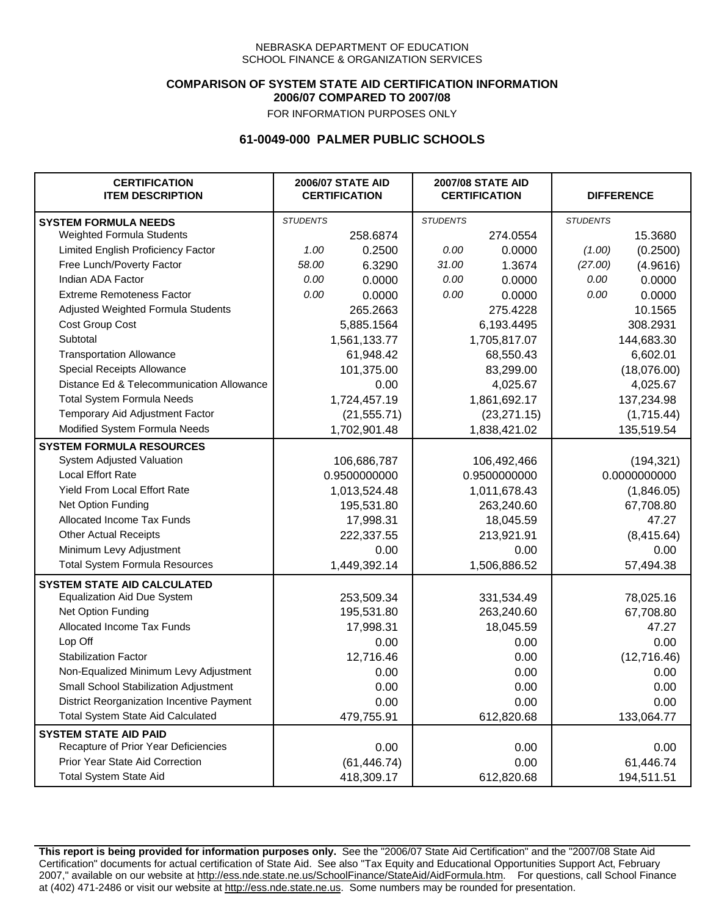NEBRASKA DEPARTMENT OF EDUCATION
SCHOOL FINANCE & ORGANIZATION SERVICES

**COMPARISON OF SYSTEM STATE AID CERTIFICATION INFORMATION**
**2006/07 COMPARED TO 2007/08**
FOR INFORMATION PURPOSES ONLY

## 61-0049-000 PALMER PUBLIC SCHOOLS

| CERTIFICATION ITEM DESCRIPTION | 2006/07 STATE AID CERTIFICATION | | 2007/08 STATE AID CERTIFICATION | | DIFFERENCE | |
|---|---|---|---|---|---|---|
| **SYSTEM FORMULA NEEDS** | *STUDENTS* | | *STUDENTS* | | *STUDENTS* | |
| Weighted Formula Students | | 258.6874 | | 274.0554 | | 15.3680 |
| Limited English Proficiency Factor | *1.00* | 0.2500 | *0.00* | 0.0000 | *(1.00)* | (0.2500) |
| Free Lunch/Poverty Factor | *58.00* | 6.3290 | *31.00* | 1.3674 | *(27.00)* | (4.9616) |
| Indian ADA Factor | *0.00* | 0.0000 | *0.00* | 0.0000 | *0.00* | 0.0000 |
| Extreme Remoteness Factor | *0.00* | 0.0000 | *0.00* | 0.0000 | *0.00* | 0.0000 |
| Adjusted Weighted Formula Students | | 265.2663 | | 275.4228 | | 10.1565 |
| Cost Group Cost | | 5,885.1564 | | 6,193.4495 | | 308.2931 |
| Subtotal | | 1,561,133.77 | | 1,705,817.07 | | 144,683.30 |
| Transportation Allowance | | 61,948.42 | | 68,550.43 | | 6,602.01 |
| Special Receipts Allowance | | 101,375.00 | | 83,299.00 | | (18,076.00) |
| Distance Ed & Telecommunication Allowance | | 0.00 | | 4,025.67 | | 4,025.67 |
| Total System Formula Needs | | 1,724,457.19 | | 1,861,692.17 | | 137,234.98 |
| Temporary Aid Adjustment Factor | | (21,555.71) | | (23,271.15) | | (1,715.44) |
| Modified System Formula Needs | | 1,702,901.48 | | 1,838,421.02 | | 135,519.54 |
| **SYSTEM FORMULA RESOURCES** | | | | | | |
| System Adjusted Valuation | | 106,686,787 | | 106,492,466 | | (194,321) |
| Local Effort Rate | | 0.9500000000 | | 0.9500000000 | | 0.0000000000 |
| Yield From Local Effort Rate | | 1,013,524.48 | | 1,011,678.43 | | (1,846.05) |
| Net Option Funding | | 195,531.80 | | 263,240.60 | | 67,708.80 |
| Allocated Income Tax Funds | | 17,998.31 | | 18,045.59 | | 47.27 |
| Other Actual Receipts | | 222,337.55 | | 213,921.91 | | (8,415.64) |
| Minimum Levy Adjustment | | 0.00 | | 0.00 | | 0.00 |
| Total System Formula Resources | | 1,449,392.14 | | 1,506,886.52 | | 57,494.38 |
| **SYSTEM STATE AID CALCULATED** | | | | | | |
| Equalization Aid Due System | | 253,509.34 | | 331,534.49 | | 78,025.16 |
| Net Option Funding | | 195,531.80 | | 263,240.60 | | 67,708.80 |
| Allocated Income Tax Funds | | 17,998.31 | | 18,045.59 | | 47.27 |
| Lop Off | | 0.00 | | 0.00 | | 0.00 |
| Stabilization Factor | | 12,716.46 | | 0.00 | | (12,716.46) |
| Non-Equalized Minimum Levy Adjustment | | 0.00 | | 0.00 | | 0.00 |
| Small School Stabilization Adjustment | | 0.00 | | 0.00 | | 0.00 |
| District Reorganization Incentive Payment | | 0.00 | | 0.00 | | 0.00 |
| Total System State Aid Calculated | | 479,755.91 | | 612,820.68 | | 133,064.77 |
| **SYSTEM STATE AID PAID** | | | | | | |
| Recapture of Prior Year Deficiencies | | 0.00 | | 0.00 | | 0.00 |
| Prior Year State Aid Correction | | (61,446.74) | | 0.00 | | 61,446.74 |
| Total System State Aid | | 418,309.17 | | 612,820.68 | | 194,511.51 |

**This report is being provided for information purposes only.** See the "2006/07 State Aid Certification" and the "2007/08 State Aid Certification" documents for actual certification of State Aid. See also "Tax Equity and Educational Opportunities Support Act, February 2007," available on our website at http://ess.nde.state.ne.us/SchoolFinance/StateAid/AidFormula.htm. For questions, call School Finance at (402) 471-2486 or visit our website at http://ess.nde.state.ne.us. Some numbers may be rounded for presentation.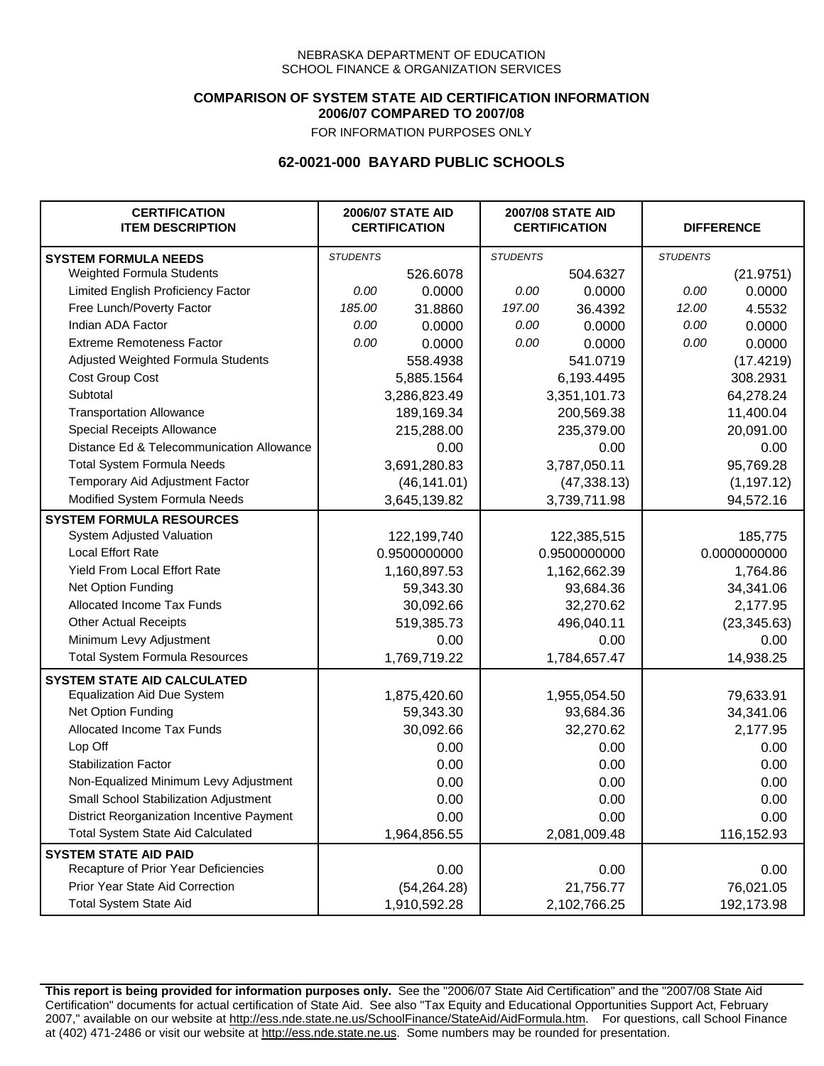NEBRASKA DEPARTMENT OF EDUCATION
SCHOOL FINANCE & ORGANIZATION SERVICES

**COMPARISON OF SYSTEM STATE AID CERTIFICATION INFORMATION**
**2006/07 COMPARED TO 2007/08**
FOR INFORMATION PURPOSES ONLY

## 62-0021-000 BAYARD PUBLIC SCHOOLS

| CERTIFICATION ITEM DESCRIPTION | 2006/07 STATE AID CERTIFICATION | | 2007/08 STATE AID CERTIFICATION | | DIFFERENCE | |
|---|---|---|---|---|---|---|
| **SYSTEM FORMULA NEEDS** | *STUDENTS* | | *STUDENTS* | | *STUDENTS* | |
| Weighted Formula Students | | 526.6078 | | 504.6327 | | (21.9751) |
| Limited English Proficiency Factor | *0.00* | 0.0000 | *0.00* | 0.0000 | *0.00* | 0.0000 |
| Free Lunch/Poverty Factor | *185.00* | 31.8860 | *197.00* | 36.4392 | *12.00* | 4.5532 |
| Indian ADA Factor | *0.00* | 0.0000 | *0.00* | 0.0000 | *0.00* | 0.0000 |
| Extreme Remoteness Factor | *0.00* | 0.0000 | *0.00* | 0.0000 | *0.00* | 0.0000 |
| Adjusted Weighted Formula Students | | 558.4938 | | 541.0719 | | (17.4219) |
| Cost Group Cost | | 5,885.1564 | | 6,193.4495 | | 308.2931 |
| Subtotal | | 3,286,823.49 | | 3,351,101.73 | | 64,278.24 |
| Transportation Allowance | | 189,169.34 | | 200,569.38 | | 11,400.04 |
| Special Receipts Allowance | | 215,288.00 | | 235,379.00 | | 20,091.00 |
| Distance Ed & Telecommunication Allowance | | 0.00 | | 0.00 | | 0.00 |
| Total System Formula Needs | | 3,691,280.83 | | 3,787,050.11 | | 95,769.28 |
| Temporary Aid Adjustment Factor | | (46,141.01) | | (47,338.13) | | (1,197.12) |
| Modified System Formula Needs | | 3,645,139.82 | | 3,739,711.98 | | 94,572.16 |
| **SYSTEM FORMULA RESOURCES** | | | | | | |
| System Adjusted Valuation | | 122,199,740 | | 122,385,515 | | 185,775 |
| Local Effort Rate | | 0.9500000000 | | 0.9500000000 | | 0.0000000000 |
| Yield From Local Effort Rate | | 1,160,897.53 | | 1,162,662.39 | | 1,764.86 |
| Net Option Funding | | 59,343.30 | | 93,684.36 | | 34,341.06 |
| Allocated Income Tax Funds | | 30,092.66 | | 32,270.62 | | 2,177.95 |
| Other Actual Receipts | | 519,385.73 | | 496,040.11 | | (23,345.63) |
| Minimum Levy Adjustment | | 0.00 | | 0.00 | | 0.00 |
| Total System Formula Resources | | 1,769,719.22 | | 1,784,657.47 | | 14,938.25 |
| **SYSTEM STATE AID CALCULATED** | | | | | | |
| Equalization Aid Due System | | 1,875,420.60 | | 1,955,054.50 | | 79,633.91 |
| Net Option Funding | | 59,343.30 | | 93,684.36 | | 34,341.06 |
| Allocated Income Tax Funds | | 30,092.66 | | 32,270.62 | | 2,177.95 |
| Lop Off | | 0.00 | | 0.00 | | 0.00 |
| Stabilization Factor | | 0.00 | | 0.00 | | 0.00 |
| Non-Equalized Minimum Levy Adjustment | | 0.00 | | 0.00 | | 0.00 |
| Small School Stabilization Adjustment | | 0.00 | | 0.00 | | 0.00 |
| District Reorganization Incentive Payment | | 0.00 | | 0.00 | | 0.00 |
| Total System State Aid Calculated | | 1,964,856.55 | | 2,081,009.48 | | 116,152.93 |
| **SYSTEM STATE AID PAID** | | | | | | |
| Recapture of Prior Year Deficiencies | | 0.00 | | 0.00 | | 0.00 |
| Prior Year State Aid Correction | | (54,264.28) | | 21,756.77 | | 76,021.05 |
| Total System State Aid | | 1,910,592.28 | | 2,102,766.25 | | 192,173.98 |

**This report is being provided for information purposes only.** See the "2006/07 State Aid Certification" and the "2007/08 State Aid Certification" documents for actual certification of State Aid. See also "Tax Equity and Educational Opportunities Support Act, February 2007," available on our website at http://ess.nde.state.ne.us/SchoolFinance/StateAid/AidFormula.htm. For questions, call School Finance at (402) 471-2486 or visit our website at http://ess.nde.state.ne.us. Some numbers may be rounded for presentation.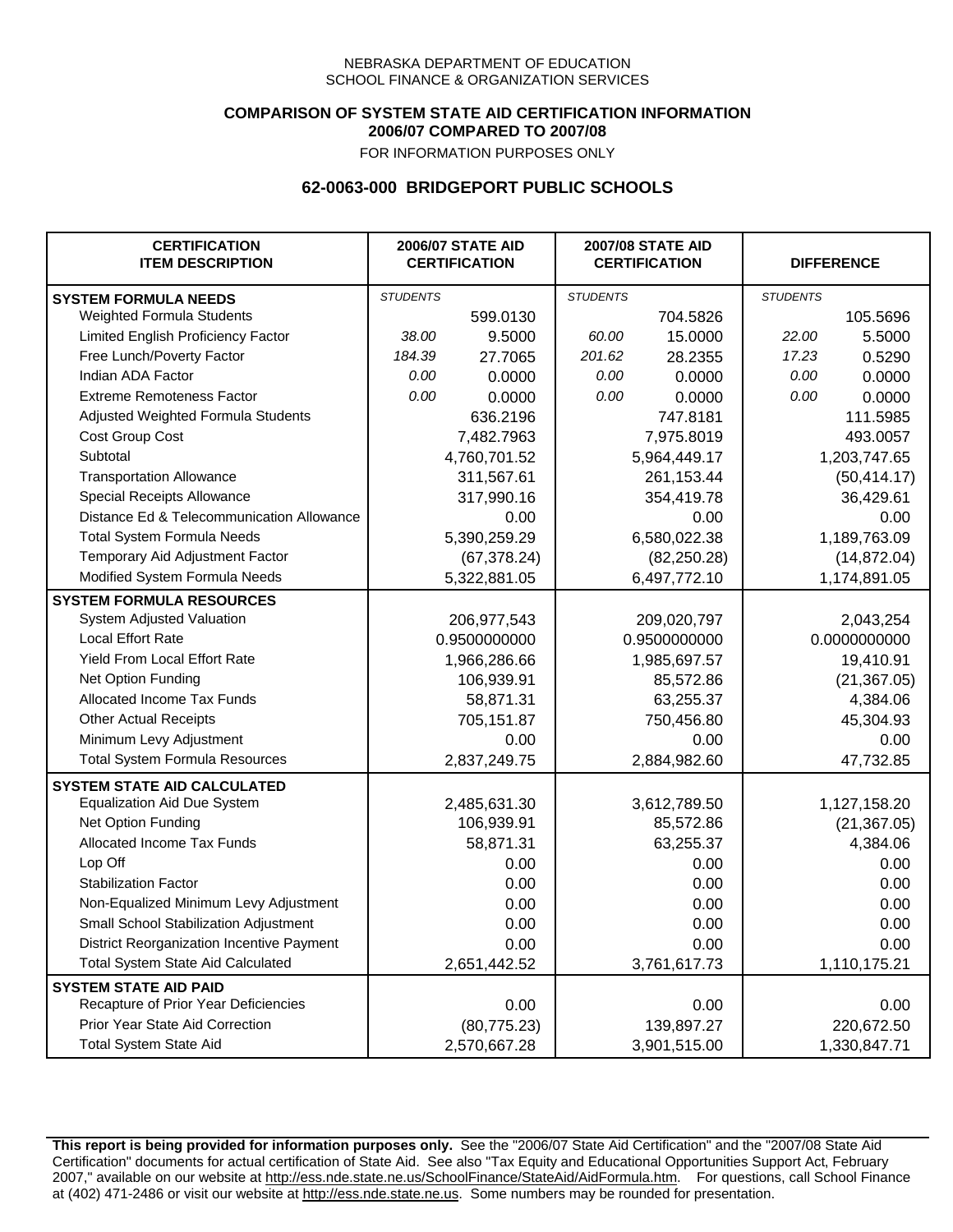NEBRASKA DEPARTMENT OF EDUCATION
SCHOOL FINANCE & ORGANIZATION SERVICES

**COMPARISON OF SYSTEM STATE AID CERTIFICATION INFORMATION**
**2006/07 COMPARED TO 2007/08**
FOR INFORMATION PURPOSES ONLY

## 62-0063-000 BRIDGEPORT PUBLIC SCHOOLS

| CERTIFICATION ITEM DESCRIPTION | 2006/07 STATE AID CERTIFICATION | | 2007/08 STATE AID CERTIFICATION | | DIFFERENCE | |
|---|---|---|---|---|---|---|
| **SYSTEM FORMULA NEEDS** | *STUDENTS* | | *STUDENTS* | | *STUDENTS* | |
| Weighted Formula Students | | 599.0130 | | 704.5826 | | 105.5696 |
| Limited English Proficiency Factor | *38.00* | 9.5000 | *60.00* | 15.0000 | *22.00* | 5.5000 |
| Free Lunch/Poverty Factor | *184.39* | 27.7065 | *201.62* | 28.2355 | *17.23* | 0.5290 |
| Indian ADA Factor | *0.00* | 0.0000 | *0.00* | 0.0000 | *0.00* | 0.0000 |
| Extreme Remoteness Factor | *0.00* | 0.0000 | *0.00* | 0.0000 | *0.00* | 0.0000 |
| Adjusted Weighted Formula Students | | 636.2196 | | 747.8181 | | 111.5985 |
| Cost Group Cost | | 7,482.7963 | | 7,975.8019 | | 493.0057 |
| Subtotal | | 4,760,701.52 | | 5,964,449.17 | | 1,203,747.65 |
| Transportation Allowance | | 311,567.61 | | 261,153.44 | | (50,414.17) |
| Special Receipts Allowance | | 317,990.16 | | 354,419.78 | | 36,429.61 |
| Distance Ed & Telecommunication Allowance | | 0.00 | | 0.00 | | 0.00 |
| Total System Formula Needs | | 5,390,259.29 | | 6,580,022.38 | | 1,189,763.09 |
| Temporary Aid Adjustment Factor | | (67,378.24) | | (82,250.28) | | (14,872.04) |
| Modified System Formula Needs | | 5,322,881.05 | | 6,497,772.10 | | 1,174,891.05 |
| **SYSTEM FORMULA RESOURCES** | | | | | | |
| System Adjusted Valuation | | 206,977,543 | | 209,020,797 | | 2,043,254 |
| Local Effort Rate | | 0.9500000000 | | 0.9500000000 | | 0.0000000000 |
| Yield From Local Effort Rate | | 1,966,286.66 | | 1,985,697.57 | | 19,410.91 |
| Net Option Funding | | 106,939.91 | | 85,572.86 | | (21,367.05) |
| Allocated Income Tax Funds | | 58,871.31 | | 63,255.37 | | 4,384.06 |
| Other Actual Receipts | | 705,151.87 | | 750,456.80 | | 45,304.93 |
| Minimum Levy Adjustment | | 0.00 | | 0.00 | | 0.00 |
| Total System Formula Resources | | 2,837,249.75 | | 2,884,982.60 | | 47,732.85 |
| **SYSTEM STATE AID CALCULATED** | | | | | | |
| Equalization Aid Due System | | 2,485,631.30 | | 3,612,789.50 | | 1,127,158.20 |
| Net Option Funding | | 106,939.91 | | 85,572.86 | | (21,367.05) |
| Allocated Income Tax Funds | | 58,871.31 | | 63,255.37 | | 4,384.06 |
| Lop Off | | 0.00 | | 0.00 | | 0.00 |
| Stabilization Factor | | 0.00 | | 0.00 | | 0.00 |
| Non-Equalized Minimum Levy Adjustment | | 0.00 | | 0.00 | | 0.00 |
| Small School Stabilization Adjustment | | 0.00 | | 0.00 | | 0.00 |
| District Reorganization Incentive Payment | | 0.00 | | 0.00 | | 0.00 |
| Total System State Aid Calculated | | 2,651,442.52 | | 3,761,617.73 | | 1,110,175.21 |
| **SYSTEM STATE AID PAID** | | | | | | |
| Recapture of Prior Year Deficiencies | | 0.00 | | 0.00 | | 0.00 |
| Prior Year State Aid Correction | | (80,775.23) | | 139,897.27 | | 220,672.50 |
| Total System State Aid | | 2,570,667.28 | | 3,901,515.00 | | 1,330,847.71 |

**This report is being provided for information purposes only.** See the "2006/07 State Aid Certification" and the "2007/08 State Aid Certification" documents for actual certification of State Aid. See also "Tax Equity and Educational Opportunities Support Act, February 2007," available on our website at http://ess.nde.state.ne.us/SchoolFinance/StateAid/AidFormula.htm. For questions, call School Finance at (402) 471-2486 or visit our website at http://ess.nde.state.ne.us. Some numbers may be rounded for presentation.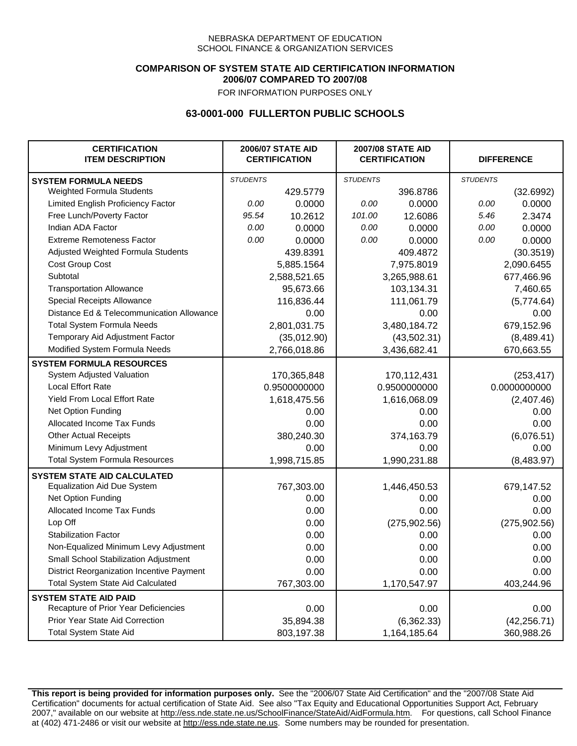NEBRASKA DEPARTMENT OF EDUCATION
SCHOOL FINANCE & ORGANIZATION SERVICES

**COMPARISON OF SYSTEM STATE AID CERTIFICATION INFORMATION**
**2006/07 COMPARED TO 2007/08**
FOR INFORMATION PURPOSES ONLY

## 63-0001-000 FULLERTON PUBLIC SCHOOLS

| CERTIFICATION ITEM DESCRIPTION | 2006/07 STATE AID CERTIFICATION | | 2007/08 STATE AID CERTIFICATION | | DIFFERENCE | |
|---|---|---|---|---|---|---|
| **SYSTEM FORMULA NEEDS** | *STUDENTS* | | *STUDENTS* | | *STUDENTS* | |
| Weighted Formula Students | | 429.5779 | | 396.8786 | | (32.6992) |
| Limited English Proficiency Factor | *0.00* | 0.0000 | *0.00* | 0.0000 | *0.00* | 0.0000 |
| Free Lunch/Poverty Factor | *95.54* | 10.2612 | *101.00* | 12.6086 | *5.46* | 2.3474 |
| Indian ADA Factor | *0.00* | 0.0000 | *0.00* | 0.0000 | *0.00* | 0.0000 |
| Extreme Remoteness Factor | *0.00* | 0.0000 | *0.00* | 0.0000 | *0.00* | 0.0000 |
| Adjusted Weighted Formula Students | | 439.8391 | | 409.4872 | | (30.3519) |
| Cost Group Cost | | 5,885.1564 | | 7,975.8019 | | 2,090.6455 |
| Subtotal | | 2,588,521.65 | | 3,265,988.61 | | 677,466.96 |
| Transportation Allowance | | 95,673.66 | | 103,134.31 | | 7,460.65 |
| Special Receipts Allowance | | 116,836.44 | | 111,061.79 | | (5,774.64) |
| Distance Ed & Telecommunication Allowance | | 0.00 | | 0.00 | | 0.00 |
| Total System Formula Needs | | 2,801,031.75 | | 3,480,184.72 | | 679,152.96 |
| Temporary Aid Adjustment Factor | | (35,012.90) | | (43,502.31) | | (8,489.41) |
| Modified System Formula Needs | | 2,766,018.86 | | 3,436,682.41 | | 670,663.55 |
| **SYSTEM FORMULA RESOURCES** | | | | | | |
| System Adjusted Valuation | | 170,365,848 | | 170,112,431 | | (253,417) |
| Local Effort Rate | | 0.9500000000 | | 0.9500000000 | | 0.0000000000 |
| Yield From Local Effort Rate | | 1,618,475.56 | | 1,616,068.09 | | (2,407.46) |
| Net Option Funding | | 0.00 | | 0.00 | | 0.00 |
| Allocated Income Tax Funds | | 0.00 | | 0.00 | | 0.00 |
| Other Actual Receipts | | 380,240.30 | | 374,163.79 | | (6,076.51) |
| Minimum Levy Adjustment | | 0.00 | | 0.00 | | 0.00 |
| Total System Formula Resources | | 1,998,715.85 | | 1,990,231.88 | | (8,483.97) |
| **SYSTEM STATE AID CALCULATED** | | | | | | |
| Equalization Aid Due System | | 767,303.00 | | 1,446,450.53 | | 679,147.52 |
| Net Option Funding | | 0.00 | | 0.00 | | 0.00 |
| Allocated Income Tax Funds | | 0.00 | | 0.00 | | 0.00 |
| Lop Off | | 0.00 | | (275,902.56) | | (275,902.56) |
| Stabilization Factor | | 0.00 | | 0.00 | | 0.00 |
| Non-Equalized Minimum Levy Adjustment | | 0.00 | | 0.00 | | 0.00 |
| Small School Stabilization Adjustment | | 0.00 | | 0.00 | | 0.00 |
| District Reorganization Incentive Payment | | 0.00 | | 0.00 | | 0.00 |
| Total System State Aid Calculated | | 767,303.00 | | 1,170,547.97 | | 403,244.96 |
| **SYSTEM STATE AID PAID** | | | | | | |
| Recapture of Prior Year Deficiencies | | 0.00 | | 0.00 | | 0.00 |
| Prior Year State Aid Correction | | 35,894.38 | | (6,362.33) | | (42,256.71) |
| Total System State Aid | | 803,197.38 | | 1,164,185.64 | | 360,988.26 |

**This report is being provided for information purposes only.** See the "2006/07 State Aid Certification" and the "2007/08 State Aid Certification" documents for actual certification of State Aid. See also "Tax Equity and Educational Opportunities Support Act, February 2007," available on our website at http://ess.nde.state.ne.us/SchoolFinance/StateAid/AidFormula.htm. For questions, call School Finance at (402) 471-2486 or visit our website at http://ess.nde.state.ne.us. Some numbers may be rounded for presentation.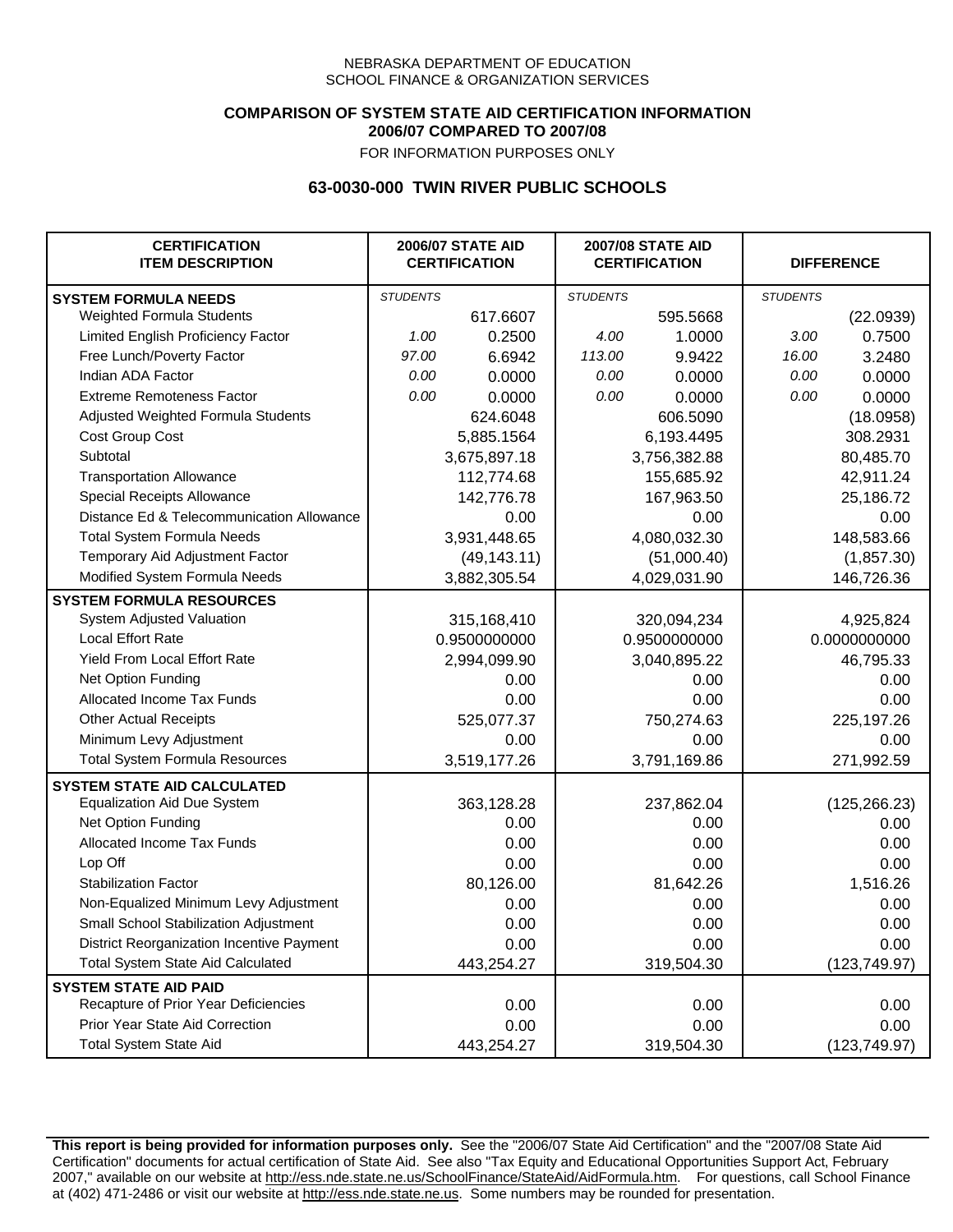NEBRASKA DEPARTMENT OF EDUCATION
SCHOOL FINANCE & ORGANIZATION SERVICES

**COMPARISON OF SYSTEM STATE AID CERTIFICATION INFORMATION**
**2006/07 COMPARED TO 2007/08**
FOR INFORMATION PURPOSES ONLY

## 63-0030-000 TWIN RIVER PUBLIC SCHOOLS

| CERTIFICATION ITEM DESCRIPTION | 2006/07 STATE AID CERTIFICATION | | 2007/08 STATE AID CERTIFICATION | | DIFFERENCE | |
|---|---|---|---|---|---|---|
| **SYSTEM FORMULA NEEDS** | *STUDENTS* | | *STUDENTS* | | *STUDENTS* | |
| Weighted Formula Students | | 617.6607 | | 595.5668 | | (22.0939) |
| Limited English Proficiency Factor | 1.00 | 0.2500 | 4.00 | 1.0000 | 3.00 | 0.7500 |
| Free Lunch/Poverty Factor | 97.00 | 6.6942 | 113.00 | 9.9422 | 16.00 | 3.2480 |
| Indian ADA Factor | 0.00 | 0.0000 | 0.00 | 0.0000 | 0.00 | 0.0000 |
| Extreme Remoteness Factor | 0.00 | 0.0000 | 0.00 | 0.0000 | 0.00 | 0.0000 |
| Adjusted Weighted Formula Students | | 624.6048 | | 606.5090 | | (18.0958) |
| Cost Group Cost | | 5,885.1564 | | 6,193.4495 | | 308.2931 |
| Subtotal | | 3,675,897.18 | | 3,756,382.88 | | 80,485.70 |
| Transportation Allowance | | 112,774.68 | | 155,685.92 | | 42,911.24 |
| Special Receipts Allowance | | 142,776.78 | | 167,963.50 | | 25,186.72 |
| Distance Ed & Telecommunication Allowance | | 0.00 | | 0.00 | | 0.00 |
| Total System Formula Needs | | 3,931,448.65 | | 4,080,032.30 | | 148,583.66 |
| Temporary Aid Adjustment Factor | | (49,143.11) | | (51,000.40) | | (1,857.30) |
| Modified System Formula Needs | | 3,882,305.54 | | 4,029,031.90 | | 146,726.36 |
| **SYSTEM FORMULA RESOURCES** | | | | | | |
| System Adjusted Valuation | | 315,168,410 | | 320,094,234 | | 4,925,824 |
| Local Effort Rate | | 0.9500000000 | | 0.9500000000 | | 0.0000000000 |
| Yield From Local Effort Rate | | 2,994,099.90 | | 3,040,895.22 | | 46,795.33 |
| Net Option Funding | | 0.00 | | 0.00 | | 0.00 |
| Allocated Income Tax Funds | | 0.00 | | 0.00 | | 0.00 |
| Other Actual Receipts | | 525,077.37 | | 750,274.63 | | 225,197.26 |
| Minimum Levy Adjustment | | 0.00 | | 0.00 | | 0.00 |
| Total System Formula Resources | | 3,519,177.26 | | 3,791,169.86 | | 271,992.59 |
| **SYSTEM STATE AID CALCULATED** | | | | | | |
| Equalization Aid Due System | | 363,128.28 | | 237,862.04 | | (125,266.23) |
| Net Option Funding | | 0.00 | | 0.00 | | 0.00 |
| Allocated Income Tax Funds | | 0.00 | | 0.00 | | 0.00 |
| Lop Off | | 0.00 | | 0.00 | | 0.00 |
| Stabilization Factor | | 80,126.00 | | 81,642.26 | | 1,516.26 |
| Non-Equalized Minimum Levy Adjustment | | 0.00 | | 0.00 | | 0.00 |
| Small School Stabilization Adjustment | | 0.00 | | 0.00 | | 0.00 |
| District Reorganization Incentive Payment | | 0.00 | | 0.00 | | 0.00 |
| Total System State Aid Calculated | | 443,254.27 | | 319,504.30 | | (123,749.97) |
| **SYSTEM STATE AID PAID** | | | | | | |
| Recapture of Prior Year Deficiencies | | 0.00 | | 0.00 | | 0.00 |
| Prior Year State Aid Correction | | 0.00 | | 0.00 | | 0.00 |
| Total System State Aid | | 443,254.27 | | 319,504.30 | | (123,749.97) |

**This report is being provided for information purposes only.** See the "2006/07 State Aid Certification" and the "2007/08 State Aid Certification" documents for actual certification of State Aid. See also "Tax Equity and Educational Opportunities Support Act, February 2007," available on our website at http://ess.nde.state.ne.us/SchoolFinance/StateAid/AidFormula.htm. For questions, call School Finance at (402) 471-2486 or visit our website at http://ess.nde.state.ne.us. Some numbers may be rounded for presentation.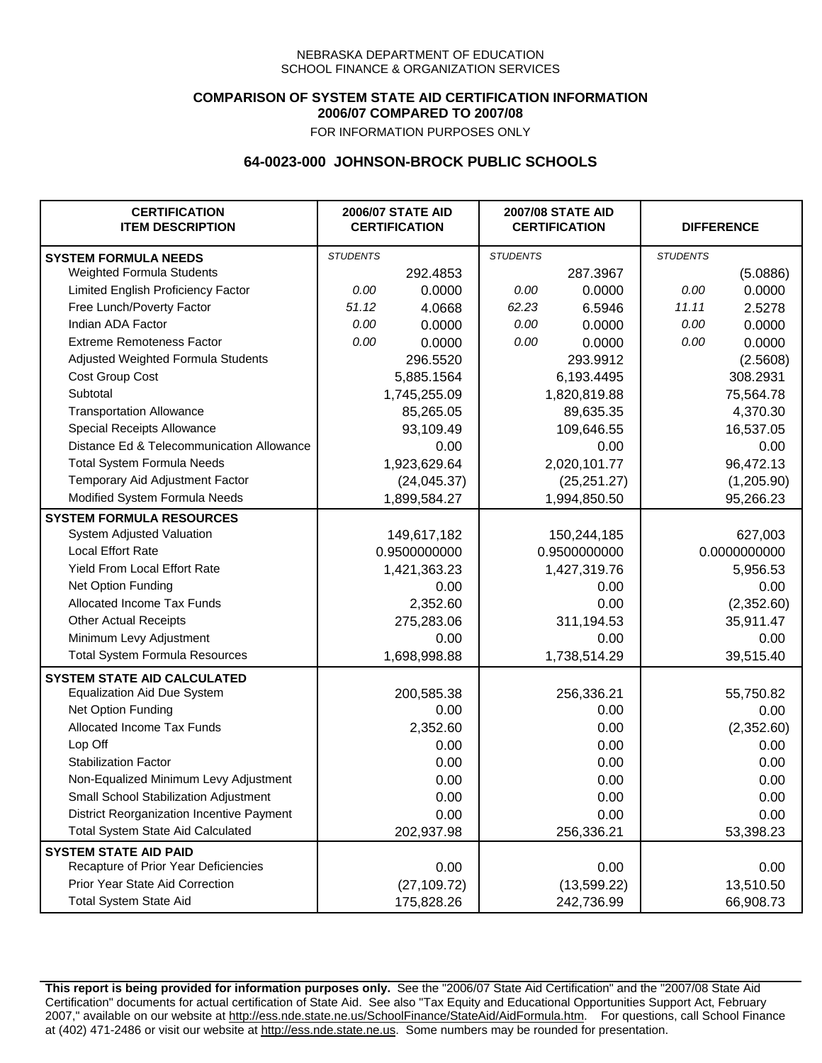NEBRASKA DEPARTMENT OF EDUCATION
SCHOOL FINANCE & ORGANIZATION SERVICES

**COMPARISON OF SYSTEM STATE AID CERTIFICATION INFORMATION**
**2006/07 COMPARED TO 2007/08**
FOR INFORMATION PURPOSES ONLY

## 64-0023-000 JOHNSON-BROCK PUBLIC SCHOOLS

| CERTIFICATION ITEM DESCRIPTION | 2006/07 STATE AID CERTIFICATION | | 2007/08 STATE AID CERTIFICATION | | DIFFERENCE | |
|---|---|---|---|---|---|---|
| **SYSTEM FORMULA NEEDS** | *STUDENTS* | | *STUDENTS* | | *STUDENTS* | |
| Weighted Formula Students | | 292.4853 | | 287.3967 | | (5.0886) |
| Limited English Proficiency Factor | *0.00* | 0.0000 | *0.00* | 0.0000 | *0.00* | 0.0000 |
| Free Lunch/Poverty Factor | *51.12* | 4.0668 | *62.23* | 6.5946 | *11.11* | 2.5278 |
| Indian ADA Factor | *0.00* | 0.0000 | *0.00* | 0.0000 | *0.00* | 0.0000 |
| Extreme Remoteness Factor | *0.00* | 0.0000 | *0.00* | 0.0000 | *0.00* | 0.0000 |
| Adjusted Weighted Formula Students | | 296.5520 | | 293.9912 | | (2.5608) |
| Cost Group Cost | | 5,885.1564 | | 6,193.4495 | | 308.2931 |
| Subtotal | | 1,745,255.09 | | 1,820,819.88 | | 75,564.78 |
| Transportation Allowance | | 85,265.05 | | 89,635.35 | | 4,370.30 |
| Special Receipts Allowance | | 93,109.49 | | 109,646.55 | | 16,537.05 |
| Distance Ed & Telecommunication Allowance | | 0.00 | | 0.00 | | 0.00 |
| Total System Formula Needs | | 1,923,629.64 | | 2,020,101.77 | | 96,472.13 |
| Temporary Aid Adjustment Factor | | (24,045.37) | | (25,251.27) | | (1,205.90) |
| Modified System Formula Needs | | 1,899,584.27 | | 1,994,850.50 | | 95,266.23 |
| **SYSTEM FORMULA RESOURCES** | | | | | | |
| System Adjusted Valuation | | 149,617,182 | | 150,244,185 | | 627,003 |
| Local Effort Rate | | 0.9500000000 | | 0.9500000000 | | 0.0000000000 |
| Yield From Local Effort Rate | | 1,421,363.23 | | 1,427,319.76 | | 5,956.53 |
| Net Option Funding | | 0.00 | | 0.00 | | 0.00 |
| Allocated Income Tax Funds | | 2,352.60 | | 0.00 | | (2,352.60) |
| Other Actual Receipts | | 275,283.06 | | 311,194.53 | | 35,911.47 |
| Minimum Levy Adjustment | | 0.00 | | 0.00 | | 0.00 |
| Total System Formula Resources | | 1,698,998.88 | | 1,738,514.29 | | 39,515.40 |
| **SYSTEM STATE AID CALCULATED** | | | | | | |
| Equalization Aid Due System | | 200,585.38 | | 256,336.21 | | 55,750.82 |
| Net Option Funding | | 0.00 | | 0.00 | | 0.00 |
| Allocated Income Tax Funds | | 2,352.60 | | 0.00 | | (2,352.60) |
| Lop Off | | 0.00 | | 0.00 | | 0.00 |
| Stabilization Factor | | 0.00 | | 0.00 | | 0.00 |
| Non-Equalized Minimum Levy Adjustment | | 0.00 | | 0.00 | | 0.00 |
| Small School Stabilization Adjustment | | 0.00 | | 0.00 | | 0.00 |
| District Reorganization Incentive Payment | | 0.00 | | 0.00 | | 0.00 |
| Total System State Aid Calculated | | 202,937.98 | | 256,336.21 | | 53,398.23 |
| **SYSTEM STATE AID PAID** | | | | | | |
| Recapture of Prior Year Deficiencies | | 0.00 | | 0.00 | | 0.00 |
| Prior Year State Aid Correction | | (27,109.72) | | (13,599.22) | | 13,510.50 |
| Total System State Aid | | 175,828.26 | | 242,736.99 | | 66,908.73 |

**This report is being provided for information purposes only.** See the "2006/07 State Aid Certification" and the "2007/08 State Aid Certification" documents for actual certification of State Aid. See also "Tax Equity and Educational Opportunities Support Act, February 2007," available on our website at http://ess.nde.state.ne.us/SchoolFinance/StateAid/AidFormula.htm. For questions, call School Finance at (402) 471-2486 or visit our website at http://ess.nde.state.ne.us. Some numbers may be rounded for presentation.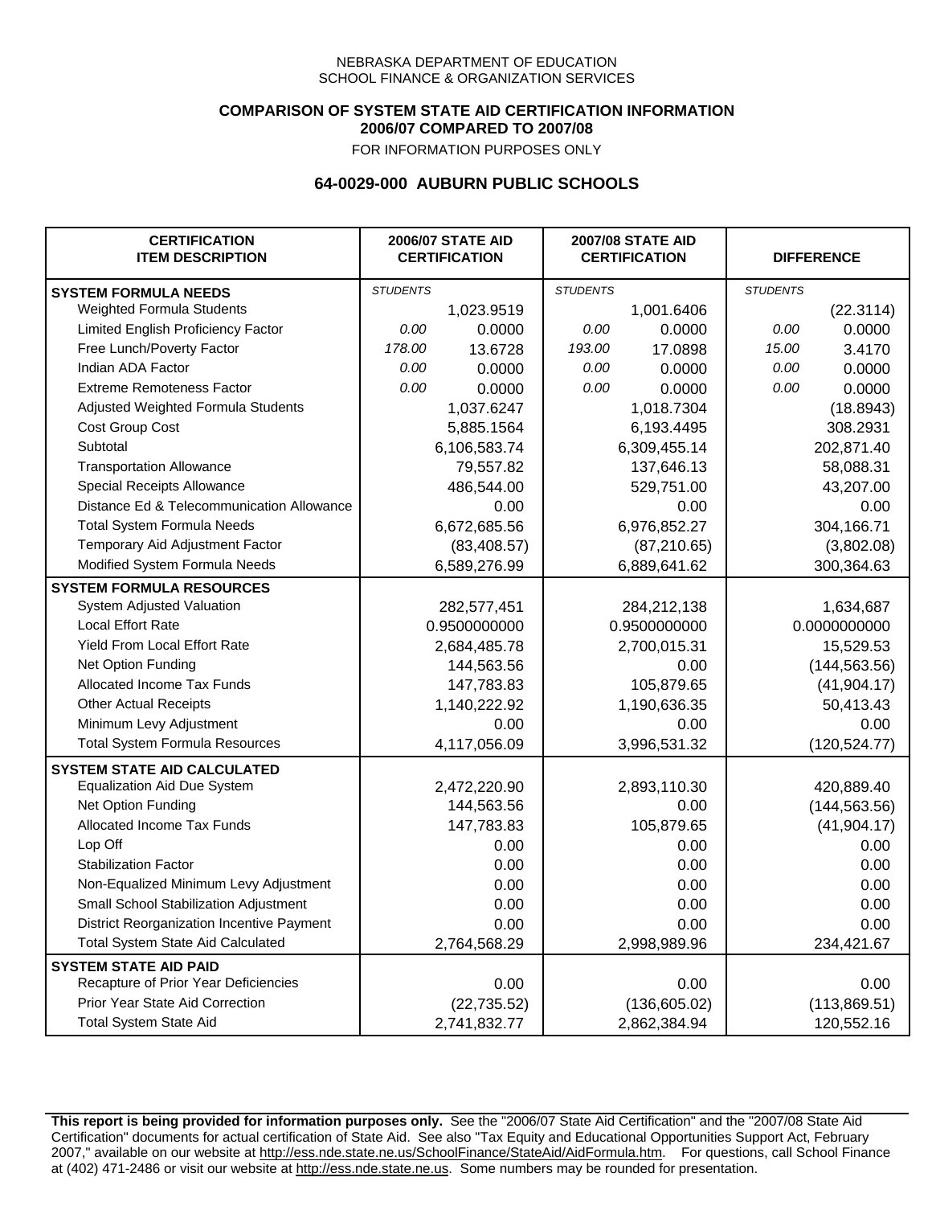NEBRASKA DEPARTMENT OF EDUCATION
SCHOOL FINANCE & ORGANIZATION SERVICES

**COMPARISON OF SYSTEM STATE AID CERTIFICATION INFORMATION**
**2006/07 COMPARED TO 2007/08**
FOR INFORMATION PURPOSES ONLY

## 64-0029-000 AUBURN PUBLIC SCHOOLS

| CERTIFICATION ITEM DESCRIPTION | 2006/07 STATE AID CERTIFICATION | | 2007/08 STATE AID CERTIFICATION | | DIFFERENCE | |
|---|---|---|---|---|---|---|
| **SYSTEM FORMULA NEEDS** | *STUDENTS* | | *STUDENTS* | | *STUDENTS* | |
| Weighted Formula Students | | 1,023.9519 | | 1,001.6406 | | (22.3114) |
| Limited English Proficiency Factor | *0.00* | 0.0000 | *0.00* | 0.0000 | *0.00* | 0.0000 |
| Free Lunch/Poverty Factor | *178.00* | 13.6728 | *193.00* | 17.0898 | *15.00* | 3.4170 |
| Indian ADA Factor | *0.00* | 0.0000 | *0.00* | 0.0000 | *0.00* | 0.0000 |
| Extreme Remoteness Factor | *0.00* | 0.0000 | *0.00* | 0.0000 | *0.00* | 0.0000 |
| Adjusted Weighted Formula Students | | 1,037.6247 | | 1,018.7304 | | (18.8943) |
| Cost Group Cost | | 5,885.1564 | | 6,193.4495 | | 308.2931 |
| Subtotal | | 6,106,583.74 | | 6,309,455.14 | | 202,871.40 |
| Transportation Allowance | | 79,557.82 | | 137,646.13 | | 58,088.31 |
| Special Receipts Allowance | | 486,544.00 | | 529,751.00 | | 43,207.00 |
| Distance Ed & Telecommunication Allowance | | 0.00 | | 0.00 | | 0.00 |
| Total System Formula Needs | | 6,672,685.56 | | 6,976,852.27 | | 304,166.71 |
| Temporary Aid Adjustment Factor | | (83,408.57) | | (87,210.65) | | (3,802.08) |
| Modified System Formula Needs | | 6,589,276.99 | | 6,889,641.62 | | 300,364.63 |
| **SYSTEM FORMULA RESOURCES** | | | | | | |
| System Adjusted Valuation | | 282,577,451 | | 284,212,138 | | 1,634,687 |
| Local Effort Rate | | 0.9500000000 | | 0.9500000000 | | 0.0000000000 |
| Yield From Local Effort Rate | | 2,684,485.78 | | 2,700,015.31 | | 15,529.53 |
| Net Option Funding | | 144,563.56 | | 0.00 | | (144,563.56) |
| Allocated Income Tax Funds | | 147,783.83 | | 105,879.65 | | (41,904.17) |
| Other Actual Receipts | | 1,140,222.92 | | 1,190,636.35 | | 50,413.43 |
| Minimum Levy Adjustment | | 0.00 | | 0.00 | | 0.00 |
| Total System Formula Resources | | 4,117,056.09 | | 3,996,531.32 | | (120,524.77) |
| **SYSTEM STATE AID CALCULATED** | | | | | | |
| Equalization Aid Due System | | 2,472,220.90 | | 2,893,110.30 | | 420,889.40 |
| Net Option Funding | | 144,563.56 | | 0.00 | | (144,563.56) |
| Allocated Income Tax Funds | | 147,783.83 | | 105,879.65 | | (41,904.17) |
| Lop Off | | 0.00 | | 0.00 | | 0.00 |
| Stabilization Factor | | 0.00 | | 0.00 | | 0.00 |
| Non-Equalized Minimum Levy Adjustment | | 0.00 | | 0.00 | | 0.00 |
| Small School Stabilization Adjustment | | 0.00 | | 0.00 | | 0.00 |
| District Reorganization Incentive Payment | | 0.00 | | 0.00 | | 0.00 |
| Total System State Aid Calculated | | 2,764,568.29 | | 2,998,989.96 | | 234,421.67 |
| **SYSTEM STATE AID PAID** | | | | | | |
| Recapture of Prior Year Deficiencies | | 0.00 | | 0.00 | | 0.00 |
| Prior Year State Aid Correction | | (22,735.52) | | (136,605.02) | | (113,869.51) |
| Total System State Aid | | 2,741,832.77 | | 2,862,384.94 | | 120,552.16 |

**This report is being provided for information purposes only.** See the "2006/07 State Aid Certification" and the "2007/08 State Aid Certification" documents for actual certification of State Aid. See also "Tax Equity and Educational Opportunities Support Act, February 2007," available on our website at http://ess.nde.state.ne.us/SchoolFinance/StateAid/AidFormula.htm. For questions, call School Finance at (402) 471-2486 or visit our website at http://ess.nde.state.ne.us. Some numbers may be rounded for presentation.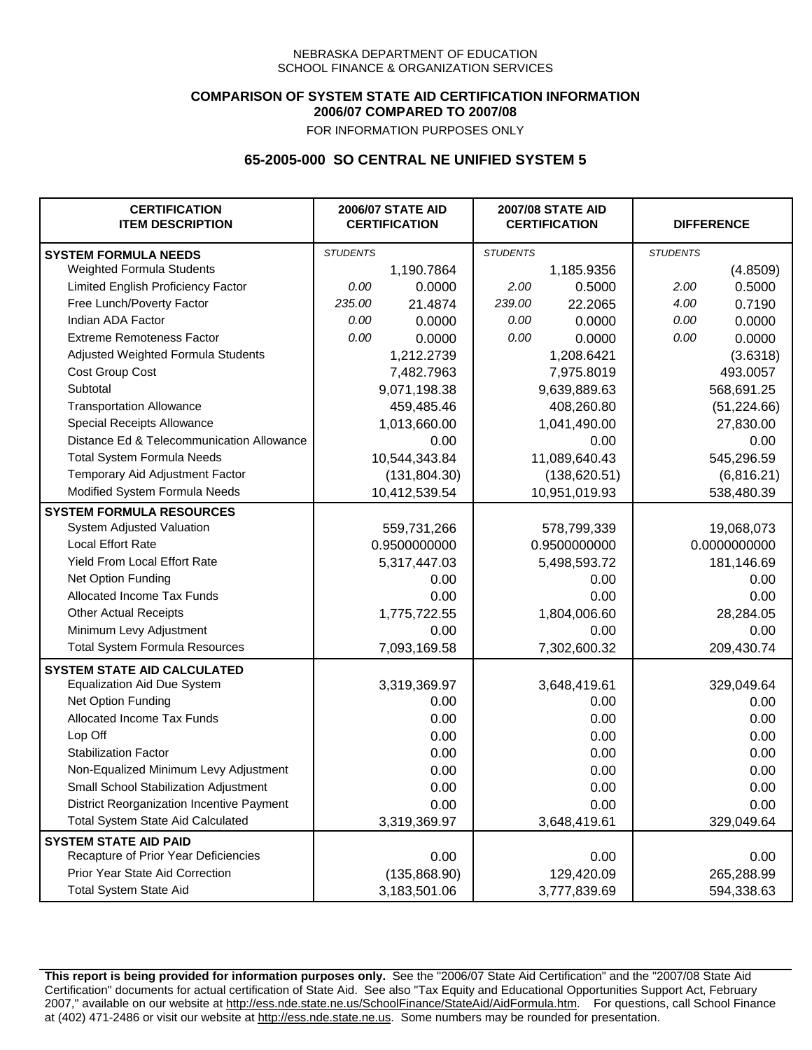NEBRASKA DEPARTMENT OF EDUCATION
SCHOOL FINANCE & ORGANIZATION SERVICES

**COMPARISON OF SYSTEM STATE AID CERTIFICATION INFORMATION**
**2006/07 COMPARED TO 2007/08**
FOR INFORMATION PURPOSES ONLY

## 65-2005-000 SO CENTRAL NE UNIFIED SYSTEM 5

| CERTIFICATION ITEM DESCRIPTION | 2006/07 STATE AID CERTIFICATION | | 2007/08 STATE AID CERTIFICATION | | DIFFERENCE | |
|---|---|---|---|---|---|---|
| **SYSTEM FORMULA NEEDS** | *STUDENTS* | | *STUDENTS* | | *STUDENTS* | |
| Weighted Formula Students | | 1,190.7864 | | 1,185.9356 | | (4.8509) |
| Limited English Proficiency Factor | *0.00* | 0.0000 | *2.00* | 0.5000 | *2.00* | 0.5000 |
| Free Lunch/Poverty Factor | *235.00* | 21.4874 | *239.00* | 22.2065 | *4.00* | 0.7190 |
| Indian ADA Factor | *0.00* | 0.0000 | *0.00* | 0.0000 | *0.00* | 0.0000 |
| Extreme Remoteness Factor | *0.00* | 0.0000 | *0.00* | 0.0000 | *0.00* | 0.0000 |
| Adjusted Weighted Formula Students | | 1,212.2739 | | 1,208.6421 | | (3.6318) |
| Cost Group Cost | | 7,482.7963 | | 7,975.8019 | | 493.0057 |
| Subtotal | | 9,071,198.38 | | 9,639,889.63 | | 568,691.25 |
| Transportation Allowance | | 459,485.46 | | 408,260.80 | | (51,224.66) |
| Special Receipts Allowance | | 1,013,660.00 | | 1,041,490.00 | | 27,830.00 |
| Distance Ed & Telecommunication Allowance | | 0.00 | | 0.00 | | 0.00 |
| Total System Formula Needs | | 10,544,343.84 | | 11,089,640.43 | | 545,296.59 |
| Temporary Aid Adjustment Factor | | (131,804.30) | | (138,620.51) | | (6,816.21) |
| Modified System Formula Needs | | 10,412,539.54 | | 10,951,019.93 | | 538,480.39 |
| **SYSTEM FORMULA RESOURCES** | | | | | | |
| System Adjusted Valuation | | 559,731,266 | | 578,799,339 | | 19,068,073 |
| Local Effort Rate | | 0.9500000000 | | 0.9500000000 | | 0.0000000000 |
| Yield From Local Effort Rate | | 5,317,447.03 | | 5,498,593.72 | | 181,146.69 |
| Net Option Funding | | 0.00 | | 0.00 | | 0.00 |
| Allocated Income Tax Funds | | 0.00 | | 0.00 | | 0.00 |
| Other Actual Receipts | | 1,775,722.55 | | 1,804,006.60 | | 28,284.05 |
| Minimum Levy Adjustment | | 0.00 | | 0.00 | | 0.00 |
| Total System Formula Resources | | 7,093,169.58 | | 7,302,600.32 | | 209,430.74 |
| **SYSTEM STATE AID CALCULATED** | | | | | | |
| Equalization Aid Due System | | 3,319,369.97 | | 3,648,419.61 | | 329,049.64 |
| Net Option Funding | | 0.00 | | 0.00 | | 0.00 |
| Allocated Income Tax Funds | | 0.00 | | 0.00 | | 0.00 |
| Lop Off | | 0.00 | | 0.00 | | 0.00 |
| Stabilization Factor | | 0.00 | | 0.00 | | 0.00 |
| Non-Equalized Minimum Levy Adjustment | | 0.00 | | 0.00 | | 0.00 |
| Small School Stabilization Adjustment | | 0.00 | | 0.00 | | 0.00 |
| District Reorganization Incentive Payment | | 0.00 | | 0.00 | | 0.00 |
| Total System State Aid Calculated | | 3,319,369.97 | | 3,648,419.61 | | 329,049.64 |
| **SYSTEM STATE AID PAID** | | | | | | |
| Recapture of Prior Year Deficiencies | | 0.00 | | 0.00 | | 0.00 |
| Prior Year State Aid Correction | | (135,868.90) | | 129,420.09 | | 265,288.99 |
| Total System State Aid | | 3,183,501.06 | | 3,777,839.69 | | 594,338.63 |

**This report is being provided for information purposes only.** See the "2006/07 State Aid Certification" and the "2007/08 State Aid Certification" documents for actual certification of State Aid. See also "Tax Equity and Educational Opportunities Support Act, February 2007," available on our website at http://ess.nde.state.ne.us/SchoolFinance/StateAid/AidFormula.htm. For questions, call School Finance at (402) 471-2486 or visit our website at http://ess.nde.state.ne.us. Some numbers may be rounded for presentation.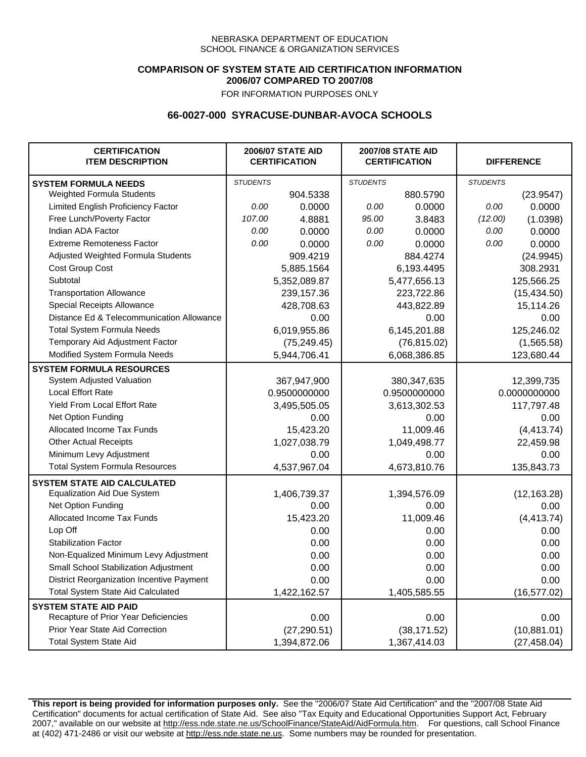NEBRASKA DEPARTMENT OF EDUCATION
SCHOOL FINANCE & ORGANIZATION SERVICES

**COMPARISON OF SYSTEM STATE AID CERTIFICATION INFORMATION**
**2006/07 COMPARED TO 2007/08**
FOR INFORMATION PURPOSES ONLY

## 66-0027-000 SYRACUSE-DUNBAR-AVOCA SCHOOLS

| CERTIFICATION ITEM DESCRIPTION | 2006/07 STATE AID CERTIFICATION | | 2007/08 STATE AID CERTIFICATION | | DIFFERENCE | |
|---|---|---|---|---|---|---|
| **SYSTEM FORMULA NEEDS** | *STUDENTS* | | *STUDENTS* | | *STUDENTS* | |
| Weighted Formula Students | | 904.5338 | | 880.5790 | | (23.9547) |
| Limited English Proficiency Factor | *0.00* | 0.0000 | *0.00* | 0.0000 | *0.00* | 0.0000 |
| Free Lunch/Poverty Factor | *107.00* | 4.8881 | *95.00* | 3.8483 | *(12.00)* | (1.0398) |
| Indian ADA Factor | *0.00* | 0.0000 | *0.00* | 0.0000 | *0.00* | 0.0000 |
| Extreme Remoteness Factor | *0.00* | 0.0000 | *0.00* | 0.0000 | *0.00* | 0.0000 |
| Adjusted Weighted Formula Students | | 909.4219 | | 884.4274 | | (24.9945) |
| Cost Group Cost | | 5,885.1564 | | 6,193.4495 | | 308.2931 |
| Subtotal | | 5,352,089.87 | | 5,477,656.13 | | 125,566.25 |
| Transportation Allowance | | 239,157.36 | | 223,722.86 | | (15,434.50) |
| Special Receipts Allowance | | 428,708.63 | | 443,822.89 | | 15,114.26 |
| Distance Ed & Telecommunication Allowance | | 0.00 | | 0.00 | | 0.00 |
| Total System Formula Needs | | 6,019,955.86 | | 6,145,201.88 | | 125,246.02 |
| Temporary Aid Adjustment Factor | | (75,249.45) | | (76,815.02) | | (1,565.58) |
| Modified System Formula Needs | | 5,944,706.41 | | 6,068,386.85 | | 123,680.44 |
| **SYSTEM FORMULA RESOURCES** | | | | | | |
| System Adjusted Valuation | | 367,947,900 | | 380,347,635 | | 12,399,735 |
| Local Effort Rate | | 0.9500000000 | | 0.9500000000 | | 0.0000000000 |
| Yield From Local Effort Rate | | 3,495,505.05 | | 3,613,302.53 | | 117,797.48 |
| Net Option Funding | | 0.00 | | 0.00 | | 0.00 |
| Allocated Income Tax Funds | | 15,423.20 | | 11,009.46 | | (4,413.74) |
| Other Actual Receipts | | 1,027,038.79 | | 1,049,498.77 | | 22,459.98 |
| Minimum Levy Adjustment | | 0.00 | | 0.00 | | 0.00 |
| Total System Formula Resources | | 4,537,967.04 | | 4,673,810.76 | | 135,843.73 |
| **SYSTEM STATE AID CALCULATED** | | | | | | |
| Equalization Aid Due System | | 1,406,739.37 | | 1,394,576.09 | | (12,163.28) |
| Net Option Funding | | 0.00 | | 0.00 | | 0.00 |
| Allocated Income Tax Funds | | 15,423.20 | | 11,009.46 | | (4,413.74) |
| Lop Off | | 0.00 | | 0.00 | | 0.00 |
| Stabilization Factor | | 0.00 | | 0.00 | | 0.00 |
| Non-Equalized Minimum Levy Adjustment | | 0.00 | | 0.00 | | 0.00 |
| Small School Stabilization Adjustment | | 0.00 | | 0.00 | | 0.00 |
| District Reorganization Incentive Payment | | 0.00 | | 0.00 | | 0.00 |
| Total System State Aid Calculated | | 1,422,162.57 | | 1,405,585.55 | | (16,577.02) |
| **SYSTEM STATE AID PAID** | | | | | | |
| Recapture of Prior Year Deficiencies | | 0.00 | | 0.00 | | 0.00 |
| Prior Year State Aid Correction | | (27,290.51) | | (38,171.52) | | (10,881.01) |
| Total System State Aid | | 1,394,872.06 | | 1,367,414.03 | | (27,458.04) |

**This report is being provided for information purposes only.** See the "2006/07 State Aid Certification" and the "2007/08 State Aid Certification" documents for actual certification of State Aid. See also "Tax Equity and Educational Opportunities Support Act, February 2007," available on our website at http://ess.nde.state.ne.us/SchoolFinance/StateAid/AidFormula.htm. For questions, call School Finance at (402) 471-2486 or visit our website at http://ess.nde.state.ne.us. Some numbers may be rounded for presentation.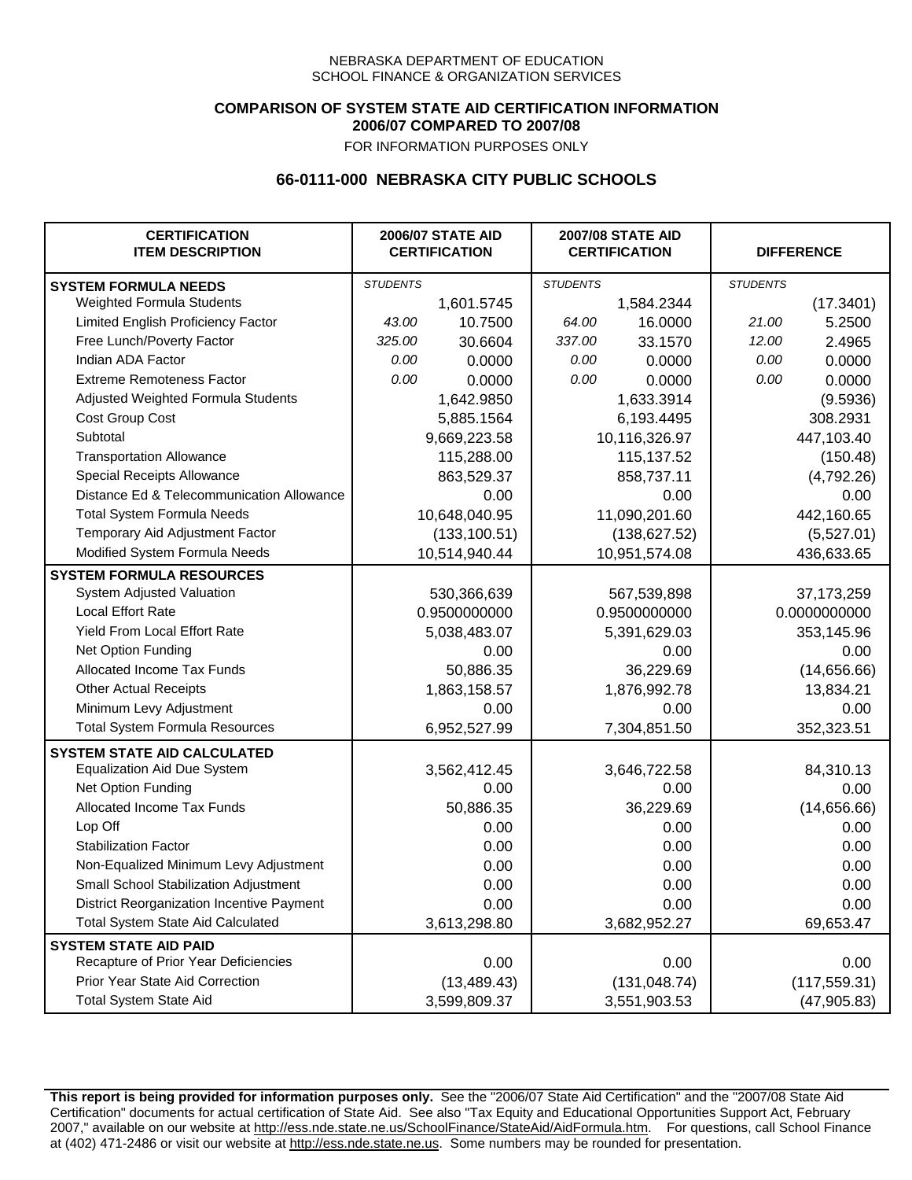NEBRASKA DEPARTMENT OF EDUCATION
SCHOOL FINANCE & ORGANIZATION SERVICES

**COMPARISON OF SYSTEM STATE AID CERTIFICATION INFORMATION**
**2006/07 COMPARED TO 2007/08**
FOR INFORMATION PURPOSES ONLY

## 66-0111-000 NEBRASKA CITY PUBLIC SCHOOLS

| CERTIFICATION ITEM DESCRIPTION | 2006/07 STATE AID CERTIFICATION | | 2007/08 STATE AID CERTIFICATION | | DIFFERENCE | |
|---|---|---|---|---|---|---|
| **SYSTEM FORMULA NEEDS** | *STUDENTS* | | *STUDENTS* | | *STUDENTS* | |
| Weighted Formula Students | | 1,601.5745 | | 1,584.2344 | | (17.3401) |
| Limited English Proficiency Factor | *43.00* | 10.7500 | *64.00* | 16.0000 | *21.00* | 5.2500 |
| Free Lunch/Poverty Factor | *325.00* | 30.6604 | *337.00* | 33.1570 | *12.00* | 2.4965 |
| Indian ADA Factor | *0.00* | 0.0000 | *0.00* | 0.0000 | *0.00* | 0.0000 |
| Extreme Remoteness Factor | *0.00* | 0.0000 | *0.00* | 0.0000 | *0.00* | 0.0000 |
| Adjusted Weighted Formula Students | | 1,642.9850 | | 1,633.3914 | | (9.5936) |
| Cost Group Cost | | 5,885.1564 | | 6,193.4495 | | 308.2931 |
| Subtotal | | 9,669,223.58 | | 10,116,326.97 | | 447,103.40 |
| Transportation Allowance | | 115,288.00 | | 115,137.52 | | (150.48) |
| Special Receipts Allowance | | 863,529.37 | | 858,737.11 | | (4,792.26) |
| Distance Ed & Telecommunication Allowance | | 0.00 | | 0.00 | | 0.00 |
| Total System Formula Needs | | 10,648,040.95 | | 11,090,201.60 | | 442,160.65 |
| Temporary Aid Adjustment Factor | | (133,100.51) | | (138,627.52) | | (5,527.01) |
| Modified System Formula Needs | | 10,514,940.44 | | 10,951,574.08 | | 436,633.65 |
| **SYSTEM FORMULA RESOURCES** | | | | | | |
| System Adjusted Valuation | | 530,366,639 | | 567,539,898 | | 37,173,259 |
| Local Effort Rate | | 0.9500000000 | | 0.9500000000 | | 0.0000000000 |
| Yield From Local Effort Rate | | 5,038,483.07 | | 5,391,629.03 | | 353,145.96 |
| Net Option Funding | | 0.00 | | 0.00 | | 0.00 |
| Allocated Income Tax Funds | | 50,886.35 | | 36,229.69 | | (14,656.66) |
| Other Actual Receipts | | 1,863,158.57 | | 1,876,992.78 | | 13,834.21 |
| Minimum Levy Adjustment | | 0.00 | | 0.00 | | 0.00 |
| Total System Formula Resources | | 6,952,527.99 | | 7,304,851.50 | | 352,323.51 |
| **SYSTEM STATE AID CALCULATED** | | | | | | |
| Equalization Aid Due System | | 3,562,412.45 | | 3,646,722.58 | | 84,310.13 |
| Net Option Funding | | 0.00 | | 0.00 | | 0.00 |
| Allocated Income Tax Funds | | 50,886.35 | | 36,229.69 | | (14,656.66) |
| Lop Off | | 0.00 | | 0.00 | | 0.00 |
| Stabilization Factor | | 0.00 | | 0.00 | | 0.00 |
| Non-Equalized Minimum Levy Adjustment | | 0.00 | | 0.00 | | 0.00 |
| Small School Stabilization Adjustment | | 0.00 | | 0.00 | | 0.00 |
| District Reorganization Incentive Payment | | 0.00 | | 0.00 | | 0.00 |
| Total System State Aid Calculated | | 3,613,298.80 | | 3,682,952.27 | | 69,653.47 |
| **SYSTEM STATE AID PAID** | | | | | | |
| Recapture of Prior Year Deficiencies | | 0.00 | | 0.00 | | 0.00 |
| Prior Year State Aid Correction | | (13,489.43) | | (131,048.74) | | (117,559.31) |
| Total System State Aid | | 3,599,809.37 | | 3,551,903.53 | | (47,905.83) |

**This report is being provided for information purposes only.** See the "2006/07 State Aid Certification" and the "2007/08 State Aid Certification" documents for actual certification of State Aid. See also "Tax Equity and Educational Opportunities Support Act, February 2007," available on our website at http://ess.nde.state.ne.us/SchoolFinance/StateAid/AidFormula.htm. For questions, call School Finance at (402) 471-2486 or visit our website at http://ess.nde.state.ne.us. Some numbers may be rounded for presentation.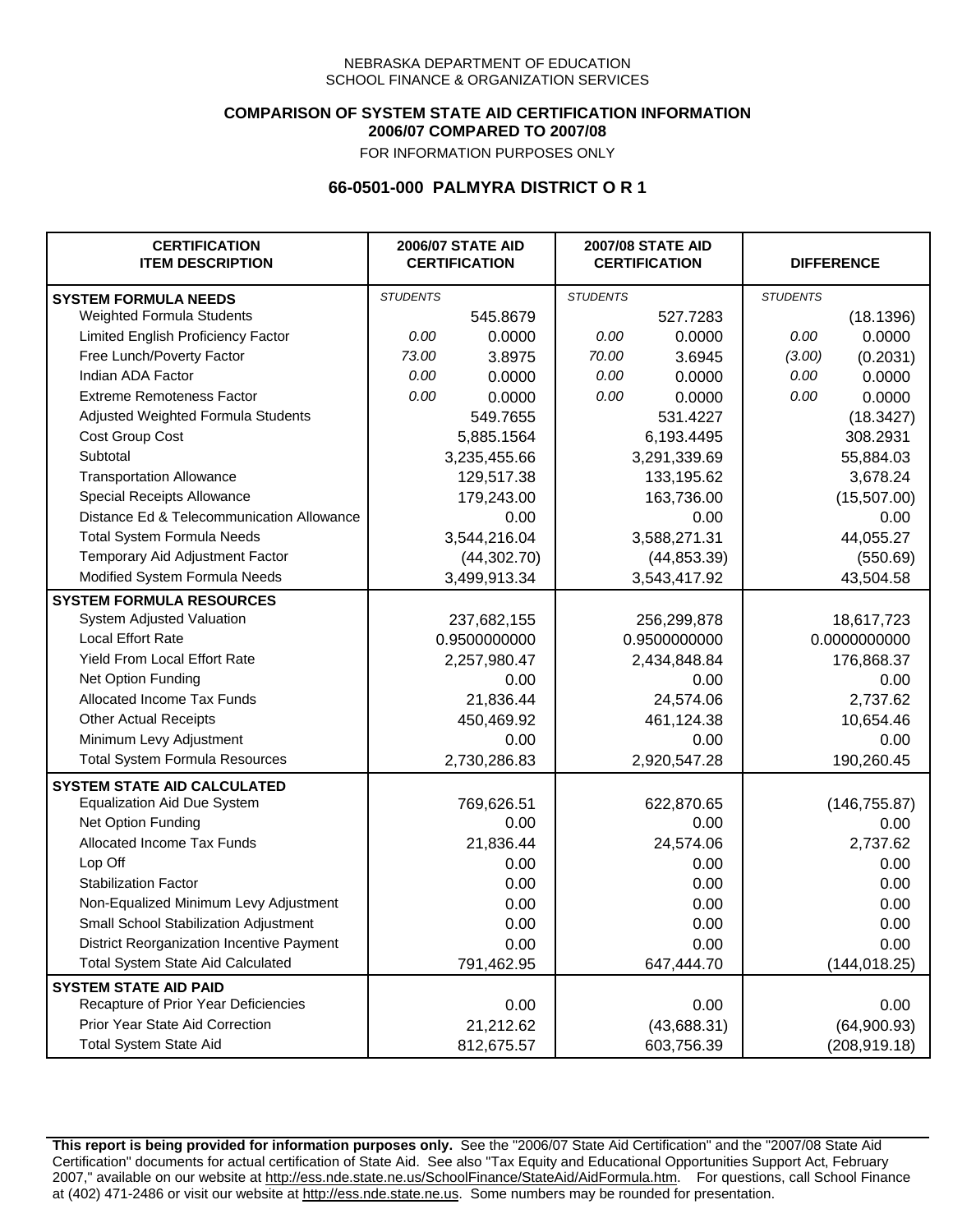NEBRASKA DEPARTMENT OF EDUCATION
SCHOOL FINANCE & ORGANIZATION SERVICES

**COMPARISON OF SYSTEM STATE AID CERTIFICATION INFORMATION**
**2006/07 COMPARED TO 2007/08**
FOR INFORMATION PURPOSES ONLY

## 66-0501-000 PALMYRA DISTRICT O R 1

| CERTIFICATION ITEM DESCRIPTION | 2006/07 STATE AID CERTIFICATION | | 2007/08 STATE AID CERTIFICATION | | DIFFERENCE | |
|---|---|---|---|---|---|---|
| **SYSTEM FORMULA NEEDS** | *STUDENTS* | | *STUDENTS* | | *STUDENTS* | |
| Weighted Formula Students | | 545.8679 | | 527.7283 | | (18.1396) |
| Limited English Proficiency Factor | *0.00* | 0.0000 | *0.00* | 0.0000 | *0.00* | 0.0000 |
| Free Lunch/Poverty Factor | *73.00* | 3.8975 | *70.00* | 3.6945 | *(3.00)* | (0.2031) |
| Indian ADA Factor | *0.00* | 0.0000 | *0.00* | 0.0000 | *0.00* | 0.0000 |
| Extreme Remoteness Factor | *0.00* | 0.0000 | *0.00* | 0.0000 | *0.00* | 0.0000 |
| Adjusted Weighted Formula Students | | 549.7655 | | 531.4227 | | (18.3427) |
| Cost Group Cost | | 5,885.1564 | | 6,193.4495 | | 308.2931 |
| Subtotal | | 3,235,455.66 | | 3,291,339.69 | | 55,884.03 |
| Transportation Allowance | | 129,517.38 | | 133,195.62 | | 3,678.24 |
| Special Receipts Allowance | | 179,243.00 | | 163,736.00 | | (15,507.00) |
| Distance Ed & Telecommunication Allowance | | 0.00 | | 0.00 | | 0.00 |
| Total System Formula Needs | | 3,544,216.04 | | 3,588,271.31 | | 44,055.27 |
| Temporary Aid Adjustment Factor | | (44,302.70) | | (44,853.39) | | (550.69) |
| Modified System Formula Needs | | 3,499,913.34 | | 3,543,417.92 | | 43,504.58 |
| **SYSTEM FORMULA RESOURCES** | | | | | | |
| System Adjusted Valuation | | 237,682,155 | | 256,299,878 | | 18,617,723 |
| Local Effort Rate | | 0.9500000000 | | 0.9500000000 | | 0.0000000000 |
| Yield From Local Effort Rate | | 2,257,980.47 | | 2,434,848.84 | | 176,868.37 |
| Net Option Funding | | 0.00 | | 0.00 | | 0.00 |
| Allocated Income Tax Funds | | 21,836.44 | | 24,574.06 | | 2,737.62 |
| Other Actual Receipts | | 450,469.92 | | 461,124.38 | | 10,654.46 |
| Minimum Levy Adjustment | | 0.00 | | 0.00 | | 0.00 |
| Total System Formula Resources | | 2,730,286.83 | | 2,920,547.28 | | 190,260.45 |
| **SYSTEM STATE AID CALCULATED** | | | | | | |
| Equalization Aid Due System | | 769,626.51 | | 622,870.65 | | (146,755.87) |
| Net Option Funding | | 0.00 | | 0.00 | | 0.00 |
| Allocated Income Tax Funds | | 21,836.44 | | 24,574.06 | | 2,737.62 |
| Lop Off | | 0.00 | | 0.00 | | 0.00 |
| Stabilization Factor | | 0.00 | | 0.00 | | 0.00 |
| Non-Equalized Minimum Levy Adjustment | | 0.00 | | 0.00 | | 0.00 |
| Small School Stabilization Adjustment | | 0.00 | | 0.00 | | 0.00 |
| District Reorganization Incentive Payment | | 0.00 | | 0.00 | | 0.00 |
| Total System State Aid Calculated | | 791,462.95 | | 647,444.70 | | (144,018.25) |
| **SYSTEM STATE AID PAID** | | | | | | |
| Recapture of Prior Year Deficiencies | | 0.00 | | 0.00 | | 0.00 |
| Prior Year State Aid Correction | | 21,212.62 | | (43,688.31) | | (64,900.93) |
| Total System State Aid | | 812,675.57 | | 603,756.39 | | (208,919.18) |

**This report is being provided for information purposes only.** See the "2006/07 State Aid Certification" and the "2007/08 State Aid Certification" documents for actual certification of State Aid. See also "Tax Equity and Educational Opportunities Support Act, February 2007," available on our website at http://ess.nde.state.ne.us/SchoolFinance/StateAid/AidFormula.htm. For questions, call School Finance at (402) 471-2486 or visit our website at http://ess.nde.state.ne.us. Some numbers may be rounded for presentation.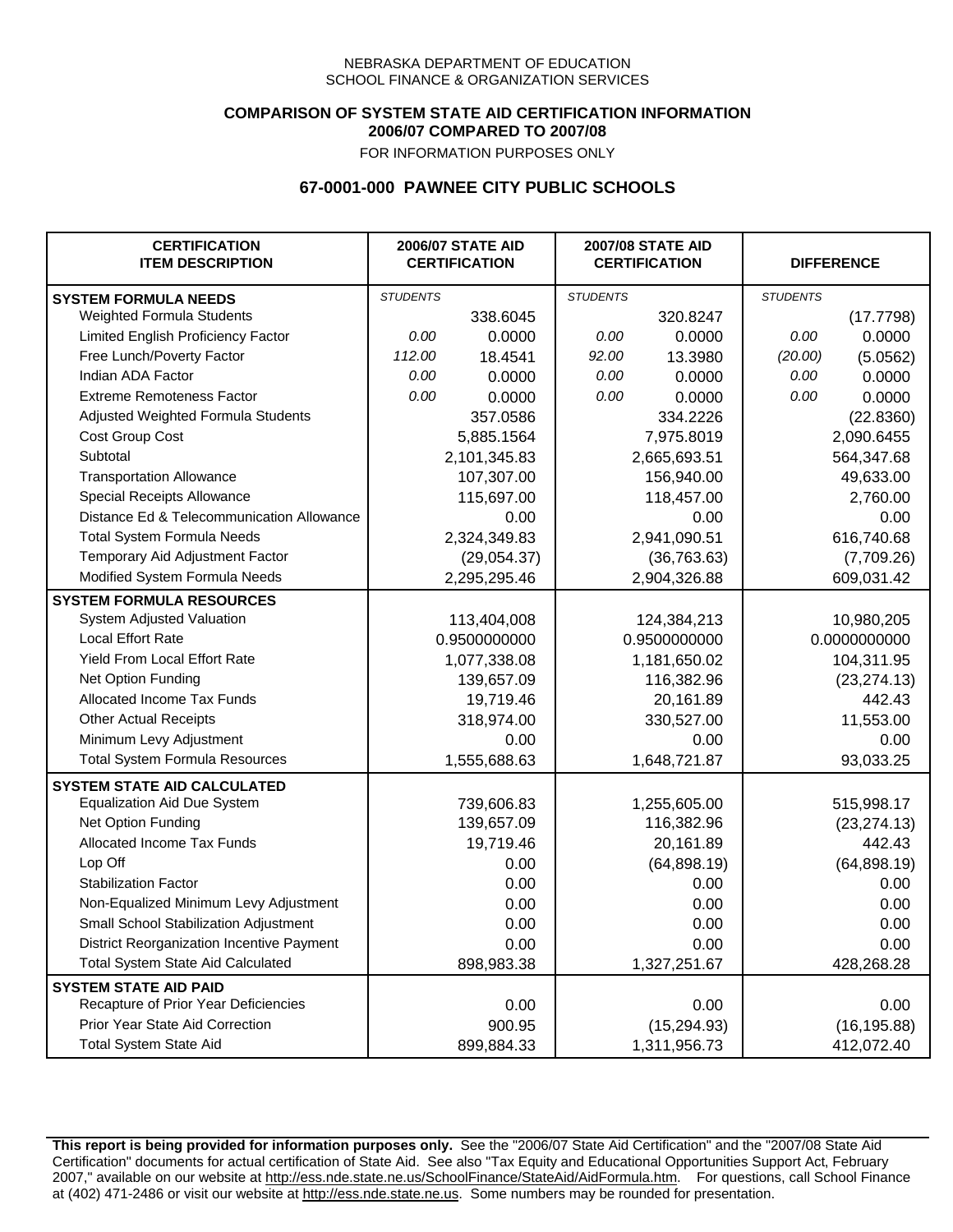NEBRASKA DEPARTMENT OF EDUCATION
SCHOOL FINANCE & ORGANIZATION SERVICES

**COMPARISON OF SYSTEM STATE AID CERTIFICATION INFORMATION**
**2006/07 COMPARED TO 2007/08**
FOR INFORMATION PURPOSES ONLY

## 67-0001-000 PAWNEE CITY PUBLIC SCHOOLS

| CERTIFICATION ITEM DESCRIPTION | 2006/07 STATE AID CERTIFICATION | | 2007/08 STATE AID CERTIFICATION | | DIFFERENCE | |
|---|---|---|---|---|---|---|
| **SYSTEM FORMULA NEEDS** | *STUDENTS* | | *STUDENTS* | | *STUDENTS* | |
| Weighted Formula Students | | 338.6045 | | 320.8247 | | (17.7798) |
| Limited English Proficiency Factor | *0.00* | 0.0000 | *0.00* | 0.0000 | *0.00* | 0.0000 |
| Free Lunch/Poverty Factor | *112.00* | 18.4541 | *92.00* | 13.3980 | *(20.00)* | (5.0562) |
| Indian ADA Factor | *0.00* | 0.0000 | *0.00* | 0.0000 | *0.00* | 0.0000 |
| Extreme Remoteness Factor | *0.00* | 0.0000 | *0.00* | 0.0000 | *0.00* | 0.0000 |
| Adjusted Weighted Formula Students | | 357.0586 | | 334.2226 | | (22.8360) |
| Cost Group Cost | | 5,885.1564 | | 7,975.8019 | | 2,090.6455 |
| Subtotal | | 2,101,345.83 | | 2,665,693.51 | | 564,347.68 |
| Transportation Allowance | | 107,307.00 | | 156,940.00 | | 49,633.00 |
| Special Receipts Allowance | | 115,697.00 | | 118,457.00 | | 2,760.00 |
| Distance Ed & Telecommunication Allowance | | 0.00 | | 0.00 | | 0.00 |
| Total System Formula Needs | | 2,324,349.83 | | 2,941,090.51 | | 616,740.68 |
| Temporary Aid Adjustment Factor | | (29,054.37) | | (36,763.63) | | (7,709.26) |
| Modified System Formula Needs | | 2,295,295.46 | | 2,904,326.88 | | 609,031.42 |
| **SYSTEM FORMULA RESOURCES** | | | | | | |
| System Adjusted Valuation | | 113,404,008 | | 124,384,213 | | 10,980,205 |
| Local Effort Rate | | 0.9500000000 | | 0.9500000000 | | 0.0000000000 |
| Yield From Local Effort Rate | | 1,077,338.08 | | 1,181,650.02 | | 104,311.95 |
| Net Option Funding | | 139,657.09 | | 116,382.96 | | (23,274.13) |
| Allocated Income Tax Funds | | 19,719.46 | | 20,161.89 | | 442.43 |
| Other Actual Receipts | | 318,974.00 | | 330,527.00 | | 11,553.00 |
| Minimum Levy Adjustment | | 0.00 | | 0.00 | | 0.00 |
| Total System Formula Resources | | 1,555,688.63 | | 1,648,721.87 | | 93,033.25 |
| **SYSTEM STATE AID CALCULATED** | | | | | | |
| Equalization Aid Due System | | 739,606.83 | | 1,255,605.00 | | 515,998.17 |
| Net Option Funding | | 139,657.09 | | 116,382.96 | | (23,274.13) |
| Allocated Income Tax Funds | | 19,719.46 | | 20,161.89 | | 442.43 |
| Lop Off | | 0.00 | | (64,898.19) | | (64,898.19) |
| Stabilization Factor | | 0.00 | | 0.00 | | 0.00 |
| Non-Equalized Minimum Levy Adjustment | | 0.00 | | 0.00 | | 0.00 |
| Small School Stabilization Adjustment | | 0.00 | | 0.00 | | 0.00 |
| District Reorganization Incentive Payment | | 0.00 | | 0.00 | | 0.00 |
| Total System State Aid Calculated | | 898,983.38 | | 1,327,251.67 | | 428,268.28 |
| **SYSTEM STATE AID PAID** | | | | | | |
| Recapture of Prior Year Deficiencies | | 0.00 | | 0.00 | | 0.00 |
| Prior Year State Aid Correction | | 900.95 | | (15,294.93) | | (16,195.88) |
| Total System State Aid | | 899,884.33 | | 1,311,956.73 | | 412,072.40 |

**This report is being provided for information purposes only.** See the "2006/07 State Aid Certification" and the "2007/08 State Aid Certification" documents for actual certification of State Aid. See also "Tax Equity and Educational Opportunities Support Act, February 2007," available on our website at http://ess.nde.state.ne.us/SchoolFinance/StateAid/AidFormula.htm. For questions, call School Finance at (402) 471-2486 or visit our website at http://ess.nde.state.ne.us. Some numbers may be rounded for presentation.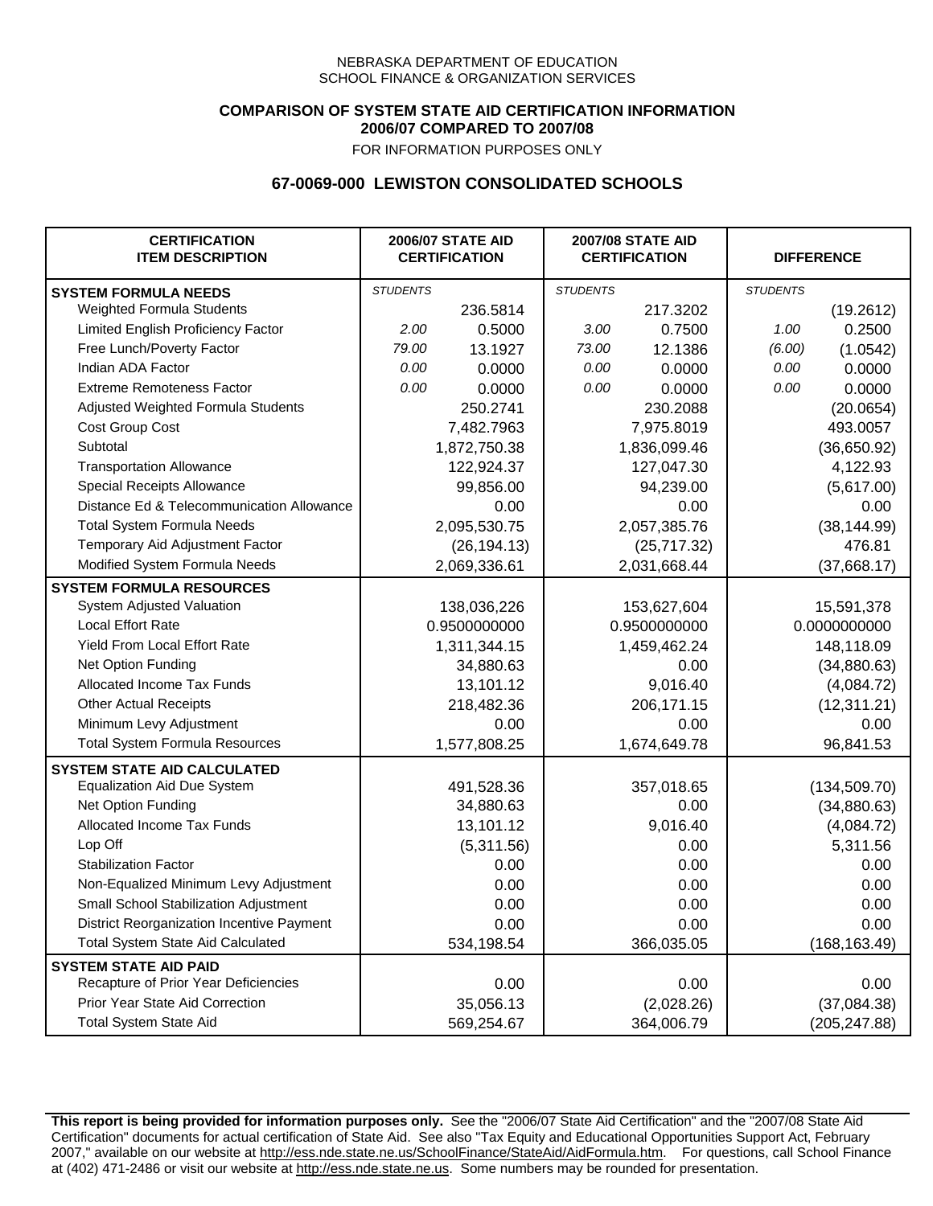NEBRASKA DEPARTMENT OF EDUCATION
SCHOOL FINANCE & ORGANIZATION SERVICES

**COMPARISON OF SYSTEM STATE AID CERTIFICATION INFORMATION**
**2006/07 COMPARED TO 2007/08**
FOR INFORMATION PURPOSES ONLY

## 67-0069-000 LEWISTON CONSOLIDATED SCHOOLS

| CERTIFICATION ITEM DESCRIPTION | 2006/07 STATE AID CERTIFICATION | | 2007/08 STATE AID CERTIFICATION | | DIFFERENCE | |
|---|---|---|---|---|---|---|
| **SYSTEM FORMULA NEEDS** | *STUDENTS* | | *STUDENTS* | | *STUDENTS* | |
| Weighted Formula Students | | 236.5814 | | 217.3202 | | (19.2612) |
| Limited English Proficiency Factor | *2.00* | 0.5000 | *3.00* | 0.7500 | *1.00* | 0.2500 |
| Free Lunch/Poverty Factor | *79.00* | 13.1927 | *73.00* | 12.1386 | *(6.00)* | (1.0542) |
| Indian ADA Factor | *0.00* | 0.0000 | *0.00* | 0.0000 | *0.00* | 0.0000 |
| Extreme Remoteness Factor | *0.00* | 0.0000 | *0.00* | 0.0000 | *0.00* | 0.0000 |
| Adjusted Weighted Formula Students | | 250.2741 | | 230.2088 | | (20.0654) |
| Cost Group Cost | | 7,482.7963 | | 7,975.8019 | | 493.0057 |
| Subtotal | | 1,872,750.38 | | 1,836,099.46 | | (36,650.92) |
| Transportation Allowance | | 122,924.37 | | 127,047.30 | | 4,122.93 |
| Special Receipts Allowance | | 99,856.00 | | 94,239.00 | | (5,617.00) |
| Distance Ed & Telecommunication Allowance | | 0.00 | | 0.00 | | 0.00 |
| Total System Formula Needs | | 2,095,530.75 | | 2,057,385.76 | | (38,144.99) |
| Temporary Aid Adjustment Factor | | (26,194.13) | | (25,717.32) | | 476.81 |
| Modified System Formula Needs | | 2,069,336.61 | | 2,031,668.44 | | (37,668.17) |
| **SYSTEM FORMULA RESOURCES** | | | | | | |
| System Adjusted Valuation | | 138,036,226 | | 153,627,604 | | 15,591,378 |
| Local Effort Rate | | 0.9500000000 | | 0.9500000000 | | 0.0000000000 |
| Yield From Local Effort Rate | | 1,311,344.15 | | 1,459,462.24 | | 148,118.09 |
| Net Option Funding | | 34,880.63 | | 0.00 | | (34,880.63) |
| Allocated Income Tax Funds | | 13,101.12 | | 9,016.40 | | (4,084.72) |
| Other Actual Receipts | | 218,482.36 | | 206,171.15 | | (12,311.21) |
| Minimum Levy Adjustment | | 0.00 | | 0.00 | | 0.00 |
| Total System Formula Resources | | 1,577,808.25 | | 1,674,649.78 | | 96,841.53 |
| **SYSTEM STATE AID CALCULATED** | | | | | | |
| Equalization Aid Due System | | 491,528.36 | | 357,018.65 | | (134,509.70) |
| Net Option Funding | | 34,880.63 | | 0.00 | | (34,880.63) |
| Allocated Income Tax Funds | | 13,101.12 | | 9,016.40 | | (4,084.72) |
| Lop Off | | (5,311.56) | | 0.00 | | 5,311.56 |
| Stabilization Factor | | 0.00 | | 0.00 | | 0.00 |
| Non-Equalized Minimum Levy Adjustment | | 0.00 | | 0.00 | | 0.00 |
| Small School Stabilization Adjustment | | 0.00 | | 0.00 | | 0.00 |
| District Reorganization Incentive Payment | | 0.00 | | 0.00 | | 0.00 |
| Total System State Aid Calculated | | 534,198.54 | | 366,035.05 | | (168,163.49) |
| **SYSTEM STATE AID PAID** | | | | | | |
| Recapture of Prior Year Deficiencies | | 0.00 | | 0.00 | | 0.00 |
| Prior Year State Aid Correction | | 35,056.13 | | (2,028.26) | | (37,084.38) |
| Total System State Aid | | 569,254.67 | | 364,006.79 | | (205,247.88) |

**This report is being provided for information purposes only.** See the "2006/07 State Aid Certification" and the "2007/08 State Aid Certification" documents for actual certification of State Aid. See also "Tax Equity and Educational Opportunities Support Act, February 2007," available on our website at http://ess.nde.state.ne.us/SchoolFinance/StateAid/AidFormula.htm. For questions, call School Finance at (402) 471-2486 or visit our website at http://ess.nde.state.ne.us. Some numbers may be rounded for presentation.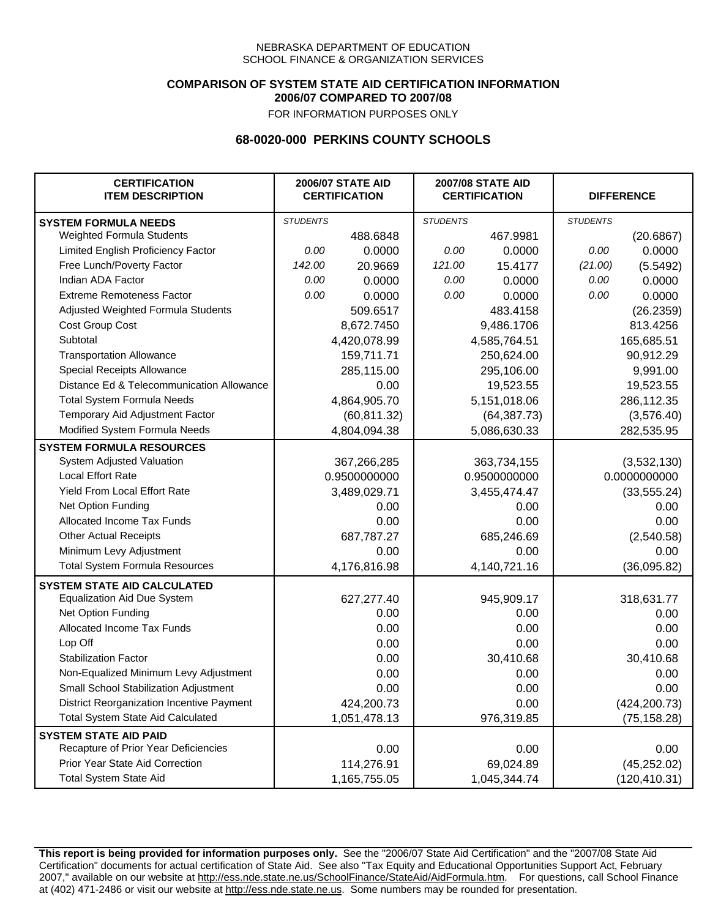NEBRASKA DEPARTMENT OF EDUCATION
SCHOOL FINANCE & ORGANIZATION SERVICES

**COMPARISON OF SYSTEM STATE AID CERTIFICATION INFORMATION**
**2006/07 COMPARED TO 2007/08**
FOR INFORMATION PURPOSES ONLY

## 68-0020-000 PERKINS COUNTY SCHOOLS

| CERTIFICATION ITEM DESCRIPTION | 2006/07 STATE AID CERTIFICATION | | 2007/08 STATE AID CERTIFICATION | | DIFFERENCE | |
|---|---|---|---|---|---|---|
| **SYSTEM FORMULA NEEDS** | *STUDENTS* | | *STUDENTS* | | *STUDENTS* | |
| Weighted Formula Students | | 488.6848 | | 467.9981 | | (20.6867) |
| Limited English Proficiency Factor | *0.00* | 0.0000 | *0.00* | 0.0000 | *0.00* | 0.0000 |
| Free Lunch/Poverty Factor | *142.00* | 20.9669 | *121.00* | 15.4177 | *(21.00)* | (5.5492) |
| Indian ADA Factor | *0.00* | 0.0000 | *0.00* | 0.0000 | *0.00* | 0.0000 |
| Extreme Remoteness Factor | *0.00* | 0.0000 | *0.00* | 0.0000 | *0.00* | 0.0000 |
| Adjusted Weighted Formula Students | | 509.6517 | | 483.4158 | | (26.2359) |
| Cost Group Cost | | 8,672.7450 | | 9,486.1706 | | 813.4256 |
| Subtotal | | 4,420,078.99 | | 4,585,764.51 | | 165,685.51 |
| Transportation Allowance | | 159,711.71 | | 250,624.00 | | 90,912.29 |
| Special Receipts Allowance | | 285,115.00 | | 295,106.00 | | 9,991.00 |
| Distance Ed & Telecommunication Allowance | | 0.00 | | 19,523.55 | | 19,523.55 |
| Total System Formula Needs | | 4,864,905.70 | | 5,151,018.06 | | 286,112.35 |
| Temporary Aid Adjustment Factor | | (60,811.32) | | (64,387.73) | | (3,576.40) |
| Modified System Formula Needs | | 4,804,094.38 | | 5,086,630.33 | | 282,535.95 |
| **SYSTEM FORMULA RESOURCES** | | | | | | |
| System Adjusted Valuation | | 367,266,285 | | 363,734,155 | | (3,532,130) |
| Local Effort Rate | | 0.9500000000 | | 0.9500000000 | | 0.0000000000 |
| Yield From Local Effort Rate | | 3,489,029.71 | | 3,455,474.47 | | (33,555.24) |
| Net Option Funding | | 0.00 | | 0.00 | | 0.00 |
| Allocated Income Tax Funds | | 0.00 | | 0.00 | | 0.00 |
| Other Actual Receipts | | 687,787.27 | | 685,246.69 | | (2,540.58) |
| Minimum Levy Adjustment | | 0.00 | | 0.00 | | 0.00 |
| Total System Formula Resources | | 4,176,816.98 | | 4,140,721.16 | | (36,095.82) |
| **SYSTEM STATE AID CALCULATED** | | | | | | |
| Equalization Aid Due System | | 627,277.40 | | 945,909.17 | | 318,631.77 |
| Net Option Funding | | 0.00 | | 0.00 | | 0.00 |
| Allocated Income Tax Funds | | 0.00 | | 0.00 | | 0.00 |
| Lop Off | | 0.00 | | 0.00 | | 0.00 |
| Stabilization Factor | | 0.00 | | 30,410.68 | | 30,410.68 |
| Non-Equalized Minimum Levy Adjustment | | 0.00 | | 0.00 | | 0.00 |
| Small School Stabilization Adjustment | | 0.00 | | 0.00 | | 0.00 |
| District Reorganization Incentive Payment | | 424,200.73 | | 0.00 | | (424,200.73) |
| Total System State Aid Calculated | | 1,051,478.13 | | 976,319.85 | | (75,158.28) |
| **SYSTEM STATE AID PAID** | | | | | | |
| Recapture of Prior Year Deficiencies | | 0.00 | | 0.00 | | 0.00 |
| Prior Year State Aid Correction | | 114,276.91 | | 69,024.89 | | (45,252.02) |
| Total System State Aid | | 1,165,755.05 | | 1,045,344.74 | | (120,410.31) |

**This report is being provided for information purposes only.** See the "2006/07 State Aid Certification" and the "2007/08 State Aid Certification" documents for actual certification of State Aid. See also "Tax Equity and Educational Opportunities Support Act, February 2007," available on our website at http://ess.nde.state.ne.us/SchoolFinance/StateAid/AidFormula.htm. For questions, call School Finance at (402) 471-2486 or visit our website at http://ess.nde.state.ne.us. Some numbers may be rounded for presentation.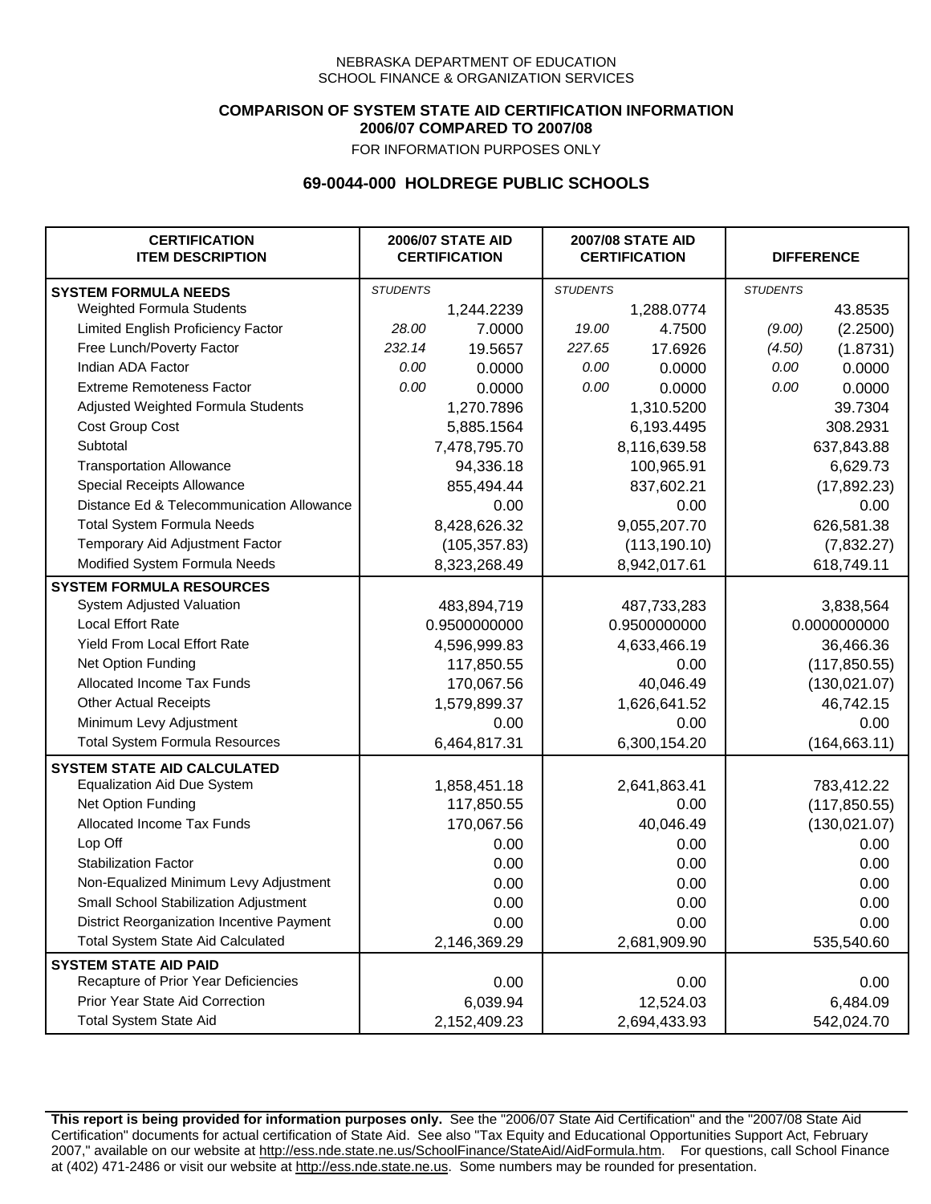NEBRASKA DEPARTMENT OF EDUCATION
SCHOOL FINANCE & ORGANIZATION SERVICES

**COMPARISON OF SYSTEM STATE AID CERTIFICATION INFORMATION**
**2006/07 COMPARED TO 2007/08**
FOR INFORMATION PURPOSES ONLY

## 69-0044-000 HOLDREGE PUBLIC SCHOOLS

| CERTIFICATION ITEM DESCRIPTION | 2006/07 STATE AID CERTIFICATION | | 2007/08 STATE AID CERTIFICATION | | DIFFERENCE | |
|---|---|---|---|---|---|---|
| **SYSTEM FORMULA NEEDS** | *STUDENTS* | | *STUDENTS* | | *STUDENTS* | |
| Weighted Formula Students | | 1,244.2239 | | 1,288.0774 | | 43.8535 |
| Limited English Proficiency Factor | *28.00* | 7.0000 | *19.00* | 4.7500 | *(9.00)* | (2.2500) |
| Free Lunch/Poverty Factor | *232.14* | 19.5657 | *227.65* | 17.6926 | *(4.50)* | (1.8731) |
| Indian ADA Factor | *0.00* | 0.0000 | *0.00* | 0.0000 | *0.00* | 0.0000 |
| Extreme Remoteness Factor | *0.00* | 0.0000 | *0.00* | 0.0000 | *0.00* | 0.0000 |
| Adjusted Weighted Formula Students | | 1,270.7896 | | 1,310.5200 | | 39.7304 |
| Cost Group Cost | | 5,885.1564 | | 6,193.4495 | | 308.2931 |
| Subtotal | | 7,478,795.70 | | 8,116,639.58 | | 637,843.88 |
| Transportation Allowance | | 94,336.18 | | 100,965.91 | | 6,629.73 |
| Special Receipts Allowance | | 855,494.44 | | 837,602.21 | | (17,892.23) |
| Distance Ed & Telecommunication Allowance | | 0.00 | | 0.00 | | 0.00 |
| Total System Formula Needs | | 8,428,626.32 | | 9,055,207.70 | | 626,581.38 |
| Temporary Aid Adjustment Factor | | (105,357.83) | | (113,190.10) | | (7,832.27) |
| Modified System Formula Needs | | 8,323,268.49 | | 8,942,017.61 | | 618,749.11 |
| **SYSTEM FORMULA RESOURCES** | | | | | | |
| System Adjusted Valuation | | 483,894,719 | | 487,733,283 | | 3,838,564 |
| Local Effort Rate | | 0.9500000000 | | 0.9500000000 | | 0.0000000000 |
| Yield From Local Effort Rate | | 4,596,999.83 | | 4,633,466.19 | | 36,466.36 |
| Net Option Funding | | 117,850.55 | | 0.00 | | (117,850.55) |
| Allocated Income Tax Funds | | 170,067.56 | | 40,046.49 | | (130,021.07) |
| Other Actual Receipts | | 1,579,899.37 | | 1,626,641.52 | | 46,742.15 |
| Minimum Levy Adjustment | | 0.00 | | 0.00 | | 0.00 |
| Total System Formula Resources | | 6,464,817.31 | | 6,300,154.20 | | (164,663.11) |
| **SYSTEM STATE AID CALCULATED** | | | | | | |
| Equalization Aid Due System | | 1,858,451.18 | | 2,641,863.41 | | 783,412.22 |
| Net Option Funding | | 117,850.55 | | 0.00 | | (117,850.55) |
| Allocated Income Tax Funds | | 170,067.56 | | 40,046.49 | | (130,021.07) |
| Lop Off | | 0.00 | | 0.00 | | 0.00 |
| Stabilization Factor | | 0.00 | | 0.00 | | 0.00 |
| Non-Equalized Minimum Levy Adjustment | | 0.00 | | 0.00 | | 0.00 |
| Small School Stabilization Adjustment | | 0.00 | | 0.00 | | 0.00 |
| District Reorganization Incentive Payment | | 0.00 | | 0.00 | | 0.00 |
| Total System State Aid Calculated | | 2,146,369.29 | | 2,681,909.90 | | 535,540.60 |
| **SYSTEM STATE AID PAID** | | | | | | |
| Recapture of Prior Year Deficiencies | | 0.00 | | 0.00 | | 0.00 |
| Prior Year State Aid Correction | | 6,039.94 | | 12,524.03 | | 6,484.09 |
| Total System State Aid | | 2,152,409.23 | | 2,694,433.93 | | 542,024.70 |

**This report is being provided for information purposes only.** See the "2006/07 State Aid Certification" and the "2007/08 State Aid Certification" documents for actual certification of State Aid. See also "Tax Equity and Educational Opportunities Support Act, February 2007," available on our website at http://ess.nde.state.ne.us/SchoolFinance/StateAid/AidFormula.htm. For questions, call School Finance at (402) 471-2486 or visit our website at http://ess.nde.state.ne.us. Some numbers may be rounded for presentation.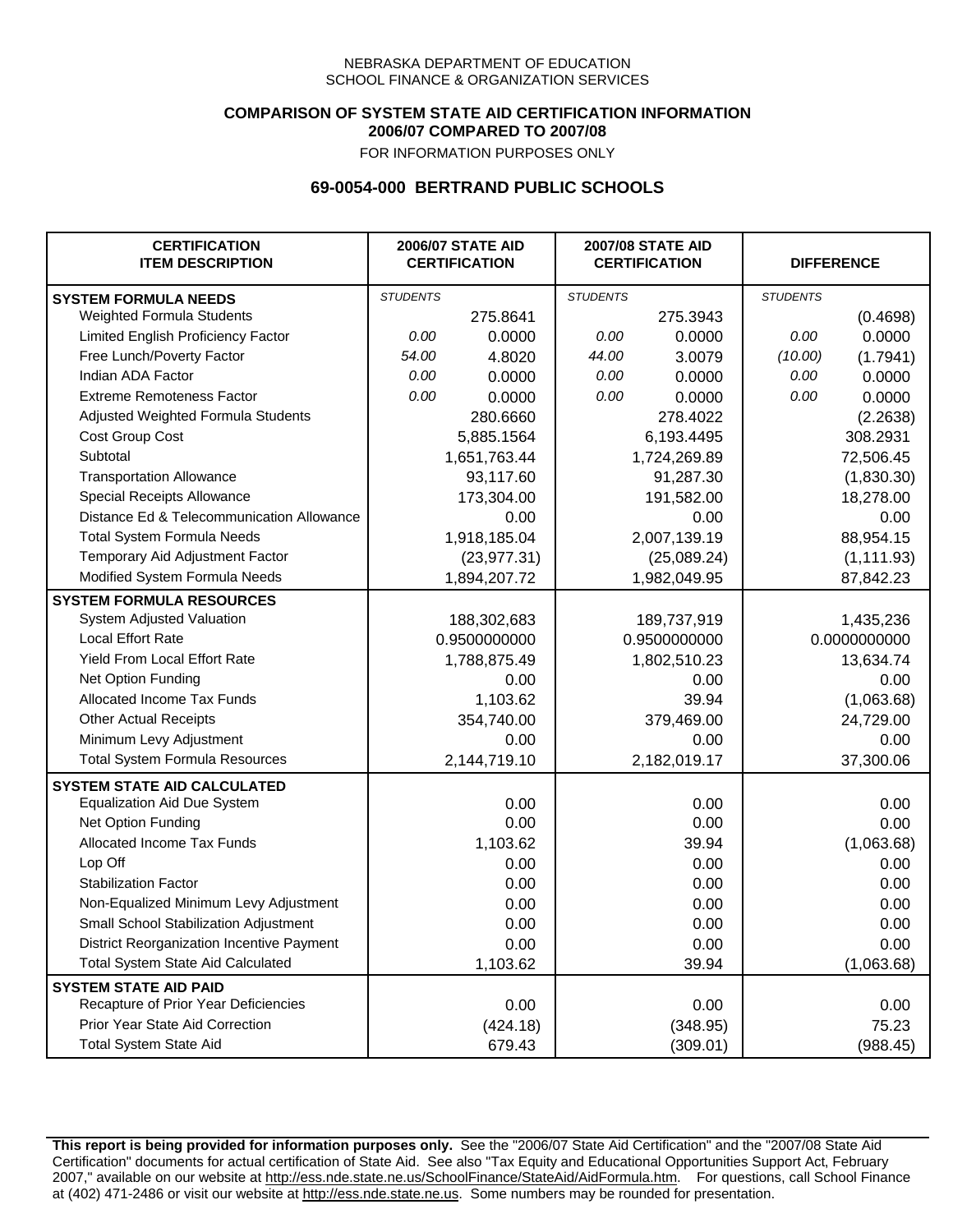NEBRASKA DEPARTMENT OF EDUCATION
SCHOOL FINANCE & ORGANIZATION SERVICES

**COMPARISON OF SYSTEM STATE AID CERTIFICATION INFORMATION**
**2006/07 COMPARED TO 2007/08**
FOR INFORMATION PURPOSES ONLY

## 69-0054-000 BERTRAND PUBLIC SCHOOLS

| CERTIFICATION ITEM DESCRIPTION | 2006/07 STATE AID CERTIFICATION | | 2007/08 STATE AID CERTIFICATION | | DIFFERENCE | |
|---|---|---|---|---|---|---|
| **SYSTEM FORMULA NEEDS** | *STUDENTS* | | *STUDENTS* | | *STUDENTS* | |
| Weighted Formula Students | | 275.8641 | | 275.3943 | | (0.4698) |
| Limited English Proficiency Factor | *0.00* | 0.0000 | *0.00* | 0.0000 | *0.00* | 0.0000 |
| Free Lunch/Poverty Factor | *54.00* | 4.8020 | *44.00* | 3.0079 | *(10.00)* | (1.7941) |
| Indian ADA Factor | *0.00* | 0.0000 | *0.00* | 0.0000 | *0.00* | 0.0000 |
| Extreme Remoteness Factor | *0.00* | 0.0000 | *0.00* | 0.0000 | *0.00* | 0.0000 |
| Adjusted Weighted Formula Students | | 280.6660 | | 278.4022 | | (2.2638) |
| Cost Group Cost | | 5,885.1564 | | 6,193.4495 | | 308.2931 |
| Subtotal | | 1,651,763.44 | | 1,724,269.89 | | 72,506.45 |
| Transportation Allowance | | 93,117.60 | | 91,287.30 | | (1,830.30) |
| Special Receipts Allowance | | 173,304.00 | | 191,582.00 | | 18,278.00 |
| Distance Ed & Telecommunication Allowance | | 0.00 | | 0.00 | | 0.00 |
| Total System Formula Needs | | 1,918,185.04 | | 2,007,139.19 | | 88,954.15 |
| Temporary Aid Adjustment Factor | | (23,977.31) | | (25,089.24) | | (1,111.93) |
| Modified System Formula Needs | | 1,894,207.72 | | 1,982,049.95 | | 87,842.23 |
| **SYSTEM FORMULA RESOURCES** | | | | | | |
| System Adjusted Valuation | | 188,302,683 | | 189,737,919 | | 1,435,236 |
| Local Effort Rate | | 0.9500000000 | | 0.9500000000 | | 0.0000000000 |
| Yield From Local Effort Rate | | 1,788,875.49 | | 1,802,510.23 | | 13,634.74 |
| Net Option Funding | | 0.00 | | 0.00 | | 0.00 |
| Allocated Income Tax Funds | | 1,103.62 | | 39.94 | | (1,063.68) |
| Other Actual Receipts | | 354,740.00 | | 379,469.00 | | 24,729.00 |
| Minimum Levy Adjustment | | 0.00 | | 0.00 | | 0.00 |
| Total System Formula Resources | | 2,144,719.10 | | 2,182,019.17 | | 37,300.06 |
| **SYSTEM STATE AID CALCULATED** | | | | | | |
| Equalization Aid Due System | | 0.00 | | 0.00 | | 0.00 |
| Net Option Funding | | 0.00 | | 0.00 | | 0.00 |
| Allocated Income Tax Funds | | 1,103.62 | | 39.94 | | (1,063.68) |
| Lop Off | | 0.00 | | 0.00 | | 0.00 |
| Stabilization Factor | | 0.00 | | 0.00 | | 0.00 |
| Non-Equalized Minimum Levy Adjustment | | 0.00 | | 0.00 | | 0.00 |
| Small School Stabilization Adjustment | | 0.00 | | 0.00 | | 0.00 |
| District Reorganization Incentive Payment | | 0.00 | | 0.00 | | 0.00 |
| Total System State Aid Calculated | | 1,103.62 | | 39.94 | | (1,063.68) |
| **SYSTEM STATE AID PAID** | | | | | | |
| Recapture of Prior Year Deficiencies | | 0.00 | | 0.00 | | 0.00 |
| Prior Year State Aid Correction | | (424.18) | | (348.95) | | 75.23 |
| Total System State Aid | | 679.43 | | (309.01) | | (988.45) |

**This report is being provided for information purposes only.** See the "2006/07 State Aid Certification" and the "2007/08 State Aid Certification" documents for actual certification of State Aid. See also "Tax Equity and Educational Opportunities Support Act, February 2007," available on our website at http://ess.nde.state.ne.us/SchoolFinance/StateAid/AidFormula.htm. For questions, call School Finance at (402) 471-2486 or visit our website at http://ess.nde.state.ne.us. Some numbers may be rounded for presentation.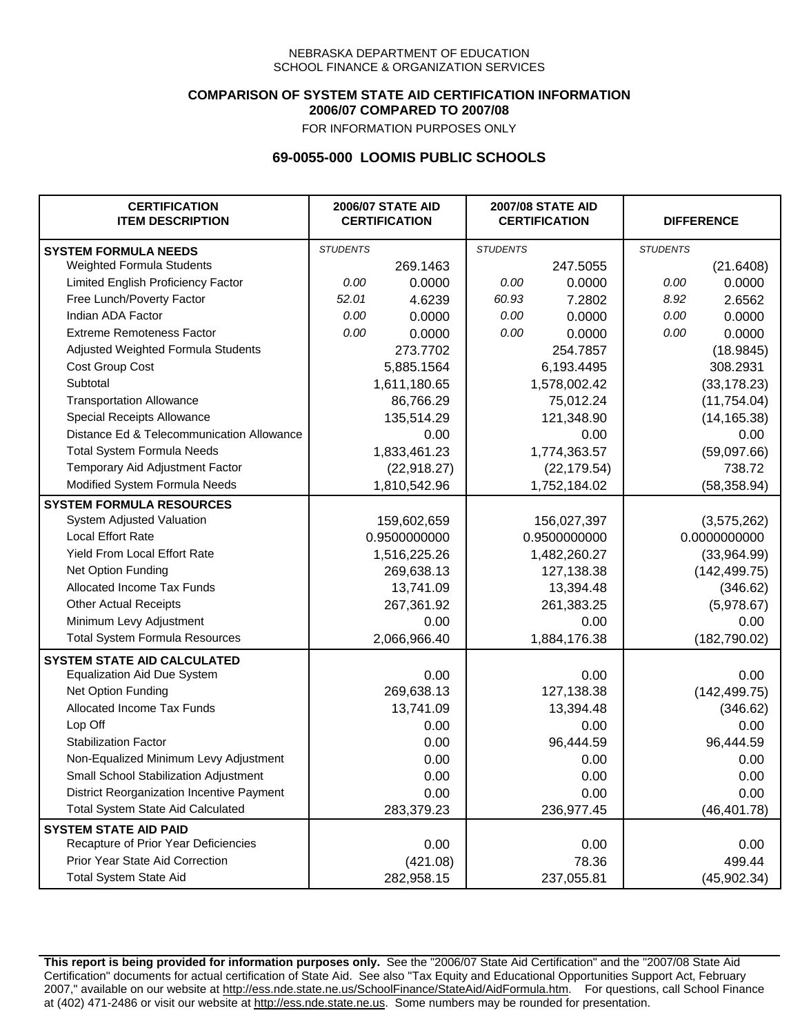NEBRASKA DEPARTMENT OF EDUCATION
SCHOOL FINANCE & ORGANIZATION SERVICES

**COMPARISON OF SYSTEM STATE AID CERTIFICATION INFORMATION**
**2006/07 COMPARED TO 2007/08**
FOR INFORMATION PURPOSES ONLY

## 69-0055-000 LOOMIS PUBLIC SCHOOLS

| CERTIFICATION ITEM DESCRIPTION | 2006/07 STATE AID CERTIFICATION | | 2007/08 STATE AID CERTIFICATION | | DIFFERENCE | |
|---|---|---|---|---|---|---|
| **SYSTEM FORMULA NEEDS** | *STUDENTS* | | *STUDENTS* | | *STUDENTS* | |
| Weighted Formula Students | | 269.1463 | | 247.5055 | | (21.6408) |
| Limited English Proficiency Factor | 0.00 | 0.0000 | 0.00 | 0.0000 | 0.00 | 0.0000 |
| Free Lunch/Poverty Factor | 52.01 | 4.6239 | 60.93 | 7.2802 | 8.92 | 2.6562 |
| Indian ADA Factor | 0.00 | 0.0000 | 0.00 | 0.0000 | 0.00 | 0.0000 |
| Extreme Remoteness Factor | 0.00 | 0.0000 | 0.00 | 0.0000 | 0.00 | 0.0000 |
| Adjusted Weighted Formula Students | | 273.7702 | | 254.7857 | | (18.9845) |
| Cost Group Cost | | 5,885.1564 | | 6,193.4495 | | 308.2931 |
| Subtotal | | 1,611,180.65 | | 1,578,002.42 | | (33,178.23) |
| Transportation Allowance | | 86,766.29 | | 75,012.24 | | (11,754.04) |
| Special Receipts Allowance | | 135,514.29 | | 121,348.90 | | (14,165.38) |
| Distance Ed & Telecommunication Allowance | | 0.00 | | 0.00 | | 0.00 |
| Total System Formula Needs | | 1,833,461.23 | | 1,774,363.57 | | (59,097.66) |
| Temporary Aid Adjustment Factor | | (22,918.27) | | (22,179.54) | | 738.72 |
| Modified System Formula Needs | | 1,810,542.96 | | 1,752,184.02 | | (58,358.94) |
| **SYSTEM FORMULA RESOURCES** | | | | | | |
| System Adjusted Valuation | | 159,602,659 | | 156,027,397 | | (3,575,262) |
| Local Effort Rate | | 0.9500000000 | | 0.9500000000 | | 0.0000000000 |
| Yield From Local Effort Rate | | 1,516,225.26 | | 1,482,260.27 | | (33,964.99) |
| Net Option Funding | | 269,638.13 | | 127,138.38 | | (142,499.75) |
| Allocated Income Tax Funds | | 13,741.09 | | 13,394.48 | | (346.62) |
| Other Actual Receipts | | 267,361.92 | | 261,383.25 | | (5,978.67) |
| Minimum Levy Adjustment | | 0.00 | | 0.00 | | 0.00 |
| Total System Formula Resources | | 2,066,966.40 | | 1,884,176.38 | | (182,790.02) |
| **SYSTEM STATE AID CALCULATED** | | | | | | |
| Equalization Aid Due System | | 0.00 | | 0.00 | | 0.00 |
| Net Option Funding | | 269,638.13 | | 127,138.38 | | (142,499.75) |
| Allocated Income Tax Funds | | 13,741.09 | | 13,394.48 | | (346.62) |
| Lop Off | | 0.00 | | 0.00 | | 0.00 |
| Stabilization Factor | | 0.00 | | 96,444.59 | | 96,444.59 |
| Non-Equalized Minimum Levy Adjustment | | 0.00 | | 0.00 | | 0.00 |
| Small School Stabilization Adjustment | | 0.00 | | 0.00 | | 0.00 |
| District Reorganization Incentive Payment | | 0.00 | | 0.00 | | 0.00 |
| Total System State Aid Calculated | | 283,379.23 | | 236,977.45 | | (46,401.78) |
| **SYSTEM STATE AID PAID** | | | | | | |
| Recapture of Prior Year Deficiencies | | 0.00 | | 0.00 | | 0.00 |
| Prior Year State Aid Correction | | (421.08) | | 78.36 | | 499.44 |
| Total System State Aid | | 282,958.15 | | 237,055.81 | | (45,902.34) |

**This report is being provided for information purposes only.** See the "2006/07 State Aid Certification" and the "2007/08 State Aid Certification" documents for actual certification of State Aid. See also "Tax Equity and Educational Opportunities Support Act, February 2007," available on our website at http://ess.nde.state.ne.us/SchoolFinance/StateAid/AidFormula.htm. For questions, call School Finance at (402) 471-2486 or visit our website at http://ess.nde.state.ne.us. Some numbers may be rounded for presentation.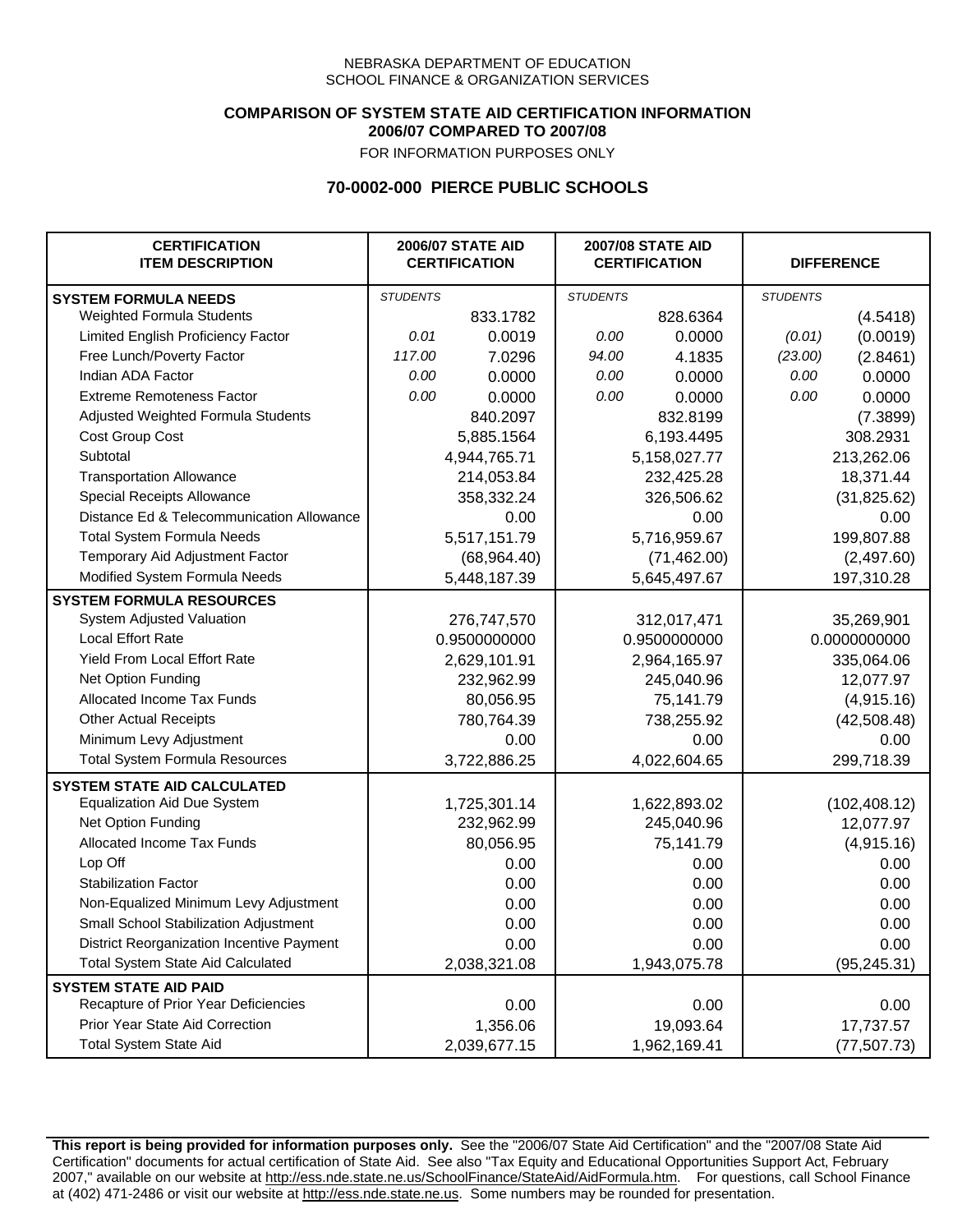NEBRASKA DEPARTMENT OF EDUCATION
SCHOOL FINANCE & ORGANIZATION SERVICES

**COMPARISON OF SYSTEM STATE AID CERTIFICATION INFORMATION**
**2006/07 COMPARED TO 2007/08**
FOR INFORMATION PURPOSES ONLY

## 70-0002-000 PIERCE PUBLIC SCHOOLS

| CERTIFICATION ITEM DESCRIPTION | 2006/07 STATE AID CERTIFICATION | | 2007/08 STATE AID CERTIFICATION | | DIFFERENCE | |
|---|---|---|---|---|---|---|
| **SYSTEM FORMULA NEEDS** | *STUDENTS* | | *STUDENTS* | | *STUDENTS* | |
| Weighted Formula Students | | 833.1782 | | 828.6364 | | (4.5418) |
| Limited English Proficiency Factor | *0.01* | 0.0019 | *0.00* | 0.0000 | *(0.01)* | (0.0019) |
| Free Lunch/Poverty Factor | *117.00* | 7.0296 | *94.00* | 4.1835 | *(23.00)* | (2.8461) |
| Indian ADA Factor | *0.00* | 0.0000 | *0.00* | 0.0000 | *0.00* | 0.0000 |
| Extreme Remoteness Factor | *0.00* | 0.0000 | *0.00* | 0.0000 | *0.00* | 0.0000 |
| Adjusted Weighted Formula Students | | 840.2097 | | 832.8199 | | (7.3899) |
| Cost Group Cost | | 5,885.1564 | | 6,193.4495 | | 308.2931 |
| Subtotal | | 4,944,765.71 | | 5,158,027.77 | | 213,262.06 |
| Transportation Allowance | | 214,053.84 | | 232,425.28 | | 18,371.44 |
| Special Receipts Allowance | | 358,332.24 | | 326,506.62 | | (31,825.62) |
| Distance Ed & Telecommunication Allowance | | 0.00 | | 0.00 | | 0.00 |
| Total System Formula Needs | | 5,517,151.79 | | 5,716,959.67 | | 199,807.88 |
| Temporary Aid Adjustment Factor | | (68,964.40) | | (71,462.00) | | (2,497.60) |
| Modified System Formula Needs | | 5,448,187.39 | | 5,645,497.67 | | 197,310.28 |
| **SYSTEM FORMULA RESOURCES** | | | | | | |
| System Adjusted Valuation | | 276,747,570 | | 312,017,471 | | 35,269,901 |
| Local Effort Rate | | 0.9500000000 | | 0.9500000000 | | 0.0000000000 |
| Yield From Local Effort Rate | | 2,629,101.91 | | 2,964,165.97 | | 335,064.06 |
| Net Option Funding | | 232,962.99 | | 245,040.96 | | 12,077.97 |
| Allocated Income Tax Funds | | 80,056.95 | | 75,141.79 | | (4,915.16) |
| Other Actual Receipts | | 780,764.39 | | 738,255.92 | | (42,508.48) |
| Minimum Levy Adjustment | | 0.00 | | 0.00 | | 0.00 |
| Total System Formula Resources | | 3,722,886.25 | | 4,022,604.65 | | 299,718.39 |
| **SYSTEM STATE AID CALCULATED** | | | | | | |
| Equalization Aid Due System | | 1,725,301.14 | | 1,622,893.02 | | (102,408.12) |
| Net Option Funding | | 232,962.99 | | 245,040.96 | | 12,077.97 |
| Allocated Income Tax Funds | | 80,056.95 | | 75,141.79 | | (4,915.16) |
| Lop Off | | 0.00 | | 0.00 | | 0.00 |
| Stabilization Factor | | 0.00 | | 0.00 | | 0.00 |
| Non-Equalized Minimum Levy Adjustment | | 0.00 | | 0.00 | | 0.00 |
| Small School Stabilization Adjustment | | 0.00 | | 0.00 | | 0.00 |
| District Reorganization Incentive Payment | | 0.00 | | 0.00 | | 0.00 |
| Total System State Aid Calculated | | 2,038,321.08 | | 1,943,075.78 | | (95,245.31) |
| **SYSTEM STATE AID PAID** | | | | | | |
| Recapture of Prior Year Deficiencies | | 0.00 | | 0.00 | | 0.00 |
| Prior Year State Aid Correction | | 1,356.06 | | 19,093.64 | | 17,737.57 |
| Total System State Aid | | 2,039,677.15 | | 1,962,169.41 | | (77,507.73) |

**This report is being provided for information purposes only.** See the "2006/07 State Aid Certification" and the "2007/08 State Aid Certification" documents for actual certification of State Aid. See also "Tax Equity and Educational Opportunities Support Act, February 2007," available on our website at http://ess.nde.state.ne.us/SchoolFinance/StateAid/AidFormula.htm. For questions, call School Finance at (402) 471-2486 or visit our website at http://ess.nde.state.ne.us. Some numbers may be rounded for presentation.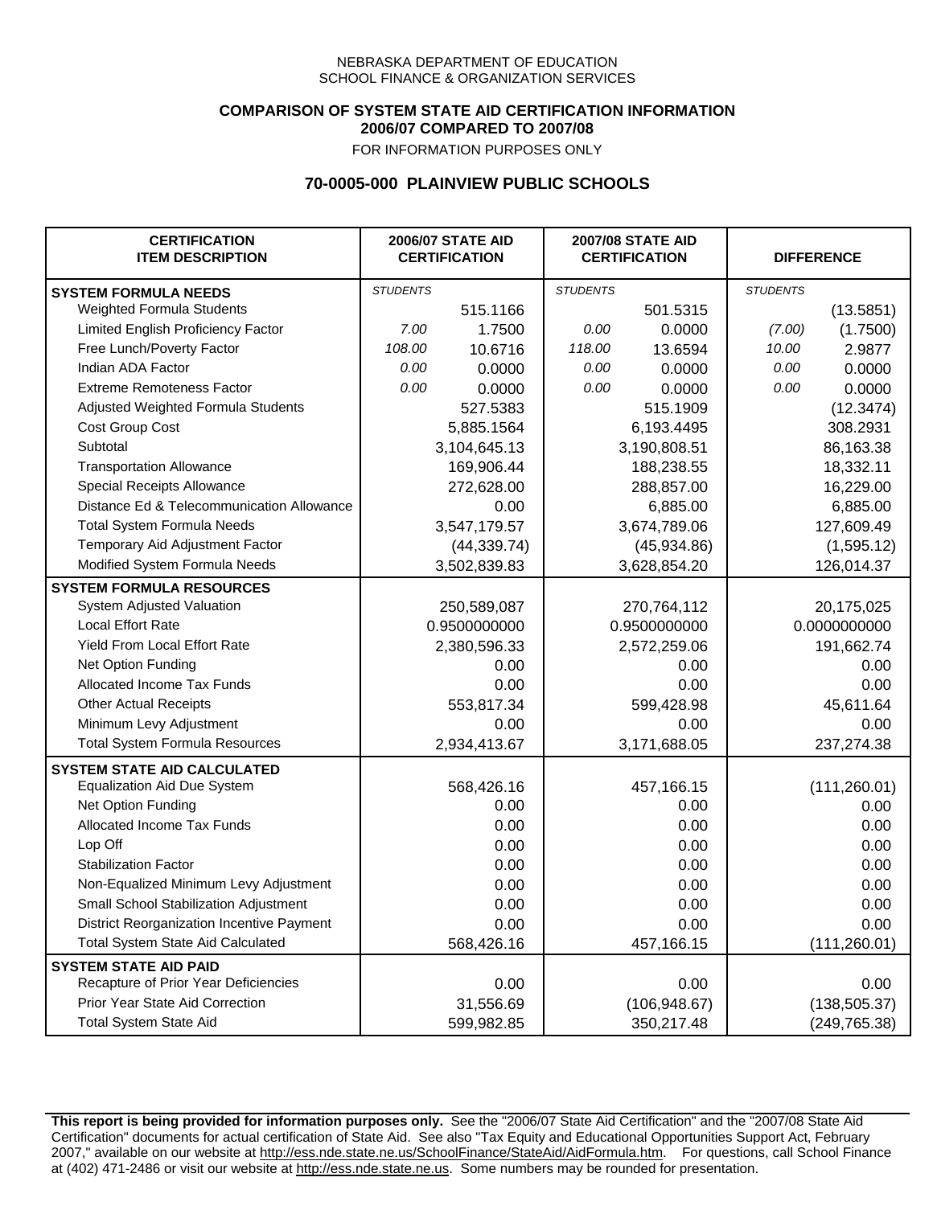NEBRASKA DEPARTMENT OF EDUCATION
SCHOOL FINANCE & ORGANIZATION SERVICES

**COMPARISON OF SYSTEM STATE AID CERTIFICATION INFORMATION**
**2006/07 COMPARED TO 2007/08**
FOR INFORMATION PURPOSES ONLY

## 70-0005-000 PLAINVIEW PUBLIC SCHOOLS

| CERTIFICATION ITEM DESCRIPTION | 2006/07 STATE AID CERTIFICATION | | 2007/08 STATE AID CERTIFICATION | | DIFFERENCE | |
|---|---|---|---|---|---|---|
| **SYSTEM FORMULA NEEDS** | *STUDENTS* | | *STUDENTS* | | *STUDENTS* | |
| Weighted Formula Students | | 515.1166 | | 501.5315 | | (13.5851) |
| Limited English Proficiency Factor | *7.00* | 1.7500 | *0.00* | 0.0000 | *(7.00)* | (1.7500) |
| Free Lunch/Poverty Factor | *108.00* | 10.6716 | *118.00* | 13.6594 | *10.00* | 2.9877 |
| Indian ADA Factor | *0.00* | 0.0000 | *0.00* | 0.0000 | *0.00* | 0.0000 |
| Extreme Remoteness Factor | *0.00* | 0.0000 | *0.00* | 0.0000 | *0.00* | 0.0000 |
| Adjusted Weighted Formula Students | | 527.5383 | | 515.1909 | | (12.3474) |
| Cost Group Cost | | 5,885.1564 | | 6,193.4495 | | 308.2931 |
| Subtotal | | 3,104,645.13 | | 3,190,808.51 | | 86,163.38 |
| Transportation Allowance | | 169,906.44 | | 188,238.55 | | 18,332.11 |
| Special Receipts Allowance | | 272,628.00 | | 288,857.00 | | 16,229.00 |
| Distance Ed & Telecommunication Allowance | | 0.00 | | 6,885.00 | | 6,885.00 |
| Total System Formula Needs | | 3,547,179.57 | | 3,674,789.06 | | 127,609.49 |
| Temporary Aid Adjustment Factor | | (44,339.74) | | (45,934.86) | | (1,595.12) |
| Modified System Formula Needs | | 3,502,839.83 | | 3,628,854.20 | | 126,014.37 |
| **SYSTEM FORMULA RESOURCES** | | | | | | |
| System Adjusted Valuation | | 250,589,087 | | 270,764,112 | | 20,175,025 |
| Local Effort Rate | | 0.9500000000 | | 0.9500000000 | | 0.0000000000 |
| Yield From Local Effort Rate | | 2,380,596.33 | | 2,572,259.06 | | 191,662.74 |
| Net Option Funding | | 0.00 | | 0.00 | | 0.00 |
| Allocated Income Tax Funds | | 0.00 | | 0.00 | | 0.00 |
| Other Actual Receipts | | 553,817.34 | | 599,428.98 | | 45,611.64 |
| Minimum Levy Adjustment | | 0.00 | | 0.00 | | 0.00 |
| Total System Formula Resources | | 2,934,413.67 | | 3,171,688.05 | | 237,274.38 |
| **SYSTEM STATE AID CALCULATED** | | | | | | |
| Equalization Aid Due System | | 568,426.16 | | 457,166.15 | | (111,260.01) |
| Net Option Funding | | 0.00 | | 0.00 | | 0.00 |
| Allocated Income Tax Funds | | 0.00 | | 0.00 | | 0.00 |
| Lop Off | | 0.00 | | 0.00 | | 0.00 |
| Stabilization Factor | | 0.00 | | 0.00 | | 0.00 |
| Non-Equalized Minimum Levy Adjustment | | 0.00 | | 0.00 | | 0.00 |
| Small School Stabilization Adjustment | | 0.00 | | 0.00 | | 0.00 |
| District Reorganization Incentive Payment | | 0.00 | | 0.00 | | 0.00 |
| Total System State Aid Calculated | | 568,426.16 | | 457,166.15 | | (111,260.01) |
| **SYSTEM STATE AID PAID** | | | | | | |
| Recapture of Prior Year Deficiencies | | 0.00 | | 0.00 | | 0.00 |
| Prior Year State Aid Correction | | 31,556.69 | | (106,948.67) | | (138,505.37) |
| Total System State Aid | | 599,982.85 | | 350,217.48 | | (249,765.38) |

**This report is being provided for information purposes only.** See the "2006/07 State Aid Certification" and the "2007/08 State Aid Certification" documents for actual certification of State Aid. See also "Tax Equity and Educational Opportunities Support Act, February 2007," available on our website at http://ess.nde.state.ne.us/SchoolFinance/StateAid/AidFormula.htm. For questions, call School Finance at (402) 471-2486 or visit our website at http://ess.nde.state.ne.us. Some numbers may be rounded for presentation.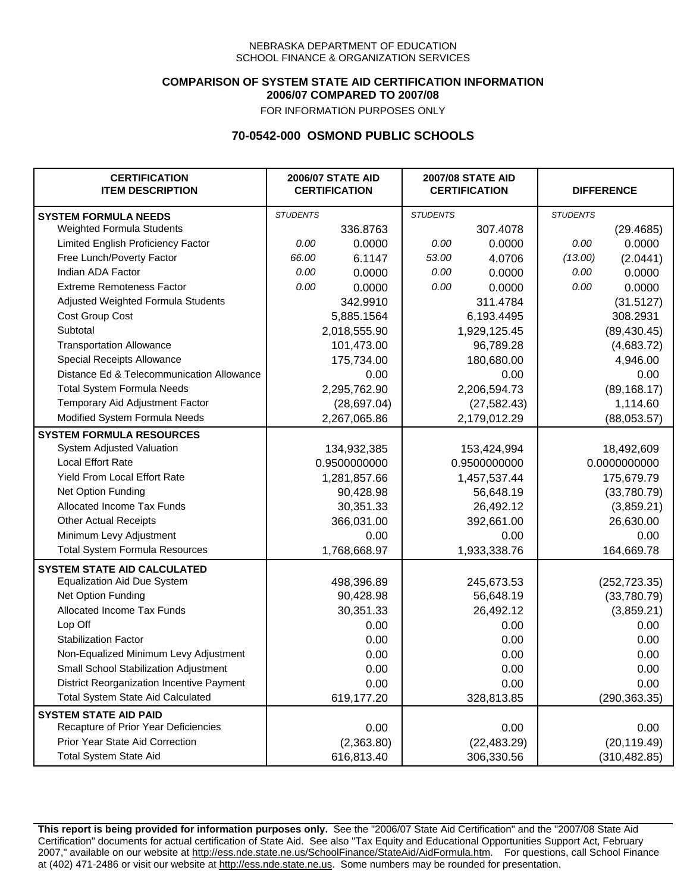NEBRASKA DEPARTMENT OF EDUCATION
SCHOOL FINANCE & ORGANIZATION SERVICES

**COMPARISON OF SYSTEM STATE AID CERTIFICATION INFORMATION**
**2006/07 COMPARED TO 2007/08**
FOR INFORMATION PURPOSES ONLY

## 70-0542-000 OSMOND PUBLIC SCHOOLS

| CERTIFICATION ITEM DESCRIPTION | 2006/07 STATE AID CERTIFICATION | | 2007/08 STATE AID CERTIFICATION | | DIFFERENCE | |
|---|---|---|---|---|---|---|
| **SYSTEM FORMULA NEEDS** | *STUDENTS* | | *STUDENTS* | | *STUDENTS* | |
| Weighted Formula Students | | 336.8763 | | 307.4078 | | (29.4685) |
| Limited English Proficiency Factor | *0.00* | 0.0000 | *0.00* | 0.0000 | *0.00* | 0.0000 |
| Free Lunch/Poverty Factor | *66.00* | 6.1147 | *53.00* | 4.0706 | *(13.00)* | (2.0441) |
| Indian ADA Factor | *0.00* | 0.0000 | *0.00* | 0.0000 | *0.00* | 0.0000 |
| Extreme Remoteness Factor | *0.00* | 0.0000 | *0.00* | 0.0000 | *0.00* | 0.0000 |
| Adjusted Weighted Formula Students | | 342.9910 | | 311.4784 | | (31.5127) |
| Cost Group Cost | | 5,885.1564 | | 6,193.4495 | | 308.2931 |
| Subtotal | | 2,018,555.90 | | 1,929,125.45 | | (89,430.45) |
| Transportation Allowance | | 101,473.00 | | 96,789.28 | | (4,683.72) |
| Special Receipts Allowance | | 175,734.00 | | 180,680.00 | | 4,946.00 |
| Distance Ed & Telecommunication Allowance | | 0.00 | | 0.00 | | 0.00 |
| Total System Formula Needs | | 2,295,762.90 | | 2,206,594.73 | | (89,168.17) |
| Temporary Aid Adjustment Factor | | (28,697.04) | | (27,582.43) | | 1,114.60 |
| Modified System Formula Needs | | 2,267,065.86 | | 2,179,012.29 | | (88,053.57) |
| **SYSTEM FORMULA RESOURCES** | | | | | | |
| System Adjusted Valuation | | 134,932,385 | | 153,424,994 | | 18,492,609 |
| Local Effort Rate | | 0.9500000000 | | 0.9500000000 | | 0.0000000000 |
| Yield From Local Effort Rate | | 1,281,857.66 | | 1,457,537.44 | | 175,679.79 |
| Net Option Funding | | 90,428.98 | | 56,648.19 | | (33,780.79) |
| Allocated Income Tax Funds | | 30,351.33 | | 26,492.12 | | (3,859.21) |
| Other Actual Receipts | | 366,031.00 | | 392,661.00 | | 26,630.00 |
| Minimum Levy Adjustment | | 0.00 | | 0.00 | | 0.00 |
| Total System Formula Resources | | 1,768,668.97 | | 1,933,338.76 | | 164,669.78 |
| **SYSTEM STATE AID CALCULATED** | | | | | | |
| Equalization Aid Due System | | 498,396.89 | | 245,673.53 | | (252,723.35) |
| Net Option Funding | | 90,428.98 | | 56,648.19 | | (33,780.79) |
| Allocated Income Tax Funds | | 30,351.33 | | 26,492.12 | | (3,859.21) |
| Lop Off | | 0.00 | | 0.00 | | 0.00 |
| Stabilization Factor | | 0.00 | | 0.00 | | 0.00 |
| Non-Equalized Minimum Levy Adjustment | | 0.00 | | 0.00 | | 0.00 |
| Small School Stabilization Adjustment | | 0.00 | | 0.00 | | 0.00 |
| District Reorganization Incentive Payment | | 0.00 | | 0.00 | | 0.00 |
| Total System State Aid Calculated | | 619,177.20 | | 328,813.85 | | (290,363.35) |
| **SYSTEM STATE AID PAID** | | | | | | |
| Recapture of Prior Year Deficiencies | | 0.00 | | 0.00 | | 0.00 |
| Prior Year State Aid Correction | | (2,363.80) | | (22,483.29) | | (20,119.49) |
| Total System State Aid | | 616,813.40 | | 306,330.56 | | (310,482.85) |

**This report is being provided for information purposes only.** See the "2006/07 State Aid Certification" and the "2007/08 State Aid Certification" documents for actual certification of State Aid. See also "Tax Equity and Educational Opportunities Support Act, February 2007," available on our website at http://ess.nde.state.ne.us/SchoolFinance/StateAid/AidFormula.htm. For questions, call School Finance at (402) 471-2486 or visit our website at http://ess.nde.state.ne.us. Some numbers may be rounded for presentation.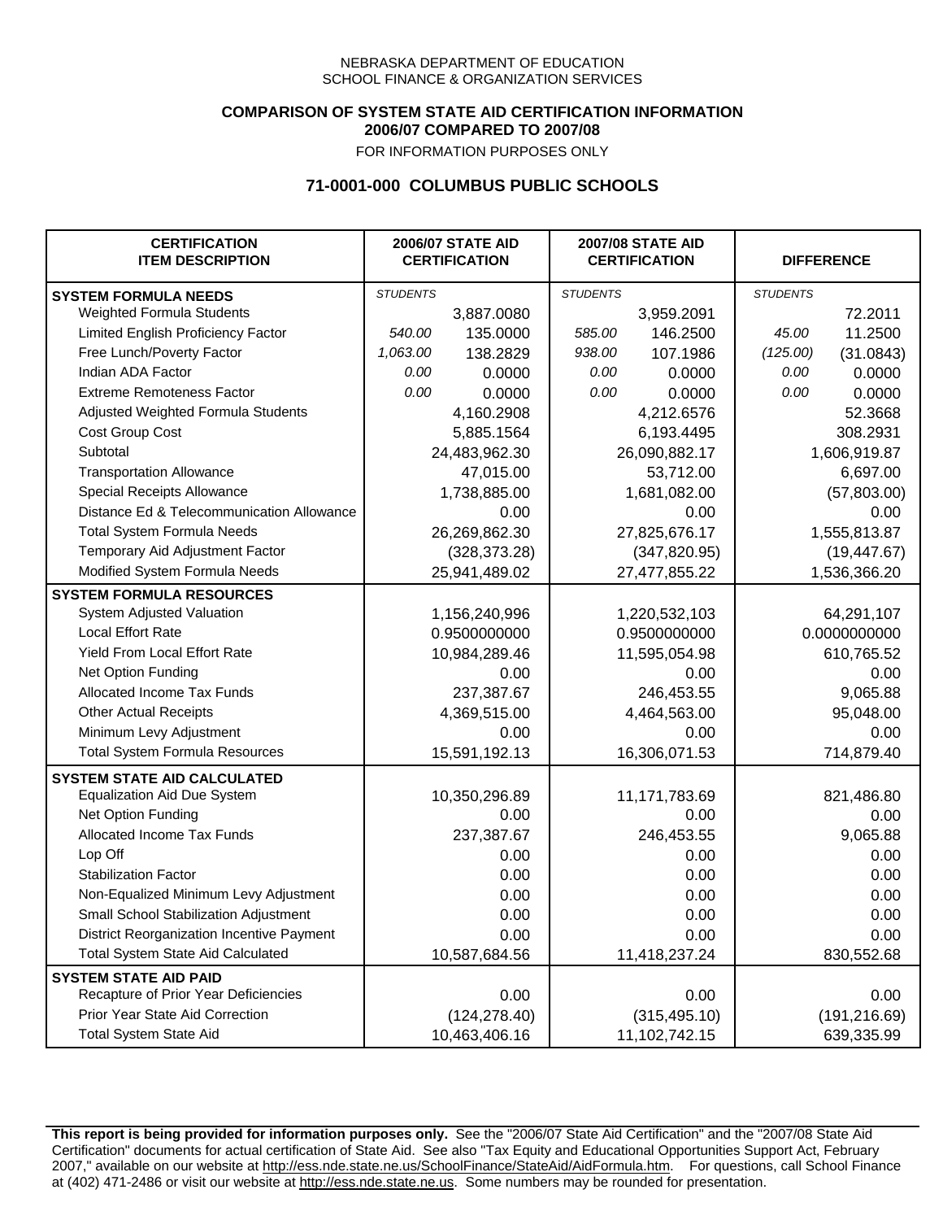NEBRASKA DEPARTMENT OF EDUCATION
SCHOOL FINANCE & ORGANIZATION SERVICES

**COMPARISON OF SYSTEM STATE AID CERTIFICATION INFORMATION**
**2006/07 COMPARED TO 2007/08**
FOR INFORMATION PURPOSES ONLY

## 71-0001-000 COLUMBUS PUBLIC SCHOOLS

| CERTIFICATION ITEM DESCRIPTION | 2006/07 STATE AID CERTIFICATION | | 2007/08 STATE AID CERTIFICATION | | DIFFERENCE | |
|---|---|---|---|---|---|---|
| **SYSTEM FORMULA NEEDS** | *STUDENTS* | | *STUDENTS* | | *STUDENTS* | |
| Weighted Formula Students | | 3,887.0080 | | 3,959.2091 | | 72.2011 |
| Limited English Proficiency Factor | *540.00* | 135.0000 | *585.00* | 146.2500 | *45.00* | 11.2500 |
| Free Lunch/Poverty Factor | *1,063.00* | 138.2829 | *938.00* | 107.1986 | *(125.00)* | (31.0843) |
| Indian ADA Factor | *0.00* | 0.0000 | *0.00* | 0.0000 | *0.00* | 0.0000 |
| Extreme Remoteness Factor | *0.00* | 0.0000 | *0.00* | 0.0000 | *0.00* | 0.0000 |
| Adjusted Weighted Formula Students | | 4,160.2908 | | 4,212.6576 | | 52.3668 |
| Cost Group Cost | | 5,885.1564 | | 6,193.4495 | | 308.2931 |
| Subtotal | | 24,483,962.30 | | 26,090,882.17 | | 1,606,919.87 |
| Transportation Allowance | | 47,015.00 | | 53,712.00 | | 6,697.00 |
| Special Receipts Allowance | | 1,738,885.00 | | 1,681,082.00 | | (57,803.00) |
| Distance Ed & Telecommunication Allowance | | 0.00 | | 0.00 | | 0.00 |
| Total System Formula Needs | | 26,269,862.30 | | 27,825,676.17 | | 1,555,813.87 |
| Temporary Aid Adjustment Factor | | (328,373.28) | | (347,820.95) | | (19,447.67) |
| Modified System Formula Needs | | 25,941,489.02 | | 27,477,855.22 | | 1,536,366.20 |
| **SYSTEM FORMULA RESOURCES** | | | | | | |
| System Adjusted Valuation | | 1,156,240,996 | | 1,220,532,103 | | 64,291,107 |
| Local Effort Rate | | 0.9500000000 | | 0.9500000000 | | 0.0000000000 |
| Yield From Local Effort Rate | | 10,984,289.46 | | 11,595,054.98 | | 610,765.52 |
| Net Option Funding | | 0.00 | | 0.00 | | 0.00 |
| Allocated Income Tax Funds | | 237,387.67 | | 246,453.55 | | 9,065.88 |
| Other Actual Receipts | | 4,369,515.00 | | 4,464,563.00 | | 95,048.00 |
| Minimum Levy Adjustment | | 0.00 | | 0.00 | | 0.00 |
| Total System Formula Resources | | 15,591,192.13 | | 16,306,071.53 | | 714,879.40 |
| **SYSTEM STATE AID CALCULATED** | | | | | | |
| Equalization Aid Due System | | 10,350,296.89 | | 11,171,783.69 | | 821,486.80 |
| Net Option Funding | | 0.00 | | 0.00 | | 0.00 |
| Allocated Income Tax Funds | | 237,387.67 | | 246,453.55 | | 9,065.88 |
| Lop Off | | 0.00 | | 0.00 | | 0.00 |
| Stabilization Factor | | 0.00 | | 0.00 | | 0.00 |
| Non-Equalized Minimum Levy Adjustment | | 0.00 | | 0.00 | | 0.00 |
| Small School Stabilization Adjustment | | 0.00 | | 0.00 | | 0.00 |
| District Reorganization Incentive Payment | | 0.00 | | 0.00 | | 0.00 |
| Total System State Aid Calculated | | 10,587,684.56 | | 11,418,237.24 | | 830,552.68 |
| **SYSTEM STATE AID PAID** | | | | | | |
| Recapture of Prior Year Deficiencies | | 0.00 | | 0.00 | | 0.00 |
| Prior Year State Aid Correction | | (124,278.40) | | (315,495.10) | | (191,216.69) |
| Total System State Aid | | 10,463,406.16 | | 11,102,742.15 | | 639,335.99 |

**This report is being provided for information purposes only.** See the "2006/07 State Aid Certification" and the "2007/08 State Aid Certification" documents for actual certification of State Aid. See also "Tax Equity and Educational Opportunities Support Act, February 2007," available on our website at http://ess.nde.state.ne.us/SchoolFinance/StateAid/AidFormula.htm. For questions, call School Finance at (402) 471-2486 or visit our website at http://ess.nde.state.ne.us. Some numbers may be rounded for presentation.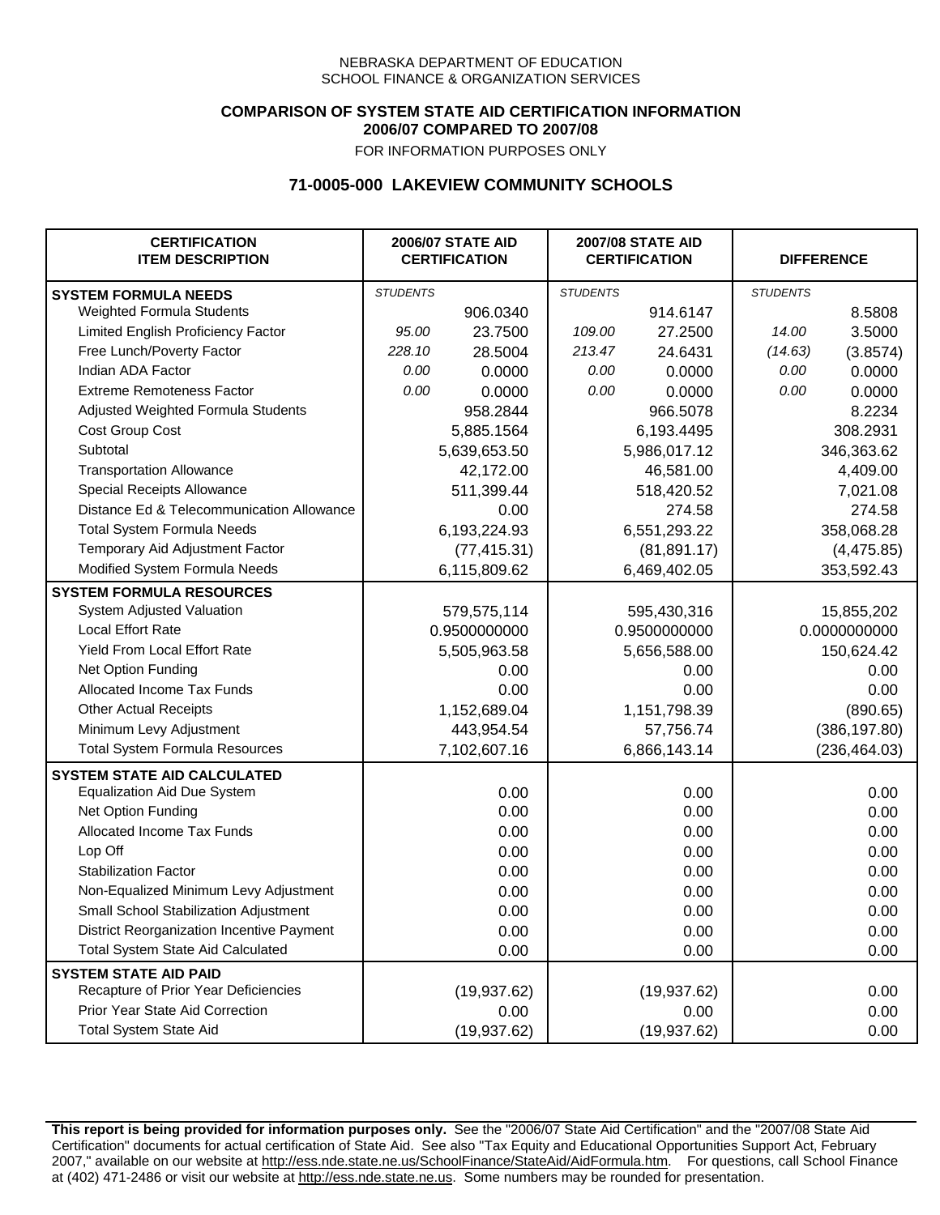NEBRASKA DEPARTMENT OF EDUCATION
SCHOOL FINANCE & ORGANIZATION SERVICES

**COMPARISON OF SYSTEM STATE AID CERTIFICATION INFORMATION**
**2006/07 COMPARED TO 2007/08**
FOR INFORMATION PURPOSES ONLY

## 71-0005-000 LAKEVIEW COMMUNITY SCHOOLS

| CERTIFICATION ITEM DESCRIPTION | 2006/07 STATE AID CERTIFICATION | | 2007/08 STATE AID CERTIFICATION | | DIFFERENCE | |
|---|---|---|---|---|---|---|
| **SYSTEM FORMULA NEEDS** | *STUDENTS* | | *STUDENTS* | | *STUDENTS* | |
| Weighted Formula Students | | 906.0340 | | 914.6147 | | 8.5808 |
| Limited English Proficiency Factor | *95.00* | 23.7500 | *109.00* | 27.2500 | *14.00* | 3.5000 |
| Free Lunch/Poverty Factor | *228.10* | 28.5004 | *213.47* | 24.6431 | *(14.63)* | (3.8574) |
| Indian ADA Factor | *0.00* | 0.0000 | *0.00* | 0.0000 | *0.00* | 0.0000 |
| Extreme Remoteness Factor | *0.00* | 0.0000 | *0.00* | 0.0000 | *0.00* | 0.0000 |
| Adjusted Weighted Formula Students | | 958.2844 | | 966.5078 | | 8.2234 |
| Cost Group Cost | | 5,885.1564 | | 6,193.4495 | | 308.2931 |
| Subtotal | | 5,639,653.50 | | 5,986,017.12 | | 346,363.62 |
| Transportation Allowance | | 42,172.00 | | 46,581.00 | | 4,409.00 |
| Special Receipts Allowance | | 511,399.44 | | 518,420.52 | | 7,021.08 |
| Distance Ed & Telecommunication Allowance | | 0.00 | | 274.58 | | 274.58 |
| Total System Formula Needs | | 6,193,224.93 | | 6,551,293.22 | | 358,068.28 |
| Temporary Aid Adjustment Factor | | (77,415.31) | | (81,891.17) | | (4,475.85) |
| Modified System Formula Needs | | 6,115,809.62 | | 6,469,402.05 | | 353,592.43 |
| **SYSTEM FORMULA RESOURCES** | | | | | | |
| System Adjusted Valuation | | 579,575,114 | | 595,430,316 | | 15,855,202 |
| Local Effort Rate | | 0.9500000000 | | 0.9500000000 | | 0.0000000000 |
| Yield From Local Effort Rate | | 5,505,963.58 | | 5,656,588.00 | | 150,624.42 |
| Net Option Funding | | 0.00 | | 0.00 | | 0.00 |
| Allocated Income Tax Funds | | 0.00 | | 0.00 | | 0.00 |
| Other Actual Receipts | | 1,152,689.04 | | 1,151,798.39 | | (890.65) |
| Minimum Levy Adjustment | | 443,954.54 | | 57,756.74 | | (386,197.80) |
| Total System Formula Resources | | 7,102,607.16 | | 6,866,143.14 | | (236,464.03) |
| **SYSTEM STATE AID CALCULATED** | | | | | | |
| Equalization Aid Due System | | 0.00 | | 0.00 | | 0.00 |
| Net Option Funding | | 0.00 | | 0.00 | | 0.00 |
| Allocated Income Tax Funds | | 0.00 | | 0.00 | | 0.00 |
| Lop Off | | 0.00 | | 0.00 | | 0.00 |
| Stabilization Factor | | 0.00 | | 0.00 | | 0.00 |
| Non-Equalized Minimum Levy Adjustment | | 0.00 | | 0.00 | | 0.00 |
| Small School Stabilization Adjustment | | 0.00 | | 0.00 | | 0.00 |
| District Reorganization Incentive Payment | | 0.00 | | 0.00 | | 0.00 |
| Total System State Aid Calculated | | 0.00 | | 0.00 | | 0.00 |
| **SYSTEM STATE AID PAID** | | | | | | |
| Recapture of Prior Year Deficiencies | | (19,937.62) | | (19,937.62) | | 0.00 |
| Prior Year State Aid Correction | | 0.00 | | 0.00 | | 0.00 |
| Total System State Aid | | (19,937.62) | | (19,937.62) | | 0.00 |

**This report is being provided for information purposes only.** See the "2006/07 State Aid Certification" and the "2007/08 State Aid Certification" documents for actual certification of State Aid. See also "Tax Equity and Educational Opportunities Support Act, February 2007," available on our website at http://ess.nde.state.ne.us/SchoolFinance/StateAid/AidFormula.htm. For questions, call School Finance at (402) 471-2486 or visit our website at http://ess.nde.state.ne.us. Some numbers may be rounded for presentation.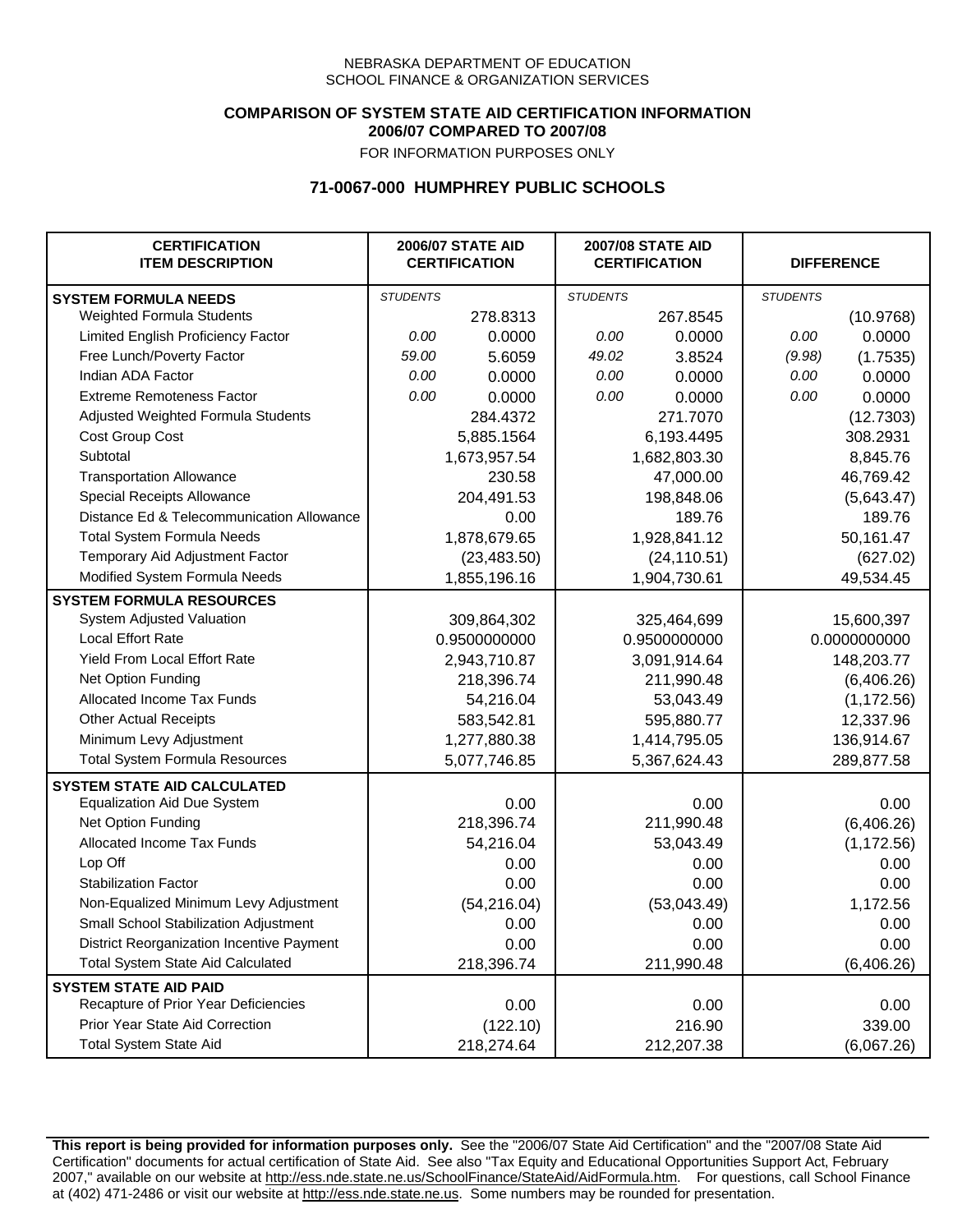NEBRASKA DEPARTMENT OF EDUCATION
SCHOOL FINANCE & ORGANIZATION SERVICES

**COMPARISON OF SYSTEM STATE AID CERTIFICATION INFORMATION**
**2006/07 COMPARED TO 2007/08**
FOR INFORMATION PURPOSES ONLY

## 71-0067-000 HUMPHREY PUBLIC SCHOOLS

| CERTIFICATION ITEM DESCRIPTION | 2006/07 STATE AID CERTIFICATION | | 2007/08 STATE AID CERTIFICATION | | DIFFERENCE | |
|---|---|---|---|---|---|---|
| **SYSTEM FORMULA NEEDS** | *STUDENTS* | | *STUDENTS* | | *STUDENTS* | |
| Weighted Formula Students | | 278.8313 | | 267.8545 | | (10.9768) |
| Limited English Proficiency Factor | *0.00* | 0.0000 | *0.00* | 0.0000 | *0.00* | 0.0000 |
| Free Lunch/Poverty Factor | *59.00* | 5.6059 | *49.02* | 3.8524 | *(9.98)* | (1.7535) |
| Indian ADA Factor | *0.00* | 0.0000 | *0.00* | 0.0000 | *0.00* | 0.0000 |
| Extreme Remoteness Factor | *0.00* | 0.0000 | *0.00* | 0.0000 | *0.00* | 0.0000 |
| Adjusted Weighted Formula Students | | 284.4372 | | 271.7070 | | (12.7303) |
| Cost Group Cost | | 5,885.1564 | | 6,193.4495 | | 308.2931 |
| Subtotal | | 1,673,957.54 | | 1,682,803.30 | | 8,845.76 |
| Transportation Allowance | | 230.58 | | 47,000.00 | | 46,769.42 |
| Special Receipts Allowance | | 204,491.53 | | 198,848.06 | | (5,643.47) |
| Distance Ed & Telecommunication Allowance | | 0.00 | | 189.76 | | 189.76 |
| Total System Formula Needs | | 1,878,679.65 | | 1,928,841.12 | | 50,161.47 |
| Temporary Aid Adjustment Factor | | (23,483.50) | | (24,110.51) | | (627.02) |
| Modified System Formula Needs | | 1,855,196.16 | | 1,904,730.61 | | 49,534.45 |
| **SYSTEM FORMULA RESOURCES** | | | | | | |
| System Adjusted Valuation | | 309,864,302 | | 325,464,699 | | 15,600,397 |
| Local Effort Rate | | 0.9500000000 | | 0.9500000000 | | 0.0000000000 |
| Yield From Local Effort Rate | | 2,943,710.87 | | 3,091,914.64 | | 148,203.77 |
| Net Option Funding | | 218,396.74 | | 211,990.48 | | (6,406.26) |
| Allocated Income Tax Funds | | 54,216.04 | | 53,043.49 | | (1,172.56) |
| Other Actual Receipts | | 583,542.81 | | 595,880.77 | | 12,337.96 |
| Minimum Levy Adjustment | | 1,277,880.38 | | 1,414,795.05 | | 136,914.67 |
| Total System Formula Resources | | 5,077,746.85 | | 5,367,624.43 | | 289,877.58 |
| **SYSTEM STATE AID CALCULATED** | | | | | | |
| Equalization Aid Due System | | 0.00 | | 0.00 | | 0.00 |
| Net Option Funding | | 218,396.74 | | 211,990.48 | | (6,406.26) |
| Allocated Income Tax Funds | | 54,216.04 | | 53,043.49 | | (1,172.56) |
| Lop Off | | 0.00 | | 0.00 | | 0.00 |
| Stabilization Factor | | 0.00 | | 0.00 | | 0.00 |
| Non-Equalized Minimum Levy Adjustment | | (54,216.04) | | (53,043.49) | | 1,172.56 |
| Small School Stabilization Adjustment | | 0.00 | | 0.00 | | 0.00 |
| District Reorganization Incentive Payment | | 0.00 | | 0.00 | | 0.00 |
| Total System State Aid Calculated | | 218,396.74 | | 211,990.48 | | (6,406.26) |
| **SYSTEM STATE AID PAID** | | | | | | |
| Recapture of Prior Year Deficiencies | | 0.00 | | 0.00 | | 0.00 |
| Prior Year State Aid Correction | | (122.10) | | 216.90 | | 339.00 |
| Total System State Aid | | 218,274.64 | | 212,207.38 | | (6,067.26) |

**This report is being provided for information purposes only.** See the "2006/07 State Aid Certification" and the "2007/08 State Aid Certification" documents for actual certification of State Aid. See also "Tax Equity and Educational Opportunities Support Act, February 2007," available on our website at http://ess.nde.state.ne.us/SchoolFinance/StateAid/AidFormula.htm. For questions, call School Finance at (402) 471-2486 or visit our website at http://ess.nde.state.ne.us. Some numbers may be rounded for presentation.